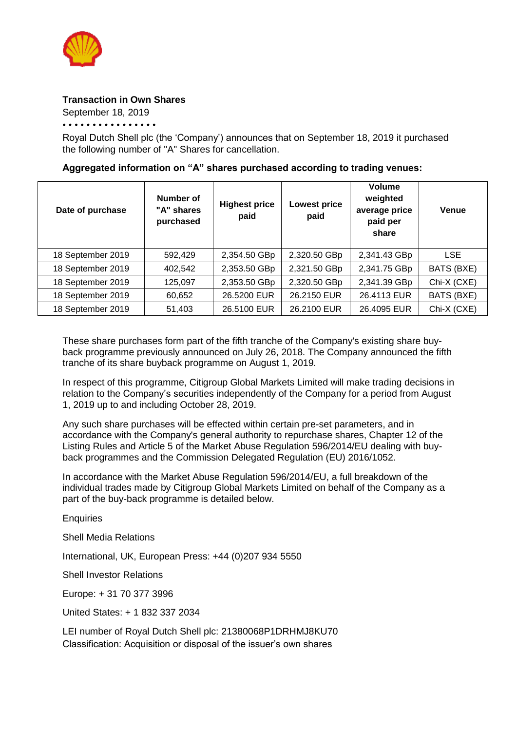**Transaction in Own Shares**

September 18, 2019

• • • • • • • • • • • • • • • •

Royal Dutch Shell plc (the 'Company') announces that on September 18, 2019 it purchased the following number of "A" Shares for cancellation.

**Aggregated information on "A" shares purchased according to trading venues:**

| Date of purchase | Number of "A" shares purchased | Highest price paid | Lowest price paid | Volume weighted average price paid per share | Venue |
|---|---|---|---|---|---|
| 18 September 2019 | 592,429 | 2,354.50 GBp | 2,320.50 GBp | 2,341.43 GBp | LSE |
| 18 September 2019 | 402,542 | 2,353.50 GBp | 2,321.50 GBp | 2,341.75 GBp | BATS (BXE) |
| 18 September 2019 | 125,097 | 2,353.50 GBp | 2,320.50 GBp | 2,341.39 GBp | Chi-X (CXE) |
| 18 September 2019 | 60,652 | 26.5200 EUR | 26.2150 EUR | 26.4113 EUR | BATS (BXE) |
| 18 September 2019 | 51,403 | 26.5100 EUR | 26.2100 EUR | 26.4095 EUR | Chi-X (CXE) |

These share purchases form part of the fifth tranche of the Company's existing share buy-back programme previously announced on July 26, 2018. The Company announced the fifth tranche of its share buyback programme on August 1, 2019.

In respect of this programme, Citigroup Global Markets Limited will make trading decisions in relation to the Company's securities independently of the Company for a period from August 1, 2019 up to and including October 28, 2019.

Any such share purchases will be effected within certain pre-set parameters, and in accordance with the Company's general authority to repurchase shares, Chapter 12 of the Listing Rules and Article 5 of the Market Abuse Regulation 596/2014/EU dealing with buy-back programmes and the Commission Delegated Regulation (EU) 2016/1052.

In accordance with the Market Abuse Regulation 596/2014/EU, a full breakdown of the individual trades made by Citigroup Global Markets Limited on behalf of the Company as a part of the buy-back programme is detailed below.

Enquiries

Shell Media Relations

International, UK, European Press: +44 (0)207 934 5550

Shell Investor Relations

Europe: + 31 70 377 3996

United States: + 1 832 337 2034

LEI number of Royal Dutch Shell plc: 21380068P1DRHMJ8KU70
Classification: Acquisition or disposal of the issuer's own shares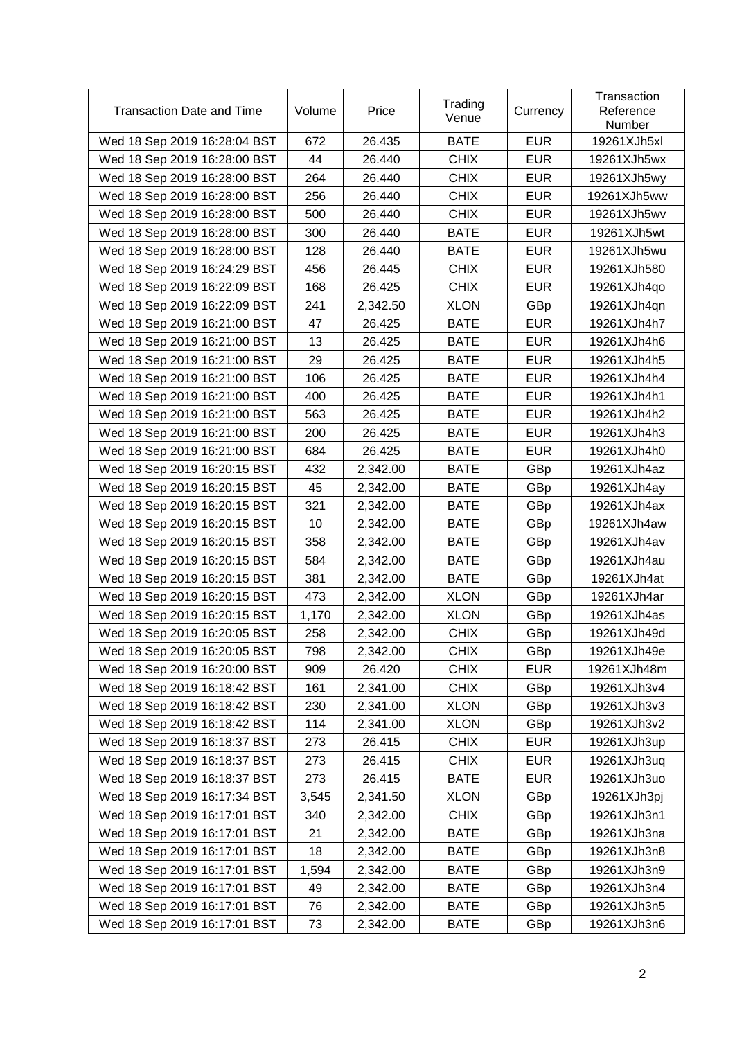| Transaction Date and Time | Volume | Price | Trading Venue | Currency | Transaction Reference Number |
|---|---|---|---|---|---|
| Wed 18 Sep 2019 16:28:04 BST | 672 | 26.435 | BATE | EUR | 19261XJh5xl |
| Wed 18 Sep 2019 16:28:00 BST | 44 | 26.440 | CHIX | EUR | 19261XJh5wx |
| Wed 18 Sep 2019 16:28:00 BST | 264 | 26.440 | CHIX | EUR | 19261XJh5wy |
| Wed 18 Sep 2019 16:28:00 BST | 256 | 26.440 | CHIX | EUR | 19261XJh5ww |
| Wed 18 Sep 2019 16:28:00 BST | 500 | 26.440 | CHIX | EUR | 19261XJh5wv |
| Wed 18 Sep 2019 16:28:00 BST | 300 | 26.440 | BATE | EUR | 19261XJh5wt |
| Wed 18 Sep 2019 16:28:00 BST | 128 | 26.440 | BATE | EUR | 19261XJh5wu |
| Wed 18 Sep 2019 16:24:29 BST | 456 | 26.445 | CHIX | EUR | 19261XJh580 |
| Wed 18 Sep 2019 16:22:09 BST | 168 | 26.425 | CHIX | EUR | 19261XJh4qo |
| Wed 18 Sep 2019 16:22:09 BST | 241 | 2,342.50 | XLON | GBp | 19261XJh4qn |
| Wed 18 Sep 2019 16:21:00 BST | 47 | 26.425 | BATE | EUR | 19261XJh4h7 |
| Wed 18 Sep 2019 16:21:00 BST | 13 | 26.425 | BATE | EUR | 19261XJh4h6 |
| Wed 18 Sep 2019 16:21:00 BST | 29 | 26.425 | BATE | EUR | 19261XJh4h5 |
| Wed 18 Sep 2019 16:21:00 BST | 106 | 26.425 | BATE | EUR | 19261XJh4h4 |
| Wed 18 Sep 2019 16:21:00 BST | 400 | 26.425 | BATE | EUR | 19261XJh4h1 |
| Wed 18 Sep 2019 16:21:00 BST | 563 | 26.425 | BATE | EUR | 19261XJh4h2 |
| Wed 18 Sep 2019 16:21:00 BST | 200 | 26.425 | BATE | EUR | 19261XJh4h3 |
| Wed 18 Sep 2019 16:21:00 BST | 684 | 26.425 | BATE | EUR | 19261XJh4h0 |
| Wed 18 Sep 2019 16:20:15 BST | 432 | 2,342.00 | BATE | GBp | 19261XJh4az |
| Wed 18 Sep 2019 16:20:15 BST | 45 | 2,342.00 | BATE | GBp | 19261XJh4ay |
| Wed 18 Sep 2019 16:20:15 BST | 321 | 2,342.00 | BATE | GBp | 19261XJh4ax |
| Wed 18 Sep 2019 16:20:15 BST | 10 | 2,342.00 | BATE | GBp | 19261XJh4aw |
| Wed 18 Sep 2019 16:20:15 BST | 358 | 2,342.00 | BATE | GBp | 19261XJh4av |
| Wed 18 Sep 2019 16:20:15 BST | 584 | 2,342.00 | BATE | GBp | 19261XJh4au |
| Wed 18 Sep 2019 16:20:15 BST | 381 | 2,342.00 | BATE | GBp | 19261XJh4at |
| Wed 18 Sep 2019 16:20:15 BST | 473 | 2,342.00 | XLON | GBp | 19261XJh4ar |
| Wed 18 Sep 2019 16:20:15 BST | 1,170 | 2,342.00 | XLON | GBp | 19261XJh4as |
| Wed 18 Sep 2019 16:20:05 BST | 258 | 2,342.00 | CHIX | GBp | 19261XJh49d |
| Wed 18 Sep 2019 16:20:05 BST | 798 | 2,342.00 | CHIX | GBp | 19261XJh49e |
| Wed 18 Sep 2019 16:20:00 BST | 909 | 26.420 | CHIX | EUR | 19261XJh48m |
| Wed 18 Sep 2019 16:18:42 BST | 161 | 2,341.00 | CHIX | GBp | 19261XJh3v4 |
| Wed 18 Sep 2019 16:18:42 BST | 230 | 2,341.00 | XLON | GBp | 19261XJh3v3 |
| Wed 18 Sep 2019 16:18:42 BST | 114 | 2,341.00 | XLON | GBp | 19261XJh3v2 |
| Wed 18 Sep 2019 16:18:37 BST | 273 | 26.415 | CHIX | EUR | 19261XJh3up |
| Wed 18 Sep 2019 16:18:37 BST | 273 | 26.415 | CHIX | EUR | 19261XJh3uq |
| Wed 18 Sep 2019 16:18:37 BST | 273 | 26.415 | BATE | EUR | 19261XJh3uo |
| Wed 18 Sep 2019 16:17:34 BST | 3,545 | 2,341.50 | XLON | GBp | 19261XJh3pj |
| Wed 18 Sep 2019 16:17:01 BST | 340 | 2,342.00 | CHIX | GBp | 19261XJh3n1 |
| Wed 18 Sep 2019 16:17:01 BST | 21 | 2,342.00 | BATE | GBp | 19261XJh3na |
| Wed 18 Sep 2019 16:17:01 BST | 18 | 2,342.00 | BATE | GBp | 19261XJh3n8 |
| Wed 18 Sep 2019 16:17:01 BST | 1,594 | 2,342.00 | BATE | GBp | 19261XJh3n9 |
| Wed 18 Sep 2019 16:17:01 BST | 49 | 2,342.00 | BATE | GBp | 19261XJh3n4 |
| Wed 18 Sep 2019 16:17:01 BST | 76 | 2,342.00 | BATE | GBp | 19261XJh3n5 |
| Wed 18 Sep 2019 16:17:01 BST | 73 | 2,342.00 | BATE | GBp | 19261XJh3n6 |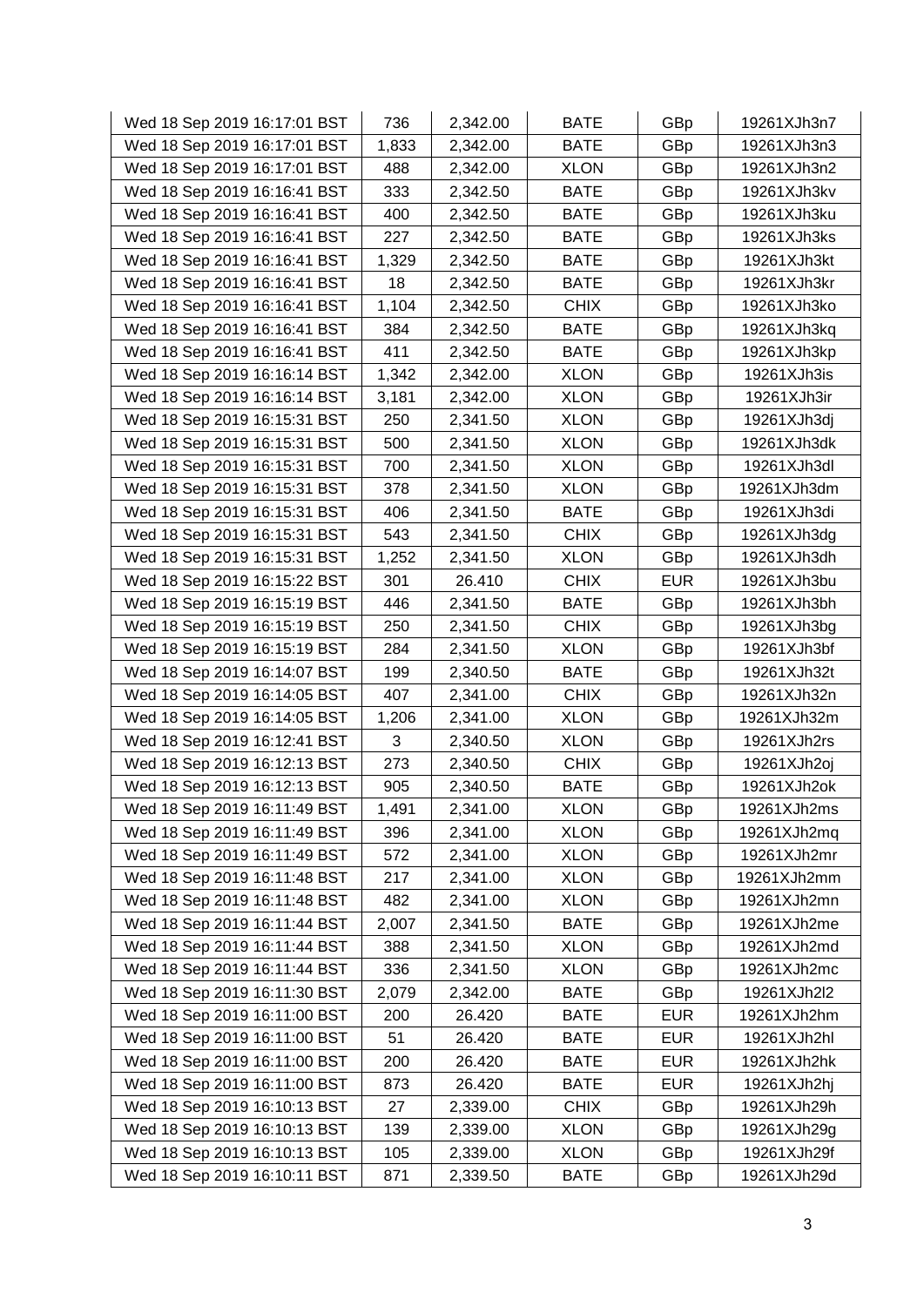| | | | | | |
|---|---|---|---|---|---|
| Wed 18 Sep 2019 16:17:01 BST | 736 | 2,342.00 | BATE | GBp | 19261XJh3n7 |
| Wed 18 Sep 2019 16:17:01 BST | 1,833 | 2,342.00 | BATE | GBp | 19261XJh3n3 |
| Wed 18 Sep 2019 16:17:01 BST | 488 | 2,342.00 | XLON | GBp | 19261XJh3n2 |
| Wed 18 Sep 2019 16:16:41 BST | 333 | 2,342.50 | BATE | GBp | 19261XJh3kv |
| Wed 18 Sep 2019 16:16:41 BST | 400 | 2,342.50 | BATE | GBp | 19261XJh3ku |
| Wed 18 Sep 2019 16:16:41 BST | 227 | 2,342.50 | BATE | GBp | 19261XJh3ks |
| Wed 18 Sep 2019 16:16:41 BST | 1,329 | 2,342.50 | BATE | GBp | 19261XJh3kt |
| Wed 18 Sep 2019 16:16:41 BST | 18 | 2,342.50 | BATE | GBp | 19261XJh3kr |
| Wed 18 Sep 2019 16:16:41 BST | 1,104 | 2,342.50 | CHIX | GBp | 19261XJh3ko |
| Wed 18 Sep 2019 16:16:41 BST | 384 | 2,342.50 | BATE | GBp | 19261XJh3kq |
| Wed 18 Sep 2019 16:16:41 BST | 411 | 2,342.50 | BATE | GBp | 19261XJh3kp |
| Wed 18 Sep 2019 16:16:14 BST | 1,342 | 2,342.00 | XLON | GBp | 19261XJh3is |
| Wed 18 Sep 2019 16:16:14 BST | 3,181 | 2,342.00 | XLON | GBp | 19261XJh3ir |
| Wed 18 Sep 2019 16:15:31 BST | 250 | 2,341.50 | XLON | GBp | 19261XJh3dj |
| Wed 18 Sep 2019 16:15:31 BST | 500 | 2,341.50 | XLON | GBp | 19261XJh3dk |
| Wed 18 Sep 2019 16:15:31 BST | 700 | 2,341.50 | XLON | GBp | 19261XJh3dl |
| Wed 18 Sep 2019 16:15:31 BST | 378 | 2,341.50 | XLON | GBp | 19261XJh3dm |
| Wed 18 Sep 2019 16:15:31 BST | 406 | 2,341.50 | BATE | GBp | 19261XJh3di |
| Wed 18 Sep 2019 16:15:31 BST | 543 | 2,341.50 | CHIX | GBp | 19261XJh3dg |
| Wed 18 Sep 2019 16:15:31 BST | 1,252 | 2,341.50 | XLON | GBp | 19261XJh3dh |
| Wed 18 Sep 2019 16:15:22 BST | 301 | 26.410 | CHIX | EUR | 19261XJh3bu |
| Wed 18 Sep 2019 16:15:19 BST | 446 | 2,341.50 | BATE | GBp | 19261XJh3bh |
| Wed 18 Sep 2019 16:15:19 BST | 250 | 2,341.50 | CHIX | GBp | 19261XJh3bg |
| Wed 18 Sep 2019 16:15:19 BST | 284 | 2,341.50 | XLON | GBp | 19261XJh3bf |
| Wed 18 Sep 2019 16:14:07 BST | 199 | 2,340.50 | BATE | GBp | 19261XJh32t |
| Wed 18 Sep 2019 16:14:05 BST | 407 | 2,341.00 | CHIX | GBp | 19261XJh32n |
| Wed 18 Sep 2019 16:14:05 BST | 1,206 | 2,341.00 | XLON | GBp | 19261XJh32m |
| Wed 18 Sep 2019 16:12:41 BST | 3 | 2,340.50 | XLON | GBp | 19261XJh2rs |
| Wed 18 Sep 2019 16:12:13 BST | 273 | 2,340.50 | CHIX | GBp | 19261XJh2oj |
| Wed 18 Sep 2019 16:12:13 BST | 905 | 2,340.50 | BATE | GBp | 19261XJh2ok |
| Wed 18 Sep 2019 16:11:49 BST | 1,491 | 2,341.00 | XLON | GBp | 19261XJh2ms |
| Wed 18 Sep 2019 16:11:49 BST | 396 | 2,341.00 | XLON | GBp | 19261XJh2mq |
| Wed 18 Sep 2019 16:11:49 BST | 572 | 2,341.00 | XLON | GBp | 19261XJh2mr |
| Wed 18 Sep 2019 16:11:48 BST | 217 | 2,341.00 | XLON | GBp | 19261XJh2mm |
| Wed 18 Sep 2019 16:11:48 BST | 482 | 2,341.00 | XLON | GBp | 19261XJh2mn |
| Wed 18 Sep 2019 16:11:44 BST | 2,007 | 2,341.50 | BATE | GBp | 19261XJh2me |
| Wed 18 Sep 2019 16:11:44 BST | 388 | 2,341.50 | XLON | GBp | 19261XJh2md |
| Wed 18 Sep 2019 16:11:44 BST | 336 | 2,341.50 | XLON | GBp | 19261XJh2mc |
| Wed 18 Sep 2019 16:11:30 BST | 2,079 | 2,342.00 | BATE | GBp | 19261XJh2l2 |
| Wed 18 Sep 2019 16:11:00 BST | 200 | 26.420 | BATE | EUR | 19261XJh2hm |
| Wed 18 Sep 2019 16:11:00 BST | 51 | 26.420 | BATE | EUR | 19261XJh2hl |
| Wed 18 Sep 2019 16:11:00 BST | 200 | 26.420 | BATE | EUR | 19261XJh2hk |
| Wed 18 Sep 2019 16:11:00 BST | 873 | 26.420 | BATE | EUR | 19261XJh2hj |
| Wed 18 Sep 2019 16:10:13 BST | 27 | 2,339.00 | CHIX | GBp | 19261XJh29h |
| Wed 18 Sep 2019 16:10:13 BST | 139 | 2,339.00 | XLON | GBp | 19261XJh29g |
| Wed 18 Sep 2019 16:10:13 BST | 105 | 2,339.00 | XLON | GBp | 19261XJh29f |
| Wed 18 Sep 2019 16:10:11 BST | 871 | 2,339.50 | BATE | GBp | 19261XJh29d |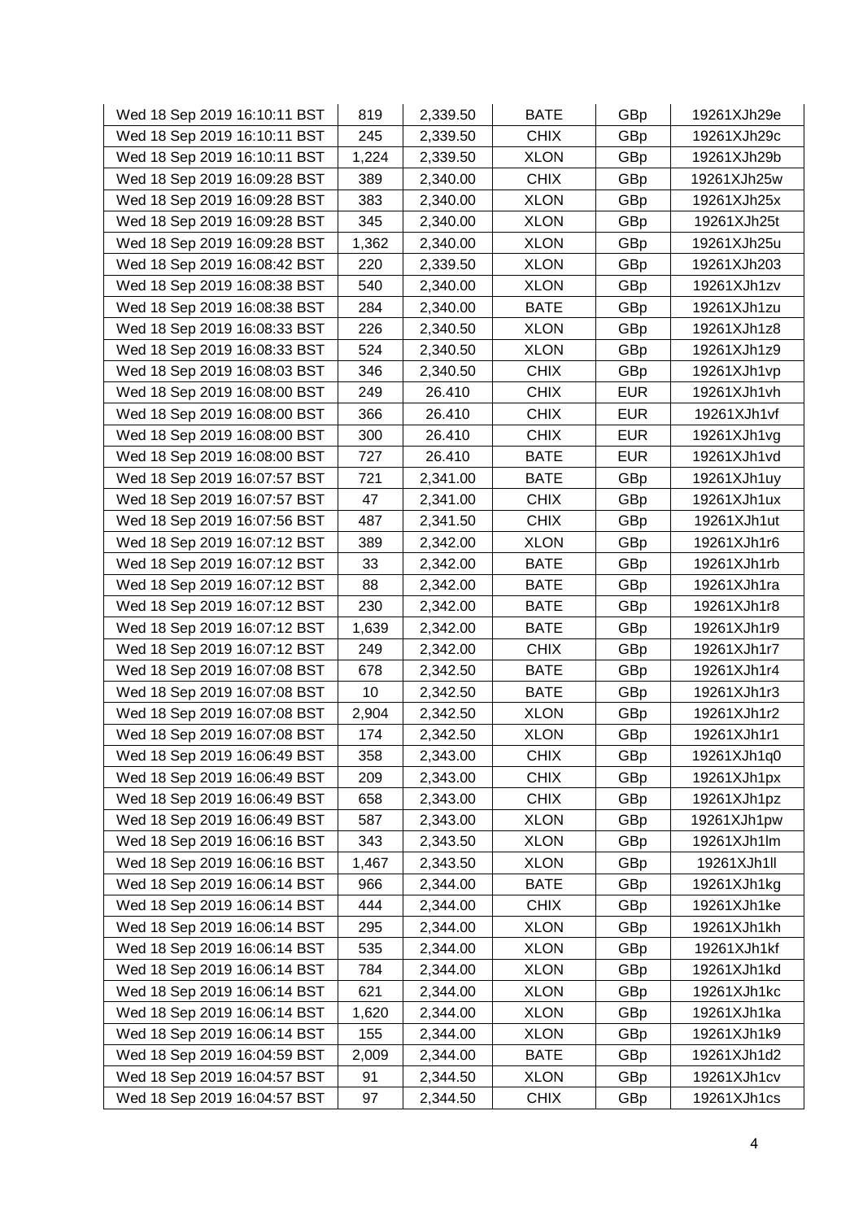| Wed 18 Sep 2019 16:10:11 BST | 819 | 2,339.50 | BATE | GBp | 19261XJh29e |
|---|---|---|---|---|---|
| Wed 18 Sep 2019 16:10:11 BST | 245 | 2,339.50 | CHIX | GBp | 19261XJh29c |
| Wed 18 Sep 2019 16:10:11 BST | 1,224 | 2,339.50 | XLON | GBp | 19261XJh29b |
| Wed 18 Sep 2019 16:09:28 BST | 389 | 2,340.00 | CHIX | GBp | 19261XJh25w |
| Wed 18 Sep 2019 16:09:28 BST | 383 | 2,340.00 | XLON | GBp | 19261XJh25x |
| Wed 18 Sep 2019 16:09:28 BST | 345 | 2,340.00 | XLON | GBp | 19261XJh25t |
| Wed 18 Sep 2019 16:09:28 BST | 1,362 | 2,340.00 | XLON | GBp | 19261XJh25u |
| Wed 18 Sep 2019 16:08:42 BST | 220 | 2,339.50 | XLON | GBp | 19261XJh203 |
| Wed 18 Sep 2019 16:08:38 BST | 540 | 2,340.00 | XLON | GBp | 19261XJh1zv |
| Wed 18 Sep 2019 16:08:38 BST | 284 | 2,340.00 | BATE | GBp | 19261XJh1zu |
| Wed 18 Sep 2019 16:08:33 BST | 226 | 2,340.50 | XLON | GBp | 19261XJh1z8 |
| Wed 18 Sep 2019 16:08:33 BST | 524 | 2,340.50 | XLON | GBp | 19261XJh1z9 |
| Wed 18 Sep 2019 16:08:03 BST | 346 | 2,340.50 | CHIX | GBp | 19261XJh1vp |
| Wed 18 Sep 2019 16:08:00 BST | 249 | 26.410 | CHIX | EUR | 19261XJh1vh |
| Wed 18 Sep 2019 16:08:00 BST | 366 | 26.410 | CHIX | EUR | 19261XJh1vf |
| Wed 18 Sep 2019 16:08:00 BST | 300 | 26.410 | CHIX | EUR | 19261XJh1vg |
| Wed 18 Sep 2019 16:08:00 BST | 727 | 26.410 | BATE | EUR | 19261XJh1vd |
| Wed 18 Sep 2019 16:07:57 BST | 721 | 2,341.00 | BATE | GBp | 19261XJh1uy |
| Wed 18 Sep 2019 16:07:57 BST | 47 | 2,341.00 | CHIX | GBp | 19261XJh1ux |
| Wed 18 Sep 2019 16:07:56 BST | 487 | 2,341.50 | CHIX | GBp | 19261XJh1ut |
| Wed 18 Sep 2019 16:07:12 BST | 389 | 2,342.00 | XLON | GBp | 19261XJh1r6 |
| Wed 18 Sep 2019 16:07:12 BST | 33 | 2,342.00 | BATE | GBp | 19261XJh1rb |
| Wed 18 Sep 2019 16:07:12 BST | 88 | 2,342.00 | BATE | GBp | 19261XJh1ra |
| Wed 18 Sep 2019 16:07:12 BST | 230 | 2,342.00 | BATE | GBp | 19261XJh1r8 |
| Wed 18 Sep 2019 16:07:12 BST | 1,639 | 2,342.00 | BATE | GBp | 19261XJh1r9 |
| Wed 18 Sep 2019 16:07:12 BST | 249 | 2,342.00 | CHIX | GBp | 19261XJh1r7 |
| Wed 18 Sep 2019 16:07:08 BST | 678 | 2,342.50 | BATE | GBp | 19261XJh1r4 |
| Wed 18 Sep 2019 16:07:08 BST | 10 | 2,342.50 | BATE | GBp | 19261XJh1r3 |
| Wed 18 Sep 2019 16:07:08 BST | 2,904 | 2,342.50 | XLON | GBp | 19261XJh1r2 |
| Wed 18 Sep 2019 16:07:08 BST | 174 | 2,342.50 | XLON | GBp | 19261XJh1r1 |
| Wed 18 Sep 2019 16:06:49 BST | 358 | 2,343.00 | CHIX | GBp | 19261XJh1q0 |
| Wed 18 Sep 2019 16:06:49 BST | 209 | 2,343.00 | CHIX | GBp | 19261XJh1px |
| Wed 18 Sep 2019 16:06:49 BST | 658 | 2,343.00 | CHIX | GBp | 19261XJh1pz |
| Wed 18 Sep 2019 16:06:49 BST | 587 | 2,343.00 | XLON | GBp | 19261XJh1pw |
| Wed 18 Sep 2019 16:06:16 BST | 343 | 2,343.50 | XLON | GBp | 19261XJh1lm |
| Wed 18 Sep 2019 16:06:16 BST | 1,467 | 2,343.50 | XLON | GBp | 19261XJh1ll |
| Wed 18 Sep 2019 16:06:14 BST | 966 | 2,344.00 | BATE | GBp | 19261XJh1kg |
| Wed 18 Sep 2019 16:06:14 BST | 444 | 2,344.00 | CHIX | GBp | 19261XJh1ke |
| Wed 18 Sep 2019 16:06:14 BST | 295 | 2,344.00 | XLON | GBp | 19261XJh1kh |
| Wed 18 Sep 2019 16:06:14 BST | 535 | 2,344.00 | XLON | GBp | 19261XJh1kf |
| Wed 18 Sep 2019 16:06:14 BST | 784 | 2,344.00 | XLON | GBp | 19261XJh1kd |
| Wed 18 Sep 2019 16:06:14 BST | 621 | 2,344.00 | XLON | GBp | 19261XJh1kc |
| Wed 18 Sep 2019 16:06:14 BST | 1,620 | 2,344.00 | XLON | GBp | 19261XJh1ka |
| Wed 18 Sep 2019 16:06:14 BST | 155 | 2,344.00 | XLON | GBp | 19261XJh1k9 |
| Wed 18 Sep 2019 16:04:59 BST | 2,009 | 2,344.00 | BATE | GBp | 19261XJh1d2 |
| Wed 18 Sep 2019 16:04:57 BST | 91 | 2,344.50 | XLON | GBp | 19261XJh1cv |
| Wed 18 Sep 2019 16:04:57 BST | 97 | 2,344.50 | CHIX | GBp | 19261XJh1cs |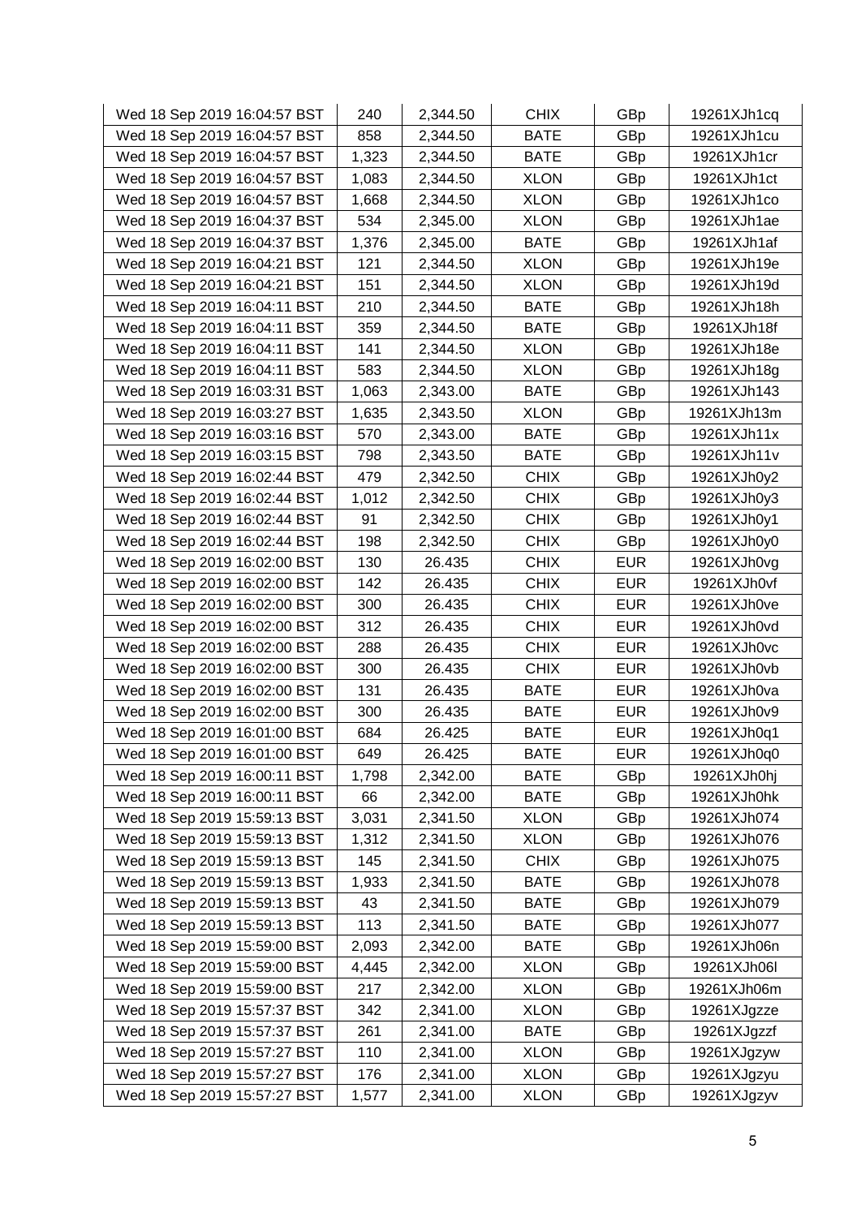| Wed 18 Sep 2019 16:04:57 BST | 240 | 2,344.50 | CHIX | GBp | 19261XJh1cq |
|---|---|---|---|---|---|
| Wed 18 Sep 2019 16:04:57 BST | 858 | 2,344.50 | BATE | GBp | 19261XJh1cu |
| Wed 18 Sep 2019 16:04:57 BST | 1,323 | 2,344.50 | BATE | GBp | 19261XJh1cr |
| Wed 18 Sep 2019 16:04:57 BST | 1,083 | 2,344.50 | XLON | GBp | 19261XJh1ct |
| Wed 18 Sep 2019 16:04:57 BST | 1,668 | 2,344.50 | XLON | GBp | 19261XJh1co |
| Wed 18 Sep 2019 16:04:37 BST | 534 | 2,345.00 | XLON | GBp | 19261XJh1ae |
| Wed 18 Sep 2019 16:04:37 BST | 1,376 | 2,345.00 | BATE | GBp | 19261XJh1af |
| Wed 18 Sep 2019 16:04:21 BST | 121 | 2,344.50 | XLON | GBp | 19261XJh19e |
| Wed 18 Sep 2019 16:04:21 BST | 151 | 2,344.50 | XLON | GBp | 19261XJh19d |
| Wed 18 Sep 2019 16:04:11 BST | 210 | 2,344.50 | BATE | GBp | 19261XJh18h |
| Wed 18 Sep 2019 16:04:11 BST | 359 | 2,344.50 | BATE | GBp | 19261XJh18f |
| Wed 18 Sep 2019 16:04:11 BST | 141 | 2,344.50 | XLON | GBp | 19261XJh18e |
| Wed 18 Sep 2019 16:04:11 BST | 583 | 2,344.50 | XLON | GBp | 19261XJh18g |
| Wed 18 Sep 2019 16:03:31 BST | 1,063 | 2,343.00 | BATE | GBp | 19261XJh143 |
| Wed 18 Sep 2019 16:03:27 BST | 1,635 | 2,343.50 | XLON | GBp | 19261XJh13m |
| Wed 18 Sep 2019 16:03:16 BST | 570 | 2,343.00 | BATE | GBp | 19261XJh11x |
| Wed 18 Sep 2019 16:03:15 BST | 798 | 2,343.50 | BATE | GBp | 19261XJh11v |
| Wed 18 Sep 2019 16:02:44 BST | 479 | 2,342.50 | CHIX | GBp | 19261XJh0y2 |
| Wed 18 Sep 2019 16:02:44 BST | 1,012 | 2,342.50 | CHIX | GBp | 19261XJh0y3 |
| Wed 18 Sep 2019 16:02:44 BST | 91 | 2,342.50 | CHIX | GBp | 19261XJh0y1 |
| Wed 18 Sep 2019 16:02:44 BST | 198 | 2,342.50 | CHIX | GBp | 19261XJh0y0 |
| Wed 18 Sep 2019 16:02:00 BST | 130 | 26.435 | CHIX | EUR | 19261XJh0vg |
| Wed 18 Sep 2019 16:02:00 BST | 142 | 26.435 | CHIX | EUR | 19261XJh0vf |
| Wed 18 Sep 2019 16:02:00 BST | 300 | 26.435 | CHIX | EUR | 19261XJh0ve |
| Wed 18 Sep 2019 16:02:00 BST | 312 | 26.435 | CHIX | EUR | 19261XJh0vd |
| Wed 18 Sep 2019 16:02:00 BST | 288 | 26.435 | CHIX | EUR | 19261XJh0vc |
| Wed 18 Sep 2019 16:02:00 BST | 300 | 26.435 | CHIX | EUR | 19261XJh0vb |
| Wed 18 Sep 2019 16:02:00 BST | 131 | 26.435 | BATE | EUR | 19261XJh0va |
| Wed 18 Sep 2019 16:02:00 BST | 300 | 26.435 | BATE | EUR | 19261XJh0v9 |
| Wed 18 Sep 2019 16:01:00 BST | 684 | 26.425 | BATE | EUR | 19261XJh0q1 |
| Wed 18 Sep 2019 16:01:00 BST | 649 | 26.425 | BATE | EUR | 19261XJh0q0 |
| Wed 18 Sep 2019 16:00:11 BST | 1,798 | 2,342.00 | BATE | GBp | 19261XJh0hj |
| Wed 18 Sep 2019 16:00:11 BST | 66 | 2,342.00 | BATE | GBp | 19261XJh0hk |
| Wed 18 Sep 2019 15:59:13 BST | 3,031 | 2,341.50 | XLON | GBp | 19261XJh074 |
| Wed 18 Sep 2019 15:59:13 BST | 1,312 | 2,341.50 | XLON | GBp | 19261XJh076 |
| Wed 18 Sep 2019 15:59:13 BST | 145 | 2,341.50 | CHIX | GBp | 19261XJh075 |
| Wed 18 Sep 2019 15:59:13 BST | 1,933 | 2,341.50 | BATE | GBp | 19261XJh078 |
| Wed 18 Sep 2019 15:59:13 BST | 43 | 2,341.50 | BATE | GBp | 19261XJh079 |
| Wed 18 Sep 2019 15:59:13 BST | 113 | 2,341.50 | BATE | GBp | 19261XJh077 |
| Wed 18 Sep 2019 15:59:00 BST | 2,093 | 2,342.00 | BATE | GBp | 19261XJh06n |
| Wed 18 Sep 2019 15:59:00 BST | 4,445 | 2,342.00 | XLON | GBp | 19261XJh06l |
| Wed 18 Sep 2019 15:59:00 BST | 217 | 2,342.00 | XLON | GBp | 19261XJh06m |
| Wed 18 Sep 2019 15:57:37 BST | 342 | 2,341.00 | XLON | GBp | 19261XJgzze |
| Wed 18 Sep 2019 15:57:37 BST | 261 | 2,341.00 | BATE | GBp | 19261XJgzzf |
| Wed 18 Sep 2019 15:57:27 BST | 110 | 2,341.00 | XLON | GBp | 19261XJgzyw |
| Wed 18 Sep 2019 15:57:27 BST | 176 | 2,341.00 | XLON | GBp | 19261XJgzyu |
| Wed 18 Sep 2019 15:57:27 BST | 1,577 | 2,341.00 | XLON | GBp | 19261XJgzyv |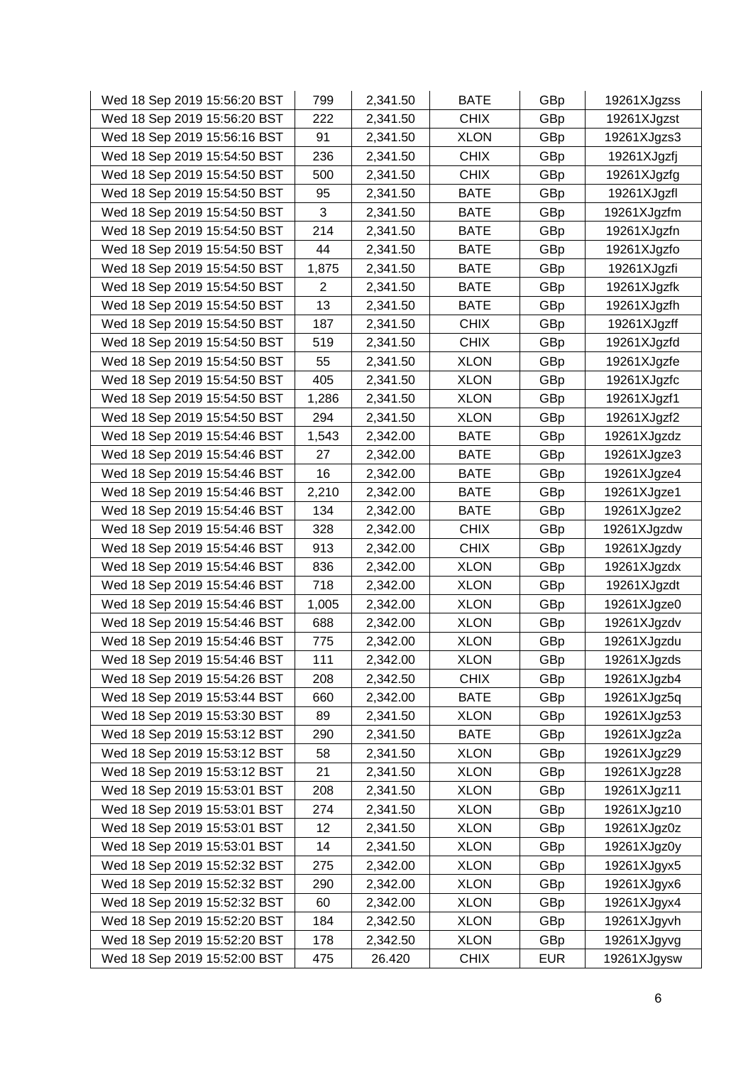| Wed 18 Sep 2019 15:56:20 BST | 799 | 2,341.50 | BATE | GBp | 19261XJgzss |
|---|---|---|---|---|---|
| Wed 18 Sep 2019 15:56:20 BST | 222 | 2,341.50 | CHIX | GBp | 19261XJgzst |
| Wed 18 Sep 2019 15:56:16 BST | 91 | 2,341.50 | XLON | GBp | 19261XJgzs3 |
| Wed 18 Sep 2019 15:54:50 BST | 236 | 2,341.50 | CHIX | GBp | 19261XJgzfj |
| Wed 18 Sep 2019 15:54:50 BST | 500 | 2,341.50 | CHIX | GBp | 19261XJgzfg |
| Wed 18 Sep 2019 15:54:50 BST | 95 | 2,341.50 | BATE | GBp | 19261XJgzfl |
| Wed 18 Sep 2019 15:54:50 BST | 3 | 2,341.50 | BATE | GBp | 19261XJgzfm |
| Wed 18 Sep 2019 15:54:50 BST | 214 | 2,341.50 | BATE | GBp | 19261XJgzfn |
| Wed 18 Sep 2019 15:54:50 BST | 44 | 2,341.50 | BATE | GBp | 19261XJgzfo |
| Wed 18 Sep 2019 15:54:50 BST | 1,875 | 2,341.50 | BATE | GBp | 19261XJgzfi |
| Wed 18 Sep 2019 15:54:50 BST | 2 | 2,341.50 | BATE | GBp | 19261XJgzfk |
| Wed 18 Sep 2019 15:54:50 BST | 13 | 2,341.50 | BATE | GBp | 19261XJgzfh |
| Wed 18 Sep 2019 15:54:50 BST | 187 | 2,341.50 | CHIX | GBp | 19261XJgzff |
| Wed 18 Sep 2019 15:54:50 BST | 519 | 2,341.50 | CHIX | GBp | 19261XJgzfd |
| Wed 18 Sep 2019 15:54:50 BST | 55 | 2,341.50 | XLON | GBp | 19261XJgzfe |
| Wed 18 Sep 2019 15:54:50 BST | 405 | 2,341.50 | XLON | GBp | 19261XJgzfc |
| Wed 18 Sep 2019 15:54:50 BST | 1,286 | 2,341.50 | XLON | GBp | 19261XJgzf1 |
| Wed 18 Sep 2019 15:54:50 BST | 294 | 2,341.50 | XLON | GBp | 19261XJgzf2 |
| Wed 18 Sep 2019 15:54:46 BST | 1,543 | 2,342.00 | BATE | GBp | 19261XJgzdz |
| Wed 18 Sep 2019 15:54:46 BST | 27 | 2,342.00 | BATE | GBp | 19261XJgze3 |
| Wed 18 Sep 2019 15:54:46 BST | 16 | 2,342.00 | BATE | GBp | 19261XJgze4 |
| Wed 18 Sep 2019 15:54:46 BST | 2,210 | 2,342.00 | BATE | GBp | 19261XJgze1 |
| Wed 18 Sep 2019 15:54:46 BST | 134 | 2,342.00 | BATE | GBp | 19261XJgze2 |
| Wed 18 Sep 2019 15:54:46 BST | 328 | 2,342.00 | CHIX | GBp | 19261XJgzdw |
| Wed 18 Sep 2019 15:54:46 BST | 913 | 2,342.00 | CHIX | GBp | 19261XJgzdy |
| Wed 18 Sep 2019 15:54:46 BST | 836 | 2,342.00 | XLON | GBp | 19261XJgzdx |
| Wed 18 Sep 2019 15:54:46 BST | 718 | 2,342.00 | XLON | GBp | 19261XJgzdt |
| Wed 18 Sep 2019 15:54:46 BST | 1,005 | 2,342.00 | XLON | GBp | 19261XJgze0 |
| Wed 18 Sep 2019 15:54:46 BST | 688 | 2,342.00 | XLON | GBp | 19261XJgzdv |
| Wed 18 Sep 2019 15:54:46 BST | 775 | 2,342.00 | XLON | GBp | 19261XJgzdu |
| Wed 18 Sep 2019 15:54:46 BST | 111 | 2,342.00 | XLON | GBp | 19261XJgzds |
| Wed 18 Sep 2019 15:54:26 BST | 208 | 2,342.50 | CHIX | GBp | 19261XJgzb4 |
| Wed 18 Sep 2019 15:53:44 BST | 660 | 2,342.00 | BATE | GBp | 19261XJgz5q |
| Wed 18 Sep 2019 15:53:30 BST | 89 | 2,341.50 | XLON | GBp | 19261XJgz53 |
| Wed 18 Sep 2019 15:53:12 BST | 290 | 2,341.50 | BATE | GBp | 19261XJgz2a |
| Wed 18 Sep 2019 15:53:12 BST | 58 | 2,341.50 | XLON | GBp | 19261XJgz29 |
| Wed 18 Sep 2019 15:53:12 BST | 21 | 2,341.50 | XLON | GBp | 19261XJgz28 |
| Wed 18 Sep 2019 15:53:01 BST | 208 | 2,341.50 | XLON | GBp | 19261XJgz11 |
| Wed 18 Sep 2019 15:53:01 BST | 274 | 2,341.50 | XLON | GBp | 19261XJgz10 |
| Wed 18 Sep 2019 15:53:01 BST | 12 | 2,341.50 | XLON | GBp | 19261XJgz0z |
| Wed 18 Sep 2019 15:53:01 BST | 14 | 2,341.50 | XLON | GBp | 19261XJgz0y |
| Wed 18 Sep 2019 15:52:32 BST | 275 | 2,342.00 | XLON | GBp | 19261XJgyx5 |
| Wed 18 Sep 2019 15:52:32 BST | 290 | 2,342.00 | XLON | GBp | 19261XJgyx6 |
| Wed 18 Sep 2019 15:52:32 BST | 60 | 2,342.00 | XLON | GBp | 19261XJgyx4 |
| Wed 18 Sep 2019 15:52:20 BST | 184 | 2,342.50 | XLON | GBp | 19261XJgyvh |
| Wed 18 Sep 2019 15:52:20 BST | 178 | 2,342.50 | XLON | GBp | 19261XJgyvg |
| Wed 18 Sep 2019 15:52:00 BST | 475 | 26.420 | CHIX | EUR | 19261XJgysw |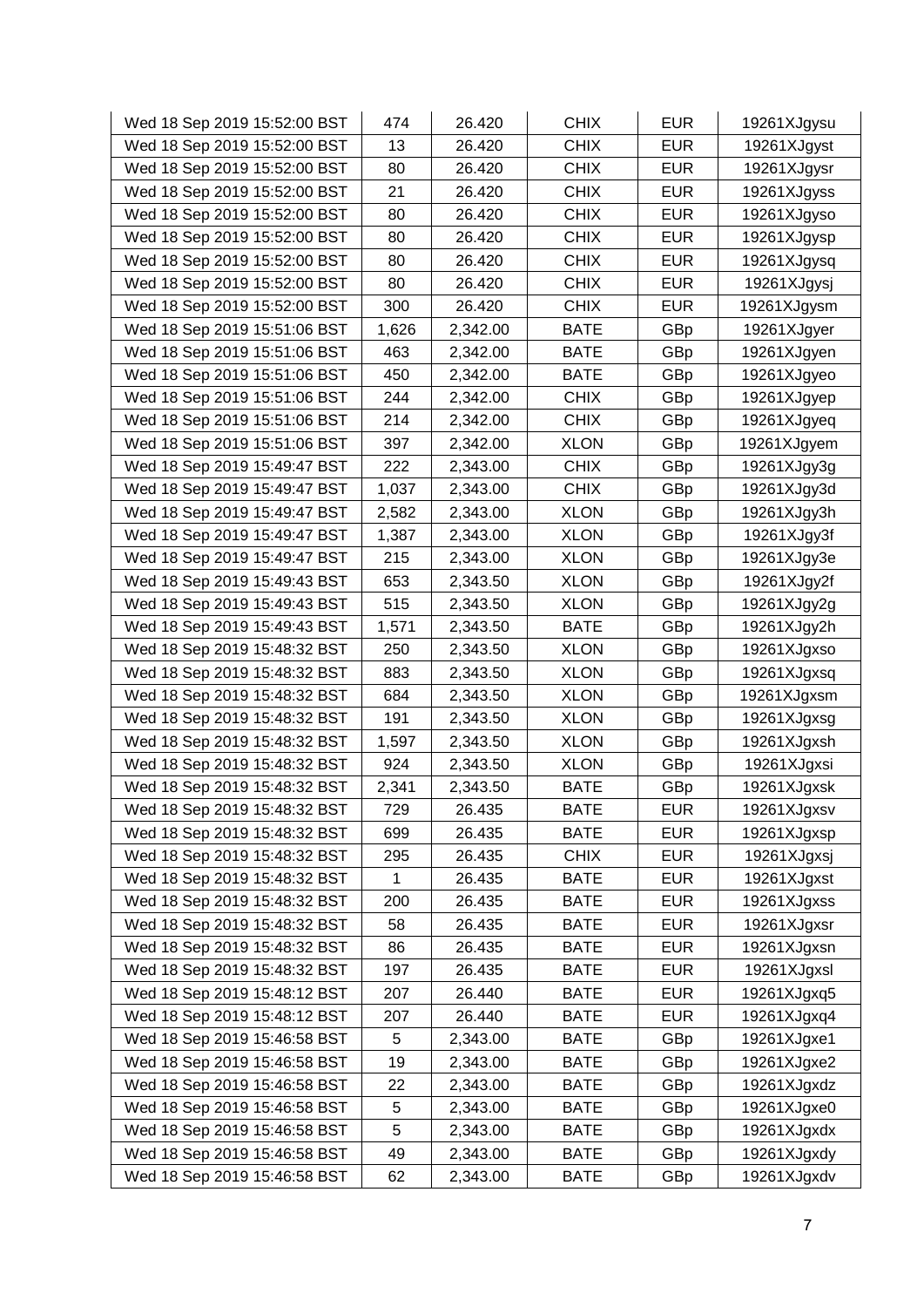| Wed 18 Sep 2019 15:52:00 BST | 474 | 26.420 | CHIX | EUR | 19261XJgysu |
|---|---|---|---|---|---|
| Wed 18 Sep 2019 15:52:00 BST | 13 | 26.420 | CHIX | EUR | 19261XJgyst |
| Wed 18 Sep 2019 15:52:00 BST | 80 | 26.420 | CHIX | EUR | 19261XJgysr |
| Wed 18 Sep 2019 15:52:00 BST | 21 | 26.420 | CHIX | EUR | 19261XJgyss |
| Wed 18 Sep 2019 15:52:00 BST | 80 | 26.420 | CHIX | EUR | 19261XJgyso |
| Wed 18 Sep 2019 15:52:00 BST | 80 | 26.420 | CHIX | EUR | 19261XJgysp |
| Wed 18 Sep 2019 15:52:00 BST | 80 | 26.420 | CHIX | EUR | 19261XJgysq |
| Wed 18 Sep 2019 15:52:00 BST | 80 | 26.420 | CHIX | EUR | 19261XJgysj |
| Wed 18 Sep 2019 15:52:00 BST | 300 | 26.420 | CHIX | EUR | 19261XJgysm |
| Wed 18 Sep 2019 15:51:06 BST | 1,626 | 2,342.00 | BATE | GBp | 19261XJgyer |
| Wed 18 Sep 2019 15:51:06 BST | 463 | 2,342.00 | BATE | GBp | 19261XJgyen |
| Wed 18 Sep 2019 15:51:06 BST | 450 | 2,342.00 | BATE | GBp | 19261XJgyeo |
| Wed 18 Sep 2019 15:51:06 BST | 244 | 2,342.00 | CHIX | GBp | 19261XJgyep |
| Wed 18 Sep 2019 15:51:06 BST | 214 | 2,342.00 | CHIX | GBp | 19261XJgyeq |
| Wed 18 Sep 2019 15:51:06 BST | 397 | 2,342.00 | XLON | GBp | 19261XJgyem |
| Wed 18 Sep 2019 15:49:47 BST | 222 | 2,343.00 | CHIX | GBp | 19261XJgy3g |
| Wed 18 Sep 2019 15:49:47 BST | 1,037 | 2,343.00 | CHIX | GBp | 19261XJgy3d |
| Wed 18 Sep 2019 15:49:47 BST | 2,582 | 2,343.00 | XLON | GBp | 19261XJgy3h |
| Wed 18 Sep 2019 15:49:47 BST | 1,387 | 2,343.00 | XLON | GBp | 19261XJgy3f |
| Wed 18 Sep 2019 15:49:47 BST | 215 | 2,343.00 | XLON | GBp | 19261XJgy3e |
| Wed 18 Sep 2019 15:49:43 BST | 653 | 2,343.50 | XLON | GBp | 19261XJgy2f |
| Wed 18 Sep 2019 15:49:43 BST | 515 | 2,343.50 | XLON | GBp | 19261XJgy2g |
| Wed 18 Sep 2019 15:49:43 BST | 1,571 | 2,343.50 | BATE | GBp | 19261XJgy2h |
| Wed 18 Sep 2019 15:48:32 BST | 250 | 2,343.50 | XLON | GBp | 19261XJgxso |
| Wed 18 Sep 2019 15:48:32 BST | 883 | 2,343.50 | XLON | GBp | 19261XJgxsq |
| Wed 18 Sep 2019 15:48:32 BST | 684 | 2,343.50 | XLON | GBp | 19261XJgxsm |
| Wed 18 Sep 2019 15:48:32 BST | 191 | 2,343.50 | XLON | GBp | 19261XJgxsg |
| Wed 18 Sep 2019 15:48:32 BST | 1,597 | 2,343.50 | XLON | GBp | 19261XJgxsh |
| Wed 18 Sep 2019 15:48:32 BST | 924 | 2,343.50 | XLON | GBp | 19261XJgxsi |
| Wed 18 Sep 2019 15:48:32 BST | 2,341 | 2,343.50 | BATE | GBp | 19261XJgxsk |
| Wed 18 Sep 2019 15:48:32 BST | 729 | 26.435 | BATE | EUR | 19261XJgxsv |
| Wed 18 Sep 2019 15:48:32 BST | 699 | 26.435 | BATE | EUR | 19261XJgxsp |
| Wed 18 Sep 2019 15:48:32 BST | 295 | 26.435 | CHIX | EUR | 19261XJgxsj |
| Wed 18 Sep 2019 15:48:32 BST | 1 | 26.435 | BATE | EUR | 19261XJgxst |
| Wed 18 Sep 2019 15:48:32 BST | 200 | 26.435 | BATE | EUR | 19261XJgxss |
| Wed 18 Sep 2019 15:48:32 BST | 58 | 26.435 | BATE | EUR | 19261XJgxsr |
| Wed 18 Sep 2019 15:48:32 BST | 86 | 26.435 | BATE | EUR | 19261XJgxsn |
| Wed 18 Sep 2019 15:48:32 BST | 197 | 26.435 | BATE | EUR | 19261XJgxsl |
| Wed 18 Sep 2019 15:48:12 BST | 207 | 26.440 | BATE | EUR | 19261XJgxq5 |
| Wed 18 Sep 2019 15:48:12 BST | 207 | 26.440 | BATE | EUR | 19261XJgxq4 |
| Wed 18 Sep 2019 15:46:58 BST | 5 | 2,343.00 | BATE | GBp | 19261XJgxe1 |
| Wed 18 Sep 2019 15:46:58 BST | 19 | 2,343.00 | BATE | GBp | 19261XJgxe2 |
| Wed 18 Sep 2019 15:46:58 BST | 22 | 2,343.00 | BATE | GBp | 19261XJgxdz |
| Wed 18 Sep 2019 15:46:58 BST | 5 | 2,343.00 | BATE | GBp | 19261XJgxe0 |
| Wed 18 Sep 2019 15:46:58 BST | 5 | 2,343.00 | BATE | GBp | 19261XJgxdx |
| Wed 18 Sep 2019 15:46:58 BST | 49 | 2,343.00 | BATE | GBp | 19261XJgxdy |
| Wed 18 Sep 2019 15:46:58 BST | 62 | 2,343.00 | BATE | GBp | 19261XJgxdv |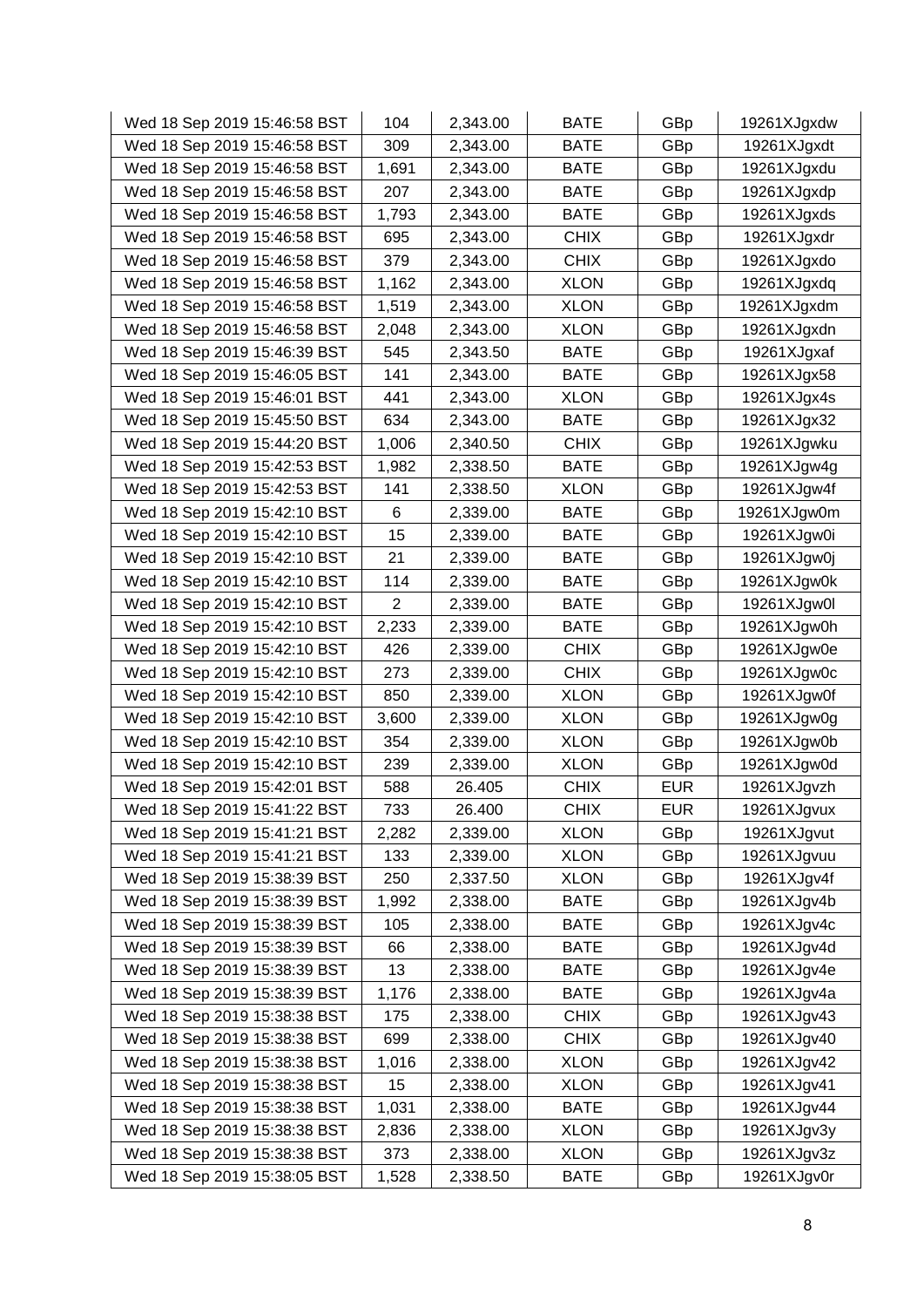| Wed 18 Sep 2019 15:46:58 BST | 104 | 2,343.00 | BATE | GBp | 19261XJgxdw |
|---|---|---|---|---|---|
| Wed 18 Sep 2019 15:46:58 BST | 309 | 2,343.00 | BATE | GBp | 19261XJgxdt |
| Wed 18 Sep 2019 15:46:58 BST | 1,691 | 2,343.00 | BATE | GBp | 19261XJgxdu |
| Wed 18 Sep 2019 15:46:58 BST | 207 | 2,343.00 | BATE | GBp | 19261XJgxdp |
| Wed 18 Sep 2019 15:46:58 BST | 1,793 | 2,343.00 | BATE | GBp | 19261XJgxds |
| Wed 18 Sep 2019 15:46:58 BST | 695 | 2,343.00 | CHIX | GBp | 19261XJgxdr |
| Wed 18 Sep 2019 15:46:58 BST | 379 | 2,343.00 | CHIX | GBp | 19261XJgxdo |
| Wed 18 Sep 2019 15:46:58 BST | 1,162 | 2,343.00 | XLON | GBp | 19261XJgxdq |
| Wed 18 Sep 2019 15:46:58 BST | 1,519 | 2,343.00 | XLON | GBp | 19261XJgxdm |
| Wed 18 Sep 2019 15:46:58 BST | 2,048 | 2,343.00 | XLON | GBp | 19261XJgxdn |
| Wed 18 Sep 2019 15:46:39 BST | 545 | 2,343.50 | BATE | GBp | 19261XJgxaf |
| Wed 18 Sep 2019 15:46:05 BST | 141 | 2,343.00 | BATE | GBp | 19261XJgx58 |
| Wed 18 Sep 2019 15:46:01 BST | 441 | 2,343.00 | XLON | GBp | 19261XJgx4s |
| Wed 18 Sep 2019 15:45:50 BST | 634 | 2,343.00 | BATE | GBp | 19261XJgx32 |
| Wed 18 Sep 2019 15:44:20 BST | 1,006 | 2,340.50 | CHIX | GBp | 19261XJgwku |
| Wed 18 Sep 2019 15:42:53 BST | 1,982 | 2,338.50 | BATE | GBp | 19261XJgw4g |
| Wed 18 Sep 2019 15:42:53 BST | 141 | 2,338.50 | XLON | GBp | 19261XJgw4f |
| Wed 18 Sep 2019 15:42:10 BST | 6 | 2,339.00 | BATE | GBp | 19261XJgw0m |
| Wed 18 Sep 2019 15:42:10 BST | 15 | 2,339.00 | BATE | GBp | 19261XJgw0i |
| Wed 18 Sep 2019 15:42:10 BST | 21 | 2,339.00 | BATE | GBp | 19261XJgw0j |
| Wed 18 Sep 2019 15:42:10 BST | 114 | 2,339.00 | BATE | GBp | 19261XJgw0k |
| Wed 18 Sep 2019 15:42:10 BST | 2 | 2,339.00 | BATE | GBp | 19261XJgw0l |
| Wed 18 Sep 2019 15:42:10 BST | 2,233 | 2,339.00 | BATE | GBp | 19261XJgw0h |
| Wed 18 Sep 2019 15:42:10 BST | 426 | 2,339.00 | CHIX | GBp | 19261XJgw0e |
| Wed 18 Sep 2019 15:42:10 BST | 273 | 2,339.00 | CHIX | GBp | 19261XJgw0c |
| Wed 18 Sep 2019 15:42:10 BST | 850 | 2,339.00 | XLON | GBp | 19261XJgw0f |
| Wed 18 Sep 2019 15:42:10 BST | 3,600 | 2,339.00 | XLON | GBp | 19261XJgw0g |
| Wed 18 Sep 2019 15:42:10 BST | 354 | 2,339.00 | XLON | GBp | 19261XJgw0b |
| Wed 18 Sep 2019 15:42:10 BST | 239 | 2,339.00 | XLON | GBp | 19261XJgw0d |
| Wed 18 Sep 2019 15:42:01 BST | 588 | 26.405 | CHIX | EUR | 19261XJgvzh |
| Wed 18 Sep 2019 15:41:22 BST | 733 | 26.400 | CHIX | EUR | 19261XJgvux |
| Wed 18 Sep 2019 15:41:21 BST | 2,282 | 2,339.00 | XLON | GBp | 19261XJgvut |
| Wed 18 Sep 2019 15:41:21 BST | 133 | 2,339.00 | XLON | GBp | 19261XJgvuu |
| Wed 18 Sep 2019 15:38:39 BST | 250 | 2,337.50 | XLON | GBp | 19261XJgv4f |
| Wed 18 Sep 2019 15:38:39 BST | 1,992 | 2,338.00 | BATE | GBp | 19261XJgv4b |
| Wed 18 Sep 2019 15:38:39 BST | 105 | 2,338.00 | BATE | GBp | 19261XJgv4c |
| Wed 18 Sep 2019 15:38:39 BST | 66 | 2,338.00 | BATE | GBp | 19261XJgv4d |
| Wed 18 Sep 2019 15:38:39 BST | 13 | 2,338.00 | BATE | GBp | 19261XJgv4e |
| Wed 18 Sep 2019 15:38:39 BST | 1,176 | 2,338.00 | BATE | GBp | 19261XJgv4a |
| Wed 18 Sep 2019 15:38:38 BST | 175 | 2,338.00 | CHIX | GBp | 19261XJgv43 |
| Wed 18 Sep 2019 15:38:38 BST | 699 | 2,338.00 | CHIX | GBp | 19261XJgv40 |
| Wed 18 Sep 2019 15:38:38 BST | 1,016 | 2,338.00 | XLON | GBp | 19261XJgv42 |
| Wed 18 Sep 2019 15:38:38 BST | 15 | 2,338.00 | XLON | GBp | 19261XJgv41 |
| Wed 18 Sep 2019 15:38:38 BST | 1,031 | 2,338.00 | BATE | GBp | 19261XJgv44 |
| Wed 18 Sep 2019 15:38:38 BST | 2,836 | 2,338.00 | XLON | GBp | 19261XJgv3y |
| Wed 18 Sep 2019 15:38:38 BST | 373 | 2,338.00 | XLON | GBp | 19261XJgv3z |
| Wed 18 Sep 2019 15:38:05 BST | 1,528 | 2,338.50 | BATE | GBp | 19261XJgv0r |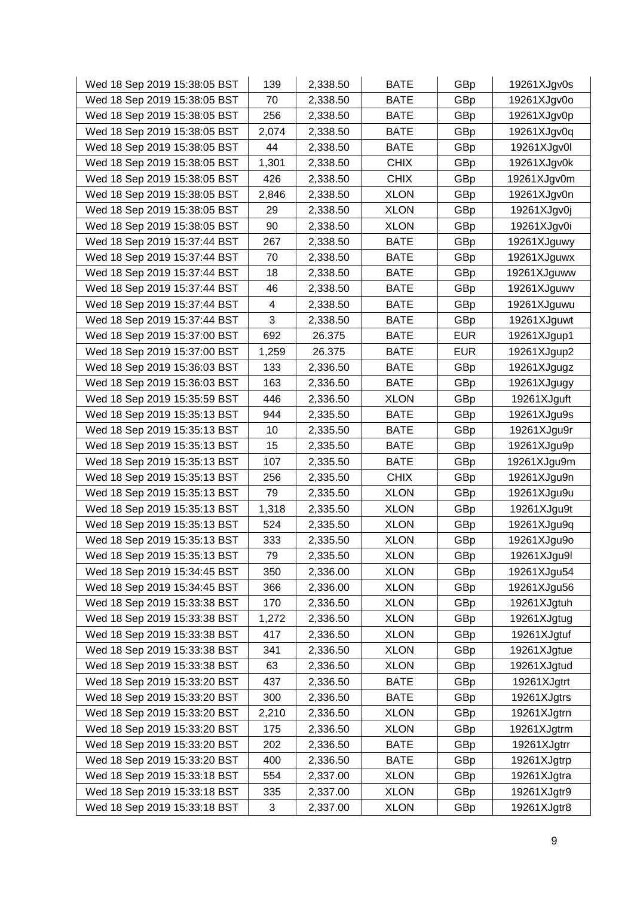| Wed 18 Sep 2019 15:38:05 BST | 139 | 2,338.50 | BATE | GBp | 19261XJgv0s |
|---|---|---|---|---|---|
| Wed 18 Sep 2019 15:38:05 BST | 70 | 2,338.50 | BATE | GBp | 19261XJgv0o |
| Wed 18 Sep 2019 15:38:05 BST | 256 | 2,338.50 | BATE | GBp | 19261XJgv0p |
| Wed 18 Sep 2019 15:38:05 BST | 2,074 | 2,338.50 | BATE | GBp | 19261XJgv0q |
| Wed 18 Sep 2019 15:38:05 BST | 44 | 2,338.50 | BATE | GBp | 19261XJgv0l |
| Wed 18 Sep 2019 15:38:05 BST | 1,301 | 2,338.50 | CHIX | GBp | 19261XJgv0k |
| Wed 18 Sep 2019 15:38:05 BST | 426 | 2,338.50 | CHIX | GBp | 19261XJgv0m |
| Wed 18 Sep 2019 15:38:05 BST | 2,846 | 2,338.50 | XLON | GBp | 19261XJgv0n |
| Wed 18 Sep 2019 15:38:05 BST | 29 | 2,338.50 | XLON | GBp | 19261XJgv0j |
| Wed 18 Sep 2019 15:38:05 BST | 90 | 2,338.50 | XLON | GBp | 19261XJgv0i |
| Wed 18 Sep 2019 15:37:44 BST | 267 | 2,338.50 | BATE | GBp | 19261XJguwy |
| Wed 18 Sep 2019 15:37:44 BST | 70 | 2,338.50 | BATE | GBp | 19261XJguwx |
| Wed 18 Sep 2019 15:37:44 BST | 18 | 2,338.50 | BATE | GBp | 19261XJguww |
| Wed 18 Sep 2019 15:37:44 BST | 46 | 2,338.50 | BATE | GBp | 19261XJguwv |
| Wed 18 Sep 2019 15:37:44 BST | 4 | 2,338.50 | BATE | GBp | 19261XJguwu |
| Wed 18 Sep 2019 15:37:44 BST | 3 | 2,338.50 | BATE | GBp | 19261XJguwt |
| Wed 18 Sep 2019 15:37:00 BST | 692 | 26.375 | BATE | EUR | 19261XJgup1 |
| Wed 18 Sep 2019 15:37:00 BST | 1,259 | 26.375 | BATE | EUR | 19261XJgup2 |
| Wed 18 Sep 2019 15:36:03 BST | 133 | 2,336.50 | BATE | GBp | 19261XJgugz |
| Wed 18 Sep 2019 15:36:03 BST | 163 | 2,336.50 | BATE | GBp | 19261XJgugy |
| Wed 18 Sep 2019 15:35:59 BST | 446 | 2,336.50 | XLON | GBp | 19261XJguft |
| Wed 18 Sep 2019 15:35:13 BST | 944 | 2,335.50 | BATE | GBp | 19261XJgu9s |
| Wed 18 Sep 2019 15:35:13 BST | 10 | 2,335.50 | BATE | GBp | 19261XJgu9r |
| Wed 18 Sep 2019 15:35:13 BST | 15 | 2,335.50 | BATE | GBp | 19261XJgu9p |
| Wed 18 Sep 2019 15:35:13 BST | 107 | 2,335.50 | BATE | GBp | 19261XJgu9m |
| Wed 18 Sep 2019 15:35:13 BST | 256 | 2,335.50 | CHIX | GBp | 19261XJgu9n |
| Wed 18 Sep 2019 15:35:13 BST | 79 | 2,335.50 | XLON | GBp | 19261XJgu9u |
| Wed 18 Sep 2019 15:35:13 BST | 1,318 | 2,335.50 | XLON | GBp | 19261XJgu9t |
| Wed 18 Sep 2019 15:35:13 BST | 524 | 2,335.50 | XLON | GBp | 19261XJgu9q |
| Wed 18 Sep 2019 15:35:13 BST | 333 | 2,335.50 | XLON | GBp | 19261XJgu9o |
| Wed 18 Sep 2019 15:35:13 BST | 79 | 2,335.50 | XLON | GBp | 19261XJgu9l |
| Wed 18 Sep 2019 15:34:45 BST | 350 | 2,336.00 | XLON | GBp | 19261XJgu54 |
| Wed 18 Sep 2019 15:34:45 BST | 366 | 2,336.00 | XLON | GBp | 19261XJgu56 |
| Wed 18 Sep 2019 15:33:38 BST | 170 | 2,336.50 | XLON | GBp | 19261XJgtuh |
| Wed 18 Sep 2019 15:33:38 BST | 1,272 | 2,336.50 | XLON | GBp | 19261XJgtug |
| Wed 18 Sep 2019 15:33:38 BST | 417 | 2,336.50 | XLON | GBp | 19261XJgtuf |
| Wed 18 Sep 2019 15:33:38 BST | 341 | 2,336.50 | XLON | GBp | 19261XJgtue |
| Wed 18 Sep 2019 15:33:38 BST | 63 | 2,336.50 | XLON | GBp | 19261XJgtud |
| Wed 18 Sep 2019 15:33:20 BST | 437 | 2,336.50 | BATE | GBp | 19261XJgtrt |
| Wed 18 Sep 2019 15:33:20 BST | 300 | 2,336.50 | BATE | GBp | 19261XJgtrs |
| Wed 18 Sep 2019 15:33:20 BST | 2,210 | 2,336.50 | XLON | GBp | 19261XJgtrn |
| Wed 18 Sep 2019 15:33:20 BST | 175 | 2,336.50 | XLON | GBp | 19261XJgtrm |
| Wed 18 Sep 2019 15:33:20 BST | 202 | 2,336.50 | BATE | GBp | 19261XJgtrr |
| Wed 18 Sep 2019 15:33:20 BST | 400 | 2,336.50 | BATE | GBp | 19261XJgtrp |
| Wed 18 Sep 2019 15:33:18 BST | 554 | 2,337.00 | XLON | GBp | 19261XJgtra |
| Wed 18 Sep 2019 15:33:18 BST | 335 | 2,337.00 | XLON | GBp | 19261XJgtr9 |
| Wed 18 Sep 2019 15:33:18 BST | 3 | 2,337.00 | XLON | GBp | 19261XJgtr8 |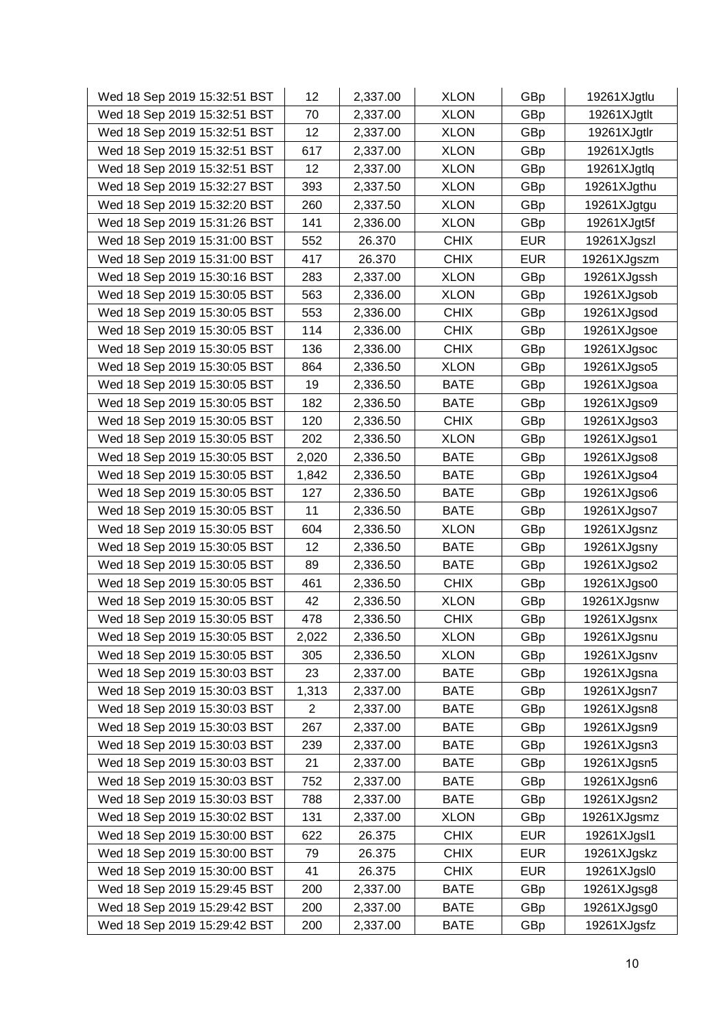| Wed 18 Sep 2019 15:32:51 BST | 12 | 2,337.00 | XLON | GBp | 19261XJgtlu |
|---|---|---|---|---|---|
| Wed 18 Sep 2019 15:32:51 BST | 70 | 2,337.00 | XLON | GBp | 19261XJgtlt |
| Wed 18 Sep 2019 15:32:51 BST | 12 | 2,337.00 | XLON | GBp | 19261XJgtlr |
| Wed 18 Sep 2019 15:32:51 BST | 617 | 2,337.00 | XLON | GBp | 19261XJgtls |
| Wed 18 Sep 2019 15:32:51 BST | 12 | 2,337.00 | XLON | GBp | 19261XJgtlq |
| Wed 18 Sep 2019 15:32:27 BST | 393 | 2,337.50 | XLON | GBp | 19261XJgthu |
| Wed 18 Sep 2019 15:32:20 BST | 260 | 2,337.50 | XLON | GBp | 19261XJgtgu |
| Wed 18 Sep 2019 15:31:26 BST | 141 | 2,336.00 | XLON | GBp | 19261XJgt5f |
| Wed 18 Sep 2019 15:31:00 BST | 552 | 26.370 | CHIX | EUR | 19261XJgszl |
| Wed 18 Sep 2019 15:31:00 BST | 417 | 26.370 | CHIX | EUR | 19261XJgszm |
| Wed 18 Sep 2019 15:30:16 BST | 283 | 2,337.00 | XLON | GBp | 19261XJgssh |
| Wed 18 Sep 2019 15:30:05 BST | 563 | 2,336.00 | XLON | GBp | 19261XJgsob |
| Wed 18 Sep 2019 15:30:05 BST | 553 | 2,336.00 | CHIX | GBp | 19261XJgsod |
| Wed 18 Sep 2019 15:30:05 BST | 114 | 2,336.00 | CHIX | GBp | 19261XJgsoe |
| Wed 18 Sep 2019 15:30:05 BST | 136 | 2,336.00 | CHIX | GBp | 19261XJgsoc |
| Wed 18 Sep 2019 15:30:05 BST | 864 | 2,336.50 | XLON | GBp | 19261XJgso5 |
| Wed 18 Sep 2019 15:30:05 BST | 19 | 2,336.50 | BATE | GBp | 19261XJgsoa |
| Wed 18 Sep 2019 15:30:05 BST | 182 | 2,336.50 | BATE | GBp | 19261XJgso9 |
| Wed 18 Sep 2019 15:30:05 BST | 120 | 2,336.50 | CHIX | GBp | 19261XJgso3 |
| Wed 18 Sep 2019 15:30:05 BST | 202 | 2,336.50 | XLON | GBp | 19261XJgso1 |
| Wed 18 Sep 2019 15:30:05 BST | 2,020 | 2,336.50 | BATE | GBp | 19261XJgso8 |
| Wed 18 Sep 2019 15:30:05 BST | 1,842 | 2,336.50 | BATE | GBp | 19261XJgso4 |
| Wed 18 Sep 2019 15:30:05 BST | 127 | 2,336.50 | BATE | GBp | 19261XJgso6 |
| Wed 18 Sep 2019 15:30:05 BST | 11 | 2,336.50 | BATE | GBp | 19261XJgso7 |
| Wed 18 Sep 2019 15:30:05 BST | 604 | 2,336.50 | XLON | GBp | 19261XJgsnz |
| Wed 18 Sep 2019 15:30:05 BST | 12 | 2,336.50 | BATE | GBp | 19261XJgsny |
| Wed 18 Sep 2019 15:30:05 BST | 89 | 2,336.50 | BATE | GBp | 19261XJgso2 |
| Wed 18 Sep 2019 15:30:05 BST | 461 | 2,336.50 | CHIX | GBp | 19261XJgso0 |
| Wed 18 Sep 2019 15:30:05 BST | 42 | 2,336.50 | XLON | GBp | 19261XJgsnw |
| Wed 18 Sep 2019 15:30:05 BST | 478 | 2,336.50 | CHIX | GBp | 19261XJgsnx |
| Wed 18 Sep 2019 15:30:05 BST | 2,022 | 2,336.50 | XLON | GBp | 19261XJgsnu |
| Wed 18 Sep 2019 15:30:05 BST | 305 | 2,336.50 | XLON | GBp | 19261XJgsnv |
| Wed 18 Sep 2019 15:30:03 BST | 23 | 2,337.00 | BATE | GBp | 19261XJgsna |
| Wed 18 Sep 2019 15:30:03 BST | 1,313 | 2,337.00 | BATE | GBp | 19261XJgsn7 |
| Wed 18 Sep 2019 15:30:03 BST | 2 | 2,337.00 | BATE | GBp | 19261XJgsn8 |
| Wed 18 Sep 2019 15:30:03 BST | 267 | 2,337.00 | BATE | GBp | 19261XJgsn9 |
| Wed 18 Sep 2019 15:30:03 BST | 239 | 2,337.00 | BATE | GBp | 19261XJgsn3 |
| Wed 18 Sep 2019 15:30:03 BST | 21 | 2,337.00 | BATE | GBp | 19261XJgsn5 |
| Wed 18 Sep 2019 15:30:03 BST | 752 | 2,337.00 | BATE | GBp | 19261XJgsn6 |
| Wed 18 Sep 2019 15:30:03 BST | 788 | 2,337.00 | BATE | GBp | 19261XJgsn2 |
| Wed 18 Sep 2019 15:30:02 BST | 131 | 2,337.00 | XLON | GBp | 19261XJgsmz |
| Wed 18 Sep 2019 15:30:00 BST | 622 | 26.375 | CHIX | EUR | 19261XJgsl1 |
| Wed 18 Sep 2019 15:30:00 BST | 79 | 26.375 | CHIX | EUR | 19261XJgskz |
| Wed 18 Sep 2019 15:30:00 BST | 41 | 26.375 | CHIX | EUR | 19261XJgsl0 |
| Wed 18 Sep 2019 15:29:45 BST | 200 | 2,337.00 | BATE | GBp | 19261XJgsg8 |
| Wed 18 Sep 2019 15:29:42 BST | 200 | 2,337.00 | BATE | GBp | 19261XJgsg0 |
| Wed 18 Sep 2019 15:29:42 BST | 200 | 2,337.00 | BATE | GBp | 19261XJgsfz |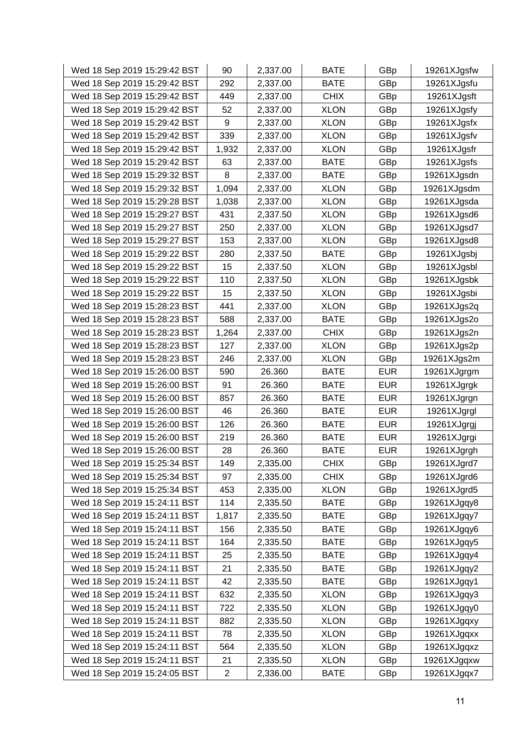| | | | | | |
|---|---|---|---|---|---|
| Wed 18 Sep 2019 15:29:42 BST | 90 | 2,337.00 | BATE | GBp | 19261XJgsfw |
| Wed 18 Sep 2019 15:29:42 BST | 292 | 2,337.00 | BATE | GBp | 19261XJgsfu |
| Wed 18 Sep 2019 15:29:42 BST | 449 | 2,337.00 | CHIX | GBp | 19261XJgsft |
| Wed 18 Sep 2019 15:29:42 BST | 52 | 2,337.00 | XLON | GBp | 19261XJgsfy |
| Wed 18 Sep 2019 15:29:42 BST | 9 | 2,337.00 | XLON | GBp | 19261XJgsfx |
| Wed 18 Sep 2019 15:29:42 BST | 339 | 2,337.00 | XLON | GBp | 19261XJgsfv |
| Wed 18 Sep 2019 15:29:42 BST | 1,932 | 2,337.00 | XLON | GBp | 19261XJgsfr |
| Wed 18 Sep 2019 15:29:42 BST | 63 | 2,337.00 | BATE | GBp | 19261XJgsfs |
| Wed 18 Sep 2019 15:29:32 BST | 8 | 2,337.00 | BATE | GBp | 19261XJgsdn |
| Wed 18 Sep 2019 15:29:32 BST | 1,094 | 2,337.00 | XLON | GBp | 19261XJgsdm |
| Wed 18 Sep 2019 15:29:28 BST | 1,038 | 2,337.00 | XLON | GBp | 19261XJgsda |
| Wed 18 Sep 2019 15:29:27 BST | 431 | 2,337.50 | XLON | GBp | 19261XJgsd6 |
| Wed 18 Sep 2019 15:29:27 BST | 250 | 2,337.00 | XLON | GBp | 19261XJgsd7 |
| Wed 18 Sep 2019 15:29:27 BST | 153 | 2,337.00 | XLON | GBp | 19261XJgsd8 |
| Wed 18 Sep 2019 15:29:22 BST | 280 | 2,337.50 | BATE | GBp | 19261XJgsbj |
| Wed 18 Sep 2019 15:29:22 BST | 15 | 2,337.50 | XLON | GBp | 19261XJgsbl |
| Wed 18 Sep 2019 15:29:22 BST | 110 | 2,337.50 | XLON | GBp | 19261XJgsbk |
| Wed 18 Sep 2019 15:29:22 BST | 15 | 2,337.50 | XLON | GBp | 19261XJgsbi |
| Wed 18 Sep 2019 15:28:23 BST | 441 | 2,337.00 | XLON | GBp | 19261XJgs2q |
| Wed 18 Sep 2019 15:28:23 BST | 588 | 2,337.00 | BATE | GBp | 19261XJgs2o |
| Wed 18 Sep 2019 15:28:23 BST | 1,264 | 2,337.00 | CHIX | GBp | 19261XJgs2n |
| Wed 18 Sep 2019 15:28:23 BST | 127 | 2,337.00 | XLON | GBp | 19261XJgs2p |
| Wed 18 Sep 2019 15:28:23 BST | 246 | 2,337.00 | XLON | GBp | 19261XJgs2m |
| Wed 18 Sep 2019 15:26:00 BST | 590 | 26.360 | BATE | EUR | 19261XJgrgm |
| Wed 18 Sep 2019 15:26:00 BST | 91 | 26.360 | BATE | EUR | 19261XJgrgk |
| Wed 18 Sep 2019 15:26:00 BST | 857 | 26.360 | BATE | EUR | 19261XJgrgn |
| Wed 18 Sep 2019 15:26:00 BST | 46 | 26.360 | BATE | EUR | 19261XJgrgl |
| Wed 18 Sep 2019 15:26:00 BST | 126 | 26.360 | BATE | EUR | 19261XJgrgj |
| Wed 18 Sep 2019 15:26:00 BST | 219 | 26.360 | BATE | EUR | 19261XJgrgi |
| Wed 18 Sep 2019 15:26:00 BST | 28 | 26.360 | BATE | EUR | 19261XJgrgh |
| Wed 18 Sep 2019 15:25:34 BST | 149 | 2,335.00 | CHIX | GBp | 19261XJgrd7 |
| Wed 18 Sep 2019 15:25:34 BST | 97 | 2,335.00 | CHIX | GBp | 19261XJgrd6 |
| Wed 18 Sep 2019 15:25:34 BST | 453 | 2,335.00 | XLON | GBp | 19261XJgrd5 |
| Wed 18 Sep 2019 15:24:11 BST | 114 | 2,335.50 | BATE | GBp | 19261XJgqy8 |
| Wed 18 Sep 2019 15:24:11 BST | 1,817 | 2,335.50 | BATE | GBp | 19261XJgqy7 |
| Wed 18 Sep 2019 15:24:11 BST | 156 | 2,335.50 | BATE | GBp | 19261XJgqy6 |
| Wed 18 Sep 2019 15:24:11 BST | 164 | 2,335.50 | BATE | GBp | 19261XJgqy5 |
| Wed 18 Sep 2019 15:24:11 BST | 25 | 2,335.50 | BATE | GBp | 19261XJgqy4 |
| Wed 18 Sep 2019 15:24:11 BST | 21 | 2,335.50 | BATE | GBp | 19261XJgqy2 |
| Wed 18 Sep 2019 15:24:11 BST | 42 | 2,335.50 | BATE | GBp | 19261XJgqy1 |
| Wed 18 Sep 2019 15:24:11 BST | 632 | 2,335.50 | XLON | GBp | 19261XJgqy3 |
| Wed 18 Sep 2019 15:24:11 BST | 722 | 2,335.50 | XLON | GBp | 19261XJgqy0 |
| Wed 18 Sep 2019 15:24:11 BST | 882 | 2,335.50 | XLON | GBp | 19261XJgqxy |
| Wed 18 Sep 2019 15:24:11 BST | 78 | 2,335.50 | XLON | GBp | 19261XJgqxx |
| Wed 18 Sep 2019 15:24:11 BST | 564 | 2,335.50 | XLON | GBp | 19261XJgqxz |
| Wed 18 Sep 2019 15:24:11 BST | 21 | 2,335.50 | XLON | GBp | 19261XJgqxw |
| Wed 18 Sep 2019 15:24:05 BST | 2 | 2,336.00 | BATE | GBp | 19261XJgqx7 |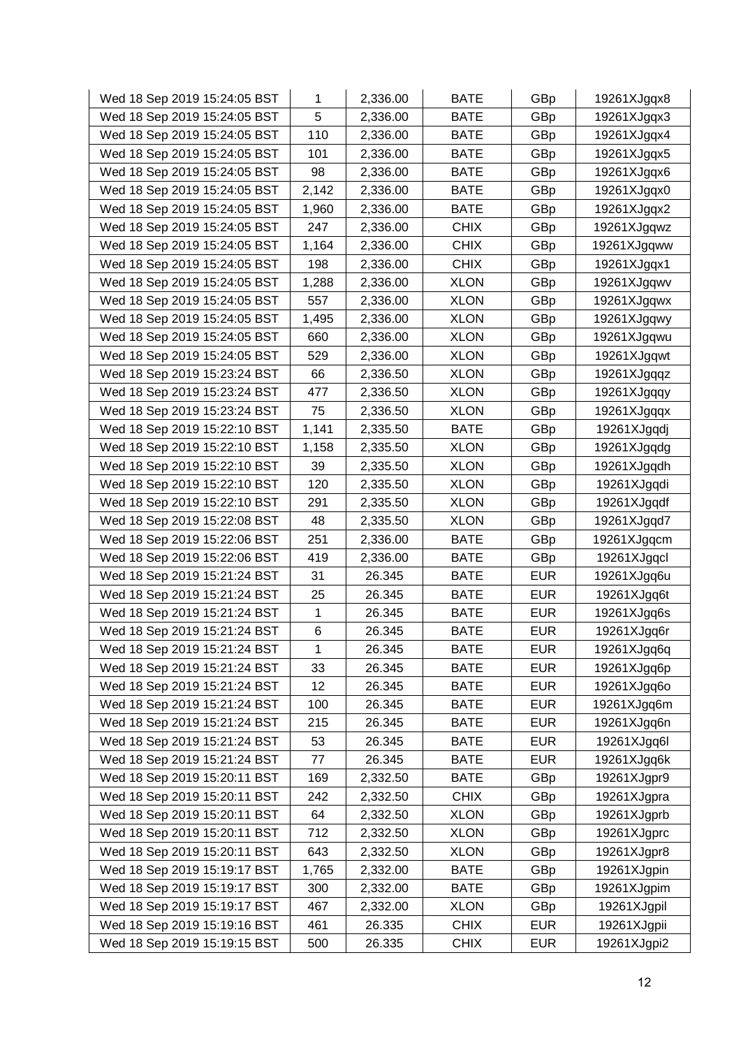| Wed 18 Sep 2019 15:24:05 BST | 1 | 2,336.00 | BATE | GBp | 19261XJgqx8 |
|---|---|---|---|---|---|
| Wed 18 Sep 2019 15:24:05 BST | 5 | 2,336.00 | BATE | GBp | 19261XJgqx3 |
| Wed 18 Sep 2019 15:24:05 BST | 110 | 2,336.00 | BATE | GBp | 19261XJgqx4 |
| Wed 18 Sep 2019 15:24:05 BST | 101 | 2,336.00 | BATE | GBp | 19261XJgqx5 |
| Wed 18 Sep 2019 15:24:05 BST | 98 | 2,336.00 | BATE | GBp | 19261XJgqx6 |
| Wed 18 Sep 2019 15:24:05 BST | 2,142 | 2,336.00 | BATE | GBp | 19261XJgqx0 |
| Wed 18 Sep 2019 15:24:05 BST | 1,960 | 2,336.00 | BATE | GBp | 19261XJgqx2 |
| Wed 18 Sep 2019 15:24:05 BST | 247 | 2,336.00 | CHIX | GBp | 19261XJgqwz |
| Wed 18 Sep 2019 15:24:05 BST | 1,164 | 2,336.00 | CHIX | GBp | 19261XJgqww |
| Wed 18 Sep 2019 15:24:05 BST | 198 | 2,336.00 | CHIX | GBp | 19261XJgqx1 |
| Wed 18 Sep 2019 15:24:05 BST | 1,288 | 2,336.00 | XLON | GBp | 19261XJgqwv |
| Wed 18 Sep 2019 15:24:05 BST | 557 | 2,336.00 | XLON | GBp | 19261XJgqwx |
| Wed 18 Sep 2019 15:24:05 BST | 1,495 | 2,336.00 | XLON | GBp | 19261XJgqwy |
| Wed 18 Sep 2019 15:24:05 BST | 660 | 2,336.00 | XLON | GBp | 19261XJgqwu |
| Wed 18 Sep 2019 15:24:05 BST | 529 | 2,336.00 | XLON | GBp | 19261XJgqwt |
| Wed 18 Sep 2019 15:23:24 BST | 66 | 2,336.50 | XLON | GBp | 19261XJgqqz |
| Wed 18 Sep 2019 15:23:24 BST | 477 | 2,336.50 | XLON | GBp | 19261XJgqqy |
| Wed 18 Sep 2019 15:23:24 BST | 75 | 2,336.50 | XLON | GBp | 19261XJgqqx |
| Wed 18 Sep 2019 15:22:10 BST | 1,141 | 2,335.50 | BATE | GBp | 19261XJgqdj |
| Wed 18 Sep 2019 15:22:10 BST | 1,158 | 2,335.50 | XLON | GBp | 19261XJgqdg |
| Wed 18 Sep 2019 15:22:10 BST | 39 | 2,335.50 | XLON | GBp | 19261XJgqdh |
| Wed 18 Sep 2019 15:22:10 BST | 120 | 2,335.50 | XLON | GBp | 19261XJgqdi |
| Wed 18 Sep 2019 15:22:10 BST | 291 | 2,335.50 | XLON | GBp | 19261XJgqdf |
| Wed 18 Sep 2019 15:22:08 BST | 48 | 2,335.50 | XLON | GBp | 19261XJgqd7 |
| Wed 18 Sep 2019 15:22:06 BST | 251 | 2,336.00 | BATE | GBp | 19261XJgqcm |
| Wed 18 Sep 2019 15:22:06 BST | 419 | 2,336.00 | BATE | GBp | 19261XJgqcl |
| Wed 18 Sep 2019 15:21:24 BST | 31 | 26.345 | BATE | EUR | 19261XJgq6u |
| Wed 18 Sep 2019 15:21:24 BST | 25 | 26.345 | BATE | EUR | 19261XJgq6t |
| Wed 18 Sep 2019 15:21:24 BST | 1 | 26.345 | BATE | EUR | 19261XJgq6s |
| Wed 18 Sep 2019 15:21:24 BST | 6 | 26.345 | BATE | EUR | 19261XJgq6r |
| Wed 18 Sep 2019 15:21:24 BST | 1 | 26.345 | BATE | EUR | 19261XJgq6q |
| Wed 18 Sep 2019 15:21:24 BST | 33 | 26.345 | BATE | EUR | 19261XJgq6p |
| Wed 18 Sep 2019 15:21:24 BST | 12 | 26.345 | BATE | EUR | 19261XJgq6o |
| Wed 18 Sep 2019 15:21:24 BST | 100 | 26.345 | BATE | EUR | 19261XJgq6m |
| Wed 18 Sep 2019 15:21:24 BST | 215 | 26.345 | BATE | EUR | 19261XJgq6n |
| Wed 18 Sep 2019 15:21:24 BST | 53 | 26.345 | BATE | EUR | 19261XJgq6l |
| Wed 18 Sep 2019 15:21:24 BST | 77 | 26.345 | BATE | EUR | 19261XJgq6k |
| Wed 18 Sep 2019 15:20:11 BST | 169 | 2,332.50 | BATE | GBp | 19261XJgpr9 |
| Wed 18 Sep 2019 15:20:11 BST | 242 | 2,332.50 | CHIX | GBp | 19261XJgpra |
| Wed 18 Sep 2019 15:20:11 BST | 64 | 2,332.50 | XLON | GBp | 19261XJgprb |
| Wed 18 Sep 2019 15:20:11 BST | 712 | 2,332.50 | XLON | GBp | 19261XJgprc |
| Wed 18 Sep 2019 15:20:11 BST | 643 | 2,332.50 | XLON | GBp | 19261XJgpr8 |
| Wed 18 Sep 2019 15:19:17 BST | 1,765 | 2,332.00 | BATE | GBp | 19261XJgpin |
| Wed 18 Sep 2019 15:19:17 BST | 300 | 2,332.00 | BATE | GBp | 19261XJgpim |
| Wed 18 Sep 2019 15:19:17 BST | 467 | 2,332.00 | XLON | GBp | 19261XJgpil |
| Wed 18 Sep 2019 15:19:16 BST | 461 | 26.335 | CHIX | EUR | 19261XJgpii |
| Wed 18 Sep 2019 15:19:15 BST | 500 | 26.335 | CHIX | EUR | 19261XJgpi2 |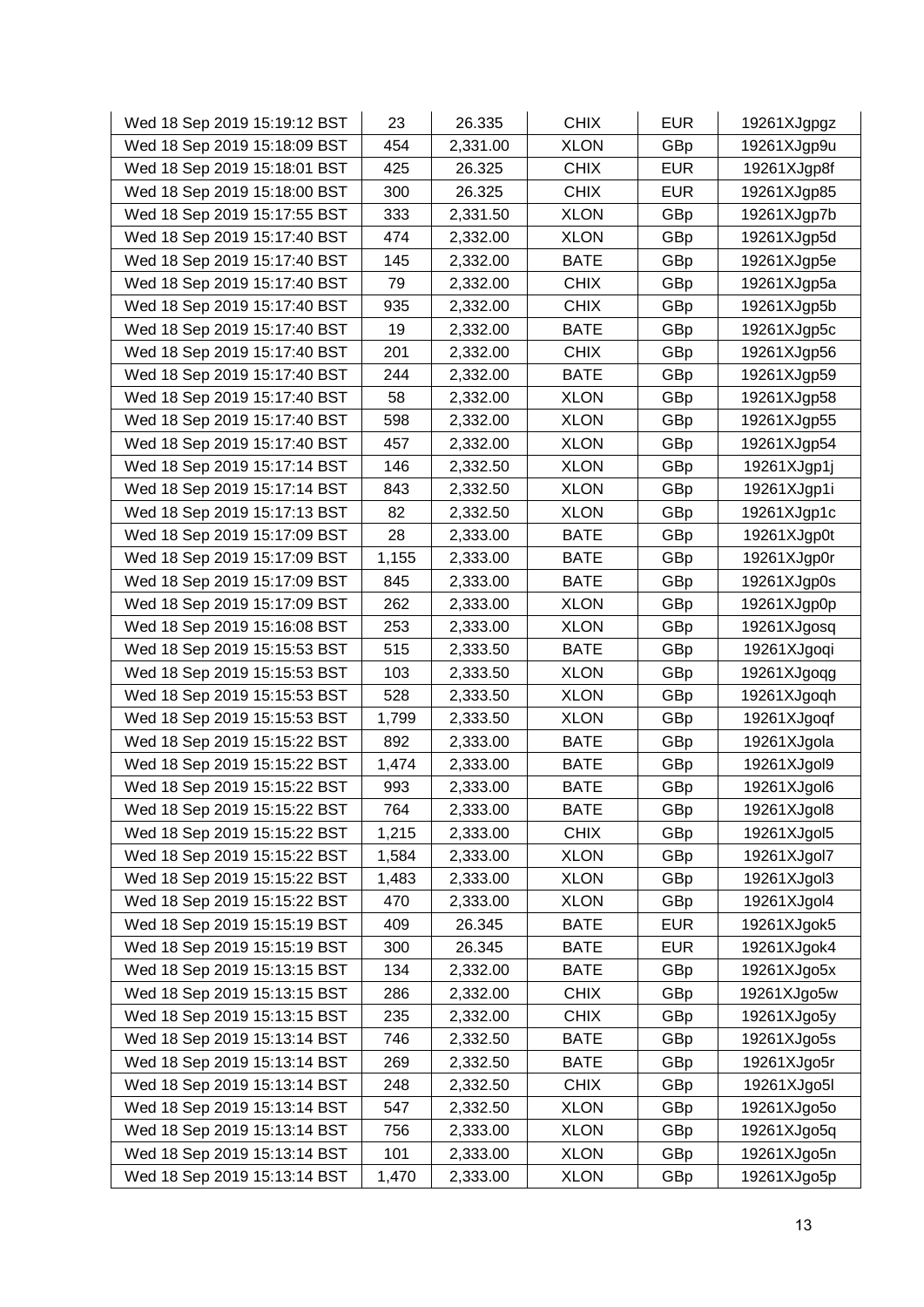| Wed 18 Sep 2019 15:19:12 BST | 23 | 26.335 | CHIX | EUR | 19261XJgpgz |
|---|---|---|---|---|---|
| Wed 18 Sep 2019 15:18:09 BST | 454 | 2,331.00 | XLON | GBp | 19261XJgp9u |
| Wed 18 Sep 2019 15:18:01 BST | 425 | 26.325 | CHIX | EUR | 19261XJgp8f |
| Wed 18 Sep 2019 15:18:00 BST | 300 | 26.325 | CHIX | EUR | 19261XJgp85 |
| Wed 18 Sep 2019 15:17:55 BST | 333 | 2,331.50 | XLON | GBp | 19261XJgp7b |
| Wed 18 Sep 2019 15:17:40 BST | 474 | 2,332.00 | XLON | GBp | 19261XJgp5d |
| Wed 18 Sep 2019 15:17:40 BST | 145 | 2,332.00 | BATE | GBp | 19261XJgp5e |
| Wed 18 Sep 2019 15:17:40 BST | 79 | 2,332.00 | CHIX | GBp | 19261XJgp5a |
| Wed 18 Sep 2019 15:17:40 BST | 935 | 2,332.00 | CHIX | GBp | 19261XJgp5b |
| Wed 18 Sep 2019 15:17:40 BST | 19 | 2,332.00 | BATE | GBp | 19261XJgp5c |
| Wed 18 Sep 2019 15:17:40 BST | 201 | 2,332.00 | CHIX | GBp | 19261XJgp56 |
| Wed 18 Sep 2019 15:17:40 BST | 244 | 2,332.00 | BATE | GBp | 19261XJgp59 |
| Wed 18 Sep 2019 15:17:40 BST | 58 | 2,332.00 | XLON | GBp | 19261XJgp58 |
| Wed 18 Sep 2019 15:17:40 BST | 598 | 2,332.00 | XLON | GBp | 19261XJgp55 |
| Wed 18 Sep 2019 15:17:40 BST | 457 | 2,332.00 | XLON | GBp | 19261XJgp54 |
| Wed 18 Sep 2019 15:17:14 BST | 146 | 2,332.50 | XLON | GBp | 19261XJgp1j |
| Wed 18 Sep 2019 15:17:14 BST | 843 | 2,332.50 | XLON | GBp | 19261XJgp1i |
| Wed 18 Sep 2019 15:17:13 BST | 82 | 2,332.50 | XLON | GBp | 19261XJgp1c |
| Wed 18 Sep 2019 15:17:09 BST | 28 | 2,333.00 | BATE | GBp | 19261XJgp0t |
| Wed 18 Sep 2019 15:17:09 BST | 1,155 | 2,333.00 | BATE | GBp | 19261XJgp0r |
| Wed 18 Sep 2019 15:17:09 BST | 845 | 2,333.00 | BATE | GBp | 19261XJgp0s |
| Wed 18 Sep 2019 15:17:09 BST | 262 | 2,333.00 | XLON | GBp | 19261XJgp0p |
| Wed 18 Sep 2019 15:16:08 BST | 253 | 2,333.00 | XLON | GBp | 19261XJgosq |
| Wed 18 Sep 2019 15:15:53 BST | 515 | 2,333.50 | BATE | GBp | 19261XJgoqi |
| Wed 18 Sep 2019 15:15:53 BST | 103 | 2,333.50 | XLON | GBp | 19261XJgoqg |
| Wed 18 Sep 2019 15:15:53 BST | 528 | 2,333.50 | XLON | GBp | 19261XJgoqh |
| Wed 18 Sep 2019 15:15:53 BST | 1,799 | 2,333.50 | XLON | GBp | 19261XJgoqf |
| Wed 18 Sep 2019 15:15:22 BST | 892 | 2,333.00 | BATE | GBp | 19261XJgola |
| Wed 18 Sep 2019 15:15:22 BST | 1,474 | 2,333.00 | BATE | GBp | 19261XJgol9 |
| Wed 18 Sep 2019 15:15:22 BST | 993 | 2,333.00 | BATE | GBp | 19261XJgol6 |
| Wed 18 Sep 2019 15:15:22 BST | 764 | 2,333.00 | BATE | GBp | 19261XJgol8 |
| Wed 18 Sep 2019 15:15:22 BST | 1,215 | 2,333.00 | CHIX | GBp | 19261XJgol5 |
| Wed 18 Sep 2019 15:15:22 BST | 1,584 | 2,333.00 | XLON | GBp | 19261XJgol7 |
| Wed 18 Sep 2019 15:15:22 BST | 1,483 | 2,333.00 | XLON | GBp | 19261XJgol3 |
| Wed 18 Sep 2019 15:15:22 BST | 470 | 2,333.00 | XLON | GBp | 19261XJgol4 |
| Wed 18 Sep 2019 15:15:19 BST | 409 | 26.345 | BATE | EUR | 19261XJgok5 |
| Wed 18 Sep 2019 15:15:19 BST | 300 | 26.345 | BATE | EUR | 19261XJgok4 |
| Wed 18 Sep 2019 15:13:15 BST | 134 | 2,332.00 | BATE | GBp | 19261XJgo5x |
| Wed 18 Sep 2019 15:13:15 BST | 286 | 2,332.00 | CHIX | GBp | 19261XJgo5w |
| Wed 18 Sep 2019 15:13:15 BST | 235 | 2,332.00 | CHIX | GBp | 19261XJgo5y |
| Wed 18 Sep 2019 15:13:14 BST | 746 | 2,332.50 | BATE | GBp | 19261XJgo5s |
| Wed 18 Sep 2019 15:13:14 BST | 269 | 2,332.50 | BATE | GBp | 19261XJgo5r |
| Wed 18 Sep 2019 15:13:14 BST | 248 | 2,332.50 | CHIX | GBp | 19261XJgo5l |
| Wed 18 Sep 2019 15:13:14 BST | 547 | 2,332.50 | XLON | GBp | 19261XJgo5o |
| Wed 18 Sep 2019 15:13:14 BST | 756 | 2,333.00 | XLON | GBp | 19261XJgo5q |
| Wed 18 Sep 2019 15:13:14 BST | 101 | 2,333.00 | XLON | GBp | 19261XJgo5n |
| Wed 18 Sep 2019 15:13:14 BST | 1,470 | 2,333.00 | XLON | GBp | 19261XJgo5p |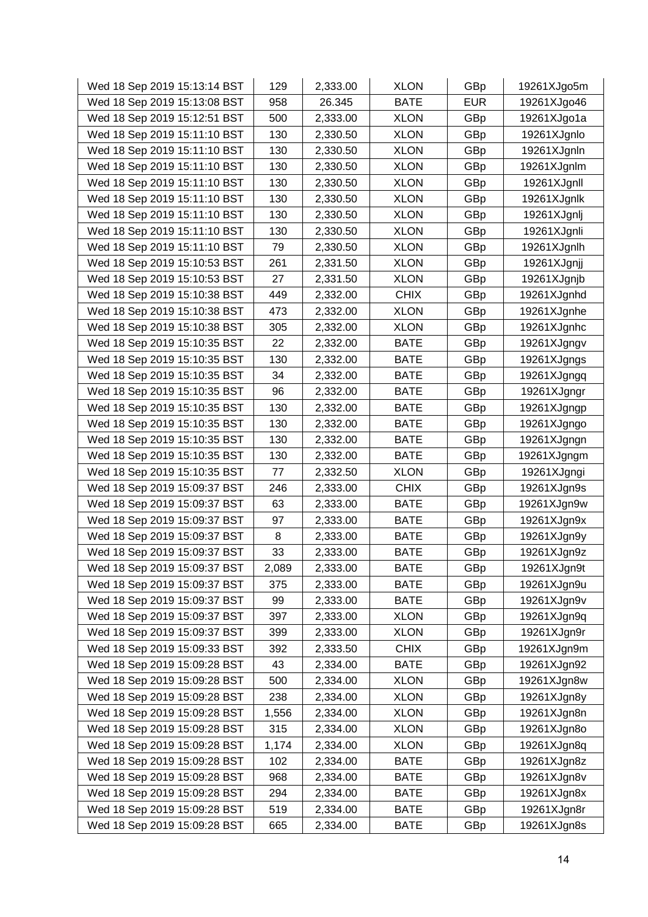| Wed 18 Sep 2019 15:13:14 BST | 129 | 2,333.00 | XLON | GBp | 19261XJgo5m |
|---|---|---|---|---|---|
| Wed 18 Sep 2019 15:13:08 BST | 958 | 26.345 | BATE | EUR | 19261XJgo46 |
| Wed 18 Sep 2019 15:12:51 BST | 500 | 2,333.00 | XLON | GBp | 19261XJgo1a |
| Wed 18 Sep 2019 15:11:10 BST | 130 | 2,330.50 | XLON | GBp | 19261XJgnlo |
| Wed 18 Sep 2019 15:11:10 BST | 130 | 2,330.50 | XLON | GBp | 19261XJgnln |
| Wed 18 Sep 2019 15:11:10 BST | 130 | 2,330.50 | XLON | GBp | 19261XJgnlm |
| Wed 18 Sep 2019 15:11:10 BST | 130 | 2,330.50 | XLON | GBp | 19261XJgnll |
| Wed 18 Sep 2019 15:11:10 BST | 130 | 2,330.50 | XLON | GBp | 19261XJgnlk |
| Wed 18 Sep 2019 15:11:10 BST | 130 | 2,330.50 | XLON | GBp | 19261XJgnlj |
| Wed 18 Sep 2019 15:11:10 BST | 130 | 2,330.50 | XLON | GBp | 19261XJgnli |
| Wed 18 Sep 2019 15:11:10 BST | 79 | 2,330.50 | XLON | GBp | 19261XJgnlh |
| Wed 18 Sep 2019 15:10:53 BST | 261 | 2,331.50 | XLON | GBp | 19261XJgnjj |
| Wed 18 Sep 2019 15:10:53 BST | 27 | 2,331.50 | XLON | GBp | 19261XJgnjb |
| Wed 18 Sep 2019 15:10:38 BST | 449 | 2,332.00 | CHIX | GBp | 19261XJgnhd |
| Wed 18 Sep 2019 15:10:38 BST | 473 | 2,332.00 | XLON | GBp | 19261XJgnhe |
| Wed 18 Sep 2019 15:10:38 BST | 305 | 2,332.00 | XLON | GBp | 19261XJgnhc |
| Wed 18 Sep 2019 15:10:35 BST | 22 | 2,332.00 | BATE | GBp | 19261XJgngv |
| Wed 18 Sep 2019 15:10:35 BST | 130 | 2,332.00 | BATE | GBp | 19261XJgngs |
| Wed 18 Sep 2019 15:10:35 BST | 34 | 2,332.00 | BATE | GBp | 19261XJgngq |
| Wed 18 Sep 2019 15:10:35 BST | 96 | 2,332.00 | BATE | GBp | 19261XJgngr |
| Wed 18 Sep 2019 15:10:35 BST | 130 | 2,332.00 | BATE | GBp | 19261XJgngp |
| Wed 18 Sep 2019 15:10:35 BST | 130 | 2,332.00 | BATE | GBp | 19261XJgngo |
| Wed 18 Sep 2019 15:10:35 BST | 130 | 2,332.00 | BATE | GBp | 19261XJgngn |
| Wed 18 Sep 2019 15:10:35 BST | 130 | 2,332.00 | BATE | GBp | 19261XJgngm |
| Wed 18 Sep 2019 15:10:35 BST | 77 | 2,332.50 | XLON | GBp | 19261XJgngi |
| Wed 18 Sep 2019 15:09:37 BST | 246 | 2,333.00 | CHIX | GBp | 19261XJgn9s |
| Wed 18 Sep 2019 15:09:37 BST | 63 | 2,333.00 | BATE | GBp | 19261XJgn9w |
| Wed 18 Sep 2019 15:09:37 BST | 97 | 2,333.00 | BATE | GBp | 19261XJgn9x |
| Wed 18 Sep 2019 15:09:37 BST | 8 | 2,333.00 | BATE | GBp | 19261XJgn9y |
| Wed 18 Sep 2019 15:09:37 BST | 33 | 2,333.00 | BATE | GBp | 19261XJgn9z |
| Wed 18 Sep 2019 15:09:37 BST | 2,089 | 2,333.00 | BATE | GBp | 19261XJgn9t |
| Wed 18 Sep 2019 15:09:37 BST | 375 | 2,333.00 | BATE | GBp | 19261XJgn9u |
| Wed 18 Sep 2019 15:09:37 BST | 99 | 2,333.00 | BATE | GBp | 19261XJgn9v |
| Wed 18 Sep 2019 15:09:37 BST | 397 | 2,333.00 | XLON | GBp | 19261XJgn9q |
| Wed 18 Sep 2019 15:09:37 BST | 399 | 2,333.00 | XLON | GBp | 19261XJgn9r |
| Wed 18 Sep 2019 15:09:33 BST | 392 | 2,333.50 | CHIX | GBp | 19261XJgn9m |
| Wed 18 Sep 2019 15:09:28 BST | 43 | 2,334.00 | BATE | GBp | 19261XJgn92 |
| Wed 18 Sep 2019 15:09:28 BST | 500 | 2,334.00 | XLON | GBp | 19261XJgn8w |
| Wed 18 Sep 2019 15:09:28 BST | 238 | 2,334.00 | XLON | GBp | 19261XJgn8y |
| Wed 18 Sep 2019 15:09:28 BST | 1,556 | 2,334.00 | XLON | GBp | 19261XJgn8n |
| Wed 18 Sep 2019 15:09:28 BST | 315 | 2,334.00 | XLON | GBp | 19261XJgn8o |
| Wed 18 Sep 2019 15:09:28 BST | 1,174 | 2,334.00 | XLON | GBp | 19261XJgn8q |
| Wed 18 Sep 2019 15:09:28 BST | 102 | 2,334.00 | BATE | GBp | 19261XJgn8z |
| Wed 18 Sep 2019 15:09:28 BST | 968 | 2,334.00 | BATE | GBp | 19261XJgn8v |
| Wed 18 Sep 2019 15:09:28 BST | 294 | 2,334.00 | BATE | GBp | 19261XJgn8x |
| Wed 18 Sep 2019 15:09:28 BST | 519 | 2,334.00 | BATE | GBp | 19261XJgn8r |
| Wed 18 Sep 2019 15:09:28 BST | 665 | 2,334.00 | BATE | GBp | 19261XJgn8s |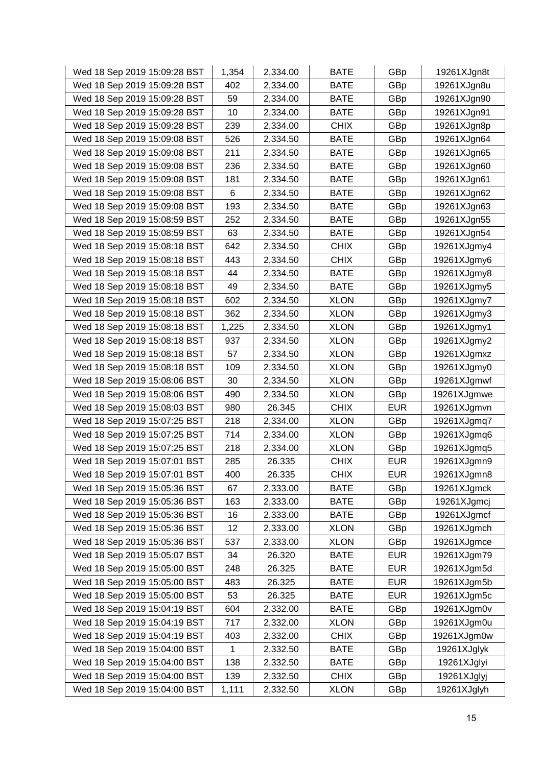| Wed 18 Sep 2019 15:09:28 BST | 1,354 | 2,334.00 | BATE | GBp | 19261XJgn8t |
|---|---|---|---|---|---|
| Wed 18 Sep 2019 15:09:28 BST | 402 | 2,334.00 | BATE | GBp | 19261XJgn8u |
| Wed 18 Sep 2019 15:09:28 BST | 59 | 2,334.00 | BATE | GBp | 19261XJgn90 |
| Wed 18 Sep 2019 15:09:28 BST | 10 | 2,334.00 | BATE | GBp | 19261XJgn91 |
| Wed 18 Sep 2019 15:09:28 BST | 239 | 2,334.00 | CHIX | GBp | 19261XJgn8p |
| Wed 18 Sep 2019 15:09:08 BST | 526 | 2,334.50 | BATE | GBp | 19261XJgn64 |
| Wed 18 Sep 2019 15:09:08 BST | 211 | 2,334.50 | BATE | GBp | 19261XJgn65 |
| Wed 18 Sep 2019 15:09:08 BST | 236 | 2,334.50 | BATE | GBp | 19261XJgn60 |
| Wed 18 Sep 2019 15:09:08 BST | 181 | 2,334.50 | BATE | GBp | 19261XJgn61 |
| Wed 18 Sep 2019 15:09:08 BST | 6 | 2,334.50 | BATE | GBp | 19261XJgn62 |
| Wed 18 Sep 2019 15:09:08 BST | 193 | 2,334.50 | BATE | GBp | 19261XJgn63 |
| Wed 18 Sep 2019 15:08:59 BST | 252 | 2,334.50 | BATE | GBp | 19261XJgn55 |
| Wed 18 Sep 2019 15:08:59 BST | 63 | 2,334.50 | BATE | GBp | 19261XJgn54 |
| Wed 18 Sep 2019 15:08:18 BST | 642 | 2,334.50 | CHIX | GBp | 19261XJgmy4 |
| Wed 18 Sep 2019 15:08:18 BST | 443 | 2,334.50 | CHIX | GBp | 19261XJgmy6 |
| Wed 18 Sep 2019 15:08:18 BST | 44 | 2,334.50 | BATE | GBp | 19261XJgmy8 |
| Wed 18 Sep 2019 15:08:18 BST | 49 | 2,334.50 | BATE | GBp | 19261XJgmy5 |
| Wed 18 Sep 2019 15:08:18 BST | 602 | 2,334.50 | XLON | GBp | 19261XJgmy7 |
| Wed 18 Sep 2019 15:08:18 BST | 362 | 2,334.50 | XLON | GBp | 19261XJgmy3 |
| Wed 18 Sep 2019 15:08:18 BST | 1,225 | 2,334.50 | XLON | GBp | 19261XJgmy1 |
| Wed 18 Sep 2019 15:08:18 BST | 937 | 2,334.50 | XLON | GBp | 19261XJgmy2 |
| Wed 18 Sep 2019 15:08:18 BST | 57 | 2,334.50 | XLON | GBp | 19261XJgmxz |
| Wed 18 Sep 2019 15:08:18 BST | 109 | 2,334.50 | XLON | GBp | 19261XJgmy0 |
| Wed 18 Sep 2019 15:08:06 BST | 30 | 2,334.50 | XLON | GBp | 19261XJgmwf |
| Wed 18 Sep 2019 15:08:06 BST | 490 | 2,334.50 | XLON | GBp | 19261XJgmwe |
| Wed 18 Sep 2019 15:08:03 BST | 980 | 26.345 | CHIX | EUR | 19261XJgmvn |
| Wed 18 Sep 2019 15:07:25 BST | 218 | 2,334.00 | XLON | GBp | 19261XJgmq7 |
| Wed 18 Sep 2019 15:07:25 BST | 714 | 2,334.00 | XLON | GBp | 19261XJgmq6 |
| Wed 18 Sep 2019 15:07:25 BST | 218 | 2,334.00 | XLON | GBp | 19261XJgmq5 |
| Wed 18 Sep 2019 15:07:01 BST | 285 | 26.335 | CHIX | EUR | 19261XJgmn9 |
| Wed 18 Sep 2019 15:07:01 BST | 400 | 26.335 | CHIX | EUR | 19261XJgmn8 |
| Wed 18 Sep 2019 15:05:36 BST | 67 | 2,333.00 | BATE | GBp | 19261XJgmck |
| Wed 18 Sep 2019 15:05:36 BST | 163 | 2,333.00 | BATE | GBp | 19261XJgmcj |
| Wed 18 Sep 2019 15:05:36 BST | 16 | 2,333.00 | BATE | GBp | 19261XJgmcf |
| Wed 18 Sep 2019 15:05:36 BST | 12 | 2,333.00 | XLON | GBp | 19261XJgmch |
| Wed 18 Sep 2019 15:05:36 BST | 537 | 2,333.00 | XLON | GBp | 19261XJgmce |
| Wed 18 Sep 2019 15:05:07 BST | 34 | 26.320 | BATE | EUR | 19261XJgm79 |
| Wed 18 Sep 2019 15:05:00 BST | 248 | 26.325 | BATE | EUR | 19261XJgm5d |
| Wed 18 Sep 2019 15:05:00 BST | 483 | 26.325 | BATE | EUR | 19261XJgm5b |
| Wed 18 Sep 2019 15:05:00 BST | 53 | 26.325 | BATE | EUR | 19261XJgm5c |
| Wed 18 Sep 2019 15:04:19 BST | 604 | 2,332.00 | BATE | GBp | 19261XJgm0v |
| Wed 18 Sep 2019 15:04:19 BST | 717 | 2,332.00 | XLON | GBp | 19261XJgm0u |
| Wed 18 Sep 2019 15:04:19 BST | 403 | 2,332.00 | CHIX | GBp | 19261XJgm0w |
| Wed 18 Sep 2019 15:04:00 BST | 1 | 2,332.50 | BATE | GBp | 19261XJglyk |
| Wed 18 Sep 2019 15:04:00 BST | 138 | 2,332.50 | BATE | GBp | 19261XJglyi |
| Wed 18 Sep 2019 15:04:00 BST | 139 | 2,332.50 | CHIX | GBp | 19261XJglyj |
| Wed 18 Sep 2019 15:04:00 BST | 1,111 | 2,332.50 | XLON | GBp | 19261XJglyh |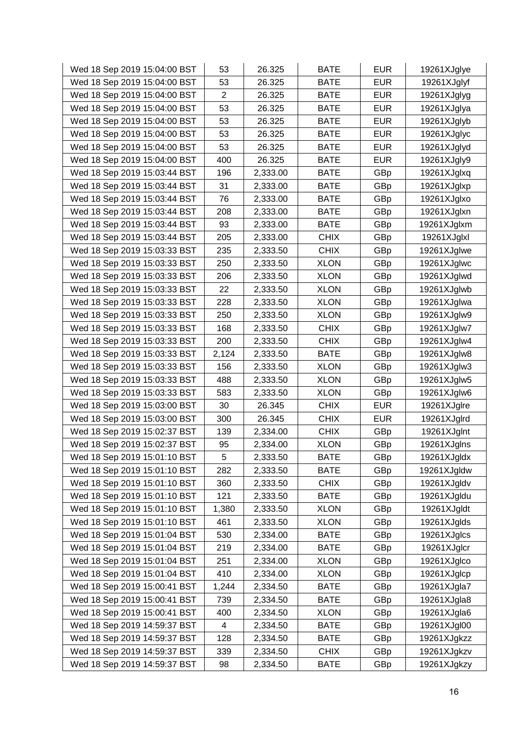| | | | | | |
|---|---|---|---|---|---|
| Wed 18 Sep 2019 15:04:00 BST | 53 | 26.325 | BATE | EUR | 19261XJglye |
| Wed 18 Sep 2019 15:04:00 BST | 53 | 26.325 | BATE | EUR | 19261XJglyf |
| Wed 18 Sep 2019 15:04:00 BST | 2 | 26.325 | BATE | EUR | 19261XJglyg |
| Wed 18 Sep 2019 15:04:00 BST | 53 | 26.325 | BATE | EUR | 19261XJglya |
| Wed 18 Sep 2019 15:04:00 BST | 53 | 26.325 | BATE | EUR | 19261XJglyb |
| Wed 18 Sep 2019 15:04:00 BST | 53 | 26.325 | BATE | EUR | 19261XJglyc |
| Wed 18 Sep 2019 15:04:00 BST | 53 | 26.325 | BATE | EUR | 19261XJglyd |
| Wed 18 Sep 2019 15:04:00 BST | 400 | 26.325 | BATE | EUR | 19261XJgly9 |
| Wed 18 Sep 2019 15:03:44 BST | 196 | 2,333.00 | BATE | GBp | 19261XJglxq |
| Wed 18 Sep 2019 15:03:44 BST | 31 | 2,333.00 | BATE | GBp | 19261XJglxp |
| Wed 18 Sep 2019 15:03:44 BST | 76 | 2,333.00 | BATE | GBp | 19261XJglxo |
| Wed 18 Sep 2019 15:03:44 BST | 208 | 2,333.00 | BATE | GBp | 19261XJglxn |
| Wed 18 Sep 2019 15:03:44 BST | 93 | 2,333.00 | BATE | GBp | 19261XJglxm |
| Wed 18 Sep 2019 15:03:44 BST | 205 | 2,333.00 | CHIX | GBp | 19261XJglxl |
| Wed 18 Sep 2019 15:03:33 BST | 235 | 2,333.50 | CHIX | GBp | 19261XJglwe |
| Wed 18 Sep 2019 15:03:33 BST | 250 | 2,333.50 | XLON | GBp | 19261XJglwc |
| Wed 18 Sep 2019 15:03:33 BST | 206 | 2,333.50 | XLON | GBp | 19261XJglwd |
| Wed 18 Sep 2019 15:03:33 BST | 22 | 2,333.50 | XLON | GBp | 19261XJglwb |
| Wed 18 Sep 2019 15:03:33 BST | 228 | 2,333.50 | XLON | GBp | 19261XJglwa |
| Wed 18 Sep 2019 15:03:33 BST | 250 | 2,333.50 | XLON | GBp | 19261XJglw9 |
| Wed 18 Sep 2019 15:03:33 BST | 168 | 2,333.50 | CHIX | GBp | 19261XJglw7 |
| Wed 18 Sep 2019 15:03:33 BST | 200 | 2,333.50 | CHIX | GBp | 19261XJglw4 |
| Wed 18 Sep 2019 15:03:33 BST | 2,124 | 2,333.50 | BATE | GBp | 19261XJglw8 |
| Wed 18 Sep 2019 15:03:33 BST | 156 | 2,333.50 | XLON | GBp | 19261XJglw3 |
| Wed 18 Sep 2019 15:03:33 BST | 488 | 2,333.50 | XLON | GBp | 19261XJglw5 |
| Wed 18 Sep 2019 15:03:33 BST | 583 | 2,333.50 | XLON | GBp | 19261XJglw6 |
| Wed 18 Sep 2019 15:03:00 BST | 30 | 26.345 | CHIX | EUR | 19261XJglre |
| Wed 18 Sep 2019 15:03:00 BST | 300 | 26.345 | CHIX | EUR | 19261XJglrd |
| Wed 18 Sep 2019 15:02:37 BST | 139 | 2,334.00 | CHIX | GBp | 19261XJglnt |
| Wed 18 Sep 2019 15:02:37 BST | 95 | 2,334.00 | XLON | GBp | 19261XJglns |
| Wed 18 Sep 2019 15:01:10 BST | 5 | 2,333.50 | BATE | GBp | 19261XJgldx |
| Wed 18 Sep 2019 15:01:10 BST | 282 | 2,333.50 | BATE | GBp | 19261XJgldw |
| Wed 18 Sep 2019 15:01:10 BST | 360 | 2,333.50 | CHIX | GBp | 19261XJgldv |
| Wed 18 Sep 2019 15:01:10 BST | 121 | 2,333.50 | BATE | GBp | 19261XJgldu |
| Wed 18 Sep 2019 15:01:10 BST | 1,380 | 2,333.50 | XLON | GBp | 19261XJgldt |
| Wed 18 Sep 2019 15:01:10 BST | 461 | 2,333.50 | XLON | GBp | 19261XJglds |
| Wed 18 Sep 2019 15:01:04 BST | 530 | 2,334.00 | BATE | GBp | 19261XJglcs |
| Wed 18 Sep 2019 15:01:04 BST | 219 | 2,334.00 | BATE | GBp | 19261XJglcr |
| Wed 18 Sep 2019 15:01:04 BST | 251 | 2,334.00 | XLON | GBp | 19261XJglco |
| Wed 18 Sep 2019 15:01:04 BST | 410 | 2,334.00 | XLON | GBp | 19261XJglcp |
| Wed 18 Sep 2019 15:00:41 BST | 1,244 | 2,334.50 | BATE | GBp | 19261XJgla7 |
| Wed 18 Sep 2019 15:00:41 BST | 739 | 2,334.50 | BATE | GBp | 19261XJgla8 |
| Wed 18 Sep 2019 15:00:41 BST | 400 | 2,334.50 | XLON | GBp | 19261XJgla6 |
| Wed 18 Sep 2019 14:59:37 BST | 4 | 2,334.50 | BATE | GBp | 19261XJgl00 |
| Wed 18 Sep 2019 14:59:37 BST | 128 | 2,334.50 | BATE | GBp | 19261XJgkzz |
| Wed 18 Sep 2019 14:59:37 BST | 339 | 2,334.50 | CHIX | GBp | 19261XJgkzv |
| Wed 18 Sep 2019 14:59:37 BST | 98 | 2,334.50 | BATE | GBp | 19261XJgkzy |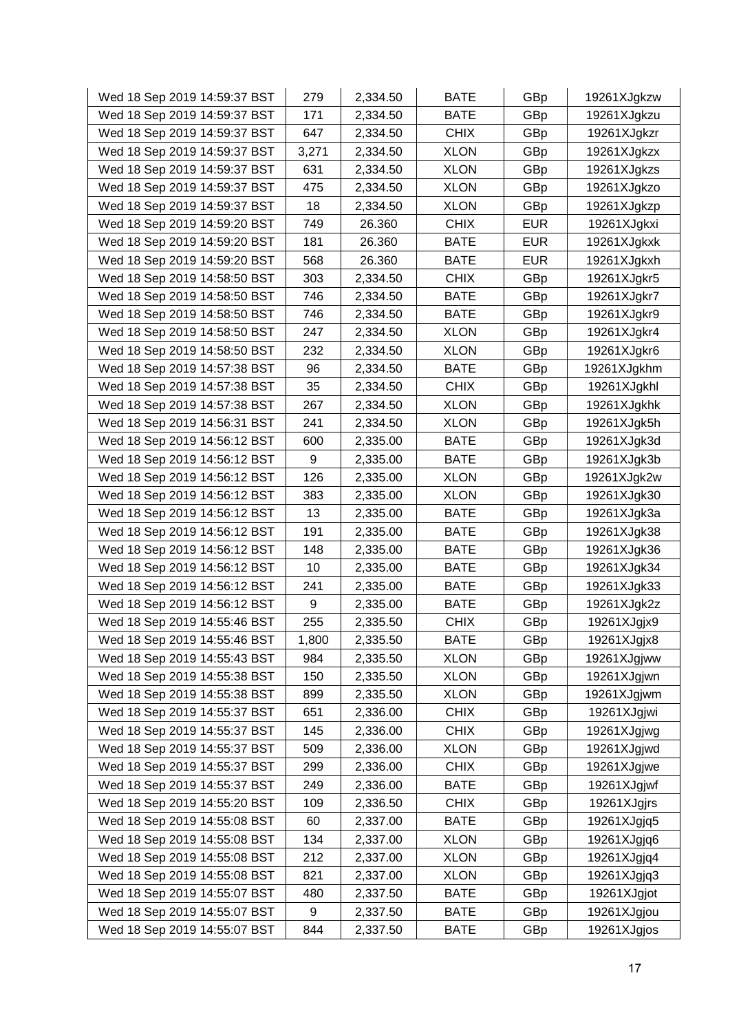| Wed 18 Sep 2019 14:59:37 BST | 279 | 2,334.50 | BATE | GBp | 19261XJgkzw |
|---|---|---|---|---|---|
| Wed 18 Sep 2019 14:59:37 BST | 171 | 2,334.50 | BATE | GBp | 19261XJgkzu |
| Wed 18 Sep 2019 14:59:37 BST | 647 | 2,334.50 | CHIX | GBp | 19261XJgkzr |
| Wed 18 Sep 2019 14:59:37 BST | 3,271 | 2,334.50 | XLON | GBp | 19261XJgkzx |
| Wed 18 Sep 2019 14:59:37 BST | 631 | 2,334.50 | XLON | GBp | 19261XJgkzs |
| Wed 18 Sep 2019 14:59:37 BST | 475 | 2,334.50 | XLON | GBp | 19261XJgkzo |
| Wed 18 Sep 2019 14:59:37 BST | 18 | 2,334.50 | XLON | GBp | 19261XJgkzp |
| Wed 18 Sep 2019 14:59:20 BST | 749 | 26.360 | CHIX | EUR | 19261XJgkxi |
| Wed 18 Sep 2019 14:59:20 BST | 181 | 26.360 | BATE | EUR | 19261XJgkxk |
| Wed 18 Sep 2019 14:59:20 BST | 568 | 26.360 | BATE | EUR | 19261XJgkxh |
| Wed 18 Sep 2019 14:58:50 BST | 303 | 2,334.50 | CHIX | GBp | 19261XJgkr5 |
| Wed 18 Sep 2019 14:58:50 BST | 746 | 2,334.50 | BATE | GBp | 19261XJgkr7 |
| Wed 18 Sep 2019 14:58:50 BST | 746 | 2,334.50 | BATE | GBp | 19261XJgkr9 |
| Wed 18 Sep 2019 14:58:50 BST | 247 | 2,334.50 | XLON | GBp | 19261XJgkr4 |
| Wed 18 Sep 2019 14:58:50 BST | 232 | 2,334.50 | XLON | GBp | 19261XJgkr6 |
| Wed 18 Sep 2019 14:57:38 BST | 96 | 2,334.50 | BATE | GBp | 19261XJgkhm |
| Wed 18 Sep 2019 14:57:38 BST | 35 | 2,334.50 | CHIX | GBp | 19261XJgkhl |
| Wed 18 Sep 2019 14:57:38 BST | 267 | 2,334.50 | XLON | GBp | 19261XJgkhk |
| Wed 18 Sep 2019 14:56:31 BST | 241 | 2,334.50 | XLON | GBp | 19261XJgk5h |
| Wed 18 Sep 2019 14:56:12 BST | 600 | 2,335.00 | BATE | GBp | 19261XJgk3d |
| Wed 18 Sep 2019 14:56:12 BST | 9 | 2,335.00 | BATE | GBp | 19261XJgk3b |
| Wed 18 Sep 2019 14:56:12 BST | 126 | 2,335.00 | XLON | GBp | 19261XJgk2w |
| Wed 18 Sep 2019 14:56:12 BST | 383 | 2,335.00 | XLON | GBp | 19261XJgk30 |
| Wed 18 Sep 2019 14:56:12 BST | 13 | 2,335.00 | BATE | GBp | 19261XJgk3a |
| Wed 18 Sep 2019 14:56:12 BST | 191 | 2,335.00 | BATE | GBp | 19261XJgk38 |
| Wed 18 Sep 2019 14:56:12 BST | 148 | 2,335.00 | BATE | GBp | 19261XJgk36 |
| Wed 18 Sep 2019 14:56:12 BST | 10 | 2,335.00 | BATE | GBp | 19261XJgk34 |
| Wed 18 Sep 2019 14:56:12 BST | 241 | 2,335.00 | BATE | GBp | 19261XJgk33 |
| Wed 18 Sep 2019 14:56:12 BST | 9 | 2,335.00 | BATE | GBp | 19261XJgk2z |
| Wed 18 Sep 2019 14:55:46 BST | 255 | 2,335.50 | CHIX | GBp | 19261XJgjx9 |
| Wed 18 Sep 2019 14:55:46 BST | 1,800 | 2,335.50 | BATE | GBp | 19261XJgjx8 |
| Wed 18 Sep 2019 14:55:43 BST | 984 | 2,335.50 | XLON | GBp | 19261XJgjww |
| Wed 18 Sep 2019 14:55:38 BST | 150 | 2,335.50 | XLON | GBp | 19261XJgjwn |
| Wed 18 Sep 2019 14:55:38 BST | 899 | 2,335.50 | XLON | GBp | 19261XJgjwm |
| Wed 18 Sep 2019 14:55:37 BST | 651 | 2,336.00 | CHIX | GBp | 19261XJgjwi |
| Wed 18 Sep 2019 14:55:37 BST | 145 | 2,336.00 | CHIX | GBp | 19261XJgjwg |
| Wed 18 Sep 2019 14:55:37 BST | 509 | 2,336.00 | XLON | GBp | 19261XJgjwd |
| Wed 18 Sep 2019 14:55:37 BST | 299 | 2,336.00 | CHIX | GBp | 19261XJgjwe |
| Wed 18 Sep 2019 14:55:37 BST | 249 | 2,336.00 | BATE | GBp | 19261XJgjwf |
| Wed 18 Sep 2019 14:55:20 BST | 109 | 2,336.50 | CHIX | GBp | 19261XJgjrs |
| Wed 18 Sep 2019 14:55:08 BST | 60 | 2,337.00 | BATE | GBp | 19261XJgjq5 |
| Wed 18 Sep 2019 14:55:08 BST | 134 | 2,337.00 | XLON | GBp | 19261XJgjq6 |
| Wed 18 Sep 2019 14:55:08 BST | 212 | 2,337.00 | XLON | GBp | 19261XJgjq4 |
| Wed 18 Sep 2019 14:55:08 BST | 821 | 2,337.00 | XLON | GBp | 19261XJgjq3 |
| Wed 18 Sep 2019 14:55:07 BST | 480 | 2,337.50 | BATE | GBp | 19261XJgjot |
| Wed 18 Sep 2019 14:55:07 BST | 9 | 2,337.50 | BATE | GBp | 19261XJgjou |
| Wed 18 Sep 2019 14:55:07 BST | 844 | 2,337.50 | BATE | GBp | 19261XJgjos |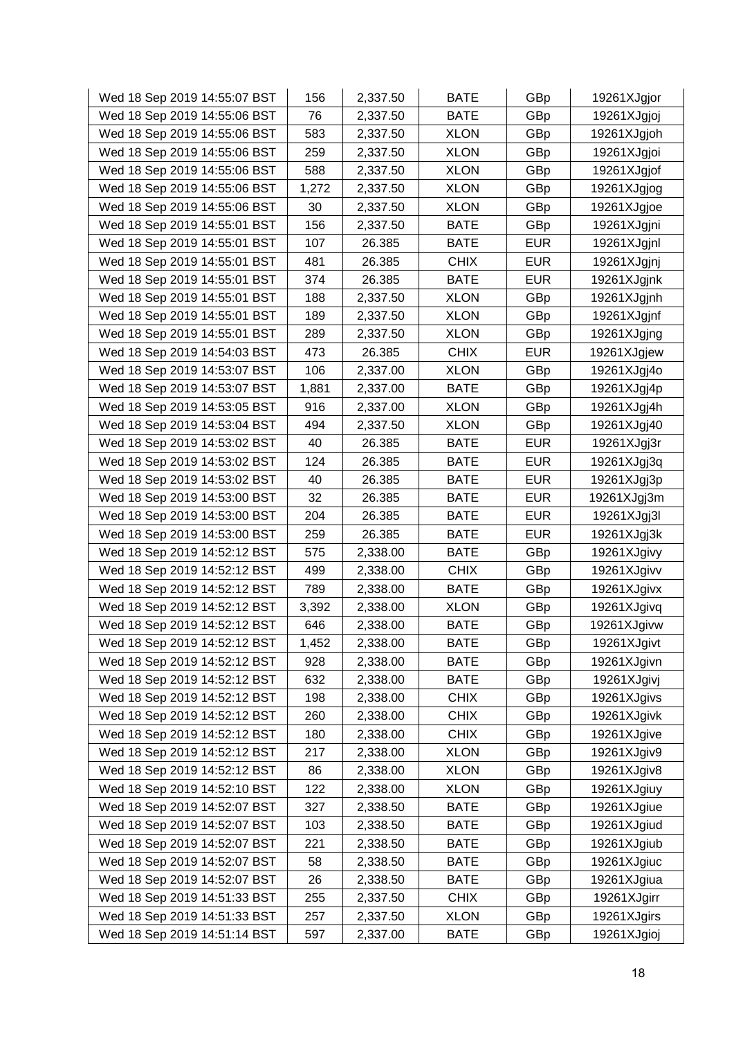| Wed 18 Sep 2019 14:55:07 BST | 156 | 2,337.50 | BATE | GBp | 19261XJgjor |
|---|---|---|---|---|---|
| Wed 18 Sep 2019 14:55:06 BST | 76 | 2,337.50 | BATE | GBp | 19261XJgjoj |
| Wed 18 Sep 2019 14:55:06 BST | 583 | 2,337.50 | XLON | GBp | 19261XJgjoh |
| Wed 18 Sep 2019 14:55:06 BST | 259 | 2,337.50 | XLON | GBp | 19261XJgjoi |
| Wed 18 Sep 2019 14:55:06 BST | 588 | 2,337.50 | XLON | GBp | 19261XJgjof |
| Wed 18 Sep 2019 14:55:06 BST | 1,272 | 2,337.50 | XLON | GBp | 19261XJgjog |
| Wed 18 Sep 2019 14:55:06 BST | 30 | 2,337.50 | XLON | GBp | 19261XJgjoe |
| Wed 18 Sep 2019 14:55:01 BST | 156 | 2,337.50 | BATE | GBp | 19261XJgjni |
| Wed 18 Sep 2019 14:55:01 BST | 107 | 26.385 | BATE | EUR | 19261XJgjnl |
| Wed 18 Sep 2019 14:55:01 BST | 481 | 26.385 | CHIX | EUR | 19261XJgjnj |
| Wed 18 Sep 2019 14:55:01 BST | 374 | 26.385 | BATE | EUR | 19261XJgjnk |
| Wed 18 Sep 2019 14:55:01 BST | 188 | 2,337.50 | XLON | GBp | 19261XJgjnh |
| Wed 18 Sep 2019 14:55:01 BST | 189 | 2,337.50 | XLON | GBp | 19261XJgjnf |
| Wed 18 Sep 2019 14:55:01 BST | 289 | 2,337.50 | XLON | GBp | 19261XJgjng |
| Wed 18 Sep 2019 14:54:03 BST | 473 | 26.385 | CHIX | EUR | 19261XJgjew |
| Wed 18 Sep 2019 14:53:07 BST | 106 | 2,337.00 | XLON | GBp | 19261XJgj4o |
| Wed 18 Sep 2019 14:53:07 BST | 1,881 | 2,337.00 | BATE | GBp | 19261XJgj4p |
| Wed 18 Sep 2019 14:53:05 BST | 916 | 2,337.00 | XLON | GBp | 19261XJgj4h |
| Wed 18 Sep 2019 14:53:04 BST | 494 | 2,337.50 | XLON | GBp | 19261XJgj40 |
| Wed 18 Sep 2019 14:53:02 BST | 40 | 26.385 | BATE | EUR | 19261XJgj3r |
| Wed 18 Sep 2019 14:53:02 BST | 124 | 26.385 | BATE | EUR | 19261XJgj3q |
| Wed 18 Sep 2019 14:53:02 BST | 40 | 26.385 | BATE | EUR | 19261XJgj3p |
| Wed 18 Sep 2019 14:53:00 BST | 32 | 26.385 | BATE | EUR | 19261XJgj3m |
| Wed 18 Sep 2019 14:53:00 BST | 204 | 26.385 | BATE | EUR | 19261XJgj3l |
| Wed 18 Sep 2019 14:53:00 BST | 259 | 26.385 | BATE | EUR | 19261XJgj3k |
| Wed 18 Sep 2019 14:52:12 BST | 575 | 2,338.00 | BATE | GBp | 19261XJgivy |
| Wed 18 Sep 2019 14:52:12 BST | 499 | 2,338.00 | CHIX | GBp | 19261XJgivv |
| Wed 18 Sep 2019 14:52:12 BST | 789 | 2,338.00 | BATE | GBp | 19261XJgivx |
| Wed 18 Sep 2019 14:52:12 BST | 3,392 | 2,338.00 | XLON | GBp | 19261XJgivq |
| Wed 18 Sep 2019 14:52:12 BST | 646 | 2,338.00 | BATE | GBp | 19261XJgivw |
| Wed 18 Sep 2019 14:52:12 BST | 1,452 | 2,338.00 | BATE | GBp | 19261XJgivt |
| Wed 18 Sep 2019 14:52:12 BST | 928 | 2,338.00 | BATE | GBp | 19261XJgivn |
| Wed 18 Sep 2019 14:52:12 BST | 632 | 2,338.00 | BATE | GBp | 19261XJgivj |
| Wed 18 Sep 2019 14:52:12 BST | 198 | 2,338.00 | CHIX | GBp | 19261XJgivs |
| Wed 18 Sep 2019 14:52:12 BST | 260 | 2,338.00 | CHIX | GBp | 19261XJgivk |
| Wed 18 Sep 2019 14:52:12 BST | 180 | 2,338.00 | CHIX | GBp | 19261XJgive |
| Wed 18 Sep 2019 14:52:12 BST | 217 | 2,338.00 | XLON | GBp | 19261XJgiv9 |
| Wed 18 Sep 2019 14:52:12 BST | 86 | 2,338.00 | XLON | GBp | 19261XJgiv8 |
| Wed 18 Sep 2019 14:52:10 BST | 122 | 2,338.00 | XLON | GBp | 19261XJgiuy |
| Wed 18 Sep 2019 14:52:07 BST | 327 | 2,338.50 | BATE | GBp | 19261XJgiue |
| Wed 18 Sep 2019 14:52:07 BST | 103 | 2,338.50 | BATE | GBp | 19261XJgiud |
| Wed 18 Sep 2019 14:52:07 BST | 221 | 2,338.50 | BATE | GBp | 19261XJgiub |
| Wed 18 Sep 2019 14:52:07 BST | 58 | 2,338.50 | BATE | GBp | 19261XJgiuc |
| Wed 18 Sep 2019 14:52:07 BST | 26 | 2,338.50 | BATE | GBp | 19261XJgiua |
| Wed 18 Sep 2019 14:51:33 BST | 255 | 2,337.50 | CHIX | GBp | 19261XJgirr |
| Wed 18 Sep 2019 14:51:33 BST | 257 | 2,337.50 | XLON | GBp | 19261XJgirs |
| Wed 18 Sep 2019 14:51:14 BST | 597 | 2,337.00 | BATE | GBp | 19261XJgioj |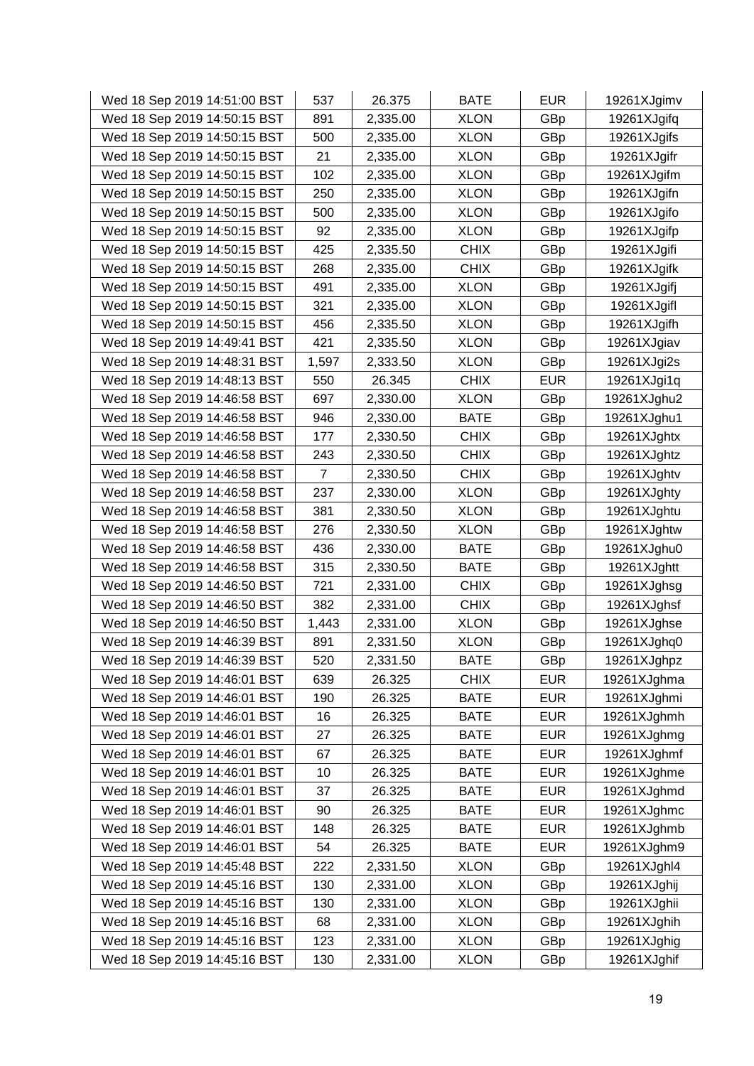| Wed 18 Sep 2019 14:51:00 BST | 537 | 26.375 | BATE | EUR | 19261XJgimv |
|---|---|---|---|---|---|
| Wed 18 Sep 2019 14:50:15 BST | 891 | 2,335.00 | XLON | GBp | 19261XJgifq |
| Wed 18 Sep 2019 14:50:15 BST | 500 | 2,335.00 | XLON | GBp | 19261XJgifs |
| Wed 18 Sep 2019 14:50:15 BST | 21 | 2,335.00 | XLON | GBp | 19261XJgifr |
| Wed 18 Sep 2019 14:50:15 BST | 102 | 2,335.00 | XLON | GBp | 19261XJgifm |
| Wed 18 Sep 2019 14:50:15 BST | 250 | 2,335.00 | XLON | GBp | 19261XJgifn |
| Wed 18 Sep 2019 14:50:15 BST | 500 | 2,335.00 | XLON | GBp | 19261XJgifo |
| Wed 18 Sep 2019 14:50:15 BST | 92 | 2,335.00 | XLON | GBp | 19261XJgifp |
| Wed 18 Sep 2019 14:50:15 BST | 425 | 2,335.50 | CHIX | GBp | 19261XJgifi |
| Wed 18 Sep 2019 14:50:15 BST | 268 | 2,335.00 | CHIX | GBp | 19261XJgifk |
| Wed 18 Sep 2019 14:50:15 BST | 491 | 2,335.00 | XLON | GBp | 19261XJgifj |
| Wed 18 Sep 2019 14:50:15 BST | 321 | 2,335.00 | XLON | GBp | 19261XJgifl |
| Wed 18 Sep 2019 14:50:15 BST | 456 | 2,335.50 | XLON | GBp | 19261XJgifh |
| Wed 18 Sep 2019 14:49:41 BST | 421 | 2,335.50 | XLON | GBp | 19261XJgiav |
| Wed 18 Sep 2019 14:48:31 BST | 1,597 | 2,333.50 | XLON | GBp | 19261XJgi2s |
| Wed 18 Sep 2019 14:48:13 BST | 550 | 26.345 | CHIX | EUR | 19261XJgi1q |
| Wed 18 Sep 2019 14:46:58 BST | 697 | 2,330.00 | XLON | GBp | 19261XJghu2 |
| Wed 18 Sep 2019 14:46:58 BST | 946 | 2,330.00 | BATE | GBp | 19261XJghu1 |
| Wed 18 Sep 2019 14:46:58 BST | 177 | 2,330.50 | CHIX | GBp | 19261XJghtx |
| Wed 18 Sep 2019 14:46:58 BST | 243 | 2,330.50 | CHIX | GBp | 19261XJghtz |
| Wed 18 Sep 2019 14:46:58 BST | 7 | 2,330.50 | CHIX | GBp | 19261XJghtv |
| Wed 18 Sep 2019 14:46:58 BST | 237 | 2,330.00 | XLON | GBp | 19261XJghty |
| Wed 18 Sep 2019 14:46:58 BST | 381 | 2,330.50 | XLON | GBp | 19261XJghtu |
| Wed 18 Sep 2019 14:46:58 BST | 276 | 2,330.50 | XLON | GBp | 19261XJghtw |
| Wed 18 Sep 2019 14:46:58 BST | 436 | 2,330.00 | BATE | GBp | 19261XJghu0 |
| Wed 18 Sep 2019 14:46:58 BST | 315 | 2,330.50 | BATE | GBp | 19261XJghtt |
| Wed 18 Sep 2019 14:46:50 BST | 721 | 2,331.00 | CHIX | GBp | 19261XJghsg |
| Wed 18 Sep 2019 14:46:50 BST | 382 | 2,331.00 | CHIX | GBp | 19261XJghsf |
| Wed 18 Sep 2019 14:46:50 BST | 1,443 | 2,331.00 | XLON | GBp | 19261XJghse |
| Wed 18 Sep 2019 14:46:39 BST | 891 | 2,331.50 | XLON | GBp | 19261XJghq0 |
| Wed 18 Sep 2019 14:46:39 BST | 520 | 2,331.50 | BATE | GBp | 19261XJghpz |
| Wed 18 Sep 2019 14:46:01 BST | 639 | 26.325 | CHIX | EUR | 19261XJghma |
| Wed 18 Sep 2019 14:46:01 BST | 190 | 26.325 | BATE | EUR | 19261XJghmi |
| Wed 18 Sep 2019 14:46:01 BST | 16 | 26.325 | BATE | EUR | 19261XJghmh |
| Wed 18 Sep 2019 14:46:01 BST | 27 | 26.325 | BATE | EUR | 19261XJghmg |
| Wed 18 Sep 2019 14:46:01 BST | 67 | 26.325 | BATE | EUR | 19261XJghmf |
| Wed 18 Sep 2019 14:46:01 BST | 10 | 26.325 | BATE | EUR | 19261XJghme |
| Wed 18 Sep 2019 14:46:01 BST | 37 | 26.325 | BATE | EUR | 19261XJghmd |
| Wed 18 Sep 2019 14:46:01 BST | 90 | 26.325 | BATE | EUR | 19261XJghmc |
| Wed 18 Sep 2019 14:46:01 BST | 148 | 26.325 | BATE | EUR | 19261XJghmb |
| Wed 18 Sep 2019 14:46:01 BST | 54 | 26.325 | BATE | EUR | 19261XJghm9 |
| Wed 18 Sep 2019 14:45:48 BST | 222 | 2,331.50 | XLON | GBp | 19261XJghl4 |
| Wed 18 Sep 2019 14:45:16 BST | 130 | 2,331.00 | XLON | GBp | 19261XJghij |
| Wed 18 Sep 2019 14:45:16 BST | 130 | 2,331.00 | XLON | GBp | 19261XJghii |
| Wed 18 Sep 2019 14:45:16 BST | 68 | 2,331.00 | XLON | GBp | 19261XJghih |
| Wed 18 Sep 2019 14:45:16 BST | 123 | 2,331.00 | XLON | GBp | 19261XJghig |
| Wed 18 Sep 2019 14:45:16 BST | 130 | 2,331.00 | XLON | GBp | 19261XJghif |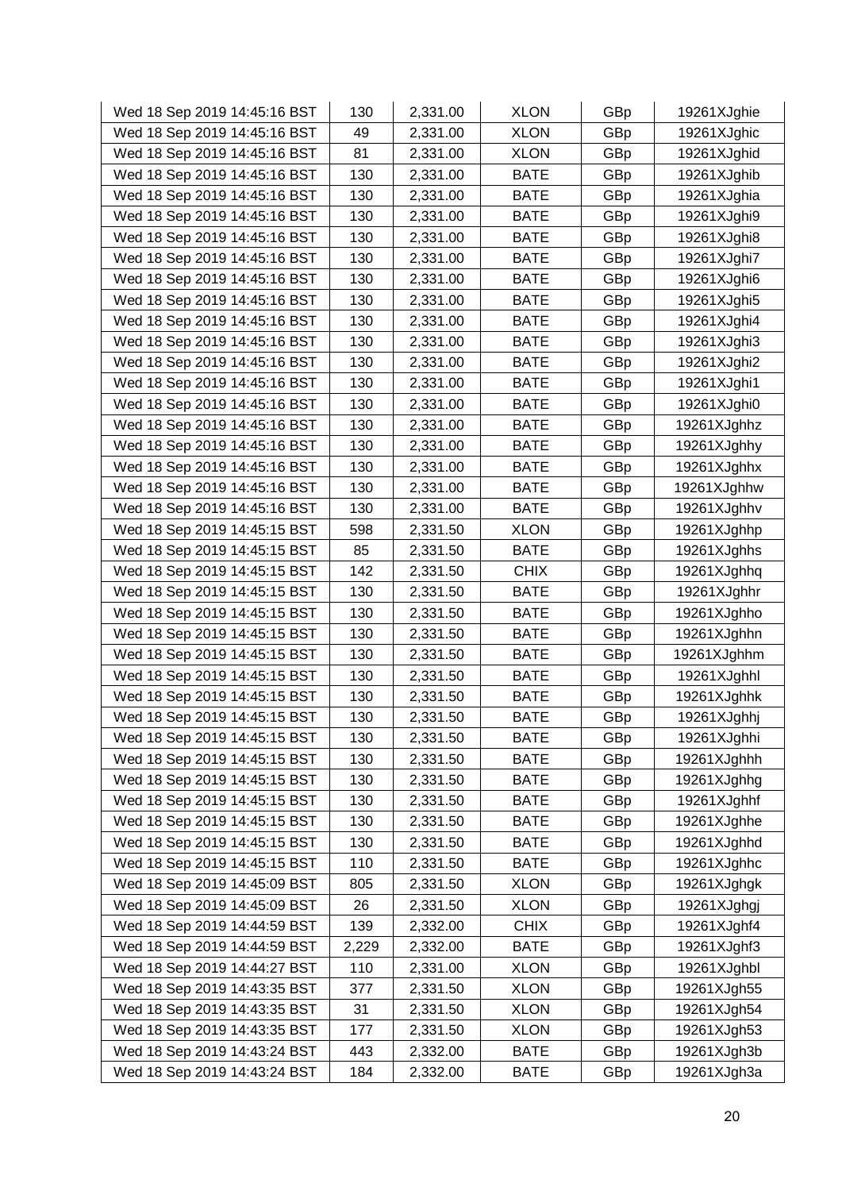| Wed 18 Sep 2019 14:45:16 BST | 130 | 2,331.00 | XLON | GBp | 19261XJghie |
|---|---|---|---|---|---|
| Wed 18 Sep 2019 14:45:16 BST | 49 | 2,331.00 | XLON | GBp | 19261XJghic |
| Wed 18 Sep 2019 14:45:16 BST | 81 | 2,331.00 | XLON | GBp | 19261XJghid |
| Wed 18 Sep 2019 14:45:16 BST | 130 | 2,331.00 | BATE | GBp | 19261XJghib |
| Wed 18 Sep 2019 14:45:16 BST | 130 | 2,331.00 | BATE | GBp | 19261XJghia |
| Wed 18 Sep 2019 14:45:16 BST | 130 | 2,331.00 | BATE | GBp | 19261XJghi9 |
| Wed 18 Sep 2019 14:45:16 BST | 130 | 2,331.00 | BATE | GBp | 19261XJghi8 |
| Wed 18 Sep 2019 14:45:16 BST | 130 | 2,331.00 | BATE | GBp | 19261XJghi7 |
| Wed 18 Sep 2019 14:45:16 BST | 130 | 2,331.00 | BATE | GBp | 19261XJghi6 |
| Wed 18 Sep 2019 14:45:16 BST | 130 | 2,331.00 | BATE | GBp | 19261XJghi5 |
| Wed 18 Sep 2019 14:45:16 BST | 130 | 2,331.00 | BATE | GBp | 19261XJghi4 |
| Wed 18 Sep 2019 14:45:16 BST | 130 | 2,331.00 | BATE | GBp | 19261XJghi3 |
| Wed 18 Sep 2019 14:45:16 BST | 130 | 2,331.00 | BATE | GBp | 19261XJghi2 |
| Wed 18 Sep 2019 14:45:16 BST | 130 | 2,331.00 | BATE | GBp | 19261XJghi1 |
| Wed 18 Sep 2019 14:45:16 BST | 130 | 2,331.00 | BATE | GBp | 19261XJghi0 |
| Wed 18 Sep 2019 14:45:16 BST | 130 | 2,331.00 | BATE | GBp | 19261XJghhz |
| Wed 18 Sep 2019 14:45:16 BST | 130 | 2,331.00 | BATE | GBp | 19261XJghhy |
| Wed 18 Sep 2019 14:45:16 BST | 130 | 2,331.00 | BATE | GBp | 19261XJghhx |
| Wed 18 Sep 2019 14:45:16 BST | 130 | 2,331.00 | BATE | GBp | 19261XJghhw |
| Wed 18 Sep 2019 14:45:16 BST | 130 | 2,331.00 | BATE | GBp | 19261XJghhv |
| Wed 18 Sep 2019 14:45:15 BST | 598 | 2,331.50 | XLON | GBp | 19261XJghhp |
| Wed 18 Sep 2019 14:45:15 BST | 85 | 2,331.50 | BATE | GBp | 19261XJghhs |
| Wed 18 Sep 2019 14:45:15 BST | 142 | 2,331.50 | CHIX | GBp | 19261XJghhq |
| Wed 18 Sep 2019 14:45:15 BST | 130 | 2,331.50 | BATE | GBp | 19261XJghhr |
| Wed 18 Sep 2019 14:45:15 BST | 130 | 2,331.50 | BATE | GBp | 19261XJghho |
| Wed 18 Sep 2019 14:45:15 BST | 130 | 2,331.50 | BATE | GBp | 19261XJghhn |
| Wed 18 Sep 2019 14:45:15 BST | 130 | 2,331.50 | BATE | GBp | 19261XJghhm |
| Wed 18 Sep 2019 14:45:15 BST | 130 | 2,331.50 | BATE | GBp | 19261XJghhl |
| Wed 18 Sep 2019 14:45:15 BST | 130 | 2,331.50 | BATE | GBp | 19261XJghhk |
| Wed 18 Sep 2019 14:45:15 BST | 130 | 2,331.50 | BATE | GBp | 19261XJghhj |
| Wed 18 Sep 2019 14:45:15 BST | 130 | 2,331.50 | BATE | GBp | 19261XJghhi |
| Wed 18 Sep 2019 14:45:15 BST | 130 | 2,331.50 | BATE | GBp | 19261XJghhh |
| Wed 18 Sep 2019 14:45:15 BST | 130 | 2,331.50 | BATE | GBp | 19261XJghhg |
| Wed 18 Sep 2019 14:45:15 BST | 130 | 2,331.50 | BATE | GBp | 19261XJghhf |
| Wed 18 Sep 2019 14:45:15 BST | 130 | 2,331.50 | BATE | GBp | 19261XJghhe |
| Wed 18 Sep 2019 14:45:15 BST | 130 | 2,331.50 | BATE | GBp | 19261XJghhd |
| Wed 18 Sep 2019 14:45:15 BST | 110 | 2,331.50 | BATE | GBp | 19261XJghhc |
| Wed 18 Sep 2019 14:45:09 BST | 805 | 2,331.50 | XLON | GBp | 19261XJghgk |
| Wed 18 Sep 2019 14:45:09 BST | 26 | 2,331.50 | XLON | GBp | 19261XJghgj |
| Wed 18 Sep 2019 14:44:59 BST | 139 | 2,332.00 | CHIX | GBp | 19261XJghf4 |
| Wed 18 Sep 2019 14:44:59 BST | 2,229 | 2,332.00 | BATE | GBp | 19261XJghf3 |
| Wed 18 Sep 2019 14:44:27 BST | 110 | 2,331.00 | XLON | GBp | 19261XJghbl |
| Wed 18 Sep 2019 14:43:35 BST | 377 | 2,331.50 | XLON | GBp | 19261XJgh55 |
| Wed 18 Sep 2019 14:43:35 BST | 31 | 2,331.50 | XLON | GBp | 19261XJgh54 |
| Wed 18 Sep 2019 14:43:35 BST | 177 | 2,331.50 | XLON | GBp | 19261XJgh53 |
| Wed 18 Sep 2019 14:43:24 BST | 443 | 2,332.00 | BATE | GBp | 19261XJgh3b |
| Wed 18 Sep 2019 14:43:24 BST | 184 | 2,332.00 | BATE | GBp | 19261XJgh3a |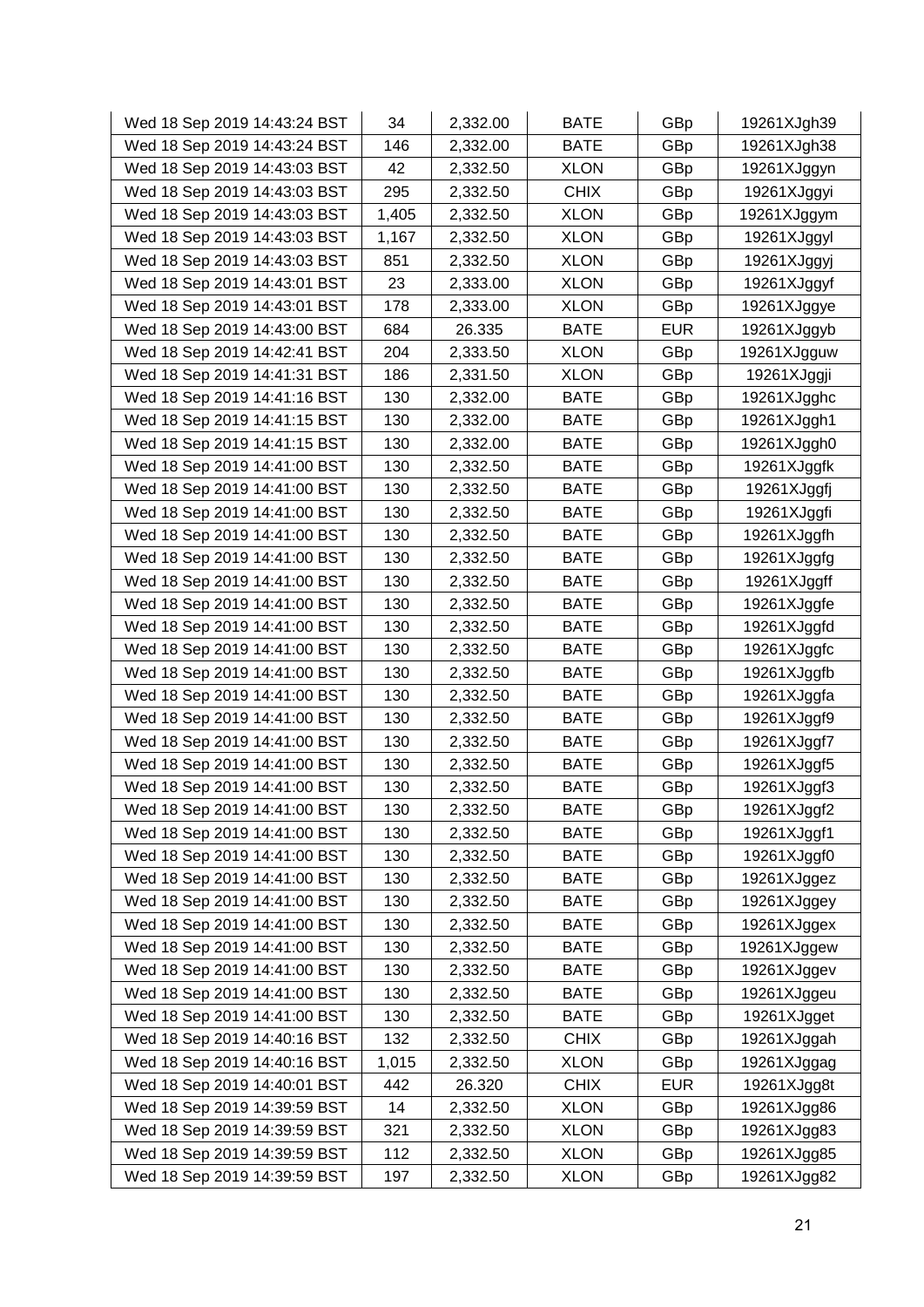| Wed 18 Sep 2019 14:43:24 BST | 34 | 2,332.00 | BATE | GBp | 19261XJgh39 |
|---|---|---|---|---|---|
| Wed 18 Sep 2019 14:43:24 BST | 146 | 2,332.00 | BATE | GBp | 19261XJgh38 |
| Wed 18 Sep 2019 14:43:03 BST | 42 | 2,332.50 | XLON | GBp | 19261XJggyn |
| Wed 18 Sep 2019 14:43:03 BST | 295 | 2,332.50 | CHIX | GBp | 19261XJggyi |
| Wed 18 Sep 2019 14:43:03 BST | 1,405 | 2,332.50 | XLON | GBp | 19261XJggym |
| Wed 18 Sep 2019 14:43:03 BST | 1,167 | 2,332.50 | XLON | GBp | 19261XJggyl |
| Wed 18 Sep 2019 14:43:03 BST | 851 | 2,332.50 | XLON | GBp | 19261XJggyj |
| Wed 18 Sep 2019 14:43:01 BST | 23 | 2,333.00 | XLON | GBp | 19261XJggyf |
| Wed 18 Sep 2019 14:43:01 BST | 178 | 2,333.00 | XLON | GBp | 19261XJggye |
| Wed 18 Sep 2019 14:43:00 BST | 684 | 26.335 | BATE | EUR | 19261XJggyb |
| Wed 18 Sep 2019 14:42:41 BST | 204 | 2,333.50 | XLON | GBp | 19261XJgguw |
| Wed 18 Sep 2019 14:41:31 BST | 186 | 2,331.50 | XLON | GBp | 19261XJggji |
| Wed 18 Sep 2019 14:41:16 BST | 130 | 2,332.00 | BATE | GBp | 19261XJgghc |
| Wed 18 Sep 2019 14:41:15 BST | 130 | 2,332.00 | BATE | GBp | 19261XJggh1 |
| Wed 18 Sep 2019 14:41:15 BST | 130 | 2,332.00 | BATE | GBp | 19261XJggh0 |
| Wed 18 Sep 2019 14:41:00 BST | 130 | 2,332.50 | BATE | GBp | 19261XJggfk |
| Wed 18 Sep 2019 14:41:00 BST | 130 | 2,332.50 | BATE | GBp | 19261XJggfj |
| Wed 18 Sep 2019 14:41:00 BST | 130 | 2,332.50 | BATE | GBp | 19261XJggfi |
| Wed 18 Sep 2019 14:41:00 BST | 130 | 2,332.50 | BATE | GBp | 19261XJggfh |
| Wed 18 Sep 2019 14:41:00 BST | 130 | 2,332.50 | BATE | GBp | 19261XJggfg |
| Wed 18 Sep 2019 14:41:00 BST | 130 | 2,332.50 | BATE | GBp | 19261XJggff |
| Wed 18 Sep 2019 14:41:00 BST | 130 | 2,332.50 | BATE | GBp | 19261XJggfe |
| Wed 18 Sep 2019 14:41:00 BST | 130 | 2,332.50 | BATE | GBp | 19261XJggfd |
| Wed 18 Sep 2019 14:41:00 BST | 130 | 2,332.50 | BATE | GBp | 19261XJggfc |
| Wed 18 Sep 2019 14:41:00 BST | 130 | 2,332.50 | BATE | GBp | 19261XJggfb |
| Wed 18 Sep 2019 14:41:00 BST | 130 | 2,332.50 | BATE | GBp | 19261XJggfa |
| Wed 18 Sep 2019 14:41:00 BST | 130 | 2,332.50 | BATE | GBp | 19261XJggf9 |
| Wed 18 Sep 2019 14:41:00 BST | 130 | 2,332.50 | BATE | GBp | 19261XJggf7 |
| Wed 18 Sep 2019 14:41:00 BST | 130 | 2,332.50 | BATE | GBp | 19261XJggf5 |
| Wed 18 Sep 2019 14:41:00 BST | 130 | 2,332.50 | BATE | GBp | 19261XJggf3 |
| Wed 18 Sep 2019 14:41:00 BST | 130 | 2,332.50 | BATE | GBp | 19261XJggf2 |
| Wed 18 Sep 2019 14:41:00 BST | 130 | 2,332.50 | BATE | GBp | 19261XJggf1 |
| Wed 18 Sep 2019 14:41:00 BST | 130 | 2,332.50 | BATE | GBp | 19261XJggf0 |
| Wed 18 Sep 2019 14:41:00 BST | 130 | 2,332.50 | BATE | GBp | 19261XJggez |
| Wed 18 Sep 2019 14:41:00 BST | 130 | 2,332.50 | BATE | GBp | 19261XJggey |
| Wed 18 Sep 2019 14:41:00 BST | 130 | 2,332.50 | BATE | GBp | 19261XJggex |
| Wed 18 Sep 2019 14:41:00 BST | 130 | 2,332.50 | BATE | GBp | 19261XJggew |
| Wed 18 Sep 2019 14:41:00 BST | 130 | 2,332.50 | BATE | GBp | 19261XJggev |
| Wed 18 Sep 2019 14:41:00 BST | 130 | 2,332.50 | BATE | GBp | 19261XJggeu |
| Wed 18 Sep 2019 14:41:00 BST | 130 | 2,332.50 | BATE | GBp | 19261XJgget |
| Wed 18 Sep 2019 14:40:16 BST | 132 | 2,332.50 | CHIX | GBp | 19261XJggah |
| Wed 18 Sep 2019 14:40:16 BST | 1,015 | 2,332.50 | XLON | GBp | 19261XJggag |
| Wed 18 Sep 2019 14:40:01 BST | 442 | 26.320 | CHIX | EUR | 19261XJgg8t |
| Wed 18 Sep 2019 14:39:59 BST | 14 | 2,332.50 | XLON | GBp | 19261XJgg86 |
| Wed 18 Sep 2019 14:39:59 BST | 321 | 2,332.50 | XLON | GBp | 19261XJgg83 |
| Wed 18 Sep 2019 14:39:59 BST | 112 | 2,332.50 | XLON | GBp | 19261XJgg85 |
| Wed 18 Sep 2019 14:39:59 BST | 197 | 2,332.50 | XLON | GBp | 19261XJgg82 |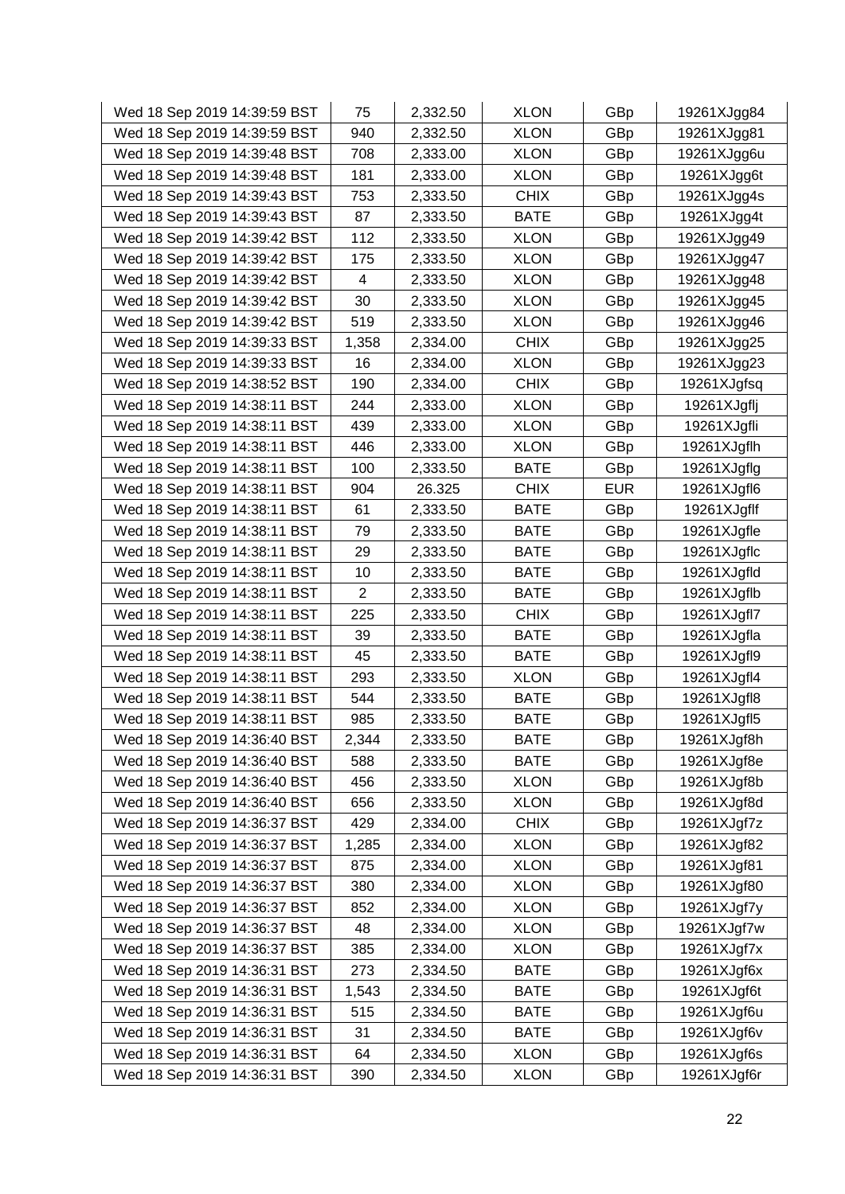| | | | | | |
|---|---|---|---|---|---|
| Wed 18 Sep 2019 14:39:59 BST | 75 | 2,332.50 | XLON | GBp | 19261XJgg84 |
| Wed 18 Sep 2019 14:39:59 BST | 940 | 2,332.50 | XLON | GBp | 19261XJgg81 |
| Wed 18 Sep 2019 14:39:48 BST | 708 | 2,333.00 | XLON | GBp | 19261XJgg6u |
| Wed 18 Sep 2019 14:39:48 BST | 181 | 2,333.00 | XLON | GBp | 19261XJgg6t |
| Wed 18 Sep 2019 14:39:43 BST | 753 | 2,333.50 | CHIX | GBp | 19261XJgg4s |
| Wed 18 Sep 2019 14:39:43 BST | 87 | 2,333.50 | BATE | GBp | 19261XJgg4t |
| Wed 18 Sep 2019 14:39:42 BST | 112 | 2,333.50 | XLON | GBp | 19261XJgg49 |
| Wed 18 Sep 2019 14:39:42 BST | 175 | 2,333.50 | XLON | GBp | 19261XJgg47 |
| Wed 18 Sep 2019 14:39:42 BST | 4 | 2,333.50 | XLON | GBp | 19261XJgg48 |
| Wed 18 Sep 2019 14:39:42 BST | 30 | 2,333.50 | XLON | GBp | 19261XJgg45 |
| Wed 18 Sep 2019 14:39:42 BST | 519 | 2,333.50 | XLON | GBp | 19261XJgg46 |
| Wed 18 Sep 2019 14:39:33 BST | 1,358 | 2,334.00 | CHIX | GBp | 19261XJgg25 |
| Wed 18 Sep 2019 14:39:33 BST | 16 | 2,334.00 | XLON | GBp | 19261XJgg23 |
| Wed 18 Sep 2019 14:38:52 BST | 190 | 2,334.00 | CHIX | GBp | 19261XJgfsq |
| Wed 18 Sep 2019 14:38:11 BST | 244 | 2,333.00 | XLON | GBp | 19261XJgflj |
| Wed 18 Sep 2019 14:38:11 BST | 439 | 2,333.00 | XLON | GBp | 19261XJgfli |
| Wed 18 Sep 2019 14:38:11 BST | 446 | 2,333.00 | XLON | GBp | 19261XJgflh |
| Wed 18 Sep 2019 14:38:11 BST | 100 | 2,333.50 | BATE | GBp | 19261XJgflg |
| Wed 18 Sep 2019 14:38:11 BST | 904 | 26.325 | CHIX | EUR | 19261XJgfl6 |
| Wed 18 Sep 2019 14:38:11 BST | 61 | 2,333.50 | BATE | GBp | 19261XJgflf |
| Wed 18 Sep 2019 14:38:11 BST | 79 | 2,333.50 | BATE | GBp | 19261XJgfle |
| Wed 18 Sep 2019 14:38:11 BST | 29 | 2,333.50 | BATE | GBp | 19261XJgflc |
| Wed 18 Sep 2019 14:38:11 BST | 10 | 2,333.50 | BATE | GBp | 19261XJgfld |
| Wed 18 Sep 2019 14:38:11 BST | 2 | 2,333.50 | BATE | GBp | 19261XJgflb |
| Wed 18 Sep 2019 14:38:11 BST | 225 | 2,333.50 | CHIX | GBp | 19261XJgfl7 |
| Wed 18 Sep 2019 14:38:11 BST | 39 | 2,333.50 | BATE | GBp | 19261XJgfla |
| Wed 18 Sep 2019 14:38:11 BST | 45 | 2,333.50 | BATE | GBp | 19261XJgfl9 |
| Wed 18 Sep 2019 14:38:11 BST | 293 | 2,333.50 | XLON | GBp | 19261XJgfl4 |
| Wed 18 Sep 2019 14:38:11 BST | 544 | 2,333.50 | BATE | GBp | 19261XJgfl8 |
| Wed 18 Sep 2019 14:38:11 BST | 985 | 2,333.50 | BATE | GBp | 19261XJgfl5 |
| Wed 18 Sep 2019 14:36:40 BST | 2,344 | 2,333.50 | BATE | GBp | 19261XJgf8h |
| Wed 18 Sep 2019 14:36:40 BST | 588 | 2,333.50 | BATE | GBp | 19261XJgf8e |
| Wed 18 Sep 2019 14:36:40 BST | 456 | 2,333.50 | XLON | GBp | 19261XJgf8b |
| Wed 18 Sep 2019 14:36:40 BST | 656 | 2,333.50 | XLON | GBp | 19261XJgf8d |
| Wed 18 Sep 2019 14:36:37 BST | 429 | 2,334.00 | CHIX | GBp | 19261XJgf7z |
| Wed 18 Sep 2019 14:36:37 BST | 1,285 | 2,334.00 | XLON | GBp | 19261XJgf82 |
| Wed 18 Sep 2019 14:36:37 BST | 875 | 2,334.00 | XLON | GBp | 19261XJgf81 |
| Wed 18 Sep 2019 14:36:37 BST | 380 | 2,334.00 | XLON | GBp | 19261XJgf80 |
| Wed 18 Sep 2019 14:36:37 BST | 852 | 2,334.00 | XLON | GBp | 19261XJgf7y |
| Wed 18 Sep 2019 14:36:37 BST | 48 | 2,334.00 | XLON | GBp | 19261XJgf7w |
| Wed 18 Sep 2019 14:36:37 BST | 385 | 2,334.00 | XLON | GBp | 19261XJgf7x |
| Wed 18 Sep 2019 14:36:31 BST | 273 | 2,334.50 | BATE | GBp | 19261XJgf6x |
| Wed 18 Sep 2019 14:36:31 BST | 1,543 | 2,334.50 | BATE | GBp | 19261XJgf6t |
| Wed 18 Sep 2019 14:36:31 BST | 515 | 2,334.50 | BATE | GBp | 19261XJgf6u |
| Wed 18 Sep 2019 14:36:31 BST | 31 | 2,334.50 | BATE | GBp | 19261XJgf6v |
| Wed 18 Sep 2019 14:36:31 BST | 64 | 2,334.50 | XLON | GBp | 19261XJgf6s |
| Wed 18 Sep 2019 14:36:31 BST | 390 | 2,334.50 | XLON | GBp | 19261XJgf6r |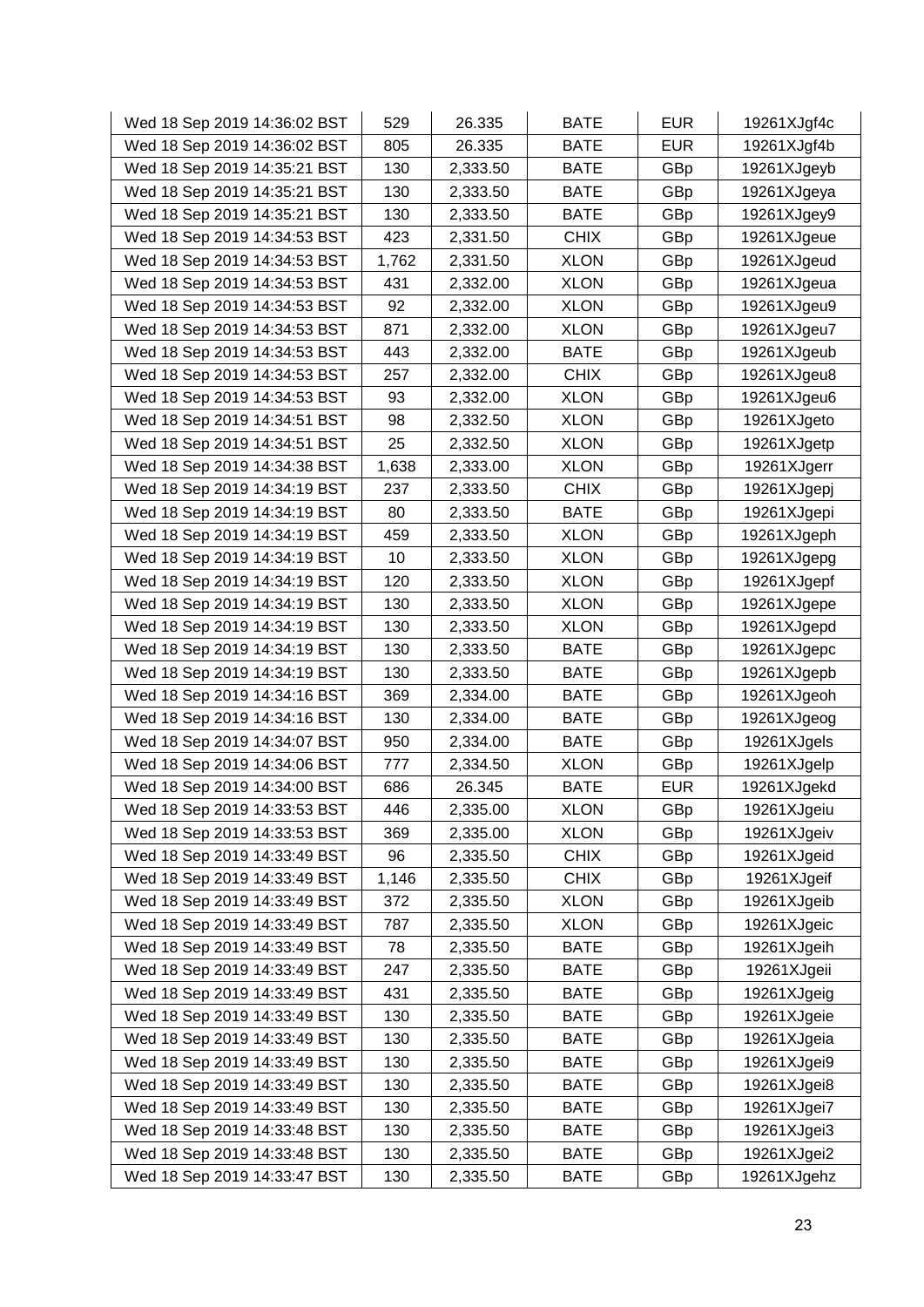| Wed 18 Sep 2019 14:36:02 BST | 529 | 26.335 | BATE | EUR | 19261XJgf4c |
|---|---|---|---|---|---|
| Wed 18 Sep 2019 14:36:02 BST | 805 | 26.335 | BATE | EUR | 19261XJgf4b |
| Wed 18 Sep 2019 14:35:21 BST | 130 | 2,333.50 | BATE | GBp | 19261XJgeyb |
| Wed 18 Sep 2019 14:35:21 BST | 130 | 2,333.50 | BATE | GBp | 19261XJgeya |
| Wed 18 Sep 2019 14:35:21 BST | 130 | 2,333.50 | BATE | GBp | 19261XJgey9 |
| Wed 18 Sep 2019 14:34:53 BST | 423 | 2,331.50 | CHIX | GBp | 19261XJgeue |
| Wed 18 Sep 2019 14:34:53 BST | 1,762 | 2,331.50 | XLON | GBp | 19261XJgeud |
| Wed 18 Sep 2019 14:34:53 BST | 431 | 2,332.00 | XLON | GBp | 19261XJgeua |
| Wed 18 Sep 2019 14:34:53 BST | 92 | 2,332.00 | XLON | GBp | 19261XJgeu9 |
| Wed 18 Sep 2019 14:34:53 BST | 871 | 2,332.00 | XLON | GBp | 19261XJgeu7 |
| Wed 18 Sep 2019 14:34:53 BST | 443 | 2,332.00 | BATE | GBp | 19261XJgeub |
| Wed 18 Sep 2019 14:34:53 BST | 257 | 2,332.00 | CHIX | GBp | 19261XJgeu8 |
| Wed 18 Sep 2019 14:34:53 BST | 93 | 2,332.00 | XLON | GBp | 19261XJgeu6 |
| Wed 18 Sep 2019 14:34:51 BST | 98 | 2,332.50 | XLON | GBp | 19261XJgeto |
| Wed 18 Sep 2019 14:34:51 BST | 25 | 2,332.50 | XLON | GBp | 19261XJgetp |
| Wed 18 Sep 2019 14:34:38 BST | 1,638 | 2,333.00 | XLON | GBp | 19261XJgerr |
| Wed 18 Sep 2019 14:34:19 BST | 237 | 2,333.50 | CHIX | GBp | 19261XJgepj |
| Wed 18 Sep 2019 14:34:19 BST | 80 | 2,333.50 | BATE | GBp | 19261XJgepi |
| Wed 18 Sep 2019 14:34:19 BST | 459 | 2,333.50 | XLON | GBp | 19261XJgeph |
| Wed 18 Sep 2019 14:34:19 BST | 10 | 2,333.50 | XLON | GBp | 19261XJgepg |
| Wed 18 Sep 2019 14:34:19 BST | 120 | 2,333.50 | XLON | GBp | 19261XJgepf |
| Wed 18 Sep 2019 14:34:19 BST | 130 | 2,333.50 | XLON | GBp | 19261XJgepe |
| Wed 18 Sep 2019 14:34:19 BST | 130 | 2,333.50 | XLON | GBp | 19261XJgepd |
| Wed 18 Sep 2019 14:34:19 BST | 130 | 2,333.50 | BATE | GBp | 19261XJgepc |
| Wed 18 Sep 2019 14:34:19 BST | 130 | 2,333.50 | BATE | GBp | 19261XJgepb |
| Wed 18 Sep 2019 14:34:16 BST | 369 | 2,334.00 | BATE | GBp | 19261XJgeoh |
| Wed 18 Sep 2019 14:34:16 BST | 130 | 2,334.00 | BATE | GBp | 19261XJgeog |
| Wed 18 Sep 2019 14:34:07 BST | 950 | 2,334.00 | BATE | GBp | 19261XJgels |
| Wed 18 Sep 2019 14:34:06 BST | 777 | 2,334.50 | XLON | GBp | 19261XJgelp |
| Wed 18 Sep 2019 14:34:00 BST | 686 | 26.345 | BATE | EUR | 19261XJgekd |
| Wed 18 Sep 2019 14:33:53 BST | 446 | 2,335.00 | XLON | GBp | 19261XJgeiu |
| Wed 18 Sep 2019 14:33:53 BST | 369 | 2,335.00 | XLON | GBp | 19261XJgeiv |
| Wed 18 Sep 2019 14:33:49 BST | 96 | 2,335.50 | CHIX | GBp | 19261XJgeid |
| Wed 18 Sep 2019 14:33:49 BST | 1,146 | 2,335.50 | CHIX | GBp | 19261XJgeif |
| Wed 18 Sep 2019 14:33:49 BST | 372 | 2,335.50 | XLON | GBp | 19261XJgeib |
| Wed 18 Sep 2019 14:33:49 BST | 787 | 2,335.50 | XLON | GBp | 19261XJgeic |
| Wed 18 Sep 2019 14:33:49 BST | 78 | 2,335.50 | BATE | GBp | 19261XJgeih |
| Wed 18 Sep 2019 14:33:49 BST | 247 | 2,335.50 | BATE | GBp | 19261XJgeii |
| Wed 18 Sep 2019 14:33:49 BST | 431 | 2,335.50 | BATE | GBp | 19261XJgeig |
| Wed 18 Sep 2019 14:33:49 BST | 130 | 2,335.50 | BATE | GBp | 19261XJgeie |
| Wed 18 Sep 2019 14:33:49 BST | 130 | 2,335.50 | BATE | GBp | 19261XJgeia |
| Wed 18 Sep 2019 14:33:49 BST | 130 | 2,335.50 | BATE | GBp | 19261XJgei9 |
| Wed 18 Sep 2019 14:33:49 BST | 130 | 2,335.50 | BATE | GBp | 19261XJgei8 |
| Wed 18 Sep 2019 14:33:49 BST | 130 | 2,335.50 | BATE | GBp | 19261XJgei7 |
| Wed 18 Sep 2019 14:33:48 BST | 130 | 2,335.50 | BATE | GBp | 19261XJgei3 |
| Wed 18 Sep 2019 14:33:48 BST | 130 | 2,335.50 | BATE | GBp | 19261XJgei2 |
| Wed 18 Sep 2019 14:33:47 BST | 130 | 2,335.50 | BATE | GBp | 19261XJgehz |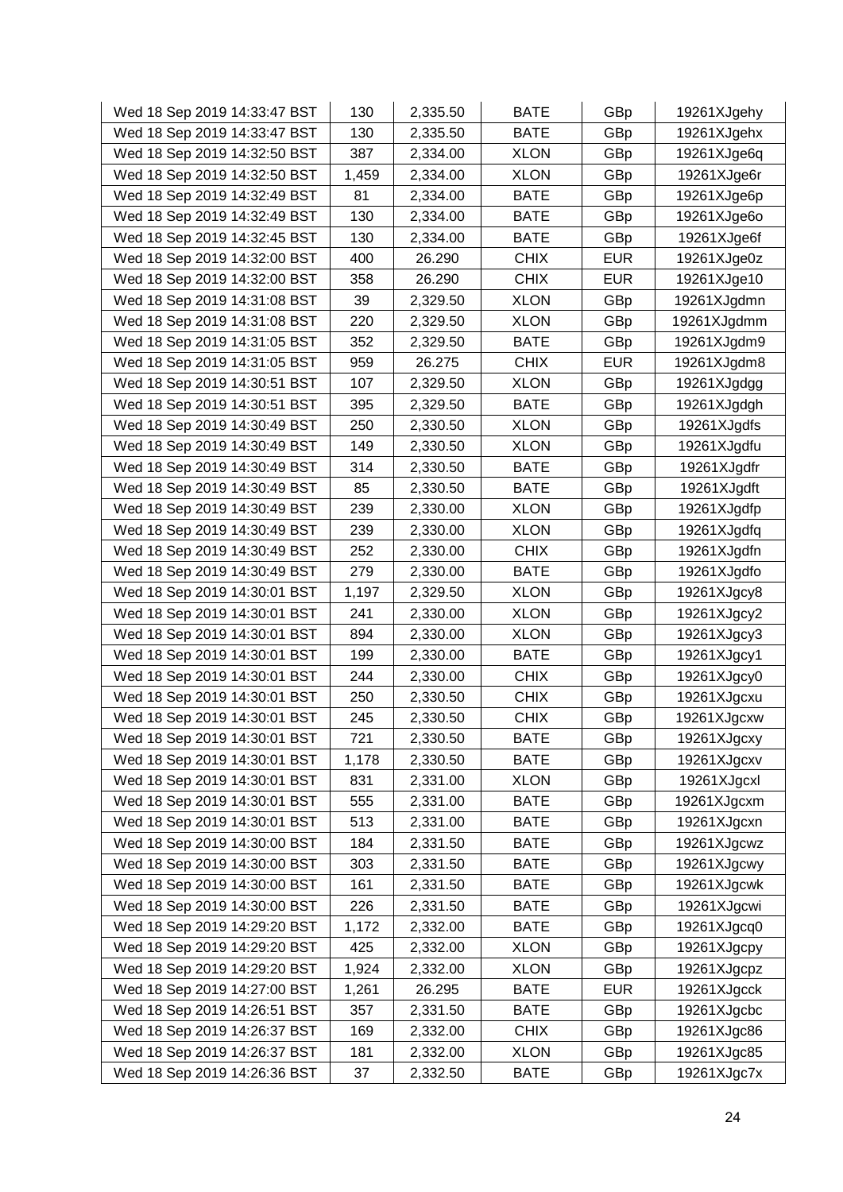| | | | | | |
|---|---|---|---|---|---|
| Wed 18 Sep 2019 14:33:47 BST | 130 | 2,335.50 | BATE | GBp | 19261XJgehy |
| Wed 18 Sep 2019 14:33:47 BST | 130 | 2,335.50 | BATE | GBp | 19261XJgehx |
| Wed 18 Sep 2019 14:32:50 BST | 387 | 2,334.00 | XLON | GBp | 19261XJge6q |
| Wed 18 Sep 2019 14:32:50 BST | 1,459 | 2,334.00 | XLON | GBp | 19261XJge6r |
| Wed 18 Sep 2019 14:32:49 BST | 81 | 2,334.00 | BATE | GBp | 19261XJge6p |
| Wed 18 Sep 2019 14:32:49 BST | 130 | 2,334.00 | BATE | GBp | 19261XJge6o |
| Wed 18 Sep 2019 14:32:45 BST | 130 | 2,334.00 | BATE | GBp | 19261XJge6f |
| Wed 18 Sep 2019 14:32:00 BST | 400 | 26.290 | CHIX | EUR | 19261XJge0z |
| Wed 18 Sep 2019 14:32:00 BST | 358 | 26.290 | CHIX | EUR | 19261XJge10 |
| Wed 18 Sep 2019 14:31:08 BST | 39 | 2,329.50 | XLON | GBp | 19261XJgdmn |
| Wed 18 Sep 2019 14:31:08 BST | 220 | 2,329.50 | XLON | GBp | 19261XJgdmm |
| Wed 18 Sep 2019 14:31:05 BST | 352 | 2,329.50 | BATE | GBp | 19261XJgdm9 |
| Wed 18 Sep 2019 14:31:05 BST | 959 | 26.275 | CHIX | EUR | 19261XJgdm8 |
| Wed 18 Sep 2019 14:30:51 BST | 107 | 2,329.50 | XLON | GBp | 19261XJgdgg |
| Wed 18 Sep 2019 14:30:51 BST | 395 | 2,329.50 | BATE | GBp | 19261XJgdgh |
| Wed 18 Sep 2019 14:30:49 BST | 250 | 2,330.50 | XLON | GBp | 19261XJgdfs |
| Wed 18 Sep 2019 14:30:49 BST | 149 | 2,330.50 | XLON | GBp | 19261XJgdfu |
| Wed 18 Sep 2019 14:30:49 BST | 314 | 2,330.50 | BATE | GBp | 19261XJgdfr |
| Wed 18 Sep 2019 14:30:49 BST | 85 | 2,330.50 | BATE | GBp | 19261XJgdft |
| Wed 18 Sep 2019 14:30:49 BST | 239 | 2,330.00 | XLON | GBp | 19261XJgdfp |
| Wed 18 Sep 2019 14:30:49 BST | 239 | 2,330.00 | XLON | GBp | 19261XJgdfq |
| Wed 18 Sep 2019 14:30:49 BST | 252 | 2,330.00 | CHIX | GBp | 19261XJgdfn |
| Wed 18 Sep 2019 14:30:49 BST | 279 | 2,330.00 | BATE | GBp | 19261XJgdfo |
| Wed 18 Sep 2019 14:30:01 BST | 1,197 | 2,329.50 | XLON | GBp | 19261XJgcy8 |
| Wed 18 Sep 2019 14:30:01 BST | 241 | 2,330.00 | XLON | GBp | 19261XJgcy2 |
| Wed 18 Sep 2019 14:30:01 BST | 894 | 2,330.00 | XLON | GBp | 19261XJgcy3 |
| Wed 18 Sep 2019 14:30:01 BST | 199 | 2,330.00 | BATE | GBp | 19261XJgcy1 |
| Wed 18 Sep 2019 14:30:01 BST | 244 | 2,330.00 | CHIX | GBp | 19261XJgcy0 |
| Wed 18 Sep 2019 14:30:01 BST | 250 | 2,330.50 | CHIX | GBp | 19261XJgcxu |
| Wed 18 Sep 2019 14:30:01 BST | 245 | 2,330.50 | CHIX | GBp | 19261XJgcxw |
| Wed 18 Sep 2019 14:30:01 BST | 721 | 2,330.50 | BATE | GBp | 19261XJgcxy |
| Wed 18 Sep 2019 14:30:01 BST | 1,178 | 2,330.50 | BATE | GBp | 19261XJgcxv |
| Wed 18 Sep 2019 14:30:01 BST | 831 | 2,331.00 | XLON | GBp | 19261XJgcxl |
| Wed 18 Sep 2019 14:30:01 BST | 555 | 2,331.00 | BATE | GBp | 19261XJgcxm |
| Wed 18 Sep 2019 14:30:01 BST | 513 | 2,331.00 | BATE | GBp | 19261XJgcxn |
| Wed 18 Sep 2019 14:30:00 BST | 184 | 2,331.50 | BATE | GBp | 19261XJgcwz |
| Wed 18 Sep 2019 14:30:00 BST | 303 | 2,331.50 | BATE | GBp | 19261XJgcwy |
| Wed 18 Sep 2019 14:30:00 BST | 161 | 2,331.50 | BATE | GBp | 19261XJgcwk |
| Wed 18 Sep 2019 14:30:00 BST | 226 | 2,331.50 | BATE | GBp | 19261XJgcwi |
| Wed 18 Sep 2019 14:29:20 BST | 1,172 | 2,332.00 | BATE | GBp | 19261XJgcq0 |
| Wed 18 Sep 2019 14:29:20 BST | 425 | 2,332.00 | XLON | GBp | 19261XJgcpy |
| Wed 18 Sep 2019 14:29:20 BST | 1,924 | 2,332.00 | XLON | GBp | 19261XJgcpz |
| Wed 18 Sep 2019 14:27:00 BST | 1,261 | 26.295 | BATE | EUR | 19261XJgcck |
| Wed 18 Sep 2019 14:26:51 BST | 357 | 2,331.50 | BATE | GBp | 19261XJgcbc |
| Wed 18 Sep 2019 14:26:37 BST | 169 | 2,332.00 | CHIX | GBp | 19261XJgc86 |
| Wed 18 Sep 2019 14:26:37 BST | 181 | 2,332.00 | XLON | GBp | 19261XJgc85 |
| Wed 18 Sep 2019 14:26:36 BST | 37 | 2,332.50 | BATE | GBp | 19261XJgc7x |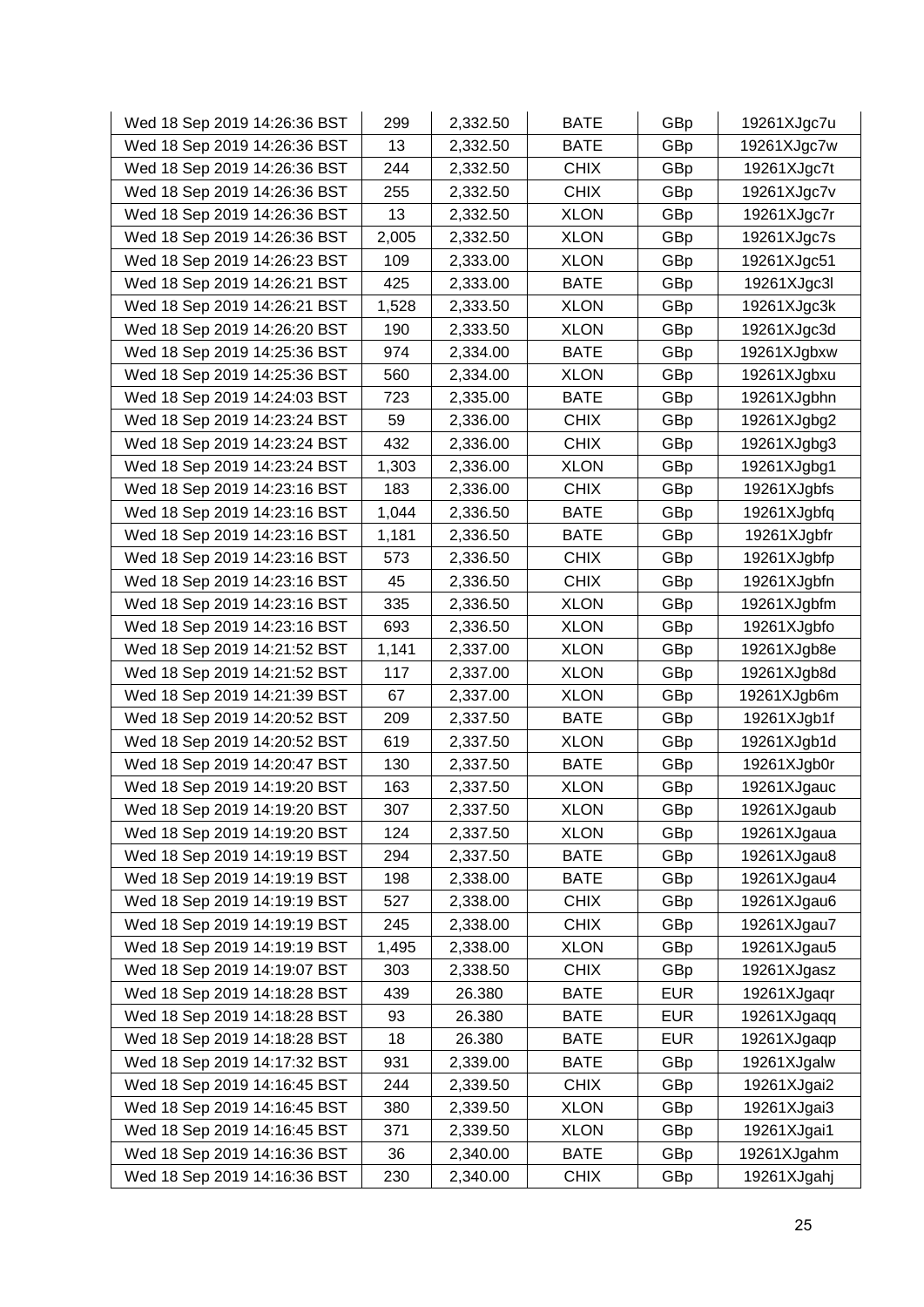| Wed 18 Sep 2019 14:26:36 BST | 299 | 2,332.50 | BATE | GBp | 19261XJgc7u |
|---|---|---|---|---|---|
| Wed 18 Sep 2019 14:26:36 BST | 13 | 2,332.50 | BATE | GBp | 19261XJgc7w |
| Wed 18 Sep 2019 14:26:36 BST | 244 | 2,332.50 | CHIX | GBp | 19261XJgc7t |
| Wed 18 Sep 2019 14:26:36 BST | 255 | 2,332.50 | CHIX | GBp | 19261XJgc7v |
| Wed 18 Sep 2019 14:26:36 BST | 13 | 2,332.50 | XLON | GBp | 19261XJgc7r |
| Wed 18 Sep 2019 14:26:36 BST | 2,005 | 2,332.50 | XLON | GBp | 19261XJgc7s |
| Wed 18 Sep 2019 14:26:23 BST | 109 | 2,333.00 | XLON | GBp | 19261XJgc51 |
| Wed 18 Sep 2019 14:26:21 BST | 425 | 2,333.00 | BATE | GBp | 19261XJgc3l |
| Wed 18 Sep 2019 14:26:21 BST | 1,528 | 2,333.50 | XLON | GBp | 19261XJgc3k |
| Wed 18 Sep 2019 14:26:20 BST | 190 | 2,333.50 | XLON | GBp | 19261XJgc3d |
| Wed 18 Sep 2019 14:25:36 BST | 974 | 2,334.00 | BATE | GBp | 19261XJgbxw |
| Wed 18 Sep 2019 14:25:36 BST | 560 | 2,334.00 | XLON | GBp | 19261XJgbxu |
| Wed 18 Sep 2019 14:24:03 BST | 723 | 2,335.00 | BATE | GBp | 19261XJgbhn |
| Wed 18 Sep 2019 14:23:24 BST | 59 | 2,336.00 | CHIX | GBp | 19261XJgbg2 |
| Wed 18 Sep 2019 14:23:24 BST | 432 | 2,336.00 | CHIX | GBp | 19261XJgbg3 |
| Wed 18 Sep 2019 14:23:24 BST | 1,303 | 2,336.00 | XLON | GBp | 19261XJgbg1 |
| Wed 18 Sep 2019 14:23:16 BST | 183 | 2,336.00 | CHIX | GBp | 19261XJgbfs |
| Wed 18 Sep 2019 14:23:16 BST | 1,044 | 2,336.50 | BATE | GBp | 19261XJgbfq |
| Wed 18 Sep 2019 14:23:16 BST | 1,181 | 2,336.50 | BATE | GBp | 19261XJgbfr |
| Wed 18 Sep 2019 14:23:16 BST | 573 | 2,336.50 | CHIX | GBp | 19261XJgbfp |
| Wed 18 Sep 2019 14:23:16 BST | 45 | 2,336.50 | CHIX | GBp | 19261XJgbfn |
| Wed 18 Sep 2019 14:23:16 BST | 335 | 2,336.50 | XLON | GBp | 19261XJgbfm |
| Wed 18 Sep 2019 14:23:16 BST | 693 | 2,336.50 | XLON | GBp | 19261XJgbfo |
| Wed 18 Sep 2019 14:21:52 BST | 1,141 | 2,337.00 | XLON | GBp | 19261XJgb8e |
| Wed 18 Sep 2019 14:21:52 BST | 117 | 2,337.00 | XLON | GBp | 19261XJgb8d |
| Wed 18 Sep 2019 14:21:39 BST | 67 | 2,337.00 | XLON | GBp | 19261XJgb6m |
| Wed 18 Sep 2019 14:20:52 BST | 209 | 2,337.50 | BATE | GBp | 19261XJgb1f |
| Wed 18 Sep 2019 14:20:52 BST | 619 | 2,337.50 | XLON | GBp | 19261XJgb1d |
| Wed 18 Sep 2019 14:20:47 BST | 130 | 2,337.50 | BATE | GBp | 19261XJgb0r |
| Wed 18 Sep 2019 14:19:20 BST | 163 | 2,337.50 | XLON | GBp | 19261XJgauc |
| Wed 18 Sep 2019 14:19:20 BST | 307 | 2,337.50 | XLON | GBp | 19261XJgaub |
| Wed 18 Sep 2019 14:19:20 BST | 124 | 2,337.50 | XLON | GBp | 19261XJgaua |
| Wed 18 Sep 2019 14:19:19 BST | 294 | 2,337.50 | BATE | GBp | 19261XJgau8 |
| Wed 18 Sep 2019 14:19:19 BST | 198 | 2,338.00 | BATE | GBp | 19261XJgau4 |
| Wed 18 Sep 2019 14:19:19 BST | 527 | 2,338.00 | CHIX | GBp | 19261XJgau6 |
| Wed 18 Sep 2019 14:19:19 BST | 245 | 2,338.00 | CHIX | GBp | 19261XJgau7 |
| Wed 18 Sep 2019 14:19:19 BST | 1,495 | 2,338.00 | XLON | GBp | 19261XJgau5 |
| Wed 18 Sep 2019 14:19:07 BST | 303 | 2,338.50 | CHIX | GBp | 19261XJgasz |
| Wed 18 Sep 2019 14:18:28 BST | 439 | 26.380 | BATE | EUR | 19261XJgaqr |
| Wed 18 Sep 2019 14:18:28 BST | 93 | 26.380 | BATE | EUR | 19261XJgaqq |
| Wed 18 Sep 2019 14:18:28 BST | 18 | 26.380 | BATE | EUR | 19261XJgaqp |
| Wed 18 Sep 2019 14:17:32 BST | 931 | 2,339.00 | BATE | GBp | 19261XJgalw |
| Wed 18 Sep 2019 14:16:45 BST | 244 | 2,339.50 | CHIX | GBp | 19261XJgai2 |
| Wed 18 Sep 2019 14:16:45 BST | 380 | 2,339.50 | XLON | GBp | 19261XJgai3 |
| Wed 18 Sep 2019 14:16:45 BST | 371 | 2,339.50 | XLON | GBp | 19261XJgai1 |
| Wed 18 Sep 2019 14:16:36 BST | 36 | 2,340.00 | BATE | GBp | 19261XJgahm |
| Wed 18 Sep 2019 14:16:36 BST | 230 | 2,340.00 | CHIX | GBp | 19261XJgahj |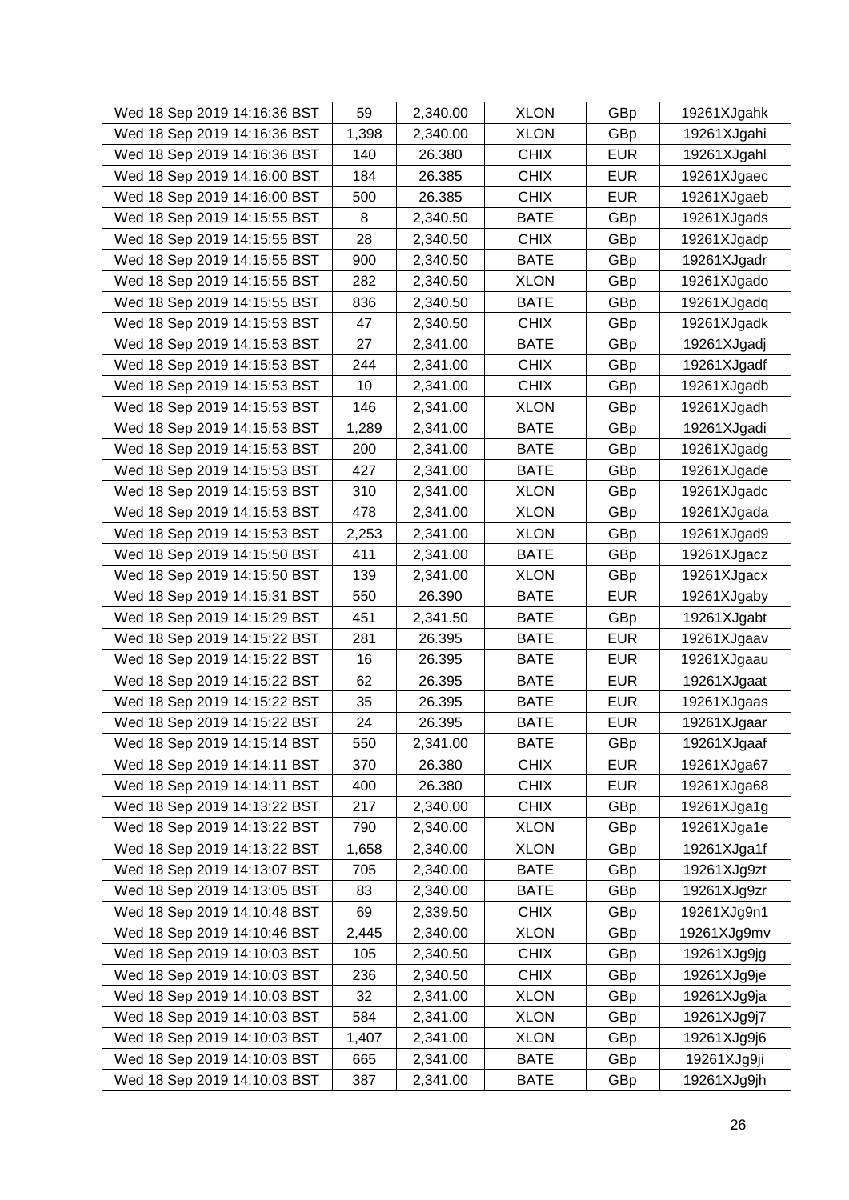| | | | | | |
|---|---|---|---|---|---|
| Wed 18 Sep 2019 14:16:36 BST | 59 | 2,340.00 | XLON | GBp | 19261XJgahk |
| Wed 18 Sep 2019 14:16:36 BST | 1,398 | 2,340.00 | XLON | GBp | 19261XJgahi |
| Wed 18 Sep 2019 14:16:36 BST | 140 | 26.380 | CHIX | EUR | 19261XJgahl |
| Wed 18 Sep 2019 14:16:00 BST | 184 | 26.385 | CHIX | EUR | 19261XJgaec |
| Wed 18 Sep 2019 14:16:00 BST | 500 | 26.385 | CHIX | EUR | 19261XJgaeb |
| Wed 18 Sep 2019 14:15:55 BST | 8 | 2,340.50 | BATE | GBp | 19261XJgads |
| Wed 18 Sep 2019 14:15:55 BST | 28 | 2,340.50 | CHIX | GBp | 19261XJgadp |
| Wed 18 Sep 2019 14:15:55 BST | 900 | 2,340.50 | BATE | GBp | 19261XJgadr |
| Wed 18 Sep 2019 14:15:55 BST | 282 | 2,340.50 | XLON | GBp | 19261XJgado |
| Wed 18 Sep 2019 14:15:55 BST | 836 | 2,340.50 | BATE | GBp | 19261XJgadq |
| Wed 18 Sep 2019 14:15:53 BST | 47 | 2,340.50 | CHIX | GBp | 19261XJgadk |
| Wed 18 Sep 2019 14:15:53 BST | 27 | 2,341.00 | BATE | GBp | 19261XJgadj |
| Wed 18 Sep 2019 14:15:53 BST | 244 | 2,341.00 | CHIX | GBp | 19261XJgadf |
| Wed 18 Sep 2019 14:15:53 BST | 10 | 2,341.00 | CHIX | GBp | 19261XJgadb |
| Wed 18 Sep 2019 14:15:53 BST | 146 | 2,341.00 | XLON | GBp | 19261XJgadh |
| Wed 18 Sep 2019 14:15:53 BST | 1,289 | 2,341.00 | BATE | GBp | 19261XJgadi |
| Wed 18 Sep 2019 14:15:53 BST | 200 | 2,341.00 | BATE | GBp | 19261XJgadg |
| Wed 18 Sep 2019 14:15:53 BST | 427 | 2,341.00 | BATE | GBp | 19261XJgade |
| Wed 18 Sep 2019 14:15:53 BST | 310 | 2,341.00 | XLON | GBp | 19261XJgadc |
| Wed 18 Sep 2019 14:15:53 BST | 478 | 2,341.00 | XLON | GBp | 19261XJgada |
| Wed 18 Sep 2019 14:15:53 BST | 2,253 | 2,341.00 | XLON | GBp | 19261XJgad9 |
| Wed 18 Sep 2019 14:15:50 BST | 411 | 2,341.00 | BATE | GBp | 19261XJgacz |
| Wed 18 Sep 2019 14:15:50 BST | 139 | 2,341.00 | XLON | GBp | 19261XJgacx |
| Wed 18 Sep 2019 14:15:31 BST | 550 | 26.390 | BATE | EUR | 19261XJgaby |
| Wed 18 Sep 2019 14:15:29 BST | 451 | 2,341.50 | BATE | GBp | 19261XJgabt |
| Wed 18 Sep 2019 14:15:22 BST | 281 | 26.395 | BATE | EUR | 19261XJgaav |
| Wed 18 Sep 2019 14:15:22 BST | 16 | 26.395 | BATE | EUR | 19261XJgaau |
| Wed 18 Sep 2019 14:15:22 BST | 62 | 26.395 | BATE | EUR | 19261XJgaat |
| Wed 18 Sep 2019 14:15:22 BST | 35 | 26.395 | BATE | EUR | 19261XJgaas |
| Wed 18 Sep 2019 14:15:22 BST | 24 | 26.395 | BATE | EUR | 19261XJgaar |
| Wed 18 Sep 2019 14:15:14 BST | 550 | 2,341.00 | BATE | GBp | 19261XJgaaf |
| Wed 18 Sep 2019 14:14:11 BST | 370 | 26.380 | CHIX | EUR | 19261XJga67 |
| Wed 18 Sep 2019 14:14:11 BST | 400 | 26.380 | CHIX | EUR | 19261XJga68 |
| Wed 18 Sep 2019 14:13:22 BST | 217 | 2,340.00 | CHIX | GBp | 19261XJga1g |
| Wed 18 Sep 2019 14:13:22 BST | 790 | 2,340.00 | XLON | GBp | 19261XJga1e |
| Wed 18 Sep 2019 14:13:22 BST | 1,658 | 2,340.00 | XLON | GBp | 19261XJga1f |
| Wed 18 Sep 2019 14:13:07 BST | 705 | 2,340.00 | BATE | GBp | 19261XJg9zt |
| Wed 18 Sep 2019 14:13:05 BST | 83 | 2,340.00 | BATE | GBp | 19261XJg9zr |
| Wed 18 Sep 2019 14:10:48 BST | 69 | 2,339.50 | CHIX | GBp | 19261XJg9n1 |
| Wed 18 Sep 2019 14:10:46 BST | 2,445 | 2,340.00 | XLON | GBp | 19261XJg9mv |
| Wed 18 Sep 2019 14:10:03 BST | 105 | 2,340.50 | CHIX | GBp | 19261XJg9jg |
| Wed 18 Sep 2019 14:10:03 BST | 236 | 2,340.50 | CHIX | GBp | 19261XJg9je |
| Wed 18 Sep 2019 14:10:03 BST | 32 | 2,341.00 | XLON | GBp | 19261XJg9ja |
| Wed 18 Sep 2019 14:10:03 BST | 584 | 2,341.00 | XLON | GBp | 19261XJg9j7 |
| Wed 18 Sep 2019 14:10:03 BST | 1,407 | 2,341.00 | XLON | GBp | 19261XJg9j6 |
| Wed 18 Sep 2019 14:10:03 BST | 665 | 2,341.00 | BATE | GBp | 19261XJg9ji |
| Wed 18 Sep 2019 14:10:03 BST | 387 | 2,341.00 | BATE | GBp | 19261XJg9jh |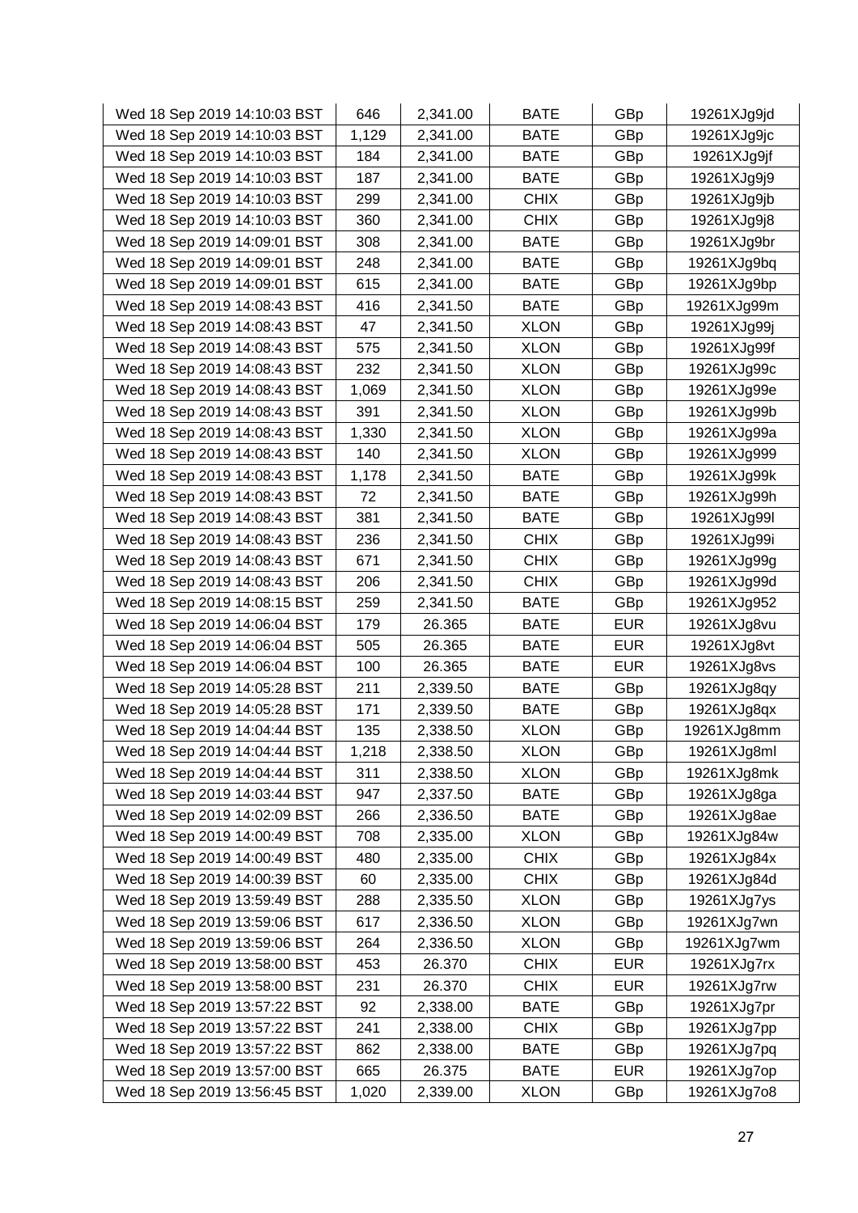| | | | | | |
|---|---|---|---|---|---|
| Wed 18 Sep 2019 14:10:03 BST | 646 | 2,341.00 | BATE | GBp | 19261XJg9jd |
| Wed 18 Sep 2019 14:10:03 BST | 1,129 | 2,341.00 | BATE | GBp | 19261XJg9jc |
| Wed 18 Sep 2019 14:10:03 BST | 184 | 2,341.00 | BATE | GBp | 19261XJg9jf |
| Wed 18 Sep 2019 14:10:03 BST | 187 | 2,341.00 | BATE | GBp | 19261XJg9j9 |
| Wed 18 Sep 2019 14:10:03 BST | 299 | 2,341.00 | CHIX | GBp | 19261XJg9jb |
| Wed 18 Sep 2019 14:10:03 BST | 360 | 2,341.00 | CHIX | GBp | 19261XJg9j8 |
| Wed 18 Sep 2019 14:09:01 BST | 308 | 2,341.00 | BATE | GBp | 19261XJg9br |
| Wed 18 Sep 2019 14:09:01 BST | 248 | 2,341.00 | BATE | GBp | 19261XJg9bq |
| Wed 18 Sep 2019 14:09:01 BST | 615 | 2,341.00 | BATE | GBp | 19261XJg9bp |
| Wed 18 Sep 2019 14:08:43 BST | 416 | 2,341.50 | BATE | GBp | 19261XJg99m |
| Wed 18 Sep 2019 14:08:43 BST | 47 | 2,341.50 | XLON | GBp | 19261XJg99j |
| Wed 18 Sep 2019 14:08:43 BST | 575 | 2,341.50 | XLON | GBp | 19261XJg99f |
| Wed 18 Sep 2019 14:08:43 BST | 232 | 2,341.50 | XLON | GBp | 19261XJg99c |
| Wed 18 Sep 2019 14:08:43 BST | 1,069 | 2,341.50 | XLON | GBp | 19261XJg99e |
| Wed 18 Sep 2019 14:08:43 BST | 391 | 2,341.50 | XLON | GBp | 19261XJg99b |
| Wed 18 Sep 2019 14:08:43 BST | 1,330 | 2,341.50 | XLON | GBp | 19261XJg99a |
| Wed 18 Sep 2019 14:08:43 BST | 140 | 2,341.50 | XLON | GBp | 19261XJg999 |
| Wed 18 Sep 2019 14:08:43 BST | 1,178 | 2,341.50 | BATE | GBp | 19261XJg99k |
| Wed 18 Sep 2019 14:08:43 BST | 72 | 2,341.50 | BATE | GBp | 19261XJg99h |
| Wed 18 Sep 2019 14:08:43 BST | 381 | 2,341.50 | BATE | GBp | 19261XJg99l |
| Wed 18 Sep 2019 14:08:43 BST | 236 | 2,341.50 | CHIX | GBp | 19261XJg99i |
| Wed 18 Sep 2019 14:08:43 BST | 671 | 2,341.50 | CHIX | GBp | 19261XJg99g |
| Wed 18 Sep 2019 14:08:43 BST | 206 | 2,341.50 | CHIX | GBp | 19261XJg99d |
| Wed 18 Sep 2019 14:08:15 BST | 259 | 2,341.50 | BATE | GBp | 19261XJg952 |
| Wed 18 Sep 2019 14:06:04 BST | 179 | 26.365 | BATE | EUR | 19261XJg8vu |
| Wed 18 Sep 2019 14:06:04 BST | 505 | 26.365 | BATE | EUR | 19261XJg8vt |
| Wed 18 Sep 2019 14:06:04 BST | 100 | 26.365 | BATE | EUR | 19261XJg8vs |
| Wed 18 Sep 2019 14:05:28 BST | 211 | 2,339.50 | BATE | GBp | 19261XJg8qy |
| Wed 18 Sep 2019 14:05:28 BST | 171 | 2,339.50 | BATE | GBp | 19261XJg8qx |
| Wed 18 Sep 2019 14:04:44 BST | 135 | 2,338.50 | XLON | GBp | 19261XJg8mm |
| Wed 18 Sep 2019 14:04:44 BST | 1,218 | 2,338.50 | XLON | GBp | 19261XJg8ml |
| Wed 18 Sep 2019 14:04:44 BST | 311 | 2,338.50 | XLON | GBp | 19261XJg8mk |
| Wed 18 Sep 2019 14:03:44 BST | 947 | 2,337.50 | BATE | GBp | 19261XJg8ga |
| Wed 18 Sep 2019 14:02:09 BST | 266 | 2,336.50 | BATE | GBp | 19261XJg8ae |
| Wed 18 Sep 2019 14:00:49 BST | 708 | 2,335.00 | XLON | GBp | 19261XJg84w |
| Wed 18 Sep 2019 14:00:49 BST | 480 | 2,335.00 | CHIX | GBp | 19261XJg84x |
| Wed 18 Sep 2019 14:00:39 BST | 60 | 2,335.00 | CHIX | GBp | 19261XJg84d |
| Wed 18 Sep 2019 13:59:49 BST | 288 | 2,335.50 | XLON | GBp | 19261XJg7ys |
| Wed 18 Sep 2019 13:59:06 BST | 617 | 2,336.50 | XLON | GBp | 19261XJg7wn |
| Wed 18 Sep 2019 13:59:06 BST | 264 | 2,336.50 | XLON | GBp | 19261XJg7wm |
| Wed 18 Sep 2019 13:58:00 BST | 453 | 26.370 | CHIX | EUR | 19261XJg7rx |
| Wed 18 Sep 2019 13:58:00 BST | 231 | 26.370 | CHIX | EUR | 19261XJg7rw |
| Wed 18 Sep 2019 13:57:22 BST | 92 | 2,338.00 | BATE | GBp | 19261XJg7pr |
| Wed 18 Sep 2019 13:57:22 BST | 241 | 2,338.00 | CHIX | GBp | 19261XJg7pp |
| Wed 18 Sep 2019 13:57:22 BST | 862 | 2,338.00 | BATE | GBp | 19261XJg7pq |
| Wed 18 Sep 2019 13:57:00 BST | 665 | 26.375 | BATE | EUR | 19261XJg7op |
| Wed 18 Sep 2019 13:56:45 BST | 1,020 | 2,339.00 | XLON | GBp | 19261XJg7o8 |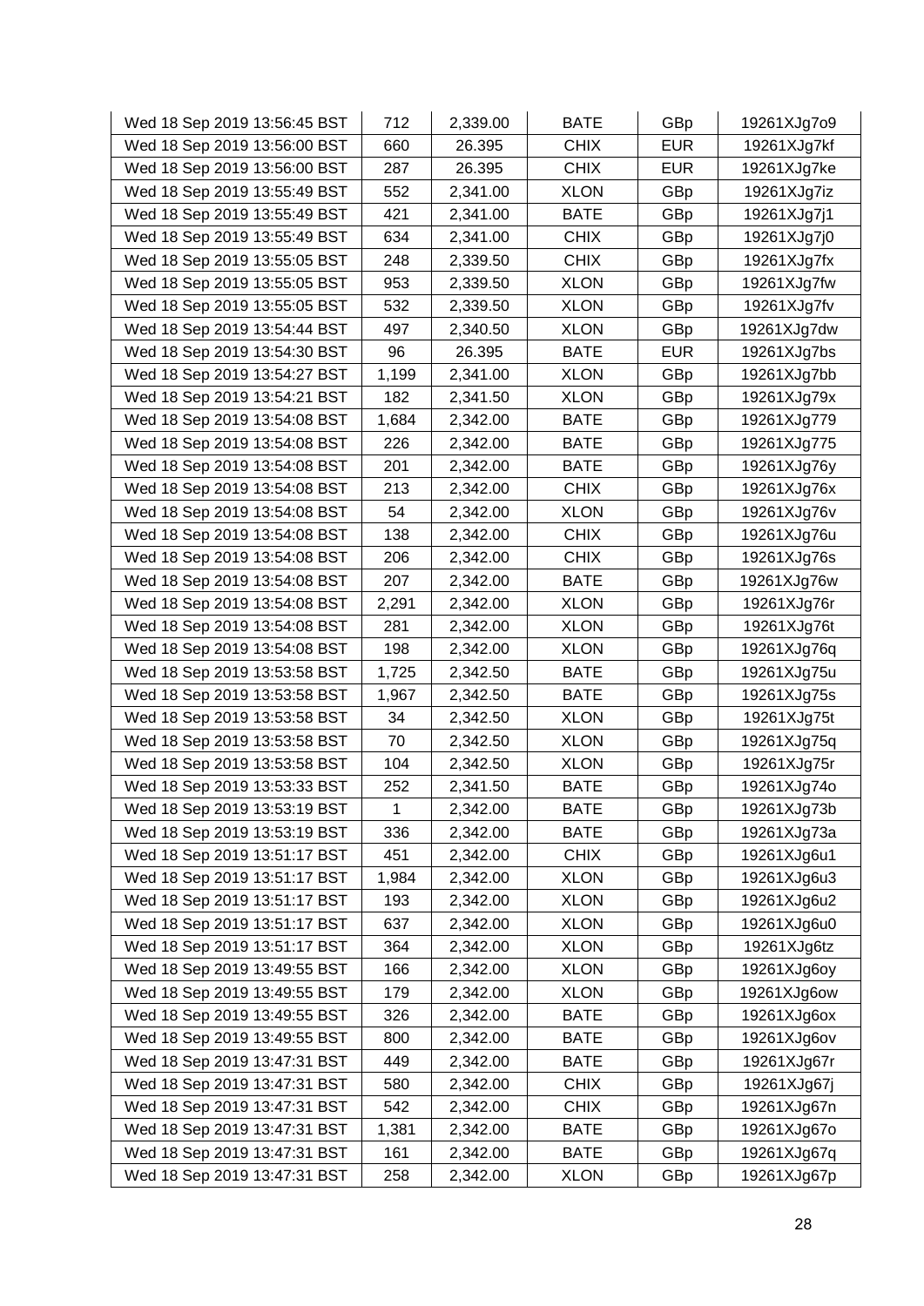| Wed 18 Sep 2019 13:56:45 BST | 712 | 2,339.00 | BATE | GBp | 19261XJg7o9 |
|---|---|---|---|---|---|
| Wed 18 Sep 2019 13:56:00 BST | 660 | 26.395 | CHIX | EUR | 19261XJg7kf |
| Wed 18 Sep 2019 13:56:00 BST | 287 | 26.395 | CHIX | EUR | 19261XJg7ke |
| Wed 18 Sep 2019 13:55:49 BST | 552 | 2,341.00 | XLON | GBp | 19261XJg7iz |
| Wed 18 Sep 2019 13:55:49 BST | 421 | 2,341.00 | BATE | GBp | 19261XJg7j1 |
| Wed 18 Sep 2019 13:55:49 BST | 634 | 2,341.00 | CHIX | GBp | 19261XJg7j0 |
| Wed 18 Sep 2019 13:55:05 BST | 248 | 2,339.50 | CHIX | GBp | 19261XJg7fx |
| Wed 18 Sep 2019 13:55:05 BST | 953 | 2,339.50 | XLON | GBp | 19261XJg7fw |
| Wed 18 Sep 2019 13:55:05 BST | 532 | 2,339.50 | XLON | GBp | 19261XJg7fv |
| Wed 18 Sep 2019 13:54:44 BST | 497 | 2,340.50 | XLON | GBp | 19261XJg7dw |
| Wed 18 Sep 2019 13:54:30 BST | 96 | 26.395 | BATE | EUR | 19261XJg7bs |
| Wed 18 Sep 2019 13:54:27 BST | 1,199 | 2,341.00 | XLON | GBp | 19261XJg7bb |
| Wed 18 Sep 2019 13:54:21 BST | 182 | 2,341.50 | XLON | GBp | 19261XJg79x |
| Wed 18 Sep 2019 13:54:08 BST | 1,684 | 2,342.00 | BATE | GBp | 19261XJg779 |
| Wed 18 Sep 2019 13:54:08 BST | 226 | 2,342.00 | BATE | GBp | 19261XJg775 |
| Wed 18 Sep 2019 13:54:08 BST | 201 | 2,342.00 | BATE | GBp | 19261XJg76y |
| Wed 18 Sep 2019 13:54:08 BST | 213 | 2,342.00 | CHIX | GBp | 19261XJg76x |
| Wed 18 Sep 2019 13:54:08 BST | 54 | 2,342.00 | XLON | GBp | 19261XJg76v |
| Wed 18 Sep 2019 13:54:08 BST | 138 | 2,342.00 | CHIX | GBp | 19261XJg76u |
| Wed 18 Sep 2019 13:54:08 BST | 206 | 2,342.00 | CHIX | GBp | 19261XJg76s |
| Wed 18 Sep 2019 13:54:08 BST | 207 | 2,342.00 | BATE | GBp | 19261XJg76w |
| Wed 18 Sep 2019 13:54:08 BST | 2,291 | 2,342.00 | XLON | GBp | 19261XJg76r |
| Wed 18 Sep 2019 13:54:08 BST | 281 | 2,342.00 | XLON | GBp | 19261XJg76t |
| Wed 18 Sep 2019 13:54:08 BST | 198 | 2,342.00 | XLON | GBp | 19261XJg76q |
| Wed 18 Sep 2019 13:53:58 BST | 1,725 | 2,342.50 | BATE | GBp | 19261XJg75u |
| Wed 18 Sep 2019 13:53:58 BST | 1,967 | 2,342.50 | BATE | GBp | 19261XJg75s |
| Wed 18 Sep 2019 13:53:58 BST | 34 | 2,342.50 | XLON | GBp | 19261XJg75t |
| Wed 18 Sep 2019 13:53:58 BST | 70 | 2,342.50 | XLON | GBp | 19261XJg75q |
| Wed 18 Sep 2019 13:53:58 BST | 104 | 2,342.50 | XLON | GBp | 19261XJg75r |
| Wed 18 Sep 2019 13:53:33 BST | 252 | 2,341.50 | BATE | GBp | 19261XJg74o |
| Wed 18 Sep 2019 13:53:19 BST | 1 | 2,342.00 | BATE | GBp | 19261XJg73b |
| Wed 18 Sep 2019 13:53:19 BST | 336 | 2,342.00 | BATE | GBp | 19261XJg73a |
| Wed 18 Sep 2019 13:51:17 BST | 451 | 2,342.00 | CHIX | GBp | 19261XJg6u1 |
| Wed 18 Sep 2019 13:51:17 BST | 1,984 | 2,342.00 | XLON | GBp | 19261XJg6u3 |
| Wed 18 Sep 2019 13:51:17 BST | 193 | 2,342.00 | XLON | GBp | 19261XJg6u2 |
| Wed 18 Sep 2019 13:51:17 BST | 637 | 2,342.00 | XLON | GBp | 19261XJg6u0 |
| Wed 18 Sep 2019 13:51:17 BST | 364 | 2,342.00 | XLON | GBp | 19261XJg6tz |
| Wed 18 Sep 2019 13:49:55 BST | 166 | 2,342.00 | XLON | GBp | 19261XJg6oy |
| Wed 18 Sep 2019 13:49:55 BST | 179 | 2,342.00 | XLON | GBp | 19261XJg6ow |
| Wed 18 Sep 2019 13:49:55 BST | 326 | 2,342.00 | BATE | GBp | 19261XJg6ox |
| Wed 18 Sep 2019 13:49:55 BST | 800 | 2,342.00 | BATE | GBp | 19261XJg6ov |
| Wed 18 Sep 2019 13:47:31 BST | 449 | 2,342.00 | BATE | GBp | 19261XJg67r |
| Wed 18 Sep 2019 13:47:31 BST | 580 | 2,342.00 | CHIX | GBp | 19261XJg67j |
| Wed 18 Sep 2019 13:47:31 BST | 542 | 2,342.00 | CHIX | GBp | 19261XJg67n |
| Wed 18 Sep 2019 13:47:31 BST | 1,381 | 2,342.00 | BATE | GBp | 19261XJg67o |
| Wed 18 Sep 2019 13:47:31 BST | 161 | 2,342.00 | BATE | GBp | 19261XJg67q |
| Wed 18 Sep 2019 13:47:31 BST | 258 | 2,342.00 | XLON | GBp | 19261XJg67p |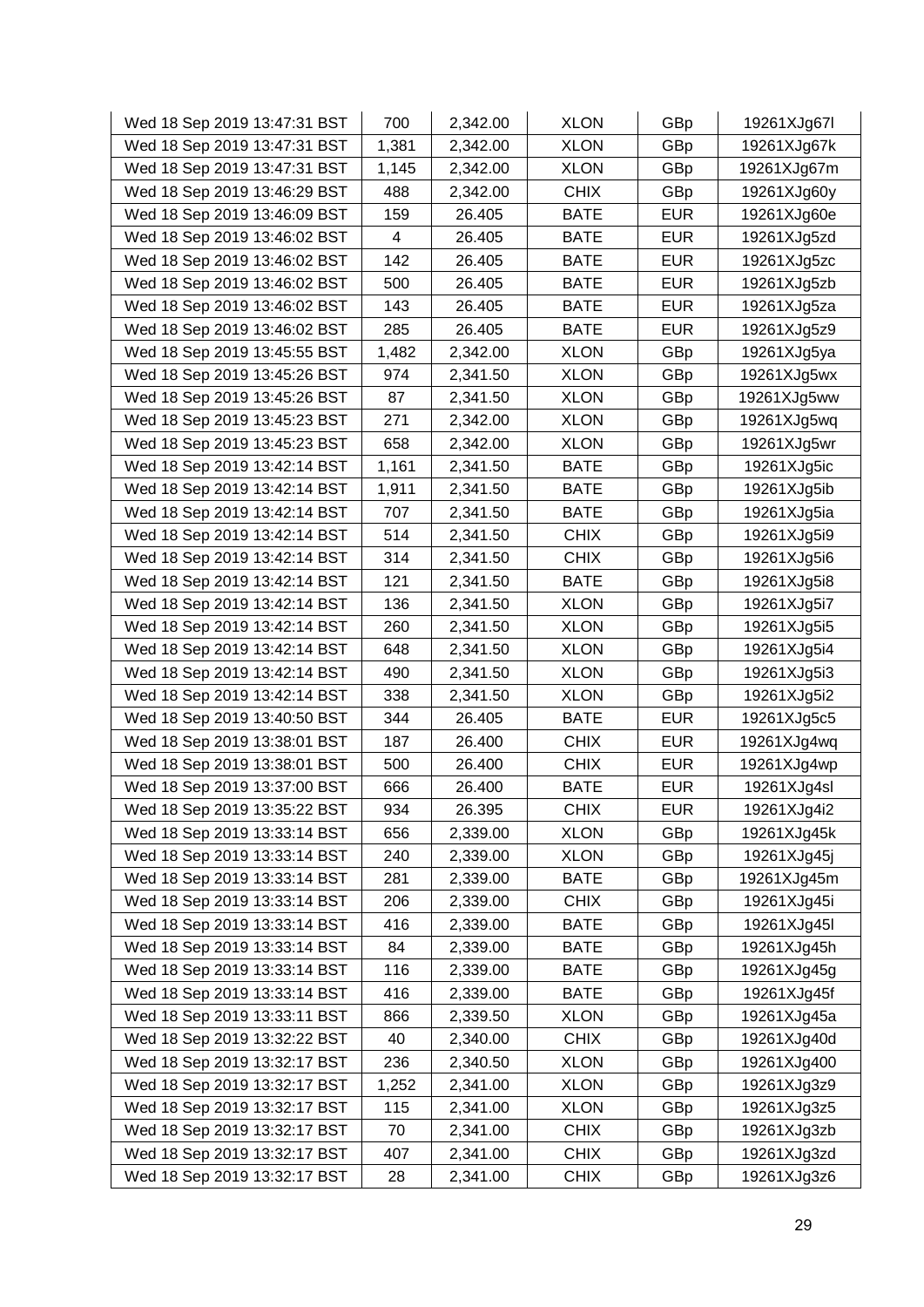| | | | | | |
|---|---|---|---|---|---|
| Wed 18 Sep 2019 13:47:31 BST | 700 | 2,342.00 | XLON | GBp | 19261XJg67l |
| Wed 18 Sep 2019 13:47:31 BST | 1,381 | 2,342.00 | XLON | GBp | 19261XJg67k |
| Wed 18 Sep 2019 13:47:31 BST | 1,145 | 2,342.00 | XLON | GBp | 19261XJg67m |
| Wed 18 Sep 2019 13:46:29 BST | 488 | 2,342.00 | CHIX | GBp | 19261XJg60y |
| Wed 18 Sep 2019 13:46:09 BST | 159 | 26.405 | BATE | EUR | 19261XJg60e |
| Wed 18 Sep 2019 13:46:02 BST | 4 | 26.405 | BATE | EUR | 19261XJg5zd |
| Wed 18 Sep 2019 13:46:02 BST | 142 | 26.405 | BATE | EUR | 19261XJg5zc |
| Wed 18 Sep 2019 13:46:02 BST | 500 | 26.405 | BATE | EUR | 19261XJg5zb |
| Wed 18 Sep 2019 13:46:02 BST | 143 | 26.405 | BATE | EUR | 19261XJg5za |
| Wed 18 Sep 2019 13:46:02 BST | 285 | 26.405 | BATE | EUR | 19261XJg5z9 |
| Wed 18 Sep 2019 13:45:55 BST | 1,482 | 2,342.00 | XLON | GBp | 19261XJg5ya |
| Wed 18 Sep 2019 13:45:26 BST | 974 | 2,341.50 | XLON | GBp | 19261XJg5wx |
| Wed 18 Sep 2019 13:45:26 BST | 87 | 2,341.50 | XLON | GBp | 19261XJg5ww |
| Wed 18 Sep 2019 13:45:23 BST | 271 | 2,342.00 | XLON | GBp | 19261XJg5wq |
| Wed 18 Sep 2019 13:45:23 BST | 658 | 2,342.00 | XLON | GBp | 19261XJg5wr |
| Wed 18 Sep 2019 13:42:14 BST | 1,161 | 2,341.50 | BATE | GBp | 19261XJg5ic |
| Wed 18 Sep 2019 13:42:14 BST | 1,911 | 2,341.50 | BATE | GBp | 19261XJg5ib |
| Wed 18 Sep 2019 13:42:14 BST | 707 | 2,341.50 | BATE | GBp | 19261XJg5ia |
| Wed 18 Sep 2019 13:42:14 BST | 514 | 2,341.50 | CHIX | GBp | 19261XJg5i9 |
| Wed 18 Sep 2019 13:42:14 BST | 314 | 2,341.50 | CHIX | GBp | 19261XJg5i6 |
| Wed 18 Sep 2019 13:42:14 BST | 121 | 2,341.50 | BATE | GBp | 19261XJg5i8 |
| Wed 18 Sep 2019 13:42:14 BST | 136 | 2,341.50 | XLON | GBp | 19261XJg5i7 |
| Wed 18 Sep 2019 13:42:14 BST | 260 | 2,341.50 | XLON | GBp | 19261XJg5i5 |
| Wed 18 Sep 2019 13:42:14 BST | 648 | 2,341.50 | XLON | GBp | 19261XJg5i4 |
| Wed 18 Sep 2019 13:42:14 BST | 490 | 2,341.50 | XLON | GBp | 19261XJg5i3 |
| Wed 18 Sep 2019 13:42:14 BST | 338 | 2,341.50 | XLON | GBp | 19261XJg5i2 |
| Wed 18 Sep 2019 13:40:50 BST | 344 | 26.405 | BATE | EUR | 19261XJg5c5 |
| Wed 18 Sep 2019 13:38:01 BST | 187 | 26.400 | CHIX | EUR | 19261XJg4wq |
| Wed 18 Sep 2019 13:38:01 BST | 500 | 26.400 | CHIX | EUR | 19261XJg4wp |
| Wed 18 Sep 2019 13:37:00 BST | 666 | 26.400 | BATE | EUR | 19261XJg4sl |
| Wed 18 Sep 2019 13:35:22 BST | 934 | 26.395 | CHIX | EUR | 19261XJg4i2 |
| Wed 18 Sep 2019 13:33:14 BST | 656 | 2,339.00 | XLON | GBp | 19261XJg45k |
| Wed 18 Sep 2019 13:33:14 BST | 240 | 2,339.00 | XLON | GBp | 19261XJg45j |
| Wed 18 Sep 2019 13:33:14 BST | 281 | 2,339.00 | BATE | GBp | 19261XJg45m |
| Wed 18 Sep 2019 13:33:14 BST | 206 | 2,339.00 | CHIX | GBp | 19261XJg45i |
| Wed 18 Sep 2019 13:33:14 BST | 416 | 2,339.00 | BATE | GBp | 19261XJg45l |
| Wed 18 Sep 2019 13:33:14 BST | 84 | 2,339.00 | BATE | GBp | 19261XJg45h |
| Wed 18 Sep 2019 13:33:14 BST | 116 | 2,339.00 | BATE | GBp | 19261XJg45g |
| Wed 18 Sep 2019 13:33:14 BST | 416 | 2,339.00 | BATE | GBp | 19261XJg45f |
| Wed 18 Sep 2019 13:33:11 BST | 866 | 2,339.50 | XLON | GBp | 19261XJg45a |
| Wed 18 Sep 2019 13:32:22 BST | 40 | 2,340.00 | CHIX | GBp | 19261XJg40d |
| Wed 18 Sep 2019 13:32:17 BST | 236 | 2,340.50 | XLON | GBp | 19261XJg400 |
| Wed 18 Sep 2019 13:32:17 BST | 1,252 | 2,341.00 | XLON | GBp | 19261XJg3z9 |
| Wed 18 Sep 2019 13:32:17 BST | 115 | 2,341.00 | XLON | GBp | 19261XJg3z5 |
| Wed 18 Sep 2019 13:32:17 BST | 70 | 2,341.00 | CHIX | GBp | 19261XJg3zb |
| Wed 18 Sep 2019 13:32:17 BST | 407 | 2,341.00 | CHIX | GBp | 19261XJg3zd |
| Wed 18 Sep 2019 13:32:17 BST | 28 | 2,341.00 | CHIX | GBp | 19261XJg3z6 |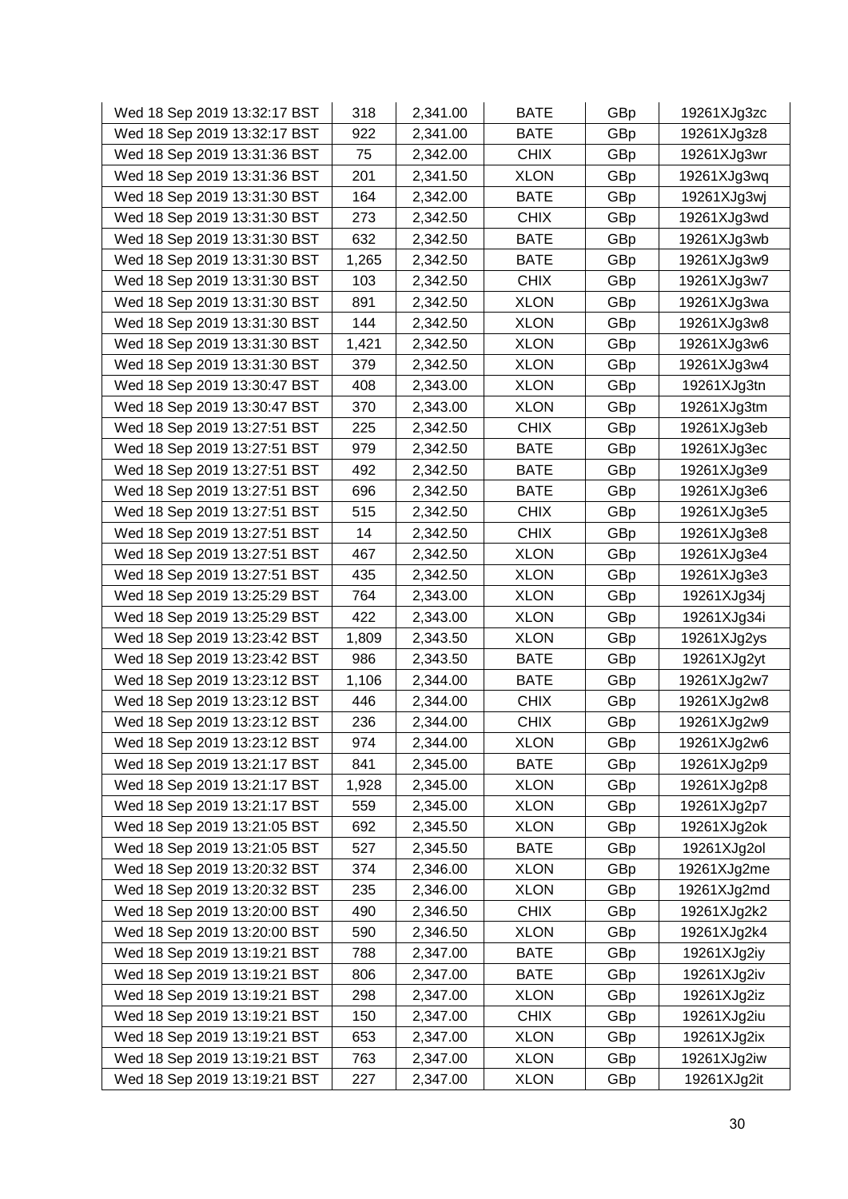| | | | | | |
|---|---|---|---|---|---|
| Wed 18 Sep 2019 13:32:17 BST | 318 | 2,341.00 | BATE | GBp | 19261XJg3zc |
| Wed 18 Sep 2019 13:32:17 BST | 922 | 2,341.00 | BATE | GBp | 19261XJg3z8 |
| Wed 18 Sep 2019 13:31:36 BST | 75 | 2,342.00 | CHIX | GBp | 19261XJg3wr |
| Wed 18 Sep 2019 13:31:36 BST | 201 | 2,341.50 | XLON | GBp | 19261XJg3wq |
| Wed 18 Sep 2019 13:31:30 BST | 164 | 2,342.00 | BATE | GBp | 19261XJg3wj |
| Wed 18 Sep 2019 13:31:30 BST | 273 | 2,342.50 | CHIX | GBp | 19261XJg3wd |
| Wed 18 Sep 2019 13:31:30 BST | 632 | 2,342.50 | BATE | GBp | 19261XJg3wb |
| Wed 18 Sep 2019 13:31:30 BST | 1,265 | 2,342.50 | BATE | GBp | 19261XJg3w9 |
| Wed 18 Sep 2019 13:31:30 BST | 103 | 2,342.50 | CHIX | GBp | 19261XJg3w7 |
| Wed 18 Sep 2019 13:31:30 BST | 891 | 2,342.50 | XLON | GBp | 19261XJg3wa |
| Wed 18 Sep 2019 13:31:30 BST | 144 | 2,342.50 | XLON | GBp | 19261XJg3w8 |
| Wed 18 Sep 2019 13:31:30 BST | 1,421 | 2,342.50 | XLON | GBp | 19261XJg3w6 |
| Wed 18 Sep 2019 13:31:30 BST | 379 | 2,342.50 | XLON | GBp | 19261XJg3w4 |
| Wed 18 Sep 2019 13:30:47 BST | 408 | 2,343.00 | XLON | GBp | 19261XJg3tn |
| Wed 18 Sep 2019 13:30:47 BST | 370 | 2,343.00 | XLON | GBp | 19261XJg3tm |
| Wed 18 Sep 2019 13:27:51 BST | 225 | 2,342.50 | CHIX | GBp | 19261XJg3eb |
| Wed 18 Sep 2019 13:27:51 BST | 979 | 2,342.50 | BATE | GBp | 19261XJg3ec |
| Wed 18 Sep 2019 13:27:51 BST | 492 | 2,342.50 | BATE | GBp | 19261XJg3e9 |
| Wed 18 Sep 2019 13:27:51 BST | 696 | 2,342.50 | BATE | GBp | 19261XJg3e6 |
| Wed 18 Sep 2019 13:27:51 BST | 515 | 2,342.50 | CHIX | GBp | 19261XJg3e5 |
| Wed 18 Sep 2019 13:27:51 BST | 14 | 2,342.50 | CHIX | GBp | 19261XJg3e8 |
| Wed 18 Sep 2019 13:27:51 BST | 467 | 2,342.50 | XLON | GBp | 19261XJg3e4 |
| Wed 18 Sep 2019 13:27:51 BST | 435 | 2,342.50 | XLON | GBp | 19261XJg3e3 |
| Wed 18 Sep 2019 13:25:29 BST | 764 | 2,343.00 | XLON | GBp | 19261XJg34j |
| Wed 18 Sep 2019 13:25:29 BST | 422 | 2,343.00 | XLON | GBp | 19261XJg34i |
| Wed 18 Sep 2019 13:23:42 BST | 1,809 | 2,343.50 | XLON | GBp | 19261XJg2ys |
| Wed 18 Sep 2019 13:23:42 BST | 986 | 2,343.50 | BATE | GBp | 19261XJg2yt |
| Wed 18 Sep 2019 13:23:12 BST | 1,106 | 2,344.00 | BATE | GBp | 19261XJg2w7 |
| Wed 18 Sep 2019 13:23:12 BST | 446 | 2,344.00 | CHIX | GBp | 19261XJg2w8 |
| Wed 18 Sep 2019 13:23:12 BST | 236 | 2,344.00 | CHIX | GBp | 19261XJg2w9 |
| Wed 18 Sep 2019 13:23:12 BST | 974 | 2,344.00 | XLON | GBp | 19261XJg2w6 |
| Wed 18 Sep 2019 13:21:17 BST | 841 | 2,345.00 | BATE | GBp | 19261XJg2p9 |
| Wed 18 Sep 2019 13:21:17 BST | 1,928 | 2,345.00 | XLON | GBp | 19261XJg2p8 |
| Wed 18 Sep 2019 13:21:17 BST | 559 | 2,345.00 | XLON | GBp | 19261XJg2p7 |
| Wed 18 Sep 2019 13:21:05 BST | 692 | 2,345.50 | XLON | GBp | 19261XJg2ok |
| Wed 18 Sep 2019 13:21:05 BST | 527 | 2,345.50 | BATE | GBp | 19261XJg2ol |
| Wed 18 Sep 2019 13:20:32 BST | 374 | 2,346.00 | XLON | GBp | 19261XJg2me |
| Wed 18 Sep 2019 13:20:32 BST | 235 | 2,346.00 | XLON | GBp | 19261XJg2md |
| Wed 18 Sep 2019 13:20:00 BST | 490 | 2,346.50 | CHIX | GBp | 19261XJg2k2 |
| Wed 18 Sep 2019 13:20:00 BST | 590 | 2,346.50 | XLON | GBp | 19261XJg2k4 |
| Wed 18 Sep 2019 13:19:21 BST | 788 | 2,347.00 | BATE | GBp | 19261XJg2iy |
| Wed 18 Sep 2019 13:19:21 BST | 806 | 2,347.00 | BATE | GBp | 19261XJg2iv |
| Wed 18 Sep 2019 13:19:21 BST | 298 | 2,347.00 | XLON | GBp | 19261XJg2iz |
| Wed 18 Sep 2019 13:19:21 BST | 150 | 2,347.00 | CHIX | GBp | 19261XJg2iu |
| Wed 18 Sep 2019 13:19:21 BST | 653 | 2,347.00 | XLON | GBp | 19261XJg2ix |
| Wed 18 Sep 2019 13:19:21 BST | 763 | 2,347.00 | XLON | GBp | 19261XJg2iw |
| Wed 18 Sep 2019 13:19:21 BST | 227 | 2,347.00 | XLON | GBp | 19261XJg2it |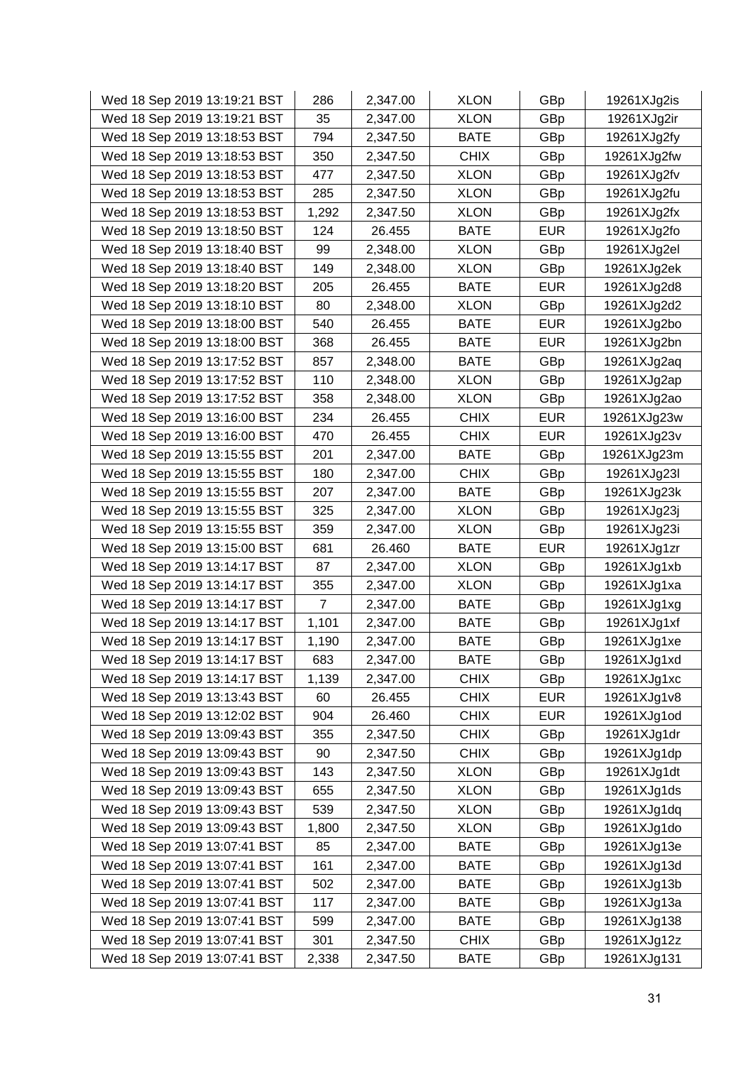| | | | | | |
|---|---|---|---|---|---|
| Wed 18 Sep 2019 13:19:21 BST | 286 | 2,347.00 | XLON | GBp | 19261XJg2is |
| Wed 18 Sep 2019 13:19:21 BST | 35 | 2,347.00 | XLON | GBp | 19261XJg2ir |
| Wed 18 Sep 2019 13:18:53 BST | 794 | 2,347.50 | BATE | GBp | 19261XJg2fy |
| Wed 18 Sep 2019 13:18:53 BST | 350 | 2,347.50 | CHIX | GBp | 19261XJg2fw |
| Wed 18 Sep 2019 13:18:53 BST | 477 | 2,347.50 | XLON | GBp | 19261XJg2fv |
| Wed 18 Sep 2019 13:18:53 BST | 285 | 2,347.50 | XLON | GBp | 19261XJg2fu |
| Wed 18 Sep 2019 13:18:53 BST | 1,292 | 2,347.50 | XLON | GBp | 19261XJg2fx |
| Wed 18 Sep 2019 13:18:50 BST | 124 | 26.455 | BATE | EUR | 19261XJg2fo |
| Wed 18 Sep 2019 13:18:40 BST | 99 | 2,348.00 | XLON | GBp | 19261XJg2el |
| Wed 18 Sep 2019 13:18:40 BST | 149 | 2,348.00 | XLON | GBp | 19261XJg2ek |
| Wed 18 Sep 2019 13:18:20 BST | 205 | 26.455 | BATE | EUR | 19261XJg2d8 |
| Wed 18 Sep 2019 13:18:10 BST | 80 | 2,348.00 | XLON | GBp | 19261XJg2d2 |
| Wed 18 Sep 2019 13:18:00 BST | 540 | 26.455 | BATE | EUR | 19261XJg2bo |
| Wed 18 Sep 2019 13:18:00 BST | 368 | 26.455 | BATE | EUR | 19261XJg2bn |
| Wed 18 Sep 2019 13:17:52 BST | 857 | 2,348.00 | BATE | GBp | 19261XJg2aq |
| Wed 18 Sep 2019 13:17:52 BST | 110 | 2,348.00 | XLON | GBp | 19261XJg2ap |
| Wed 18 Sep 2019 13:17:52 BST | 358 | 2,348.00 | XLON | GBp | 19261XJg2ao |
| Wed 18 Sep 2019 13:16:00 BST | 234 | 26.455 | CHIX | EUR | 19261XJg23w |
| Wed 18 Sep 2019 13:16:00 BST | 470 | 26.455 | CHIX | EUR | 19261XJg23v |
| Wed 18 Sep 2019 13:15:55 BST | 201 | 2,347.00 | BATE | GBp | 19261XJg23m |
| Wed 18 Sep 2019 13:15:55 BST | 180 | 2,347.00 | CHIX | GBp | 19261XJg23l |
| Wed 18 Sep 2019 13:15:55 BST | 207 | 2,347.00 | BATE | GBp | 19261XJg23k |
| Wed 18 Sep 2019 13:15:55 BST | 325 | 2,347.00 | XLON | GBp | 19261XJg23j |
| Wed 18 Sep 2019 13:15:55 BST | 359 | 2,347.00 | XLON | GBp | 19261XJg23i |
| Wed 18 Sep 2019 13:15:00 BST | 681 | 26.460 | BATE | EUR | 19261XJg1zr |
| Wed 18 Sep 2019 13:14:17 BST | 87 | 2,347.00 | XLON | GBp | 19261XJg1xb |
| Wed 18 Sep 2019 13:14:17 BST | 355 | 2,347.00 | XLON | GBp | 19261XJg1xa |
| Wed 18 Sep 2019 13:14:17 BST | 7 | 2,347.00 | BATE | GBp | 19261XJg1xg |
| Wed 18 Sep 2019 13:14:17 BST | 1,101 | 2,347.00 | BATE | GBp | 19261XJg1xf |
| Wed 18 Sep 2019 13:14:17 BST | 1,190 | 2,347.00 | BATE | GBp | 19261XJg1xe |
| Wed 18 Sep 2019 13:14:17 BST | 683 | 2,347.00 | BATE | GBp | 19261XJg1xd |
| Wed 18 Sep 2019 13:14:17 BST | 1,139 | 2,347.00 | CHIX | GBp | 19261XJg1xc |
| Wed 18 Sep 2019 13:13:43 BST | 60 | 26.455 | CHIX | EUR | 19261XJg1v8 |
| Wed 18 Sep 2019 13:12:02 BST | 904 | 26.460 | CHIX | EUR | 19261XJg1od |
| Wed 18 Sep 2019 13:09:43 BST | 355 | 2,347.50 | CHIX | GBp | 19261XJg1dr |
| Wed 18 Sep 2019 13:09:43 BST | 90 | 2,347.50 | CHIX | GBp | 19261XJg1dp |
| Wed 18 Sep 2019 13:09:43 BST | 143 | 2,347.50 | XLON | GBp | 19261XJg1dt |
| Wed 18 Sep 2019 13:09:43 BST | 655 | 2,347.50 | XLON | GBp | 19261XJg1ds |
| Wed 18 Sep 2019 13:09:43 BST | 539 | 2,347.50 | XLON | GBp | 19261XJg1dq |
| Wed 18 Sep 2019 13:09:43 BST | 1,800 | 2,347.50 | XLON | GBp | 19261XJg1do |
| Wed 18 Sep 2019 13:07:41 BST | 85 | 2,347.00 | BATE | GBp | 19261XJg13e |
| Wed 18 Sep 2019 13:07:41 BST | 161 | 2,347.00 | BATE | GBp | 19261XJg13d |
| Wed 18 Sep 2019 13:07:41 BST | 502 | 2,347.00 | BATE | GBp | 19261XJg13b |
| Wed 18 Sep 2019 13:07:41 BST | 117 | 2,347.00 | BATE | GBp | 19261XJg13a |
| Wed 18 Sep 2019 13:07:41 BST | 599 | 2,347.00 | BATE | GBp | 19261XJg138 |
| Wed 18 Sep 2019 13:07:41 BST | 301 | 2,347.50 | CHIX | GBp | 19261XJg12z |
| Wed 18 Sep 2019 13:07:41 BST | 2,338 | 2,347.50 | BATE | GBp | 19261XJg131 |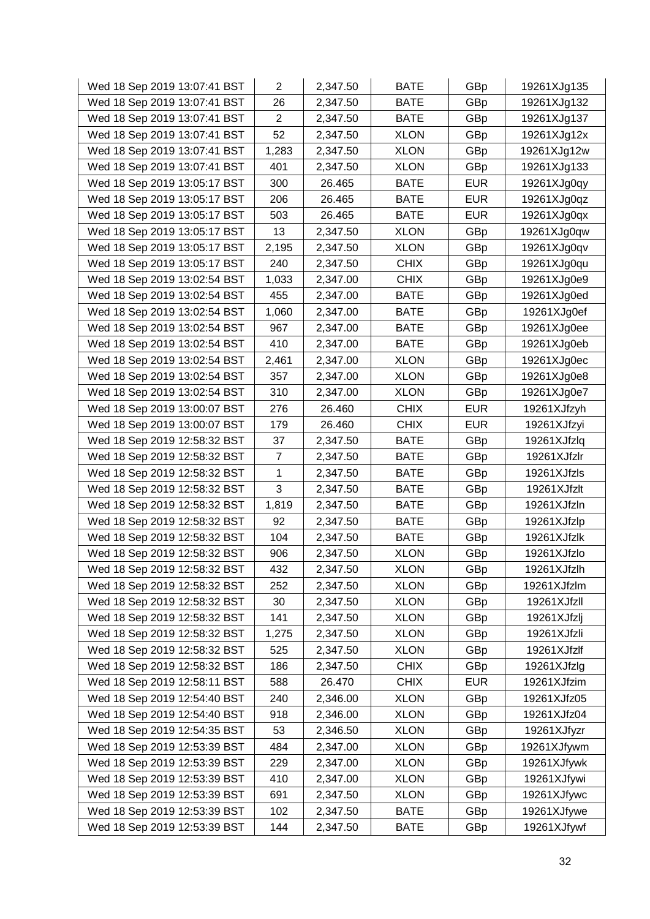| Wed 18 Sep 2019 13:07:41 BST | 2 | 2,347.50 | BATE | GBp | 19261XJg135 |
|---|---|---|---|---|---|
| Wed 18 Sep 2019 13:07:41 BST | 26 | 2,347.50 | BATE | GBp | 19261XJg132 |
| Wed 18 Sep 2019 13:07:41 BST | 2 | 2,347.50 | BATE | GBp | 19261XJg137 |
| Wed 18 Sep 2019 13:07:41 BST | 52 | 2,347.50 | XLON | GBp | 19261XJg12x |
| Wed 18 Sep 2019 13:07:41 BST | 1,283 | 2,347.50 | XLON | GBp | 19261XJg12w |
| Wed 18 Sep 2019 13:07:41 BST | 401 | 2,347.50 | XLON | GBp | 19261XJg133 |
| Wed 18 Sep 2019 13:05:17 BST | 300 | 26.465 | BATE | EUR | 19261XJg0qy |
| Wed 18 Sep 2019 13:05:17 BST | 206 | 26.465 | BATE | EUR | 19261XJg0qz |
| Wed 18 Sep 2019 13:05:17 BST | 503 | 26.465 | BATE | EUR | 19261XJg0qx |
| Wed 18 Sep 2019 13:05:17 BST | 13 | 2,347.50 | XLON | GBp | 19261XJg0qw |
| Wed 18 Sep 2019 13:05:17 BST | 2,195 | 2,347.50 | XLON | GBp | 19261XJg0qv |
| Wed 18 Sep 2019 13:05:17 BST | 240 | 2,347.50 | CHIX | GBp | 19261XJg0qu |
| Wed 18 Sep 2019 13:02:54 BST | 1,033 | 2,347.00 | CHIX | GBp | 19261XJg0e9 |
| Wed 18 Sep 2019 13:02:54 BST | 455 | 2,347.00 | BATE | GBp | 19261XJg0ed |
| Wed 18 Sep 2019 13:02:54 BST | 1,060 | 2,347.00 | BATE | GBp | 19261XJg0ef |
| Wed 18 Sep 2019 13:02:54 BST | 967 | 2,347.00 | BATE | GBp | 19261XJg0ee |
| Wed 18 Sep 2019 13:02:54 BST | 410 | 2,347.00 | BATE | GBp | 19261XJg0eb |
| Wed 18 Sep 2019 13:02:54 BST | 2,461 | 2,347.00 | XLON | GBp | 19261XJg0ec |
| Wed 18 Sep 2019 13:02:54 BST | 357 | 2,347.00 | XLON | GBp | 19261XJg0e8 |
| Wed 18 Sep 2019 13:02:54 BST | 310 | 2,347.00 | XLON | GBp | 19261XJg0e7 |
| Wed 18 Sep 2019 13:00:07 BST | 276 | 26.460 | CHIX | EUR | 19261XJfzyh |
| Wed 18 Sep 2019 13:00:07 BST | 179 | 26.460 | CHIX | EUR | 19261XJfzyi |
| Wed 18 Sep 2019 12:58:32 BST | 37 | 2,347.50 | BATE | GBp | 19261XJfzlq |
| Wed 18 Sep 2019 12:58:32 BST | 7 | 2,347.50 | BATE | GBp | 19261XJfzlr |
| Wed 18 Sep 2019 12:58:32 BST | 1 | 2,347.50 | BATE | GBp | 19261XJfzls |
| Wed 18 Sep 2019 12:58:32 BST | 3 | 2,347.50 | BATE | GBp | 19261XJfzlt |
| Wed 18 Sep 2019 12:58:32 BST | 1,819 | 2,347.50 | BATE | GBp | 19261XJfzln |
| Wed 18 Sep 2019 12:58:32 BST | 92 | 2,347.50 | BATE | GBp | 19261XJfzlp |
| Wed 18 Sep 2019 12:58:32 BST | 104 | 2,347.50 | BATE | GBp | 19261XJfzlk |
| Wed 18 Sep 2019 12:58:32 BST | 906 | 2,347.50 | XLON | GBp | 19261XJfzlo |
| Wed 18 Sep 2019 12:58:32 BST | 432 | 2,347.50 | XLON | GBp | 19261XJfzlh |
| Wed 18 Sep 2019 12:58:32 BST | 252 | 2,347.50 | XLON | GBp | 19261XJfzlm |
| Wed 18 Sep 2019 12:58:32 BST | 30 | 2,347.50 | XLON | GBp | 19261XJfzll |
| Wed 18 Sep 2019 12:58:32 BST | 141 | 2,347.50 | XLON | GBp | 19261XJfzlj |
| Wed 18 Sep 2019 12:58:32 BST | 1,275 | 2,347.50 | XLON | GBp | 19261XJfzli |
| Wed 18 Sep 2019 12:58:32 BST | 525 | 2,347.50 | XLON | GBp | 19261XJfzlf |
| Wed 18 Sep 2019 12:58:32 BST | 186 | 2,347.50 | CHIX | GBp | 19261XJfzlg |
| Wed 18 Sep 2019 12:58:11 BST | 588 | 26.470 | CHIX | EUR | 19261XJfzim |
| Wed 18 Sep 2019 12:54:40 BST | 240 | 2,346.00 | XLON | GBp | 19261XJfz05 |
| Wed 18 Sep 2019 12:54:40 BST | 918 | 2,346.00 | XLON | GBp | 19261XJfz04 |
| Wed 18 Sep 2019 12:54:35 BST | 53 | 2,346.50 | XLON | GBp | 19261XJfyzr |
| Wed 18 Sep 2019 12:53:39 BST | 484 | 2,347.00 | XLON | GBp | 19261XJfywm |
| Wed 18 Sep 2019 12:53:39 BST | 229 | 2,347.00 | XLON | GBp | 19261XJfywk |
| Wed 18 Sep 2019 12:53:39 BST | 410 | 2,347.00 | XLON | GBp | 19261XJfywi |
| Wed 18 Sep 2019 12:53:39 BST | 691 | 2,347.50 | XLON | GBp | 19261XJfywc |
| Wed 18 Sep 2019 12:53:39 BST | 102 | 2,347.50 | BATE | GBp | 19261XJfywe |
| Wed 18 Sep 2019 12:53:39 BST | 144 | 2,347.50 | BATE | GBp | 19261XJfywf |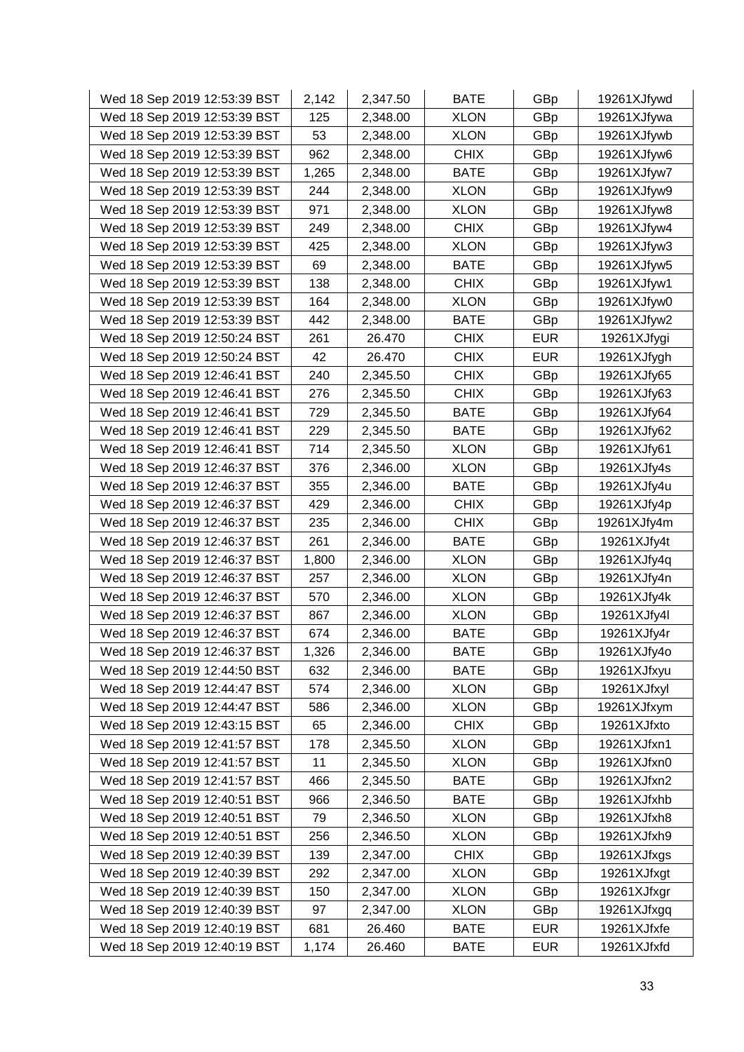| | | | | | |
|---|---|---|---|---|---|
| Wed 18 Sep 2019 12:53:39 BST | 2,142 | 2,347.50 | BATE | GBp | 19261XJfywd |
| Wed 18 Sep 2019 12:53:39 BST | 125 | 2,348.00 | XLON | GBp | 19261XJfywa |
| Wed 18 Sep 2019 12:53:39 BST | 53 | 2,348.00 | XLON | GBp | 19261XJfywb |
| Wed 18 Sep 2019 12:53:39 BST | 962 | 2,348.00 | CHIX | GBp | 19261XJfyw6 |
| Wed 18 Sep 2019 12:53:39 BST | 1,265 | 2,348.00 | BATE | GBp | 19261XJfyw7 |
| Wed 18 Sep 2019 12:53:39 BST | 244 | 2,348.00 | XLON | GBp | 19261XJfyw9 |
| Wed 18 Sep 2019 12:53:39 BST | 971 | 2,348.00 | XLON | GBp | 19261XJfyw8 |
| Wed 18 Sep 2019 12:53:39 BST | 249 | 2,348.00 | CHIX | GBp | 19261XJfyw4 |
| Wed 18 Sep 2019 12:53:39 BST | 425 | 2,348.00 | XLON | GBp | 19261XJfyw3 |
| Wed 18 Sep 2019 12:53:39 BST | 69 | 2,348.00 | BATE | GBp | 19261XJfyw5 |
| Wed 18 Sep 2019 12:53:39 BST | 138 | 2,348.00 | CHIX | GBp | 19261XJfyw1 |
| Wed 18 Sep 2019 12:53:39 BST | 164 | 2,348.00 | XLON | GBp | 19261XJfyw0 |
| Wed 18 Sep 2019 12:53:39 BST | 442 | 2,348.00 | BATE | GBp | 19261XJfyw2 |
| Wed 18 Sep 2019 12:50:24 BST | 261 | 26.470 | CHIX | EUR | 19261XJfygi |
| Wed 18 Sep 2019 12:50:24 BST | 42 | 26.470 | CHIX | EUR | 19261XJfygh |
| Wed 18 Sep 2019 12:46:41 BST | 240 | 2,345.50 | CHIX | GBp | 19261XJfy65 |
| Wed 18 Sep 2019 12:46:41 BST | 276 | 2,345.50 | CHIX | GBp | 19261XJfy63 |
| Wed 18 Sep 2019 12:46:41 BST | 729 | 2,345.50 | BATE | GBp | 19261XJfy64 |
| Wed 18 Sep 2019 12:46:41 BST | 229 | 2,345.50 | BATE | GBp | 19261XJfy62 |
| Wed 18 Sep 2019 12:46:41 BST | 714 | 2,345.50 | XLON | GBp | 19261XJfy61 |
| Wed 18 Sep 2019 12:46:37 BST | 376 | 2,346.00 | XLON | GBp | 19261XJfy4s |
| Wed 18 Sep 2019 12:46:37 BST | 355 | 2,346.00 | BATE | GBp | 19261XJfy4u |
| Wed 18 Sep 2019 12:46:37 BST | 429 | 2,346.00 | CHIX | GBp | 19261XJfy4p |
| Wed 18 Sep 2019 12:46:37 BST | 235 | 2,346.00 | CHIX | GBp | 19261XJfy4m |
| Wed 18 Sep 2019 12:46:37 BST | 261 | 2,346.00 | BATE | GBp | 19261XJfy4t |
| Wed 18 Sep 2019 12:46:37 BST | 1,800 | 2,346.00 | XLON | GBp | 19261XJfy4q |
| Wed 18 Sep 2019 12:46:37 BST | 257 | 2,346.00 | XLON | GBp | 19261XJfy4n |
| Wed 18 Sep 2019 12:46:37 BST | 570 | 2,346.00 | XLON | GBp | 19261XJfy4k |
| Wed 18 Sep 2019 12:46:37 BST | 867 | 2,346.00 | XLON | GBp | 19261XJfy4l |
| Wed 18 Sep 2019 12:46:37 BST | 674 | 2,346.00 | BATE | GBp | 19261XJfy4r |
| Wed 18 Sep 2019 12:46:37 BST | 1,326 | 2,346.00 | BATE | GBp | 19261XJfy4o |
| Wed 18 Sep 2019 12:44:50 BST | 632 | 2,346.00 | BATE | GBp | 19261XJfxyu |
| Wed 18 Sep 2019 12:44:47 BST | 574 | 2,346.00 | XLON | GBp | 19261XJfxyl |
| Wed 18 Sep 2019 12:44:47 BST | 586 | 2,346.00 | XLON | GBp | 19261XJfxym |
| Wed 18 Sep 2019 12:43:15 BST | 65 | 2,346.00 | CHIX | GBp | 19261XJfxto |
| Wed 18 Sep 2019 12:41:57 BST | 178 | 2,345.50 | XLON | GBp | 19261XJfxn1 |
| Wed 18 Sep 2019 12:41:57 BST | 11 | 2,345.50 | XLON | GBp | 19261XJfxn0 |
| Wed 18 Sep 2019 12:41:57 BST | 466 | 2,345.50 | BATE | GBp | 19261XJfxn2 |
| Wed 18 Sep 2019 12:40:51 BST | 966 | 2,346.50 | BATE | GBp | 19261XJfxhb |
| Wed 18 Sep 2019 12:40:51 BST | 79 | 2,346.50 | XLON | GBp | 19261XJfxh8 |
| Wed 18 Sep 2019 12:40:51 BST | 256 | 2,346.50 | XLON | GBp | 19261XJfxh9 |
| Wed 18 Sep 2019 12:40:39 BST | 139 | 2,347.00 | CHIX | GBp | 19261XJfxgs |
| Wed 18 Sep 2019 12:40:39 BST | 292 | 2,347.00 | XLON | GBp | 19261XJfxgt |
| Wed 18 Sep 2019 12:40:39 BST | 150 | 2,347.00 | XLON | GBp | 19261XJfxgr |
| Wed 18 Sep 2019 12:40:39 BST | 97 | 2,347.00 | XLON | GBp | 19261XJfxgq |
| Wed 18 Sep 2019 12:40:19 BST | 681 | 26.460 | BATE | EUR | 19261XJfxfe |
| Wed 18 Sep 2019 12:40:19 BST | 1,174 | 26.460 | BATE | EUR | 19261XJfxfd |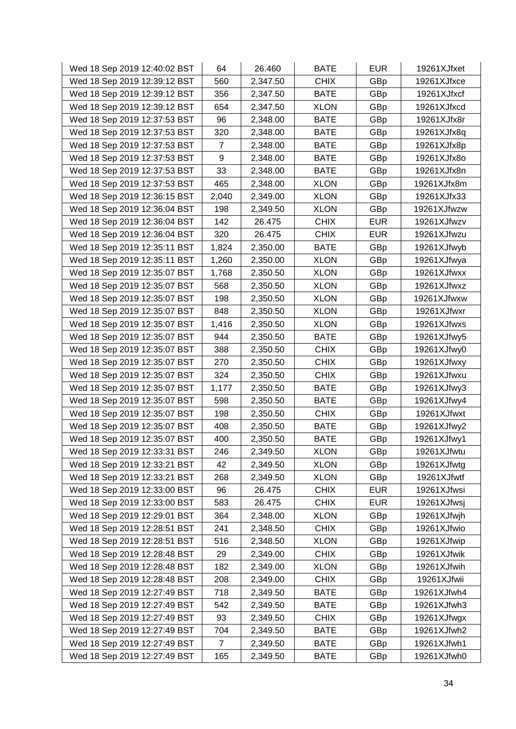| Wed 18 Sep 2019 12:40:02 BST | 64 | 26.460 | BATE | EUR | 19261XJfxet |
|---|---|---|---|---|---|
| Wed 18 Sep 2019 12:39:12 BST | 560 | 2,347.50 | CHIX | GBp | 19261XJfxce |
| Wed 18 Sep 2019 12:39:12 BST | 356 | 2,347.50 | BATE | GBp | 19261XJfxcf |
| Wed 18 Sep 2019 12:39:12 BST | 654 | 2,347.50 | XLON | GBp | 19261XJfxcd |
| Wed 18 Sep 2019 12:37:53 BST | 96 | 2,348.00 | BATE | GBp | 19261XJfx8r |
| Wed 18 Sep 2019 12:37:53 BST | 320 | 2,348.00 | BATE | GBp | 19261XJfx8q |
| Wed 18 Sep 2019 12:37:53 BST | 7 | 2,348.00 | BATE | GBp | 19261XJfx8p |
| Wed 18 Sep 2019 12:37:53 BST | 9 | 2,348.00 | BATE | GBp | 19261XJfx8o |
| Wed 18 Sep 2019 12:37:53 BST | 33 | 2,348.00 | BATE | GBp | 19261XJfx8n |
| Wed 18 Sep 2019 12:37:53 BST | 465 | 2,348.00 | XLON | GBp | 19261XJfx8m |
| Wed 18 Sep 2019 12:36:15 BST | 2,040 | 2,349.00 | XLON | GBp | 19261XJfx33 |
| Wed 18 Sep 2019 12:36:04 BST | 198 | 2,349.50 | XLON | GBp | 19261XJfwzw |
| Wed 18 Sep 2019 12:36:04 BST | 142 | 26.475 | CHIX | EUR | 19261XJfwzv |
| Wed 18 Sep 2019 12:36:04 BST | 320 | 26.475 | CHIX | EUR | 19261XJfwzu |
| Wed 18 Sep 2019 12:35:11 BST | 1,824 | 2,350.00 | BATE | GBp | 19261XJfwyb |
| Wed 18 Sep 2019 12:35:11 BST | 1,260 | 2,350.00 | XLON | GBp | 19261XJfwya |
| Wed 18 Sep 2019 12:35:07 BST | 1,768 | 2,350.50 | XLON | GBp | 19261XJfwxx |
| Wed 18 Sep 2019 12:35:07 BST | 568 | 2,350.50 | XLON | GBp | 19261XJfwxz |
| Wed 18 Sep 2019 12:35:07 BST | 198 | 2,350.50 | XLON | GBp | 19261XJfwxw |
| Wed 18 Sep 2019 12:35:07 BST | 848 | 2,350.50 | XLON | GBp | 19261XJfwxr |
| Wed 18 Sep 2019 12:35:07 BST | 1,416 | 2,350.50 | XLON | GBp | 19261XJfwxs |
| Wed 18 Sep 2019 12:35:07 BST | 944 | 2,350.50 | BATE | GBp | 19261XJfwy5 |
| Wed 18 Sep 2019 12:35:07 BST | 388 | 2,350.50 | CHIX | GBp | 19261XJfwy0 |
| Wed 18 Sep 2019 12:35:07 BST | 270 | 2,350.50 | CHIX | GBp | 19261XJfwxy |
| Wed 18 Sep 2019 12:35:07 BST | 324 | 2,350.50 | CHIX | GBp | 19261XJfwxu |
| Wed 18 Sep 2019 12:35:07 BST | 1,177 | 2,350.50 | BATE | GBp | 19261XJfwy3 |
| Wed 18 Sep 2019 12:35:07 BST | 598 | 2,350.50 | BATE | GBp | 19261XJfwy4 |
| Wed 18 Sep 2019 12:35:07 BST | 198 | 2,350.50 | CHIX | GBp | 19261XJfwxt |
| Wed 18 Sep 2019 12:35:07 BST | 408 | 2,350.50 | BATE | GBp | 19261XJfwy2 |
| Wed 18 Sep 2019 12:35:07 BST | 400 | 2,350.50 | BATE | GBp | 19261XJfwy1 |
| Wed 18 Sep 2019 12:33:31 BST | 246 | 2,349.50 | XLON | GBp | 19261XJfwtu |
| Wed 18 Sep 2019 12:33:21 BST | 42 | 2,349.50 | XLON | GBp | 19261XJfwtg |
| Wed 18 Sep 2019 12:33:21 BST | 268 | 2,349.50 | XLON | GBp | 19261XJfwtf |
| Wed 18 Sep 2019 12:33:00 BST | 96 | 26.475 | CHIX | EUR | 19261XJfwsi |
| Wed 18 Sep 2019 12:33:00 BST | 583 | 26.475 | CHIX | EUR | 19261XJfwsj |
| Wed 18 Sep 2019 12:29:01 BST | 364 | 2,348.00 | XLON | GBp | 19261XJfwjh |
| Wed 18 Sep 2019 12:28:51 BST | 241 | 2,348.50 | CHIX | GBp | 19261XJfwio |
| Wed 18 Sep 2019 12:28:51 BST | 516 | 2,348.50 | XLON | GBp | 19261XJfwip |
| Wed 18 Sep 2019 12:28:48 BST | 29 | 2,349.00 | CHIX | GBp | 19261XJfwik |
| Wed 18 Sep 2019 12:28:48 BST | 182 | 2,349.00 | XLON | GBp | 19261XJfwih |
| Wed 18 Sep 2019 12:28:48 BST | 208 | 2,349.00 | CHIX | GBp | 19261XJfwii |
| Wed 18 Sep 2019 12:27:49 BST | 718 | 2,349.50 | BATE | GBp | 19261XJfwh4 |
| Wed 18 Sep 2019 12:27:49 BST | 542 | 2,349.50 | BATE | GBp | 19261XJfwh3 |
| Wed 18 Sep 2019 12:27:49 BST | 93 | 2,349.50 | CHIX | GBp | 19261XJfwgx |
| Wed 18 Sep 2019 12:27:49 BST | 704 | 2,349.50 | BATE | GBp | 19261XJfwh2 |
| Wed 18 Sep 2019 12:27:49 BST | 7 | 2,349.50 | BATE | GBp | 19261XJfwh1 |
| Wed 18 Sep 2019 12:27:49 BST | 165 | 2,349.50 | BATE | GBp | 19261XJfwh0 |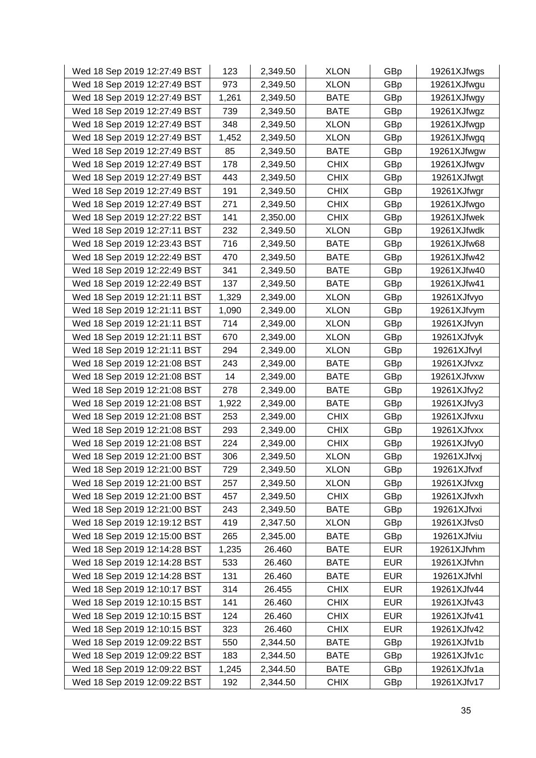| | | | | | |
|---|---|---|---|---|---|
| Wed 18 Sep 2019 12:27:49 BST | 123 | 2,349.50 | XLON | GBp | 19261XJfwgs |
| Wed 18 Sep 2019 12:27:49 BST | 973 | 2,349.50 | XLON | GBp | 19261XJfwgu |
| Wed 18 Sep 2019 12:27:49 BST | 1,261 | 2,349.50 | BATE | GBp | 19261XJfwgy |
| Wed 18 Sep 2019 12:27:49 BST | 739 | 2,349.50 | BATE | GBp | 19261XJfwgz |
| Wed 18 Sep 2019 12:27:49 BST | 348 | 2,349.50 | XLON | GBp | 19261XJfwgp |
| Wed 18 Sep 2019 12:27:49 BST | 1,452 | 2,349.50 | XLON | GBp | 19261XJfwgq |
| Wed 18 Sep 2019 12:27:49 BST | 85 | 2,349.50 | BATE | GBp | 19261XJfwgw |
| Wed 18 Sep 2019 12:27:49 BST | 178 | 2,349.50 | CHIX | GBp | 19261XJfwgv |
| Wed 18 Sep 2019 12:27:49 BST | 443 | 2,349.50 | CHIX | GBp | 19261XJfwgt |
| Wed 18 Sep 2019 12:27:49 BST | 191 | 2,349.50 | CHIX | GBp | 19261XJfwgr |
| Wed 18 Sep 2019 12:27:49 BST | 271 | 2,349.50 | CHIX | GBp | 19261XJfwgo |
| Wed 18 Sep 2019 12:27:22 BST | 141 | 2,350.00 | CHIX | GBp | 19261XJfwek |
| Wed 18 Sep 2019 12:27:11 BST | 232 | 2,349.50 | XLON | GBp | 19261XJfwdk |
| Wed 18 Sep 2019 12:23:43 BST | 716 | 2,349.50 | BATE | GBp | 19261XJfw68 |
| Wed 18 Sep 2019 12:22:49 BST | 470 | 2,349.50 | BATE | GBp | 19261XJfw42 |
| Wed 18 Sep 2019 12:22:49 BST | 341 | 2,349.50 | BATE | GBp | 19261XJfw40 |
| Wed 18 Sep 2019 12:22:49 BST | 137 | 2,349.50 | BATE | GBp | 19261XJfw41 |
| Wed 18 Sep 2019 12:21:11 BST | 1,329 | 2,349.00 | XLON | GBp | 19261XJfvyo |
| Wed 18 Sep 2019 12:21:11 BST | 1,090 | 2,349.00 | XLON | GBp | 19261XJfvym |
| Wed 18 Sep 2019 12:21:11 BST | 714 | 2,349.00 | XLON | GBp | 19261XJfvyn |
| Wed 18 Sep 2019 12:21:11 BST | 670 | 2,349.00 | XLON | GBp | 19261XJfvyk |
| Wed 18 Sep 2019 12:21:11 BST | 294 | 2,349.00 | XLON | GBp | 19261XJfvyl |
| Wed 18 Sep 2019 12:21:08 BST | 243 | 2,349.00 | BATE | GBp | 19261XJfvxz |
| Wed 18 Sep 2019 12:21:08 BST | 14 | 2,349.00 | BATE | GBp | 19261XJfvxw |
| Wed 18 Sep 2019 12:21:08 BST | 278 | 2,349.00 | BATE | GBp | 19261XJfvy2 |
| Wed 18 Sep 2019 12:21:08 BST | 1,922 | 2,349.00 | BATE | GBp | 19261XJfvy3 |
| Wed 18 Sep 2019 12:21:08 BST | 253 | 2,349.00 | CHIX | GBp | 19261XJfvxu |
| Wed 18 Sep 2019 12:21:08 BST | 293 | 2,349.00 | CHIX | GBp | 19261XJfvxx |
| Wed 18 Sep 2019 12:21:08 BST | 224 | 2,349.00 | CHIX | GBp | 19261XJfvy0 |
| Wed 18 Sep 2019 12:21:00 BST | 306 | 2,349.50 | XLON | GBp | 19261XJfvxj |
| Wed 18 Sep 2019 12:21:00 BST | 729 | 2,349.50 | XLON | GBp | 19261XJfvxf |
| Wed 18 Sep 2019 12:21:00 BST | 257 | 2,349.50 | XLON | GBp | 19261XJfvxg |
| Wed 18 Sep 2019 12:21:00 BST | 457 | 2,349.50 | CHIX | GBp | 19261XJfvxh |
| Wed 18 Sep 2019 12:21:00 BST | 243 | 2,349.50 | BATE | GBp | 19261XJfvxi |
| Wed 18 Sep 2019 12:19:12 BST | 419 | 2,347.50 | XLON | GBp | 19261XJfvs0 |
| Wed 18 Sep 2019 12:15:00 BST | 265 | 2,345.00 | BATE | GBp | 19261XJfviu |
| Wed 18 Sep 2019 12:14:28 BST | 1,235 | 26.460 | BATE | EUR | 19261XJfvhm |
| Wed 18 Sep 2019 12:14:28 BST | 533 | 26.460 | BATE | EUR | 19261XJfvhn |
| Wed 18 Sep 2019 12:14:28 BST | 131 | 26.460 | BATE | EUR | 19261XJfvhl |
| Wed 18 Sep 2019 12:10:17 BST | 314 | 26.455 | CHIX | EUR | 19261XJfv44 |
| Wed 18 Sep 2019 12:10:15 BST | 141 | 26.460 | CHIX | EUR | 19261XJfv43 |
| Wed 18 Sep 2019 12:10:15 BST | 124 | 26.460 | CHIX | EUR | 19261XJfv41 |
| Wed 18 Sep 2019 12:10:15 BST | 323 | 26.460 | CHIX | EUR | 19261XJfv42 |
| Wed 18 Sep 2019 12:09:22 BST | 550 | 2,344.50 | BATE | GBp | 19261XJfv1b |
| Wed 18 Sep 2019 12:09:22 BST | 183 | 2,344.50 | BATE | GBp | 19261XJfv1c |
| Wed 18 Sep 2019 12:09:22 BST | 1,245 | 2,344.50 | BATE | GBp | 19261XJfv1a |
| Wed 18 Sep 2019 12:09:22 BST | 192 | 2,344.50 | CHIX | GBp | 19261XJfv17 |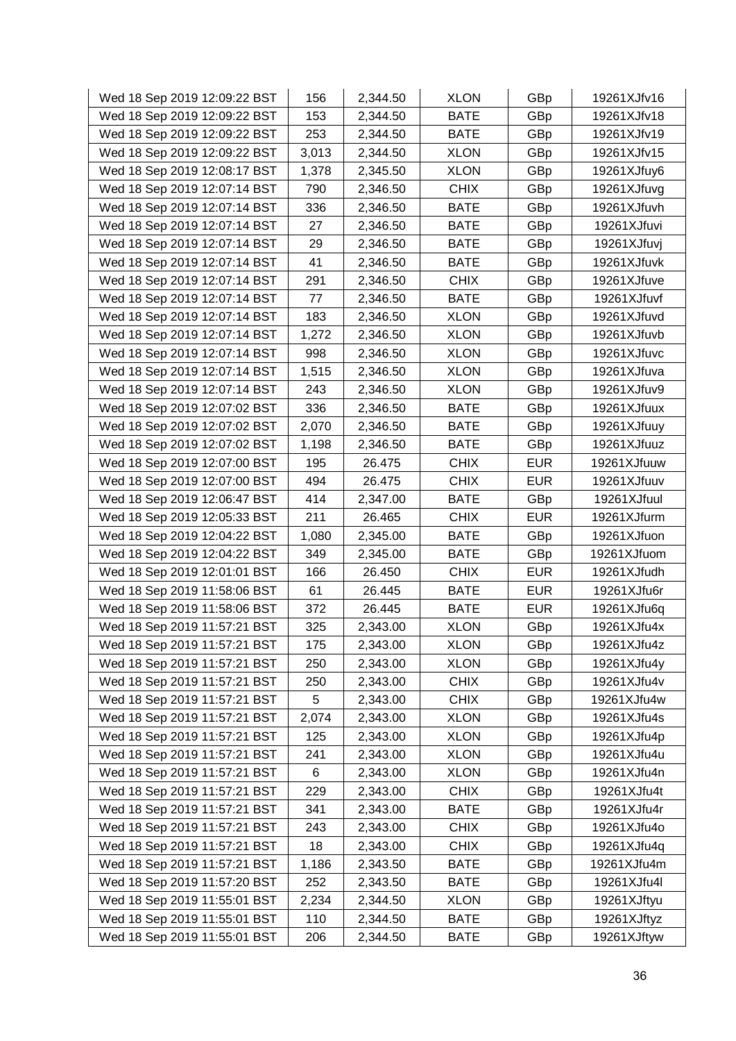| | | | | | |
|---|---|---|---|---|---|
| Wed 18 Sep 2019 12:09:22 BST | 156 | 2,344.50 | XLON | GBp | 19261XJfv16 |
| Wed 18 Sep 2019 12:09:22 BST | 153 | 2,344.50 | BATE | GBp | 19261XJfv18 |
| Wed 18 Sep 2019 12:09:22 BST | 253 | 2,344.50 | BATE | GBp | 19261XJfv19 |
| Wed 18 Sep 2019 12:09:22 BST | 3,013 | 2,344.50 | XLON | GBp | 19261XJfv15 |
| Wed 18 Sep 2019 12:08:17 BST | 1,378 | 2,345.50 | XLON | GBp | 19261XJfuy6 |
| Wed 18 Sep 2019 12:07:14 BST | 790 | 2,346.50 | CHIX | GBp | 19261XJfuvg |
| Wed 18 Sep 2019 12:07:14 BST | 336 | 2,346.50 | BATE | GBp | 19261XJfuvh |
| Wed 18 Sep 2019 12:07:14 BST | 27 | 2,346.50 | BATE | GBp | 19261XJfuvi |
| Wed 18 Sep 2019 12:07:14 BST | 29 | 2,346.50 | BATE | GBp | 19261XJfuvj |
| Wed 18 Sep 2019 12:07:14 BST | 41 | 2,346.50 | BATE | GBp | 19261XJfuvk |
| Wed 18 Sep 2019 12:07:14 BST | 291 | 2,346.50 | CHIX | GBp | 19261XJfuve |
| Wed 18 Sep 2019 12:07:14 BST | 77 | 2,346.50 | BATE | GBp | 19261XJfuvf |
| Wed 18 Sep 2019 12:07:14 BST | 183 | 2,346.50 | XLON | GBp | 19261XJfuvd |
| Wed 18 Sep 2019 12:07:14 BST | 1,272 | 2,346.50 | XLON | GBp | 19261XJfuvb |
| Wed 18 Sep 2019 12:07:14 BST | 998 | 2,346.50 | XLON | GBp | 19261XJfuvc |
| Wed 18 Sep 2019 12:07:14 BST | 1,515 | 2,346.50 | XLON | GBp | 19261XJfuva |
| Wed 18 Sep 2019 12:07:14 BST | 243 | 2,346.50 | XLON | GBp | 19261XJfuv9 |
| Wed 18 Sep 2019 12:07:02 BST | 336 | 2,346.50 | BATE | GBp | 19261XJfuux |
| Wed 18 Sep 2019 12:07:02 BST | 2,070 | 2,346.50 | BATE | GBp | 19261XJfuuy |
| Wed 18 Sep 2019 12:07:02 BST | 1,198 | 2,346.50 | BATE | GBp | 19261XJfuuz |
| Wed 18 Sep 2019 12:07:00 BST | 195 | 26.475 | CHIX | EUR | 19261XJfuuw |
| Wed 18 Sep 2019 12:07:00 BST | 494 | 26.475 | CHIX | EUR | 19261XJfuuv |
| Wed 18 Sep 2019 12:06:47 BST | 414 | 2,347.00 | BATE | GBp | 19261XJfuul |
| Wed 18 Sep 2019 12:05:33 BST | 211 | 26.465 | CHIX | EUR | 19261XJfurm |
| Wed 18 Sep 2019 12:04:22 BST | 1,080 | 2,345.00 | BATE | GBp | 19261XJfuon |
| Wed 18 Sep 2019 12:04:22 BST | 349 | 2,345.00 | BATE | GBp | 19261XJfuom |
| Wed 18 Sep 2019 12:01:01 BST | 166 | 26.450 | CHIX | EUR | 19261XJfudh |
| Wed 18 Sep 2019 11:58:06 BST | 61 | 26.445 | BATE | EUR | 19261XJfu6r |
| Wed 18 Sep 2019 11:58:06 BST | 372 | 26.445 | BATE | EUR | 19261XJfu6q |
| Wed 18 Sep 2019 11:57:21 BST | 325 | 2,343.00 | XLON | GBp | 19261XJfu4x |
| Wed 18 Sep 2019 11:57:21 BST | 175 | 2,343.00 | XLON | GBp | 19261XJfu4z |
| Wed 18 Sep 2019 11:57:21 BST | 250 | 2,343.00 | XLON | GBp | 19261XJfu4y |
| Wed 18 Sep 2019 11:57:21 BST | 250 | 2,343.00 | CHIX | GBp | 19261XJfu4v |
| Wed 18 Sep 2019 11:57:21 BST | 5 | 2,343.00 | CHIX | GBp | 19261XJfu4w |
| Wed 18 Sep 2019 11:57:21 BST | 2,074 | 2,343.00 | XLON | GBp | 19261XJfu4s |
| Wed 18 Sep 2019 11:57:21 BST | 125 | 2,343.00 | XLON | GBp | 19261XJfu4p |
| Wed 18 Sep 2019 11:57:21 BST | 241 | 2,343.00 | XLON | GBp | 19261XJfu4u |
| Wed 18 Sep 2019 11:57:21 BST | 6 | 2,343.00 | XLON | GBp | 19261XJfu4n |
| Wed 18 Sep 2019 11:57:21 BST | 229 | 2,343.00 | CHIX | GBp | 19261XJfu4t |
| Wed 18 Sep 2019 11:57:21 BST | 341 | 2,343.00 | BATE | GBp | 19261XJfu4r |
| Wed 18 Sep 2019 11:57:21 BST | 243 | 2,343.00 | CHIX | GBp | 19261XJfu4o |
| Wed 18 Sep 2019 11:57:21 BST | 18 | 2,343.00 | CHIX | GBp | 19261XJfu4q |
| Wed 18 Sep 2019 11:57:21 BST | 1,186 | 2,343.50 | BATE | GBp | 19261XJfu4m |
| Wed 18 Sep 2019 11:57:20 BST | 252 | 2,343.50 | BATE | GBp | 19261XJfu4l |
| Wed 18 Sep 2019 11:55:01 BST | 2,234 | 2,344.50 | XLON | GBp | 19261XJftyu |
| Wed 18 Sep 2019 11:55:01 BST | 110 | 2,344.50 | BATE | GBp | 19261XJftyz |
| Wed 18 Sep 2019 11:55:01 BST | 206 | 2,344.50 | BATE | GBp | 19261XJftyw |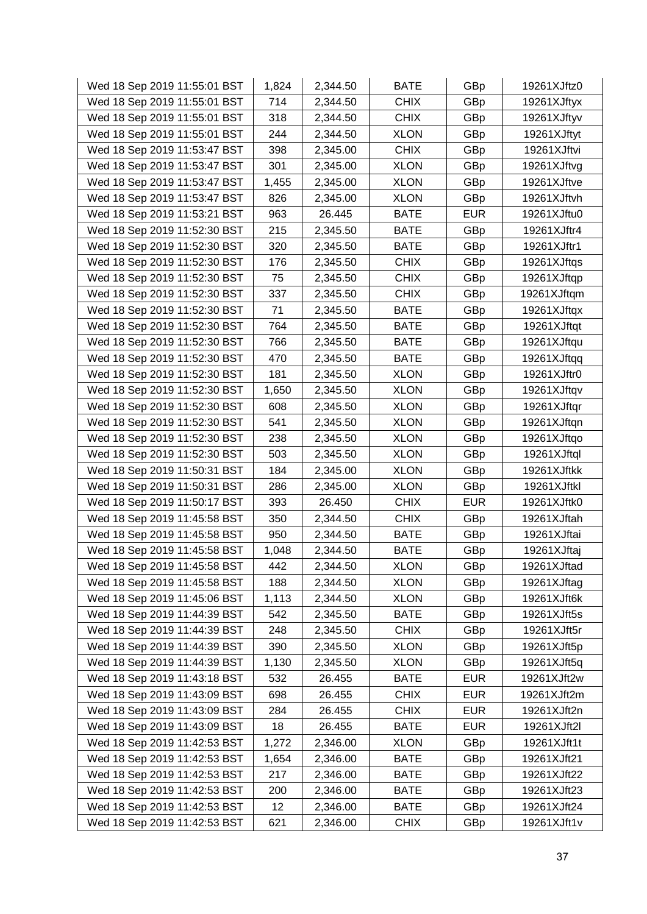| Wed 18 Sep 2019 11:55:01 BST | 1,824 | 2,344.50 | BATE | GBp | 19261XJftz0 |
|---|---|---|---|---|---|
| Wed 18 Sep 2019 11:55:01 BST | 714 | 2,344.50 | CHIX | GBp | 19261XJftyx |
| Wed 18 Sep 2019 11:55:01 BST | 318 | 2,344.50 | CHIX | GBp | 19261XJftyv |
| Wed 18 Sep 2019 11:55:01 BST | 244 | 2,344.50 | XLON | GBp | 19261XJftyt |
| Wed 18 Sep 2019 11:53:47 BST | 398 | 2,345.00 | CHIX | GBp | 19261XJftvi |
| Wed 18 Sep 2019 11:53:47 BST | 301 | 2,345.00 | XLON | GBp | 19261XJftvg |
| Wed 18 Sep 2019 11:53:47 BST | 1,455 | 2,345.00 | XLON | GBp | 19261XJftve |
| Wed 18 Sep 2019 11:53:47 BST | 826 | 2,345.00 | XLON | GBp | 19261XJftvh |
| Wed 18 Sep 2019 11:53:21 BST | 963 | 26.445 | BATE | EUR | 19261XJftu0 |
| Wed 18 Sep 2019 11:52:30 BST | 215 | 2,345.50 | BATE | GBp | 19261XJftr4 |
| Wed 18 Sep 2019 11:52:30 BST | 320 | 2,345.50 | BATE | GBp | 19261XJftr1 |
| Wed 18 Sep 2019 11:52:30 BST | 176 | 2,345.50 | CHIX | GBp | 19261XJftqs |
| Wed 18 Sep 2019 11:52:30 BST | 75 | 2,345.50 | CHIX | GBp | 19261XJftqp |
| Wed 18 Sep 2019 11:52:30 BST | 337 | 2,345.50 | CHIX | GBp | 19261XJftqm |
| Wed 18 Sep 2019 11:52:30 BST | 71 | 2,345.50 | BATE | GBp | 19261XJftqx |
| Wed 18 Sep 2019 11:52:30 BST | 764 | 2,345.50 | BATE | GBp | 19261XJftqt |
| Wed 18 Sep 2019 11:52:30 BST | 766 | 2,345.50 | BATE | GBp | 19261XJftqu |
| Wed 18 Sep 2019 11:52:30 BST | 470 | 2,345.50 | BATE | GBp | 19261XJftqq |
| Wed 18 Sep 2019 11:52:30 BST | 181 | 2,345.50 | XLON | GBp | 19261XJftr0 |
| Wed 18 Sep 2019 11:52:30 BST | 1,650 | 2,345.50 | XLON | GBp | 19261XJftqv |
| Wed 18 Sep 2019 11:52:30 BST | 608 | 2,345.50 | XLON | GBp | 19261XJftqr |
| Wed 18 Sep 2019 11:52:30 BST | 541 | 2,345.50 | XLON | GBp | 19261XJftqn |
| Wed 18 Sep 2019 11:52:30 BST | 238 | 2,345.50 | XLON | GBp | 19261XJftqo |
| Wed 18 Sep 2019 11:52:30 BST | 503 | 2,345.50 | XLON | GBp | 19261XJftql |
| Wed 18 Sep 2019 11:50:31 BST | 184 | 2,345.00 | XLON | GBp | 19261XJftkk |
| Wed 18 Sep 2019 11:50:31 BST | 286 | 2,345.00 | XLON | GBp | 19261XJftkl |
| Wed 18 Sep 2019 11:50:17 BST | 393 | 26.450 | CHIX | EUR | 19261XJftk0 |
| Wed 18 Sep 2019 11:45:58 BST | 350 | 2,344.50 | CHIX | GBp | 19261XJftah |
| Wed 18 Sep 2019 11:45:58 BST | 950 | 2,344.50 | BATE | GBp | 19261XJftai |
| Wed 18 Sep 2019 11:45:58 BST | 1,048 | 2,344.50 | BATE | GBp | 19261XJftaj |
| Wed 18 Sep 2019 11:45:58 BST | 442 | 2,344.50 | XLON | GBp | 19261XJftad |
| Wed 18 Sep 2019 11:45:58 BST | 188 | 2,344.50 | XLON | GBp | 19261XJftag |
| Wed 18 Sep 2019 11:45:06 BST | 1,113 | 2,344.50 | XLON | GBp | 19261XJft6k |
| Wed 18 Sep 2019 11:44:39 BST | 542 | 2,345.50 | BATE | GBp | 19261XJft5s |
| Wed 18 Sep 2019 11:44:39 BST | 248 | 2,345.50 | CHIX | GBp | 19261XJft5r |
| Wed 18 Sep 2019 11:44:39 BST | 390 | 2,345.50 | XLON | GBp | 19261XJft5p |
| Wed 18 Sep 2019 11:44:39 BST | 1,130 | 2,345.50 | XLON | GBp | 19261XJft5q |
| Wed 18 Sep 2019 11:43:18 BST | 532 | 26.455 | BATE | EUR | 19261XJft2w |
| Wed 18 Sep 2019 11:43:09 BST | 698 | 26.455 | CHIX | EUR | 19261XJft2m |
| Wed 18 Sep 2019 11:43:09 BST | 284 | 26.455 | CHIX | EUR | 19261XJft2n |
| Wed 18 Sep 2019 11:43:09 BST | 18 | 26.455 | BATE | EUR | 19261XJft2l |
| Wed 18 Sep 2019 11:42:53 BST | 1,272 | 2,346.00 | XLON | GBp | 19261XJft1t |
| Wed 18 Sep 2019 11:42:53 BST | 1,654 | 2,346.00 | BATE | GBp | 19261XJft21 |
| Wed 18 Sep 2019 11:42:53 BST | 217 | 2,346.00 | BATE | GBp | 19261XJft22 |
| Wed 18 Sep 2019 11:42:53 BST | 200 | 2,346.00 | BATE | GBp | 19261XJft23 |
| Wed 18 Sep 2019 11:42:53 BST | 12 | 2,346.00 | BATE | GBp | 19261XJft24 |
| Wed 18 Sep 2019 11:42:53 BST | 621 | 2,346.00 | CHIX | GBp | 19261XJft1v |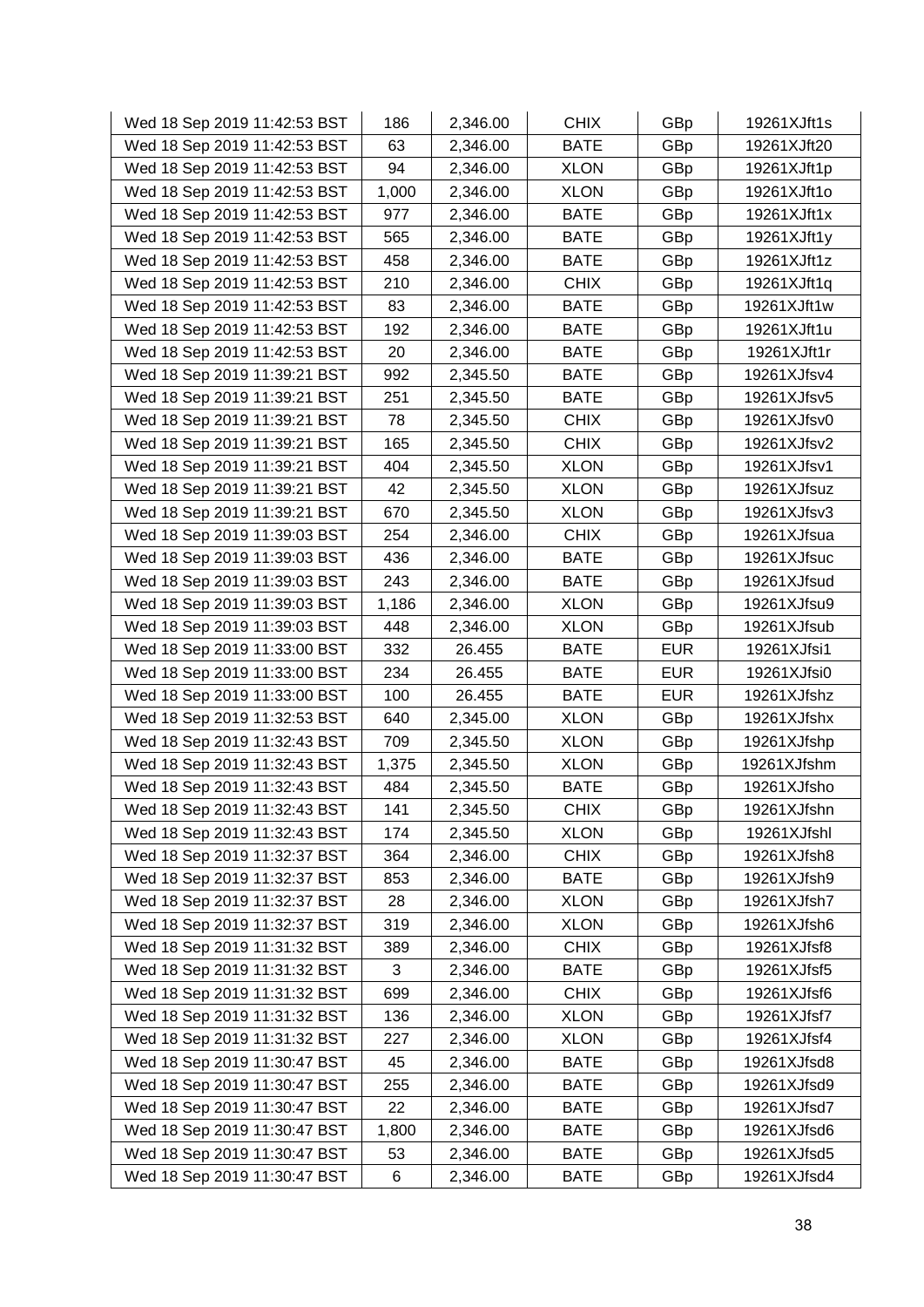| | | | | | |
|---|---|---|---|---|---|
| Wed 18 Sep 2019 11:42:53 BST | 186 | 2,346.00 | CHIX | GBp | 19261XJft1s |
| Wed 18 Sep 2019 11:42:53 BST | 63 | 2,346.00 | BATE | GBp | 19261XJft20 |
| Wed 18 Sep 2019 11:42:53 BST | 94 | 2,346.00 | XLON | GBp | 19261XJft1p |
| Wed 18 Sep 2019 11:42:53 BST | 1,000 | 2,346.00 | XLON | GBp | 19261XJft1o |
| Wed 18 Sep 2019 11:42:53 BST | 977 | 2,346.00 | BATE | GBp | 19261XJft1x |
| Wed 18 Sep 2019 11:42:53 BST | 565 | 2,346.00 | BATE | GBp | 19261XJft1y |
| Wed 18 Sep 2019 11:42:53 BST | 458 | 2,346.00 | BATE | GBp | 19261XJft1z |
| Wed 18 Sep 2019 11:42:53 BST | 210 | 2,346.00 | CHIX | GBp | 19261XJft1q |
| Wed 18 Sep 2019 11:42:53 BST | 83 | 2,346.00 | BATE | GBp | 19261XJft1w |
| Wed 18 Sep 2019 11:42:53 BST | 192 | 2,346.00 | BATE | GBp | 19261XJft1u |
| Wed 18 Sep 2019 11:42:53 BST | 20 | 2,346.00 | BATE | GBp | 19261XJft1r |
| Wed 18 Sep 2019 11:39:21 BST | 992 | 2,345.50 | BATE | GBp | 19261XJfsv4 |
| Wed 18 Sep 2019 11:39:21 BST | 251 | 2,345.50 | BATE | GBp | 19261XJfsv5 |
| Wed 18 Sep 2019 11:39:21 BST | 78 | 2,345.50 | CHIX | GBp | 19261XJfsv0 |
| Wed 18 Sep 2019 11:39:21 BST | 165 | 2,345.50 | CHIX | GBp | 19261XJfsv2 |
| Wed 18 Sep 2019 11:39:21 BST | 404 | 2,345.50 | XLON | GBp | 19261XJfsv1 |
| Wed 18 Sep 2019 11:39:21 BST | 42 | 2,345.50 | XLON | GBp | 19261XJfsuz |
| Wed 18 Sep 2019 11:39:21 BST | 670 | 2,345.50 | XLON | GBp | 19261XJfsv3 |
| Wed 18 Sep 2019 11:39:03 BST | 254 | 2,346.00 | CHIX | GBp | 19261XJfsua |
| Wed 18 Sep 2019 11:39:03 BST | 436 | 2,346.00 | BATE | GBp | 19261XJfsuc |
| Wed 18 Sep 2019 11:39:03 BST | 243 | 2,346.00 | BATE | GBp | 19261XJfsud |
| Wed 18 Sep 2019 11:39:03 BST | 1,186 | 2,346.00 | XLON | GBp | 19261XJfsu9 |
| Wed 18 Sep 2019 11:39:03 BST | 448 | 2,346.00 | XLON | GBp | 19261XJfsub |
| Wed 18 Sep 2019 11:33:00 BST | 332 | 26.455 | BATE | EUR | 19261XJfsi1 |
| Wed 18 Sep 2019 11:33:00 BST | 234 | 26.455 | BATE | EUR | 19261XJfsi0 |
| Wed 18 Sep 2019 11:33:00 BST | 100 | 26.455 | BATE | EUR | 19261XJfshz |
| Wed 18 Sep 2019 11:32:53 BST | 640 | 2,345.00 | XLON | GBp | 19261XJfshx |
| Wed 18 Sep 2019 11:32:43 BST | 709 | 2,345.50 | XLON | GBp | 19261XJfshp |
| Wed 18 Sep 2019 11:32:43 BST | 1,375 | 2,345.50 | XLON | GBp | 19261XJfshm |
| Wed 18 Sep 2019 11:32:43 BST | 484 | 2,345.50 | BATE | GBp | 19261XJfsho |
| Wed 18 Sep 2019 11:32:43 BST | 141 | 2,345.50 | CHIX | GBp | 19261XJfshn |
| Wed 18 Sep 2019 11:32:43 BST | 174 | 2,345.50 | XLON | GBp | 19261XJfshl |
| Wed 18 Sep 2019 11:32:37 BST | 364 | 2,346.00 | CHIX | GBp | 19261XJfsh8 |
| Wed 18 Sep 2019 11:32:37 BST | 853 | 2,346.00 | BATE | GBp | 19261XJfsh9 |
| Wed 18 Sep 2019 11:32:37 BST | 28 | 2,346.00 | XLON | GBp | 19261XJfsh7 |
| Wed 18 Sep 2019 11:32:37 BST | 319 | 2,346.00 | XLON | GBp | 19261XJfsh6 |
| Wed 18 Sep 2019 11:31:32 BST | 389 | 2,346.00 | CHIX | GBp | 19261XJfsf8 |
| Wed 18 Sep 2019 11:31:32 BST | 3 | 2,346.00 | BATE | GBp | 19261XJfsf5 |
| Wed 18 Sep 2019 11:31:32 BST | 699 | 2,346.00 | CHIX | GBp | 19261XJfsf6 |
| Wed 18 Sep 2019 11:31:32 BST | 136 | 2,346.00 | XLON | GBp | 19261XJfsf7 |
| Wed 18 Sep 2019 11:31:32 BST | 227 | 2,346.00 | XLON | GBp | 19261XJfsf4 |
| Wed 18 Sep 2019 11:30:47 BST | 45 | 2,346.00 | BATE | GBp | 19261XJfsd8 |
| Wed 18 Sep 2019 11:30:47 BST | 255 | 2,346.00 | BATE | GBp | 19261XJfsd9 |
| Wed 18 Sep 2019 11:30:47 BST | 22 | 2,346.00 | BATE | GBp | 19261XJfsd7 |
| Wed 18 Sep 2019 11:30:47 BST | 1,800 | 2,346.00 | BATE | GBp | 19261XJfsd6 |
| Wed 18 Sep 2019 11:30:47 BST | 53 | 2,346.00 | BATE | GBp | 19261XJfsd5 |
| Wed 18 Sep 2019 11:30:47 BST | 6 | 2,346.00 | BATE | GBp | 19261XJfsd4 |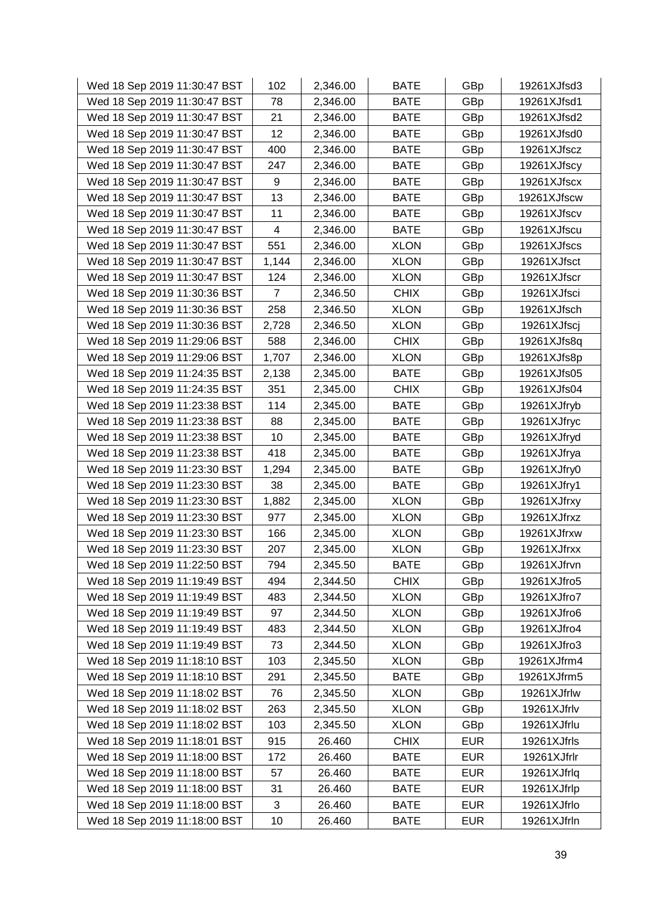| | | | | | |
|---|---|---|---|---|---|
| Wed 18 Sep 2019 11:30:47 BST | 102 | 2,346.00 | BATE | GBp | 19261XJfsd3 |
| Wed 18 Sep 2019 11:30:47 BST | 78 | 2,346.00 | BATE | GBp | 19261XJfsd1 |
| Wed 18 Sep 2019 11:30:47 BST | 21 | 2,346.00 | BATE | GBp | 19261XJfsd2 |
| Wed 18 Sep 2019 11:30:47 BST | 12 | 2,346.00 | BATE | GBp | 19261XJfsd0 |
| Wed 18 Sep 2019 11:30:47 BST | 400 | 2,346.00 | BATE | GBp | 19261XJfscz |
| Wed 18 Sep 2019 11:30:47 BST | 247 | 2,346.00 | BATE | GBp | 19261XJfscy |
| Wed 18 Sep 2019 11:30:47 BST | 9 | 2,346.00 | BATE | GBp | 19261XJfscx |
| Wed 18 Sep 2019 11:30:47 BST | 13 | 2,346.00 | BATE | GBp | 19261XJfscw |
| Wed 18 Sep 2019 11:30:47 BST | 11 | 2,346.00 | BATE | GBp | 19261XJfscv |
| Wed 18 Sep 2019 11:30:47 BST | 4 | 2,346.00 | BATE | GBp | 19261XJfscu |
| Wed 18 Sep 2019 11:30:47 BST | 551 | 2,346.00 | XLON | GBp | 19261XJfscs |
| Wed 18 Sep 2019 11:30:47 BST | 1,144 | 2,346.00 | XLON | GBp | 19261XJfsct |
| Wed 18 Sep 2019 11:30:47 BST | 124 | 2,346.00 | XLON | GBp | 19261XJfscr |
| Wed 18 Sep 2019 11:30:36 BST | 7 | 2,346.50 | CHIX | GBp | 19261XJfsci |
| Wed 18 Sep 2019 11:30:36 BST | 258 | 2,346.50 | XLON | GBp | 19261XJfsch |
| Wed 18 Sep 2019 11:30:36 BST | 2,728 | 2,346.50 | XLON | GBp | 19261XJfscj |
| Wed 18 Sep 2019 11:29:06 BST | 588 | 2,346.00 | CHIX | GBp | 19261XJfs8q |
| Wed 18 Sep 2019 11:29:06 BST | 1,707 | 2,346.00 | XLON | GBp | 19261XJfs8p |
| Wed 18 Sep 2019 11:24:35 BST | 2,138 | 2,345.00 | BATE | GBp | 19261XJfs05 |
| Wed 18 Sep 2019 11:24:35 BST | 351 | 2,345.00 | CHIX | GBp | 19261XJfs04 |
| Wed 18 Sep 2019 11:23:38 BST | 114 | 2,345.00 | BATE | GBp | 19261XJfryb |
| Wed 18 Sep 2019 11:23:38 BST | 88 | 2,345.00 | BATE | GBp | 19261XJfryc |
| Wed 18 Sep 2019 11:23:38 BST | 10 | 2,345.00 | BATE | GBp | 19261XJfryd |
| Wed 18 Sep 2019 11:23:38 BST | 418 | 2,345.00 | BATE | GBp | 19261XJfrya |
| Wed 18 Sep 2019 11:23:30 BST | 1,294 | 2,345.00 | BATE | GBp | 19261XJfry0 |
| Wed 18 Sep 2019 11:23:30 BST | 38 | 2,345.00 | BATE | GBp | 19261XJfry1 |
| Wed 18 Sep 2019 11:23:30 BST | 1,882 | 2,345.00 | XLON | GBp | 19261XJfrxy |
| Wed 18 Sep 2019 11:23:30 BST | 977 | 2,345.00 | XLON | GBp | 19261XJfrxz |
| Wed 18 Sep 2019 11:23:30 BST | 166 | 2,345.00 | XLON | GBp | 19261XJfrxw |
| Wed 18 Sep 2019 11:23:30 BST | 207 | 2,345.00 | XLON | GBp | 19261XJfrxx |
| Wed 18 Sep 2019 11:22:50 BST | 794 | 2,345.50 | BATE | GBp | 19261XJfrvn |
| Wed 18 Sep 2019 11:19:49 BST | 494 | 2,344.50 | CHIX | GBp | 19261XJfro5 |
| Wed 18 Sep 2019 11:19:49 BST | 483 | 2,344.50 | XLON | GBp | 19261XJfro7 |
| Wed 18 Sep 2019 11:19:49 BST | 97 | 2,344.50 | XLON | GBp | 19261XJfro6 |
| Wed 18 Sep 2019 11:19:49 BST | 483 | 2,344.50 | XLON | GBp | 19261XJfro4 |
| Wed 18 Sep 2019 11:19:49 BST | 73 | 2,344.50 | XLON | GBp | 19261XJfro3 |
| Wed 18 Sep 2019 11:18:10 BST | 103 | 2,345.50 | XLON | GBp | 19261XJfrm4 |
| Wed 18 Sep 2019 11:18:10 BST | 291 | 2,345.50 | BATE | GBp | 19261XJfrm5 |
| Wed 18 Sep 2019 11:18:02 BST | 76 | 2,345.50 | XLON | GBp | 19261XJfrlw |
| Wed 18 Sep 2019 11:18:02 BST | 263 | 2,345.50 | XLON | GBp | 19261XJfrlv |
| Wed 18 Sep 2019 11:18:02 BST | 103 | 2,345.50 | XLON | GBp | 19261XJfrlu |
| Wed 18 Sep 2019 11:18:01 BST | 915 | 26.460 | CHIX | EUR | 19261XJfrls |
| Wed 18 Sep 2019 11:18:00 BST | 172 | 26.460 | BATE | EUR | 19261XJfrlr |
| Wed 18 Sep 2019 11:18:00 BST | 57 | 26.460 | BATE | EUR | 19261XJfrlq |
| Wed 18 Sep 2019 11:18:00 BST | 31 | 26.460 | BATE | EUR | 19261XJfrlp |
| Wed 18 Sep 2019 11:18:00 BST | 3 | 26.460 | BATE | EUR | 19261XJfrlo |
| Wed 18 Sep 2019 11:18:00 BST | 10 | 26.460 | BATE | EUR | 19261XJfrln |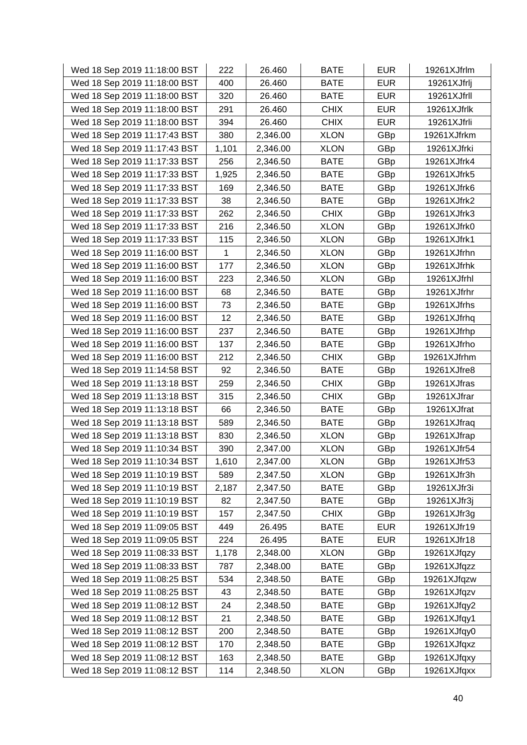| | | | | | |
|---|---|---|---|---|---|
| Wed 18 Sep 2019 11:18:00 BST | 222 | 26.460 | BATE | EUR | 19261XJfrlm |
| Wed 18 Sep 2019 11:18:00 BST | 400 | 26.460 | BATE | EUR | 19261XJfrlj |
| Wed 18 Sep 2019 11:18:00 BST | 320 | 26.460 | BATE | EUR | 19261XJfrll |
| Wed 18 Sep 2019 11:18:00 BST | 291 | 26.460 | CHIX | EUR | 19261XJfrlk |
| Wed 18 Sep 2019 11:18:00 BST | 394 | 26.460 | CHIX | EUR | 19261XJfrli |
| Wed 18 Sep 2019 11:17:43 BST | 380 | 2,346.00 | XLON | GBp | 19261XJfrkm |
| Wed 18 Sep 2019 11:17:43 BST | 1,101 | 2,346.00 | XLON | GBp | 19261XJfrki |
| Wed 18 Sep 2019 11:17:33 BST | 256 | 2,346.50 | BATE | GBp | 19261XJfrk4 |
| Wed 18 Sep 2019 11:17:33 BST | 1,925 | 2,346.50 | BATE | GBp | 19261XJfrk5 |
| Wed 18 Sep 2019 11:17:33 BST | 169 | 2,346.50 | BATE | GBp | 19261XJfrk6 |
| Wed 18 Sep 2019 11:17:33 BST | 38 | 2,346.50 | BATE | GBp | 19261XJfrk2 |
| Wed 18 Sep 2019 11:17:33 BST | 262 | 2,346.50 | CHIX | GBp | 19261XJfrk3 |
| Wed 18 Sep 2019 11:17:33 BST | 216 | 2,346.50 | XLON | GBp | 19261XJfrk0 |
| Wed 18 Sep 2019 11:17:33 BST | 115 | 2,346.50 | XLON | GBp | 19261XJfrk1 |
| Wed 18 Sep 2019 11:16:00 BST | 1 | 2,346.50 | XLON | GBp | 19261XJfrhn |
| Wed 18 Sep 2019 11:16:00 BST | 177 | 2,346.50 | XLON | GBp | 19261XJfrhk |
| Wed 18 Sep 2019 11:16:00 BST | 223 | 2,346.50 | XLON | GBp | 19261XJfrhl |
| Wed 18 Sep 2019 11:16:00 BST | 68 | 2,346.50 | BATE | GBp | 19261XJfrhr |
| Wed 18 Sep 2019 11:16:00 BST | 73 | 2,346.50 | BATE | GBp | 19261XJfrhs |
| Wed 18 Sep 2019 11:16:00 BST | 12 | 2,346.50 | BATE | GBp | 19261XJfrhq |
| Wed 18 Sep 2019 11:16:00 BST | 237 | 2,346.50 | BATE | GBp | 19261XJfrhp |
| Wed 18 Sep 2019 11:16:00 BST | 137 | 2,346.50 | BATE | GBp | 19261XJfrho |
| Wed 18 Sep 2019 11:16:00 BST | 212 | 2,346.50 | CHIX | GBp | 19261XJfrhm |
| Wed 18 Sep 2019 11:14:58 BST | 92 | 2,346.50 | BATE | GBp | 19261XJfre8 |
| Wed 18 Sep 2019 11:13:18 BST | 259 | 2,346.50 | CHIX | GBp | 19261XJfras |
| Wed 18 Sep 2019 11:13:18 BST | 315 | 2,346.50 | CHIX | GBp | 19261XJfrar |
| Wed 18 Sep 2019 11:13:18 BST | 66 | 2,346.50 | BATE | GBp | 19261XJfrat |
| Wed 18 Sep 2019 11:13:18 BST | 589 | 2,346.50 | BATE | GBp | 19261XJfraq |
| Wed 18 Sep 2019 11:13:18 BST | 830 | 2,346.50 | XLON | GBp | 19261XJfrap |
| Wed 18 Sep 2019 11:10:34 BST | 390 | 2,347.00 | XLON | GBp | 19261XJfr54 |
| Wed 18 Sep 2019 11:10:34 BST | 1,610 | 2,347.00 | XLON | GBp | 19261XJfr53 |
| Wed 18 Sep 2019 11:10:19 BST | 589 | 2,347.50 | XLON | GBp | 19261XJfr3h |
| Wed 18 Sep 2019 11:10:19 BST | 2,187 | 2,347.50 | BATE | GBp | 19261XJfr3i |
| Wed 18 Sep 2019 11:10:19 BST | 82 | 2,347.50 | BATE | GBp | 19261XJfr3j |
| Wed 18 Sep 2019 11:10:19 BST | 157 | 2,347.50 | CHIX | GBp | 19261XJfr3g |
| Wed 18 Sep 2019 11:09:05 BST | 449 | 26.495 | BATE | EUR | 19261XJfr19 |
| Wed 18 Sep 2019 11:09:05 BST | 224 | 26.495 | BATE | EUR | 19261XJfr18 |
| Wed 18 Sep 2019 11:08:33 BST | 1,178 | 2,348.00 | XLON | GBp | 19261XJfqzy |
| Wed 18 Sep 2019 11:08:33 BST | 787 | 2,348.00 | BATE | GBp | 19261XJfqzz |
| Wed 18 Sep 2019 11:08:25 BST | 534 | 2,348.50 | BATE | GBp | 19261XJfqzw |
| Wed 18 Sep 2019 11:08:25 BST | 43 | 2,348.50 | BATE | GBp | 19261XJfqzv |
| Wed 18 Sep 2019 11:08:12 BST | 24 | 2,348.50 | BATE | GBp | 19261XJfqy2 |
| Wed 18 Sep 2019 11:08:12 BST | 21 | 2,348.50 | BATE | GBp | 19261XJfqy1 |
| Wed 18 Sep 2019 11:08:12 BST | 200 | 2,348.50 | BATE | GBp | 19261XJfqy0 |
| Wed 18 Sep 2019 11:08:12 BST | 170 | 2,348.50 | BATE | GBp | 19261XJfqxz |
| Wed 18 Sep 2019 11:08:12 BST | 163 | 2,348.50 | BATE | GBp | 19261XJfqxy |
| Wed 18 Sep 2019 11:08:12 BST | 114 | 2,348.50 | XLON | GBp | 19261XJfqxx |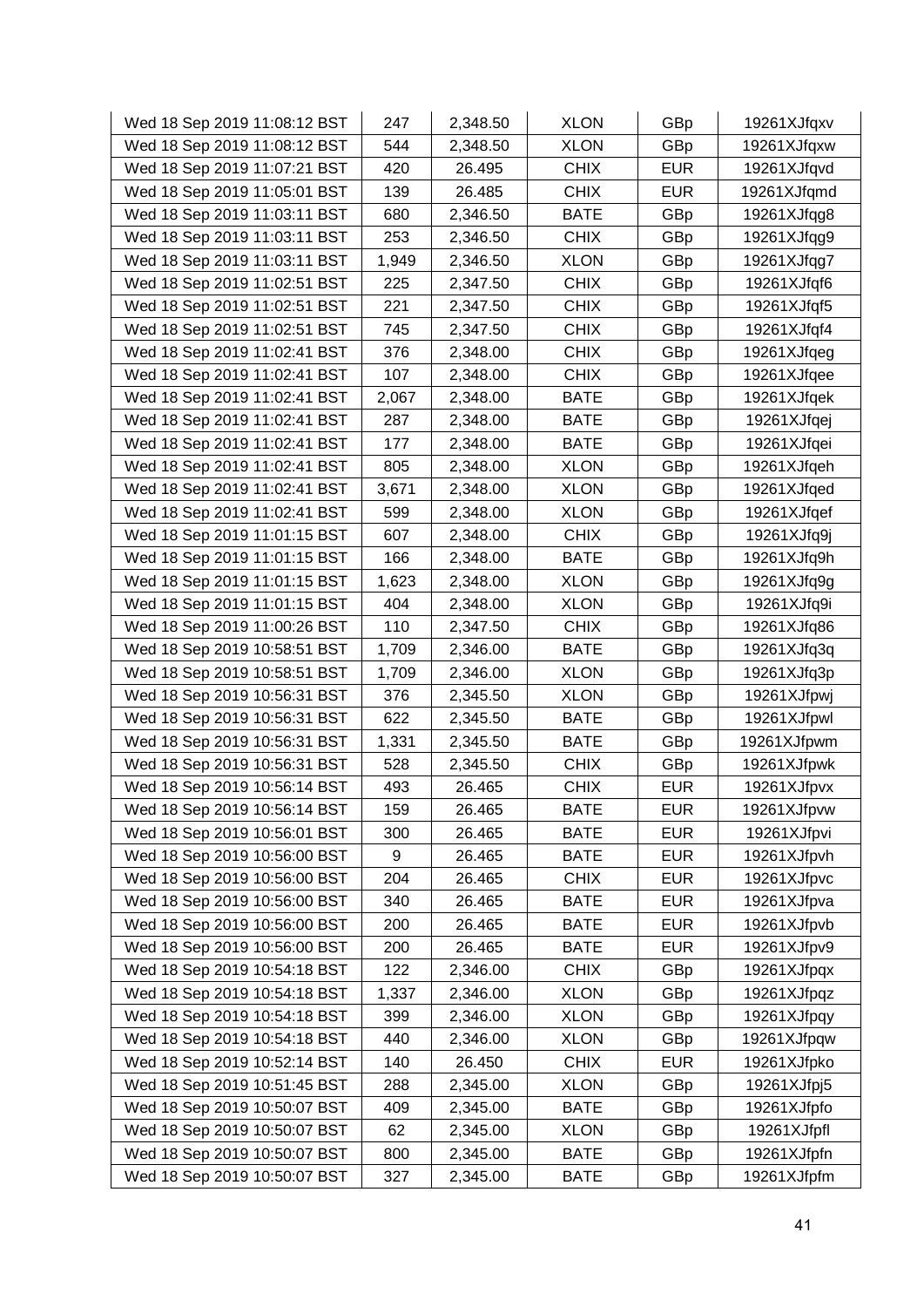| | | | | | |
|---|---|---|---|---|---|
| Wed 18 Sep 2019 11:08:12 BST | 247 | 2,348.50 | XLON | GBp | 19261XJfqxv |
| Wed 18 Sep 2019 11:08:12 BST | 544 | 2,348.50 | XLON | GBp | 19261XJfqxw |
| Wed 18 Sep 2019 11:07:21 BST | 420 | 26.495 | CHIX | EUR | 19261XJfqvd |
| Wed 18 Sep 2019 11:05:01 BST | 139 | 26.485 | CHIX | EUR | 19261XJfqmd |
| Wed 18 Sep 2019 11:03:11 BST | 680 | 2,346.50 | BATE | GBp | 19261XJfqg8 |
| Wed 18 Sep 2019 11:03:11 BST | 253 | 2,346.50 | CHIX | GBp | 19261XJfqg9 |
| Wed 18 Sep 2019 11:03:11 BST | 1,949 | 2,346.50 | XLON | GBp | 19261XJfqg7 |
| Wed 18 Sep 2019 11:02:51 BST | 225 | 2,347.50 | CHIX | GBp | 19261XJfqf6 |
| Wed 18 Sep 2019 11:02:51 BST | 221 | 2,347.50 | CHIX | GBp | 19261XJfqf5 |
| Wed 18 Sep 2019 11:02:51 BST | 745 | 2,347.50 | CHIX | GBp | 19261XJfqf4 |
| Wed 18 Sep 2019 11:02:41 BST | 376 | 2,348.00 | CHIX | GBp | 19261XJfqeg |
| Wed 18 Sep 2019 11:02:41 BST | 107 | 2,348.00 | CHIX | GBp | 19261XJfqee |
| Wed 18 Sep 2019 11:02:41 BST | 2,067 | 2,348.00 | BATE | GBp | 19261XJfqek |
| Wed 18 Sep 2019 11:02:41 BST | 287 | 2,348.00 | BATE | GBp | 19261XJfqej |
| Wed 18 Sep 2019 11:02:41 BST | 177 | 2,348.00 | BATE | GBp | 19261XJfqei |
| Wed 18 Sep 2019 11:02:41 BST | 805 | 2,348.00 | XLON | GBp | 19261XJfqeh |
| Wed 18 Sep 2019 11:02:41 BST | 3,671 | 2,348.00 | XLON | GBp | 19261XJfqed |
| Wed 18 Sep 2019 11:02:41 BST | 599 | 2,348.00 | XLON | GBp | 19261XJfqef |
| Wed 18 Sep 2019 11:01:15 BST | 607 | 2,348.00 | CHIX | GBp | 19261XJfq9j |
| Wed 18 Sep 2019 11:01:15 BST | 166 | 2,348.00 | BATE | GBp | 19261XJfq9h |
| Wed 18 Sep 2019 11:01:15 BST | 1,623 | 2,348.00 | XLON | GBp | 19261XJfq9g |
| Wed 18 Sep 2019 11:01:15 BST | 404 | 2,348.00 | XLON | GBp | 19261XJfq9i |
| Wed 18 Sep 2019 11:00:26 BST | 110 | 2,347.50 | CHIX | GBp | 19261XJfq86 |
| Wed 18 Sep 2019 10:58:51 BST | 1,709 | 2,346.00 | BATE | GBp | 19261XJfq3q |
| Wed 18 Sep 2019 10:58:51 BST | 1,709 | 2,346.00 | XLON | GBp | 19261XJfq3p |
| Wed 18 Sep 2019 10:56:31 BST | 376 | 2,345.50 | XLON | GBp | 19261XJfpwj |
| Wed 18 Sep 2019 10:56:31 BST | 622 | 2,345.50 | BATE | GBp | 19261XJfpwl |
| Wed 18 Sep 2019 10:56:31 BST | 1,331 | 2,345.50 | BATE | GBp | 19261XJfpwm |
| Wed 18 Sep 2019 10:56:31 BST | 528 | 2,345.50 | CHIX | GBp | 19261XJfpwk |
| Wed 18 Sep 2019 10:56:14 BST | 493 | 26.465 | CHIX | EUR | 19261XJfpvx |
| Wed 18 Sep 2019 10:56:14 BST | 159 | 26.465 | BATE | EUR | 19261XJfpvw |
| Wed 18 Sep 2019 10:56:01 BST | 300 | 26.465 | BATE | EUR | 19261XJfpvi |
| Wed 18 Sep 2019 10:56:00 BST | 9 | 26.465 | BATE | EUR | 19261XJfpvh |
| Wed 18 Sep 2019 10:56:00 BST | 204 | 26.465 | CHIX | EUR | 19261XJfpvc |
| Wed 18 Sep 2019 10:56:00 BST | 340 | 26.465 | BATE | EUR | 19261XJfpva |
| Wed 18 Sep 2019 10:56:00 BST | 200 | 26.465 | BATE | EUR | 19261XJfpvb |
| Wed 18 Sep 2019 10:56:00 BST | 200 | 26.465 | BATE | EUR | 19261XJfpv9 |
| Wed 18 Sep 2019 10:54:18 BST | 122 | 2,346.00 | CHIX | GBp | 19261XJfpqx |
| Wed 18 Sep 2019 10:54:18 BST | 1,337 | 2,346.00 | XLON | GBp | 19261XJfpqz |
| Wed 18 Sep 2019 10:54:18 BST | 399 | 2,346.00 | XLON | GBp | 19261XJfpqy |
| Wed 18 Sep 2019 10:54:18 BST | 440 | 2,346.00 | XLON | GBp | 19261XJfpqw |
| Wed 18 Sep 2019 10:52:14 BST | 140 | 26.450 | CHIX | EUR | 19261XJfpko |
| Wed 18 Sep 2019 10:51:45 BST | 288 | 2,345.00 | XLON | GBp | 19261XJfpj5 |
| Wed 18 Sep 2019 10:50:07 BST | 409 | 2,345.00 | BATE | GBp | 19261XJfpfo |
| Wed 18 Sep 2019 10:50:07 BST | 62 | 2,345.00 | XLON | GBp | 19261XJfpfl |
| Wed 18 Sep 2019 10:50:07 BST | 800 | 2,345.00 | BATE | GBp | 19261XJfpfn |
| Wed 18 Sep 2019 10:50:07 BST | 327 | 2,345.00 | BATE | GBp | 19261XJfpfm |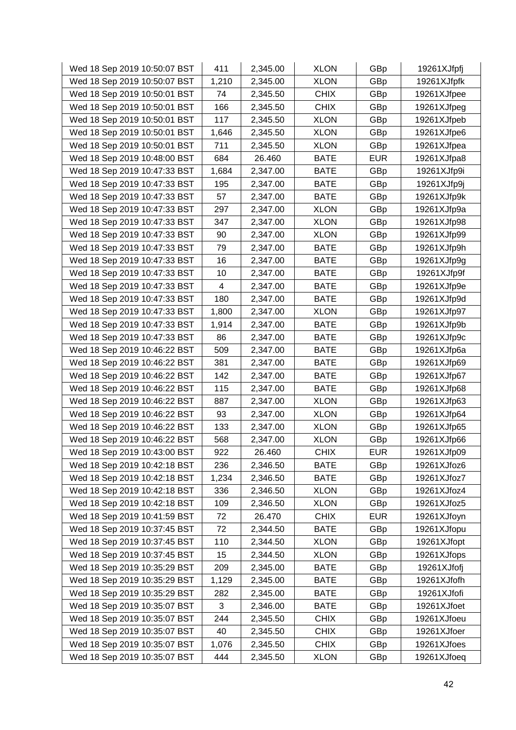| Wed 18 Sep 2019 10:50:07 BST | 411 | 2,345.00 | XLON | GBp | 19261XJfpfj |
|---|---|---|---|---|---|
| Wed 18 Sep 2019 10:50:07 BST | 1,210 | 2,345.00 | XLON | GBp | 19261XJfpfk |
| Wed 18 Sep 2019 10:50:01 BST | 74 | 2,345.50 | CHIX | GBp | 19261XJfpee |
| Wed 18 Sep 2019 10:50:01 BST | 166 | 2,345.50 | CHIX | GBp | 19261XJfpeg |
| Wed 18 Sep 2019 10:50:01 BST | 117 | 2,345.50 | XLON | GBp | 19261XJfpeb |
| Wed 18 Sep 2019 10:50:01 BST | 1,646 | 2,345.50 | XLON | GBp | 19261XJfpe6 |
| Wed 18 Sep 2019 10:50:01 BST | 711 | 2,345.50 | XLON | GBp | 19261XJfpea |
| Wed 18 Sep 2019 10:48:00 BST | 684 | 26.460 | BATE | EUR | 19261XJfpa8 |
| Wed 18 Sep 2019 10:47:33 BST | 1,684 | 2,347.00 | BATE | GBp | 19261XJfp9i |
| Wed 18 Sep 2019 10:47:33 BST | 195 | 2,347.00 | BATE | GBp | 19261XJfp9j |
| Wed 18 Sep 2019 10:47:33 BST | 57 | 2,347.00 | BATE | GBp | 19261XJfp9k |
| Wed 18 Sep 2019 10:47:33 BST | 297 | 2,347.00 | XLON | GBp | 19261XJfp9a |
| Wed 18 Sep 2019 10:47:33 BST | 347 | 2,347.00 | XLON | GBp | 19261XJfp98 |
| Wed 18 Sep 2019 10:47:33 BST | 90 | 2,347.00 | XLON | GBp | 19261XJfp99 |
| Wed 18 Sep 2019 10:47:33 BST | 79 | 2,347.00 | BATE | GBp | 19261XJfp9h |
| Wed 18 Sep 2019 10:47:33 BST | 16 | 2,347.00 | BATE | GBp | 19261XJfp9g |
| Wed 18 Sep 2019 10:47:33 BST | 10 | 2,347.00 | BATE | GBp | 19261XJfp9f |
| Wed 18 Sep 2019 10:47:33 BST | 4 | 2,347.00 | BATE | GBp | 19261XJfp9e |
| Wed 18 Sep 2019 10:47:33 BST | 180 | 2,347.00 | BATE | GBp | 19261XJfp9d |
| Wed 18 Sep 2019 10:47:33 BST | 1,800 | 2,347.00 | XLON | GBp | 19261XJfp97 |
| Wed 18 Sep 2019 10:47:33 BST | 1,914 | 2,347.00 | BATE | GBp | 19261XJfp9b |
| Wed 18 Sep 2019 10:47:33 BST | 86 | 2,347.00 | BATE | GBp | 19261XJfp9c |
| Wed 18 Sep 2019 10:46:22 BST | 509 | 2,347.00 | BATE | GBp | 19261XJfp6a |
| Wed 18 Sep 2019 10:46:22 BST | 381 | 2,347.00 | BATE | GBp | 19261XJfp69 |
| Wed 18 Sep 2019 10:46:22 BST | 142 | 2,347.00 | BATE | GBp | 19261XJfp67 |
| Wed 18 Sep 2019 10:46:22 BST | 115 | 2,347.00 | BATE | GBp | 19261XJfp68 |
| Wed 18 Sep 2019 10:46:22 BST | 887 | 2,347.00 | XLON | GBp | 19261XJfp63 |
| Wed 18 Sep 2019 10:46:22 BST | 93 | 2,347.00 | XLON | GBp | 19261XJfp64 |
| Wed 18 Sep 2019 10:46:22 BST | 133 | 2,347.00 | XLON | GBp | 19261XJfp65 |
| Wed 18 Sep 2019 10:46:22 BST | 568 | 2,347.00 | XLON | GBp | 19261XJfp66 |
| Wed 18 Sep 2019 10:43:00 BST | 922 | 26.460 | CHIX | EUR | 19261XJfp09 |
| Wed 18 Sep 2019 10:42:18 BST | 236 | 2,346.50 | BATE | GBp | 19261XJfoz6 |
| Wed 18 Sep 2019 10:42:18 BST | 1,234 | 2,346.50 | BATE | GBp | 19261XJfoz7 |
| Wed 18 Sep 2019 10:42:18 BST | 336 | 2,346.50 | XLON | GBp | 19261XJfoz4 |
| Wed 18 Sep 2019 10:42:18 BST | 109 | 2,346.50 | XLON | GBp | 19261XJfoz5 |
| Wed 18 Sep 2019 10:41:59 BST | 72 | 26.470 | CHIX | EUR | 19261XJfoyn |
| Wed 18 Sep 2019 10:37:45 BST | 72 | 2,344.50 | BATE | GBp | 19261XJfopu |
| Wed 18 Sep 2019 10:37:45 BST | 110 | 2,344.50 | XLON | GBp | 19261XJfopt |
| Wed 18 Sep 2019 10:37:45 BST | 15 | 2,344.50 | XLON | GBp | 19261XJfops |
| Wed 18 Sep 2019 10:35:29 BST | 209 | 2,345.00 | BATE | GBp | 19261XJfofj |
| Wed 18 Sep 2019 10:35:29 BST | 1,129 | 2,345.00 | BATE | GBp | 19261XJfofh |
| Wed 18 Sep 2019 10:35:29 BST | 282 | 2,345.00 | BATE | GBp | 19261XJfofi |
| Wed 18 Sep 2019 10:35:07 BST | 3 | 2,346.00 | BATE | GBp | 19261XJfoet |
| Wed 18 Sep 2019 10:35:07 BST | 244 | 2,345.50 | CHIX | GBp | 19261XJfoeu |
| Wed 18 Sep 2019 10:35:07 BST | 40 | 2,345.50 | CHIX | GBp | 19261XJfoer |
| Wed 18 Sep 2019 10:35:07 BST | 1,076 | 2,345.50 | CHIX | GBp | 19261XJfoes |
| Wed 18 Sep 2019 10:35:07 BST | 444 | 2,345.50 | XLON | GBp | 19261XJfoeq |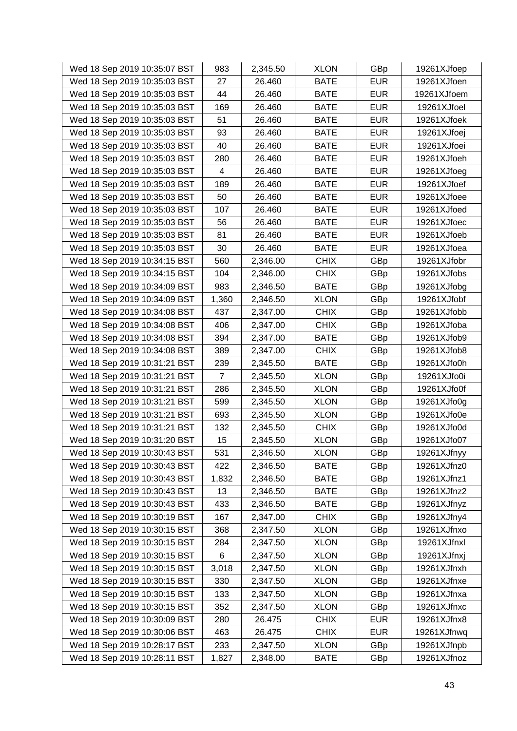| | | | | | |
|---|---|---|---|---|---|
| Wed 18 Sep 2019 10:35:07 BST | 983 | 2,345.50 | XLON | GBp | 19261XJfoep |
| Wed 18 Sep 2019 10:35:03 BST | 27 | 26.460 | BATE | EUR | 19261XJfoen |
| Wed 18 Sep 2019 10:35:03 BST | 44 | 26.460 | BATE | EUR | 19261XJfoem |
| Wed 18 Sep 2019 10:35:03 BST | 169 | 26.460 | BATE | EUR | 19261XJfoel |
| Wed 18 Sep 2019 10:35:03 BST | 51 | 26.460 | BATE | EUR | 19261XJfoek |
| Wed 18 Sep 2019 10:35:03 BST | 93 | 26.460 | BATE | EUR | 19261XJfoej |
| Wed 18 Sep 2019 10:35:03 BST | 40 | 26.460 | BATE | EUR | 19261XJfoei |
| Wed 18 Sep 2019 10:35:03 BST | 280 | 26.460 | BATE | EUR | 19261XJfoeh |
| Wed 18 Sep 2019 10:35:03 BST | 4 | 26.460 | BATE | EUR | 19261XJfoeg |
| Wed 18 Sep 2019 10:35:03 BST | 189 | 26.460 | BATE | EUR | 19261XJfoef |
| Wed 18 Sep 2019 10:35:03 BST | 50 | 26.460 | BATE | EUR | 19261XJfoee |
| Wed 18 Sep 2019 10:35:03 BST | 107 | 26.460 | BATE | EUR | 19261XJfoed |
| Wed 18 Sep 2019 10:35:03 BST | 56 | 26.460 | BATE | EUR | 19261XJfoec |
| Wed 18 Sep 2019 10:35:03 BST | 81 | 26.460 | BATE | EUR | 19261XJfoeb |
| Wed 18 Sep 2019 10:35:03 BST | 30 | 26.460 | BATE | EUR | 19261XJfoea |
| Wed 18 Sep 2019 10:34:15 BST | 560 | 2,346.00 | CHIX | GBp | 19261XJfobr |
| Wed 18 Sep 2019 10:34:15 BST | 104 | 2,346.00 | CHIX | GBp | 19261XJfobs |
| Wed 18 Sep 2019 10:34:09 BST | 983 | 2,346.50 | BATE | GBp | 19261XJfobg |
| Wed 18 Sep 2019 10:34:09 BST | 1,360 | 2,346.50 | XLON | GBp | 19261XJfobf |
| Wed 18 Sep 2019 10:34:08 BST | 437 | 2,347.00 | CHIX | GBp | 19261XJfobb |
| Wed 18 Sep 2019 10:34:08 BST | 406 | 2,347.00 | CHIX | GBp | 19261XJfoba |
| Wed 18 Sep 2019 10:34:08 BST | 394 | 2,347.00 | BATE | GBp | 19261XJfob9 |
| Wed 18 Sep 2019 10:34:08 BST | 389 | 2,347.00 | CHIX | GBp | 19261XJfob8 |
| Wed 18 Sep 2019 10:31:21 BST | 239 | 2,345.50 | BATE | GBp | 19261XJfo0h |
| Wed 18 Sep 2019 10:31:21 BST | 7 | 2,345.50 | XLON | GBp | 19261XJfo0i |
| Wed 18 Sep 2019 10:31:21 BST | 286 | 2,345.50 | XLON | GBp | 19261XJfo0f |
| Wed 18 Sep 2019 10:31:21 BST | 599 | 2,345.50 | XLON | GBp | 19261XJfo0g |
| Wed 18 Sep 2019 10:31:21 BST | 693 | 2,345.50 | XLON | GBp | 19261XJfo0e |
| Wed 18 Sep 2019 10:31:21 BST | 132 | 2,345.50 | CHIX | GBp | 19261XJfo0d |
| Wed 18 Sep 2019 10:31:20 BST | 15 | 2,345.50 | XLON | GBp | 19261XJfo07 |
| Wed 18 Sep 2019 10:30:43 BST | 531 | 2,346.50 | XLON | GBp | 19261XJfnyy |
| Wed 18 Sep 2019 10:30:43 BST | 422 | 2,346.50 | BATE | GBp | 19261XJfnz0 |
| Wed 18 Sep 2019 10:30:43 BST | 1,832 | 2,346.50 | BATE | GBp | 19261XJfnz1 |
| Wed 18 Sep 2019 10:30:43 BST | 13 | 2,346.50 | BATE | GBp | 19261XJfnz2 |
| Wed 18 Sep 2019 10:30:43 BST | 433 | 2,346.50 | BATE | GBp | 19261XJfnyz |
| Wed 18 Sep 2019 10:30:19 BST | 167 | 2,347.00 | CHIX | GBp | 19261XJfny4 |
| Wed 18 Sep 2019 10:30:15 BST | 368 | 2,347.50 | XLON | GBp | 19261XJfnxo |
| Wed 18 Sep 2019 10:30:15 BST | 284 | 2,347.50 | XLON | GBp | 19261XJfnxl |
| Wed 18 Sep 2019 10:30:15 BST | 6 | 2,347.50 | XLON | GBp | 19261XJfnxj |
| Wed 18 Sep 2019 10:30:15 BST | 3,018 | 2,347.50 | XLON | GBp | 19261XJfnxh |
| Wed 18 Sep 2019 10:30:15 BST | 330 | 2,347.50 | XLON | GBp | 19261XJfnxe |
| Wed 18 Sep 2019 10:30:15 BST | 133 | 2,347.50 | XLON | GBp | 19261XJfnxa |
| Wed 18 Sep 2019 10:30:15 BST | 352 | 2,347.50 | XLON | GBp | 19261XJfnxc |
| Wed 18 Sep 2019 10:30:09 BST | 280 | 26.475 | CHIX | EUR | 19261XJfnx8 |
| Wed 18 Sep 2019 10:30:06 BST | 463 | 26.475 | CHIX | EUR | 19261XJfnwq |
| Wed 18 Sep 2019 10:28:17 BST | 233 | 2,347.50 | XLON | GBp | 19261XJfnpb |
| Wed 18 Sep 2019 10:28:11 BST | 1,827 | 2,348.00 | BATE | GBp | 19261XJfnoz |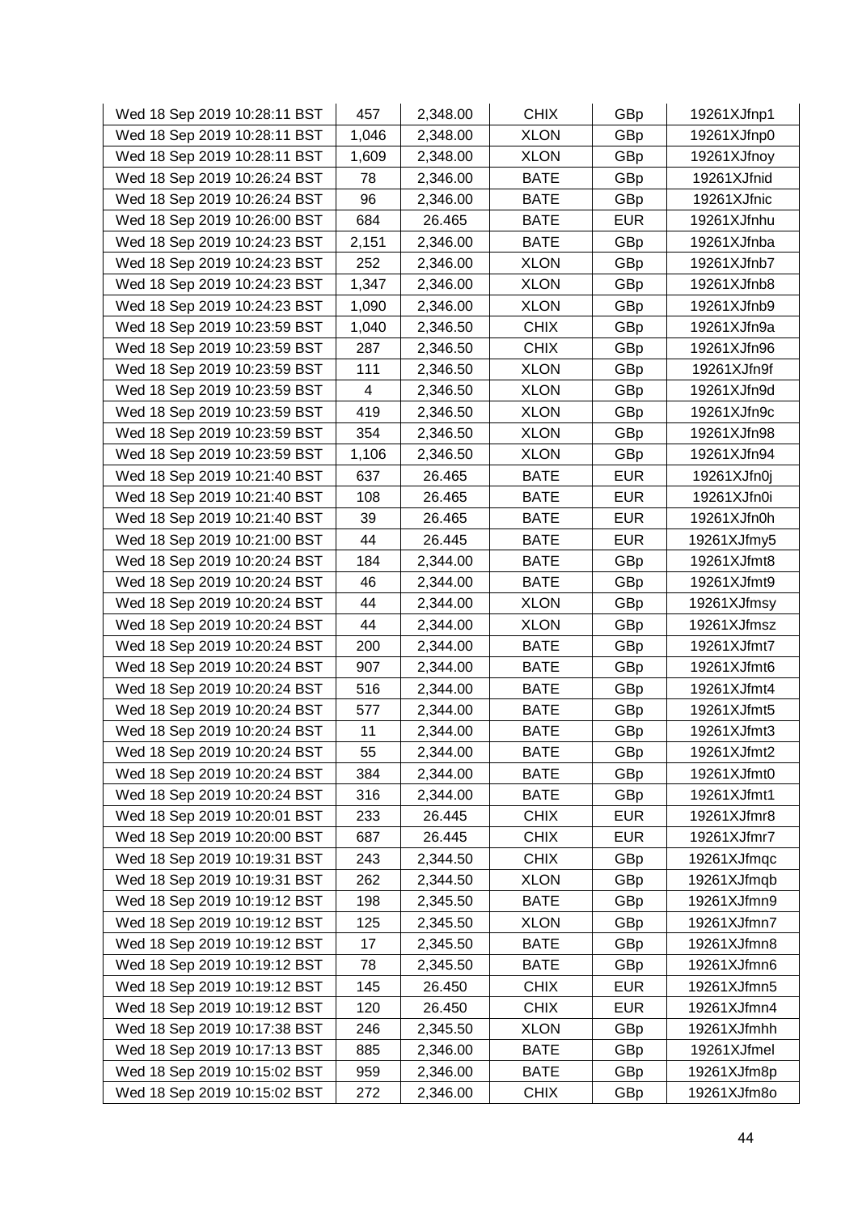| Wed 18 Sep 2019 10:28:11 BST | 457 | 2,348.00 | CHIX | GBp | 19261XJfnp1 |
|---|---|---|---|---|---|
| Wed 18 Sep 2019 10:28:11 BST | 1,046 | 2,348.00 | XLON | GBp | 19261XJfnp0 |
| Wed 18 Sep 2019 10:28:11 BST | 1,609 | 2,348.00 | XLON | GBp | 19261XJfnoy |
| Wed 18 Sep 2019 10:26:24 BST | 78 | 2,346.00 | BATE | GBp | 19261XJfnid |
| Wed 18 Sep 2019 10:26:24 BST | 96 | 2,346.00 | BATE | GBp | 19261XJfnic |
| Wed 18 Sep 2019 10:26:00 BST | 684 | 26.465 | BATE | EUR | 19261XJfnhu |
| Wed 18 Sep 2019 10:24:23 BST | 2,151 | 2,346.00 | BATE | GBp | 19261XJfnba |
| Wed 18 Sep 2019 10:24:23 BST | 252 | 2,346.00 | XLON | GBp | 19261XJfnb7 |
| Wed 18 Sep 2019 10:24:23 BST | 1,347 | 2,346.00 | XLON | GBp | 19261XJfnb8 |
| Wed 18 Sep 2019 10:24:23 BST | 1,090 | 2,346.00 | XLON | GBp | 19261XJfnb9 |
| Wed 18 Sep 2019 10:23:59 BST | 1,040 | 2,346.50 | CHIX | GBp | 19261XJfn9a |
| Wed 18 Sep 2019 10:23:59 BST | 287 | 2,346.50 | CHIX | GBp | 19261XJfn96 |
| Wed 18 Sep 2019 10:23:59 BST | 111 | 2,346.50 | XLON | GBp | 19261XJfn9f |
| Wed 18 Sep 2019 10:23:59 BST | 4 | 2,346.50 | XLON | GBp | 19261XJfn9d |
| Wed 18 Sep 2019 10:23:59 BST | 419 | 2,346.50 | XLON | GBp | 19261XJfn9c |
| Wed 18 Sep 2019 10:23:59 BST | 354 | 2,346.50 | XLON | GBp | 19261XJfn98 |
| Wed 18 Sep 2019 10:23:59 BST | 1,106 | 2,346.50 | XLON | GBp | 19261XJfn94 |
| Wed 18 Sep 2019 10:21:40 BST | 637 | 26.465 | BATE | EUR | 19261XJfn0j |
| Wed 18 Sep 2019 10:21:40 BST | 108 | 26.465 | BATE | EUR | 19261XJfn0i |
| Wed 18 Sep 2019 10:21:40 BST | 39 | 26.465 | BATE | EUR | 19261XJfn0h |
| Wed 18 Sep 2019 10:21:00 BST | 44 | 26.445 | BATE | EUR | 19261XJfmy5 |
| Wed 18 Sep 2019 10:20:24 BST | 184 | 2,344.00 | BATE | GBp | 19261XJfmt8 |
| Wed 18 Sep 2019 10:20:24 BST | 46 | 2,344.00 | BATE | GBp | 19261XJfmt9 |
| Wed 18 Sep 2019 10:20:24 BST | 44 | 2,344.00 | XLON | GBp | 19261XJfmsy |
| Wed 18 Sep 2019 10:20:24 BST | 44 | 2,344.00 | XLON | GBp | 19261XJfmsz |
| Wed 18 Sep 2019 10:20:24 BST | 200 | 2,344.00 | BATE | GBp | 19261XJfmt7 |
| Wed 18 Sep 2019 10:20:24 BST | 907 | 2,344.00 | BATE | GBp | 19261XJfmt6 |
| Wed 18 Sep 2019 10:20:24 BST | 516 | 2,344.00 | BATE | GBp | 19261XJfmt4 |
| Wed 18 Sep 2019 10:20:24 BST | 577 | 2,344.00 | BATE | GBp | 19261XJfmt5 |
| Wed 18 Sep 2019 10:20:24 BST | 11 | 2,344.00 | BATE | GBp | 19261XJfmt3 |
| Wed 18 Sep 2019 10:20:24 BST | 55 | 2,344.00 | BATE | GBp | 19261XJfmt2 |
| Wed 18 Sep 2019 10:20:24 BST | 384 | 2,344.00 | BATE | GBp | 19261XJfmt0 |
| Wed 18 Sep 2019 10:20:24 BST | 316 | 2,344.00 | BATE | GBp | 19261XJfmt1 |
| Wed 18 Sep 2019 10:20:01 BST | 233 | 26.445 | CHIX | EUR | 19261XJfmr8 |
| Wed 18 Sep 2019 10:20:00 BST | 687 | 26.445 | CHIX | EUR | 19261XJfmr7 |
| Wed 18 Sep 2019 10:19:31 BST | 243 | 2,344.50 | CHIX | GBp | 19261XJfmqc |
| Wed 18 Sep 2019 10:19:31 BST | 262 | 2,344.50 | XLON | GBp | 19261XJfmqb |
| Wed 18 Sep 2019 10:19:12 BST | 198 | 2,345.50 | BATE | GBp | 19261XJfmn9 |
| Wed 18 Sep 2019 10:19:12 BST | 125 | 2,345.50 | XLON | GBp | 19261XJfmn7 |
| Wed 18 Sep 2019 10:19:12 BST | 17 | 2,345.50 | BATE | GBp | 19261XJfmn8 |
| Wed 18 Sep 2019 10:19:12 BST | 78 | 2,345.50 | BATE | GBp | 19261XJfmn6 |
| Wed 18 Sep 2019 10:19:12 BST | 145 | 26.450 | CHIX | EUR | 19261XJfmn5 |
| Wed 18 Sep 2019 10:19:12 BST | 120 | 26.450 | CHIX | EUR | 19261XJfmn4 |
| Wed 18 Sep 2019 10:17:38 BST | 246 | 2,345.50 | XLON | GBp | 19261XJfmhh |
| Wed 18 Sep 2019 10:17:13 BST | 885 | 2,346.00 | BATE | GBp | 19261XJfmel |
| Wed 18 Sep 2019 10:15:02 BST | 959 | 2,346.00 | BATE | GBp | 19261XJfm8p |
| Wed 18 Sep 2019 10:15:02 BST | 272 | 2,346.00 | CHIX | GBp | 19261XJfm8o |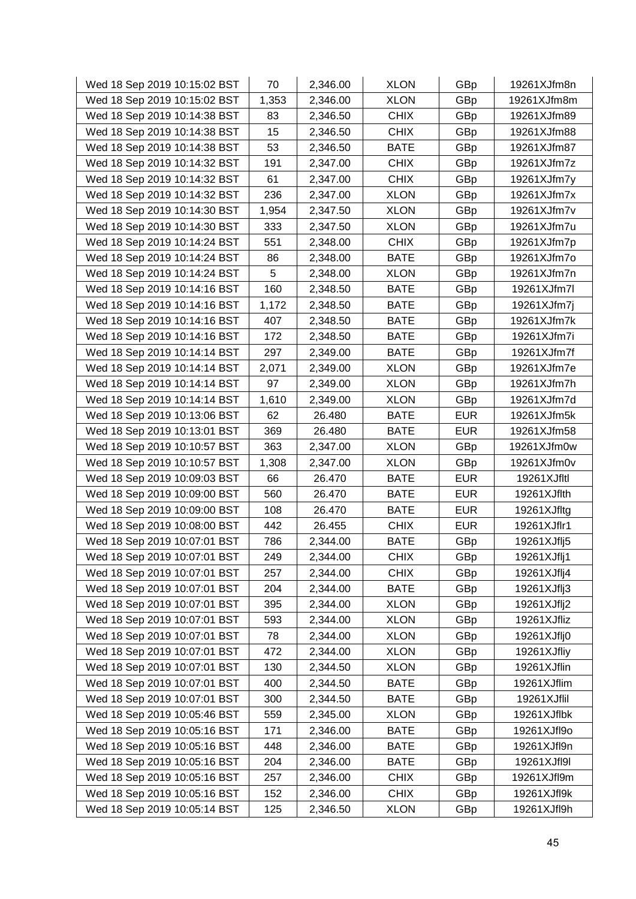| Wed 18 Sep 2019 10:15:02 BST | 70 | 2,346.00 | XLON | GBp | 19261XJfm8n |
|---|---|---|---|---|---|
| Wed 18 Sep 2019 10:15:02 BST | 1,353 | 2,346.00 | XLON | GBp | 19261XJfm8m |
| Wed 18 Sep 2019 10:14:38 BST | 83 | 2,346.50 | CHIX | GBp | 19261XJfm89 |
| Wed 18 Sep 2019 10:14:38 BST | 15 | 2,346.50 | CHIX | GBp | 19261XJfm88 |
| Wed 18 Sep 2019 10:14:38 BST | 53 | 2,346.50 | BATE | GBp | 19261XJfm87 |
| Wed 18 Sep 2019 10:14:32 BST | 191 | 2,347.00 | CHIX | GBp | 19261XJfm7z |
| Wed 18 Sep 2019 10:14:32 BST | 61 | 2,347.00 | CHIX | GBp | 19261XJfm7y |
| Wed 18 Sep 2019 10:14:32 BST | 236 | 2,347.00 | XLON | GBp | 19261XJfm7x |
| Wed 18 Sep 2019 10:14:30 BST | 1,954 | 2,347.50 | XLON | GBp | 19261XJfm7v |
| Wed 18 Sep 2019 10:14:30 BST | 333 | 2,347.50 | XLON | GBp | 19261XJfm7u |
| Wed 18 Sep 2019 10:14:24 BST | 551 | 2,348.00 | CHIX | GBp | 19261XJfm7p |
| Wed 18 Sep 2019 10:14:24 BST | 86 | 2,348.00 | BATE | GBp | 19261XJfm7o |
| Wed 18 Sep 2019 10:14:24 BST | 5 | 2,348.00 | XLON | GBp | 19261XJfm7n |
| Wed 18 Sep 2019 10:14:16 BST | 160 | 2,348.50 | BATE | GBp | 19261XJfm7l |
| Wed 18 Sep 2019 10:14:16 BST | 1,172 | 2,348.50 | BATE | GBp | 19261XJfm7j |
| Wed 18 Sep 2019 10:14:16 BST | 407 | 2,348.50 | BATE | GBp | 19261XJfm7k |
| Wed 18 Sep 2019 10:14:16 BST | 172 | 2,348.50 | BATE | GBp | 19261XJfm7i |
| Wed 18 Sep 2019 10:14:14 BST | 297 | 2,349.00 | BATE | GBp | 19261XJfm7f |
| Wed 18 Sep 2019 10:14:14 BST | 2,071 | 2,349.00 | XLON | GBp | 19261XJfm7e |
| Wed 18 Sep 2019 10:14:14 BST | 97 | 2,349.00 | XLON | GBp | 19261XJfm7h |
| Wed 18 Sep 2019 10:14:14 BST | 1,610 | 2,349.00 | XLON | GBp | 19261XJfm7d |
| Wed 18 Sep 2019 10:13:06 BST | 62 | 26.480 | BATE | EUR | 19261XJfm5k |
| Wed 18 Sep 2019 10:13:01 BST | 369 | 26.480 | BATE | EUR | 19261XJfm58 |
| Wed 18 Sep 2019 10:10:57 BST | 363 | 2,347.00 | XLON | GBp | 19261XJfm0w |
| Wed 18 Sep 2019 10:10:57 BST | 1,308 | 2,347.00 | XLON | GBp | 19261XJfm0v |
| Wed 18 Sep 2019 10:09:03 BST | 66 | 26.470 | BATE | EUR | 19261XJfltl |
| Wed 18 Sep 2019 10:09:00 BST | 560 | 26.470 | BATE | EUR | 19261XJflth |
| Wed 18 Sep 2019 10:09:00 BST | 108 | 26.470 | BATE | EUR | 19261XJfltg |
| Wed 18 Sep 2019 10:08:00 BST | 442 | 26.455 | CHIX | EUR | 19261XJflr1 |
| Wed 18 Sep 2019 10:07:01 BST | 786 | 2,344.00 | BATE | GBp | 19261XJflj5 |
| Wed 18 Sep 2019 10:07:01 BST | 249 | 2,344.00 | CHIX | GBp | 19261XJflj1 |
| Wed 18 Sep 2019 10:07:01 BST | 257 | 2,344.00 | CHIX | GBp | 19261XJflj4 |
| Wed 18 Sep 2019 10:07:01 BST | 204 | 2,344.00 | BATE | GBp | 19261XJflj3 |
| Wed 18 Sep 2019 10:07:01 BST | 395 | 2,344.00 | XLON | GBp | 19261XJflj2 |
| Wed 18 Sep 2019 10:07:01 BST | 593 | 2,344.00 | XLON | GBp | 19261XJfliz |
| Wed 18 Sep 2019 10:07:01 BST | 78 | 2,344.00 | XLON | GBp | 19261XJflj0 |
| Wed 18 Sep 2019 10:07:01 BST | 472 | 2,344.00 | XLON | GBp | 19261XJfliy |
| Wed 18 Sep 2019 10:07:01 BST | 130 | 2,344.50 | XLON | GBp | 19261XJflin |
| Wed 18 Sep 2019 10:07:01 BST | 400 | 2,344.50 | BATE | GBp | 19261XJflim |
| Wed 18 Sep 2019 10:07:01 BST | 300 | 2,344.50 | BATE | GBp | 19261XJflil |
| Wed 18 Sep 2019 10:05:46 BST | 559 | 2,345.00 | XLON | GBp | 19261XJflbk |
| Wed 18 Sep 2019 10:05:16 BST | 171 | 2,346.00 | BATE | GBp | 19261XJfl9o |
| Wed 18 Sep 2019 10:05:16 BST | 448 | 2,346.00 | BATE | GBp | 19261XJfl9n |
| Wed 18 Sep 2019 10:05:16 BST | 204 | 2,346.00 | BATE | GBp | 19261XJfl9l |
| Wed 18 Sep 2019 10:05:16 BST | 257 | 2,346.00 | CHIX | GBp | 19261XJfl9m |
| Wed 18 Sep 2019 10:05:16 BST | 152 | 2,346.00 | CHIX | GBp | 19261XJfl9k |
| Wed 18 Sep 2019 10:05:14 BST | 125 | 2,346.50 | XLON | GBp | 19261XJfl9h |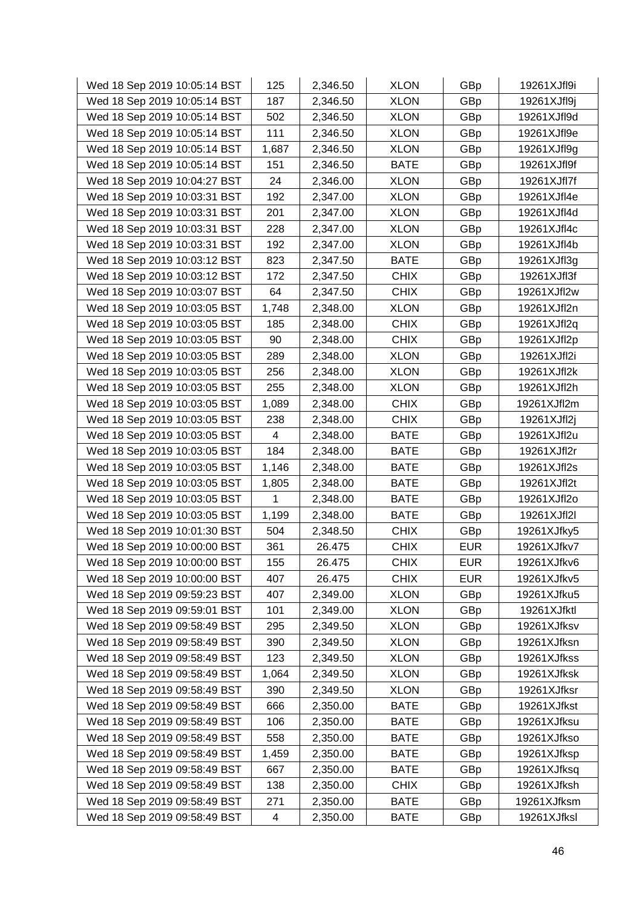| Wed 18 Sep 2019 10:05:14 BST | 125 | 2,346.50 | XLON | GBp | 19261XJfl9i |
|---|---|---|---|---|---|
| Wed 18 Sep 2019 10:05:14 BST | 187 | 2,346.50 | XLON | GBp | 19261XJfl9j |
| Wed 18 Sep 2019 10:05:14 BST | 502 | 2,346.50 | XLON | GBp | 19261XJfl9d |
| Wed 18 Sep 2019 10:05:14 BST | 111 | 2,346.50 | XLON | GBp | 19261XJfl9e |
| Wed 18 Sep 2019 10:05:14 BST | 1,687 | 2,346.50 | XLON | GBp | 19261XJfl9g |
| Wed 18 Sep 2019 10:05:14 BST | 151 | 2,346.50 | BATE | GBp | 19261XJfl9f |
| Wed 18 Sep 2019 10:04:27 BST | 24 | 2,346.00 | XLON | GBp | 19261XJfl7f |
| Wed 18 Sep 2019 10:03:31 BST | 192 | 2,347.00 | XLON | GBp | 19261XJfl4e |
| Wed 18 Sep 2019 10:03:31 BST | 201 | 2,347.00 | XLON | GBp | 19261XJfl4d |
| Wed 18 Sep 2019 10:03:31 BST | 228 | 2,347.00 | XLON | GBp | 19261XJfl4c |
| Wed 18 Sep 2019 10:03:31 BST | 192 | 2,347.00 | XLON | GBp | 19261XJfl4b |
| Wed 18 Sep 2019 10:03:12 BST | 823 | 2,347.50 | BATE | GBp | 19261XJfl3g |
| Wed 18 Sep 2019 10:03:12 BST | 172 | 2,347.50 | CHIX | GBp | 19261XJfl3f |
| Wed 18 Sep 2019 10:03:07 BST | 64 | 2,347.50 | CHIX | GBp | 19261XJfl2w |
| Wed 18 Sep 2019 10:03:05 BST | 1,748 | 2,348.00 | XLON | GBp | 19261XJfl2n |
| Wed 18 Sep 2019 10:03:05 BST | 185 | 2,348.00 | CHIX | GBp | 19261XJfl2q |
| Wed 18 Sep 2019 10:03:05 BST | 90 | 2,348.00 | CHIX | GBp | 19261XJfl2p |
| Wed 18 Sep 2019 10:03:05 BST | 289 | 2,348.00 | XLON | GBp | 19261XJfl2i |
| Wed 18 Sep 2019 10:03:05 BST | 256 | 2,348.00 | XLON | GBp | 19261XJfl2k |
| Wed 18 Sep 2019 10:03:05 BST | 255 | 2,348.00 | XLON | GBp | 19261XJfl2h |
| Wed 18 Sep 2019 10:03:05 BST | 1,089 | 2,348.00 | CHIX | GBp | 19261XJfl2m |
| Wed 18 Sep 2019 10:03:05 BST | 238 | 2,348.00 | CHIX | GBp | 19261XJfl2j |
| Wed 18 Sep 2019 10:03:05 BST | 4 | 2,348.00 | BATE | GBp | 19261XJfl2u |
| Wed 18 Sep 2019 10:03:05 BST | 184 | 2,348.00 | BATE | GBp | 19261XJfl2r |
| Wed 18 Sep 2019 10:03:05 BST | 1,146 | 2,348.00 | BATE | GBp | 19261XJfl2s |
| Wed 18 Sep 2019 10:03:05 BST | 1,805 | 2,348.00 | BATE | GBp | 19261XJfl2t |
| Wed 18 Sep 2019 10:03:05 BST | 1 | 2,348.00 | BATE | GBp | 19261XJfl2o |
| Wed 18 Sep 2019 10:03:05 BST | 1,199 | 2,348.00 | BATE | GBp | 19261XJfl2l |
| Wed 18 Sep 2019 10:01:30 BST | 504 | 2,348.50 | CHIX | GBp | 19261XJfky5 |
| Wed 18 Sep 2019 10:00:00 BST | 361 | 26.475 | CHIX | EUR | 19261XJfkv7 |
| Wed 18 Sep 2019 10:00:00 BST | 155 | 26.475 | CHIX | EUR | 19261XJfkv6 |
| Wed 18 Sep 2019 10:00:00 BST | 407 | 26.475 | CHIX | EUR | 19261XJfkv5 |
| Wed 18 Sep 2019 09:59:23 BST | 407 | 2,349.00 | XLON | GBp | 19261XJfku5 |
| Wed 18 Sep 2019 09:59:01 BST | 101 | 2,349.00 | XLON | GBp | 19261XJfktl |
| Wed 18 Sep 2019 09:58:49 BST | 295 | 2,349.50 | XLON | GBp | 19261XJfksv |
| Wed 18 Sep 2019 09:58:49 BST | 390 | 2,349.50 | XLON | GBp | 19261XJfksn |
| Wed 18 Sep 2019 09:58:49 BST | 123 | 2,349.50 | XLON | GBp | 19261XJfkss |
| Wed 18 Sep 2019 09:58:49 BST | 1,064 | 2,349.50 | XLON | GBp | 19261XJfksk |
| Wed 18 Sep 2019 09:58:49 BST | 390 | 2,349.50 | XLON | GBp | 19261XJfksr |
| Wed 18 Sep 2019 09:58:49 BST | 666 | 2,350.00 | BATE | GBp | 19261XJfkst |
| Wed 18 Sep 2019 09:58:49 BST | 106 | 2,350.00 | BATE | GBp | 19261XJfksu |
| Wed 18 Sep 2019 09:58:49 BST | 558 | 2,350.00 | BATE | GBp | 19261XJfkso |
| Wed 18 Sep 2019 09:58:49 BST | 1,459 | 2,350.00 | BATE | GBp | 19261XJfksp |
| Wed 18 Sep 2019 09:58:49 BST | 667 | 2,350.00 | BATE | GBp | 19261XJfksq |
| Wed 18 Sep 2019 09:58:49 BST | 138 | 2,350.00 | CHIX | GBp | 19261XJfksh |
| Wed 18 Sep 2019 09:58:49 BST | 271 | 2,350.00 | BATE | GBp | 19261XJfksm |
| Wed 18 Sep 2019 09:58:49 BST | 4 | 2,350.00 | BATE | GBp | 19261XJfksl |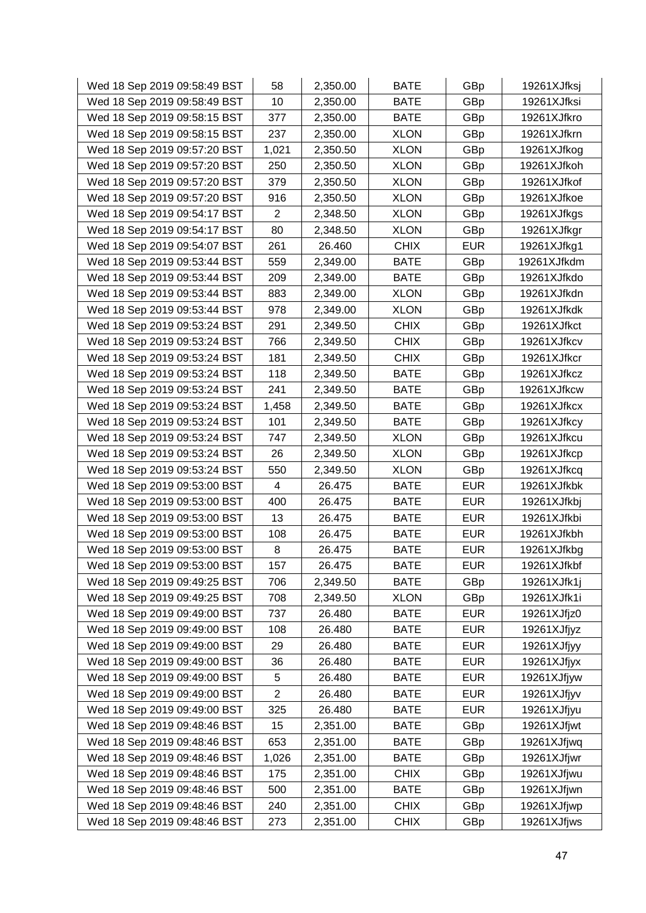| | | | | | |
|---|---|---|---|---|---|
| Wed 18 Sep 2019 09:58:49 BST | 58 | 2,350.00 | BATE | GBp | 19261XJfksj |
| Wed 18 Sep 2019 09:58:49 BST | 10 | 2,350.00 | BATE | GBp | 19261XJfksi |
| Wed 18 Sep 2019 09:58:15 BST | 377 | 2,350.00 | BATE | GBp | 19261XJfkro |
| Wed 18 Sep 2019 09:58:15 BST | 237 | 2,350.00 | XLON | GBp | 19261XJfkrn |
| Wed 18 Sep 2019 09:57:20 BST | 1,021 | 2,350.50 | XLON | GBp | 19261XJfkog |
| Wed 18 Sep 2019 09:57:20 BST | 250 | 2,350.50 | XLON | GBp | 19261XJfkoh |
| Wed 18 Sep 2019 09:57:20 BST | 379 | 2,350.50 | XLON | GBp | 19261XJfkof |
| Wed 18 Sep 2019 09:57:20 BST | 916 | 2,350.50 | XLON | GBp | 19261XJfkoe |
| Wed 18 Sep 2019 09:54:17 BST | 2 | 2,348.50 | XLON | GBp | 19261XJfkgs |
| Wed 18 Sep 2019 09:54:17 BST | 80 | 2,348.50 | XLON | GBp | 19261XJfkgr |
| Wed 18 Sep 2019 09:54:07 BST | 261 | 26.460 | CHIX | EUR | 19261XJfkg1 |
| Wed 18 Sep 2019 09:53:44 BST | 559 | 2,349.00 | BATE | GBp | 19261XJfkdm |
| Wed 18 Sep 2019 09:53:44 BST | 209 | 2,349.00 | BATE | GBp | 19261XJfkdo |
| Wed 18 Sep 2019 09:53:44 BST | 883 | 2,349.00 | XLON | GBp | 19261XJfkdn |
| Wed 18 Sep 2019 09:53:44 BST | 978 | 2,349.00 | XLON | GBp | 19261XJfkdk |
| Wed 18 Sep 2019 09:53:24 BST | 291 | 2,349.50 | CHIX | GBp | 19261XJfkct |
| Wed 18 Sep 2019 09:53:24 BST | 766 | 2,349.50 | CHIX | GBp | 19261XJfkcv |
| Wed 18 Sep 2019 09:53:24 BST | 181 | 2,349.50 | CHIX | GBp | 19261XJfkcr |
| Wed 18 Sep 2019 09:53:24 BST | 118 | 2,349.50 | BATE | GBp | 19261XJfkcz |
| Wed 18 Sep 2019 09:53:24 BST | 241 | 2,349.50 | BATE | GBp | 19261XJfkcw |
| Wed 18 Sep 2019 09:53:24 BST | 1,458 | 2,349.50 | BATE | GBp | 19261XJfkcx |
| Wed 18 Sep 2019 09:53:24 BST | 101 | 2,349.50 | BATE | GBp | 19261XJfkcy |
| Wed 18 Sep 2019 09:53:24 BST | 747 | 2,349.50 | XLON | GBp | 19261XJfkcu |
| Wed 18 Sep 2019 09:53:24 BST | 26 | 2,349.50 | XLON | GBp | 19261XJfkcp |
| Wed 18 Sep 2019 09:53:24 BST | 550 | 2,349.50 | XLON | GBp | 19261XJfkcq |
| Wed 18 Sep 2019 09:53:00 BST | 4 | 26.475 | BATE | EUR | 19261XJfkbk |
| Wed 18 Sep 2019 09:53:00 BST | 400 | 26.475 | BATE | EUR | 19261XJfkbj |
| Wed 18 Sep 2019 09:53:00 BST | 13 | 26.475 | BATE | EUR | 19261XJfkbi |
| Wed 18 Sep 2019 09:53:00 BST | 108 | 26.475 | BATE | EUR | 19261XJfkbh |
| Wed 18 Sep 2019 09:53:00 BST | 8 | 26.475 | BATE | EUR | 19261XJfkbg |
| Wed 18 Sep 2019 09:53:00 BST | 157 | 26.475 | BATE | EUR | 19261XJfkbf |
| Wed 18 Sep 2019 09:49:25 BST | 706 | 2,349.50 | BATE | GBp | 19261XJfk1j |
| Wed 18 Sep 2019 09:49:25 BST | 708 | 2,349.50 | XLON | GBp | 19261XJfk1i |
| Wed 18 Sep 2019 09:49:00 BST | 737 | 26.480 | BATE | EUR | 19261XJfjz0 |
| Wed 18 Sep 2019 09:49:00 BST | 108 | 26.480 | BATE | EUR | 19261XJfjyz |
| Wed 18 Sep 2019 09:49:00 BST | 29 | 26.480 | BATE | EUR | 19261XJfjyy |
| Wed 18 Sep 2019 09:49:00 BST | 36 | 26.480 | BATE | EUR | 19261XJfjyx |
| Wed 18 Sep 2019 09:49:00 BST | 5 | 26.480 | BATE | EUR | 19261XJfjyw |
| Wed 18 Sep 2019 09:49:00 BST | 2 | 26.480 | BATE | EUR | 19261XJfjyv |
| Wed 18 Sep 2019 09:49:00 BST | 325 | 26.480 | BATE | EUR | 19261XJfjyu |
| Wed 18 Sep 2019 09:48:46 BST | 15 | 2,351.00 | BATE | GBp | 19261XJfjwt |
| Wed 18 Sep 2019 09:48:46 BST | 653 | 2,351.00 | BATE | GBp | 19261XJfjwq |
| Wed 18 Sep 2019 09:48:46 BST | 1,026 | 2,351.00 | BATE | GBp | 19261XJfjwr |
| Wed 18 Sep 2019 09:48:46 BST | 175 | 2,351.00 | CHIX | GBp | 19261XJfjwu |
| Wed 18 Sep 2019 09:48:46 BST | 500 | 2,351.00 | BATE | GBp | 19261XJfjwn |
| Wed 18 Sep 2019 09:48:46 BST | 240 | 2,351.00 | CHIX | GBp | 19261XJfjwp |
| Wed 18 Sep 2019 09:48:46 BST | 273 | 2,351.00 | CHIX | GBp | 19261XJfjws |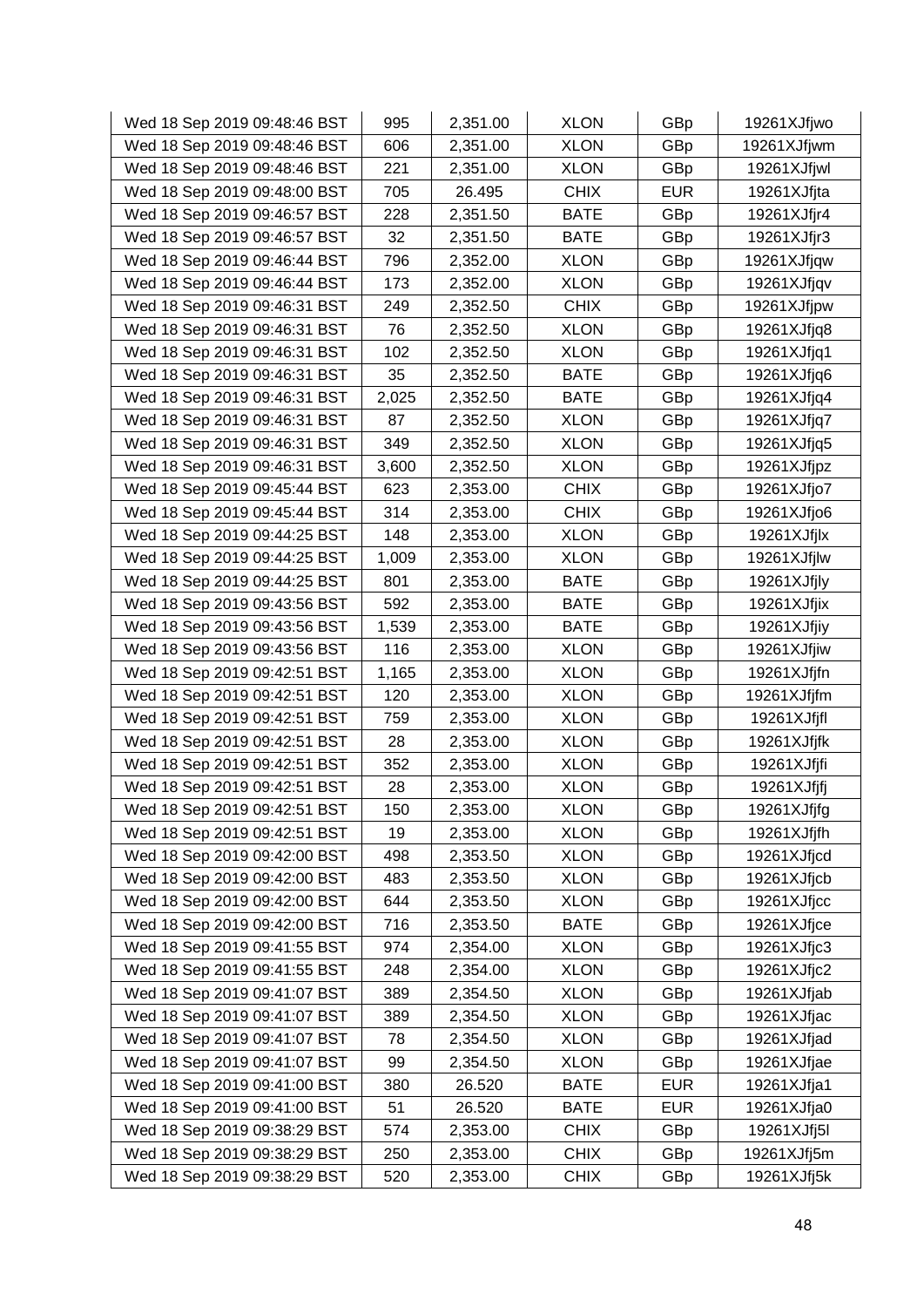| Wed 18 Sep 2019 09:48:46 BST | 995 | 2,351.00 | XLON | GBp | 19261XJfjwo |
|---|---|---|---|---|---|
| Wed 18 Sep 2019 09:48:46 BST | 606 | 2,351.00 | XLON | GBp | 19261XJfjwm |
| Wed 18 Sep 2019 09:48:46 BST | 221 | 2,351.00 | XLON | GBp | 19261XJfjwl |
| Wed 18 Sep 2019 09:48:00 BST | 705 | 26.495 | CHIX | EUR | 19261XJfjta |
| Wed 18 Sep 2019 09:46:57 BST | 228 | 2,351.50 | BATE | GBp | 19261XJfjr4 |
| Wed 18 Sep 2019 09:46:57 BST | 32 | 2,351.50 | BATE | GBp | 19261XJfjr3 |
| Wed 18 Sep 2019 09:46:44 BST | 796 | 2,352.00 | XLON | GBp | 19261XJfjqw |
| Wed 18 Sep 2019 09:46:44 BST | 173 | 2,352.00 | XLON | GBp | 19261XJfjqv |
| Wed 18 Sep 2019 09:46:31 BST | 249 | 2,352.50 | CHIX | GBp | 19261XJfjpw |
| Wed 18 Sep 2019 09:46:31 BST | 76 | 2,352.50 | XLON | GBp | 19261XJfjq8 |
| Wed 18 Sep 2019 09:46:31 BST | 102 | 2,352.50 | XLON | GBp | 19261XJfjq1 |
| Wed 18 Sep 2019 09:46:31 BST | 35 | 2,352.50 | BATE | GBp | 19261XJfjq6 |
| Wed 18 Sep 2019 09:46:31 BST | 2,025 | 2,352.50 | BATE | GBp | 19261XJfjq4 |
| Wed 18 Sep 2019 09:46:31 BST | 87 | 2,352.50 | XLON | GBp | 19261XJfjq7 |
| Wed 18 Sep 2019 09:46:31 BST | 349 | 2,352.50 | XLON | GBp | 19261XJfjq5 |
| Wed 18 Sep 2019 09:46:31 BST | 3,600 | 2,352.50 | XLON | GBp | 19261XJfjpz |
| Wed 18 Sep 2019 09:45:44 BST | 623 | 2,353.00 | CHIX | GBp | 19261XJfjo7 |
| Wed 18 Sep 2019 09:45:44 BST | 314 | 2,353.00 | CHIX | GBp | 19261XJfjo6 |
| Wed 18 Sep 2019 09:44:25 BST | 148 | 2,353.00 | XLON | GBp | 19261XJfjlx |
| Wed 18 Sep 2019 09:44:25 BST | 1,009 | 2,353.00 | XLON | GBp | 19261XJfjlw |
| Wed 18 Sep 2019 09:44:25 BST | 801 | 2,353.00 | BATE | GBp | 19261XJfjly |
| Wed 18 Sep 2019 09:43:56 BST | 592 | 2,353.00 | BATE | GBp | 19261XJfjix |
| Wed 18 Sep 2019 09:43:56 BST | 1,539 | 2,353.00 | BATE | GBp | 19261XJfjiy |
| Wed 18 Sep 2019 09:43:56 BST | 116 | 2,353.00 | XLON | GBp | 19261XJfjiw |
| Wed 18 Sep 2019 09:42:51 BST | 1,165 | 2,353.00 | XLON | GBp | 19261XJfjfn |
| Wed 18 Sep 2019 09:42:51 BST | 120 | 2,353.00 | XLON | GBp | 19261XJfjfm |
| Wed 18 Sep 2019 09:42:51 BST | 759 | 2,353.00 | XLON | GBp | 19261XJfjfl |
| Wed 18 Sep 2019 09:42:51 BST | 28 | 2,353.00 | XLON | GBp | 19261XJfjfk |
| Wed 18 Sep 2019 09:42:51 BST | 352 | 2,353.00 | XLON | GBp | 19261XJfjfi |
| Wed 18 Sep 2019 09:42:51 BST | 28 | 2,353.00 | XLON | GBp | 19261XJfjfj |
| Wed 18 Sep 2019 09:42:51 BST | 150 | 2,353.00 | XLON | GBp | 19261XJfjfg |
| Wed 18 Sep 2019 09:42:51 BST | 19 | 2,353.00 | XLON | GBp | 19261XJfjfh |
| Wed 18 Sep 2019 09:42:00 BST | 498 | 2,353.50 | XLON | GBp | 19261XJfjcd |
| Wed 18 Sep 2019 09:42:00 BST | 483 | 2,353.50 | XLON | GBp | 19261XJfjcb |
| Wed 18 Sep 2019 09:42:00 BST | 644 | 2,353.50 | XLON | GBp | 19261XJfjcc |
| Wed 18 Sep 2019 09:42:00 BST | 716 | 2,353.50 | BATE | GBp | 19261XJfjce |
| Wed 18 Sep 2019 09:41:55 BST | 974 | 2,354.00 | XLON | GBp | 19261XJfjc3 |
| Wed 18 Sep 2019 09:41:55 BST | 248 | 2,354.00 | XLON | GBp | 19261XJfjc2 |
| Wed 18 Sep 2019 09:41:07 BST | 389 | 2,354.50 | XLON | GBp | 19261XJfjab |
| Wed 18 Sep 2019 09:41:07 BST | 389 | 2,354.50 | XLON | GBp | 19261XJfjac |
| Wed 18 Sep 2019 09:41:07 BST | 78 | 2,354.50 | XLON | GBp | 19261XJfjad |
| Wed 18 Sep 2019 09:41:07 BST | 99 | 2,354.50 | XLON | GBp | 19261XJfjae |
| Wed 18 Sep 2019 09:41:00 BST | 380 | 26.520 | BATE | EUR | 19261XJfja1 |
| Wed 18 Sep 2019 09:41:00 BST | 51 | 26.520 | BATE | EUR | 19261XJfja0 |
| Wed 18 Sep 2019 09:38:29 BST | 574 | 2,353.00 | CHIX | GBp | 19261XJfj5l |
| Wed 18 Sep 2019 09:38:29 BST | 250 | 2,353.00 | CHIX | GBp | 19261XJfj5m |
| Wed 18 Sep 2019 09:38:29 BST | 520 | 2,353.00 | CHIX | GBp | 19261XJfj5k |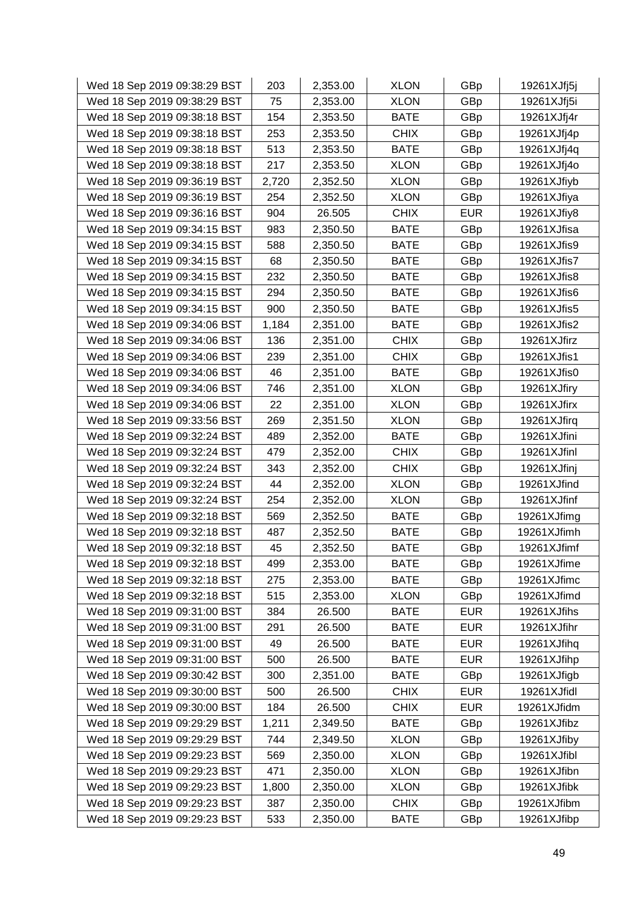| Wed 18 Sep 2019 09:38:29 BST | 203 | 2,353.00 | XLON | GBp | 19261XJfj5j |
|---|---|---|---|---|---|
| Wed 18 Sep 2019 09:38:29 BST | 75 | 2,353.00 | XLON | GBp | 19261XJfj5i |
| Wed 18 Sep 2019 09:38:18 BST | 154 | 2,353.50 | BATE | GBp | 19261XJfj4r |
| Wed 18 Sep 2019 09:38:18 BST | 253 | 2,353.50 | CHIX | GBp | 19261XJfj4p |
| Wed 18 Sep 2019 09:38:18 BST | 513 | 2,353.50 | BATE | GBp | 19261XJfj4q |
| Wed 18 Sep 2019 09:38:18 BST | 217 | 2,353.50 | XLON | GBp | 19261XJfj4o |
| Wed 18 Sep 2019 09:36:19 BST | 2,720 | 2,352.50 | XLON | GBp | 19261XJfiyb |
| Wed 18 Sep 2019 09:36:19 BST | 254 | 2,352.50 | XLON | GBp | 19261XJfiya |
| Wed 18 Sep 2019 09:36:16 BST | 904 | 26.505 | CHIX | EUR | 19261XJfiy8 |
| Wed 18 Sep 2019 09:34:15 BST | 983 | 2,350.50 | BATE | GBp | 19261XJfisa |
| Wed 18 Sep 2019 09:34:15 BST | 588 | 2,350.50 | BATE | GBp | 19261XJfis9 |
| Wed 18 Sep 2019 09:34:15 BST | 68 | 2,350.50 | BATE | GBp | 19261XJfis7 |
| Wed 18 Sep 2019 09:34:15 BST | 232 | 2,350.50 | BATE | GBp | 19261XJfis8 |
| Wed 18 Sep 2019 09:34:15 BST | 294 | 2,350.50 | BATE | GBp | 19261XJfis6 |
| Wed 18 Sep 2019 09:34:15 BST | 900 | 2,350.50 | BATE | GBp | 19261XJfis5 |
| Wed 18 Sep 2019 09:34:06 BST | 1,184 | 2,351.00 | BATE | GBp | 19261XJfis2 |
| Wed 18 Sep 2019 09:34:06 BST | 136 | 2,351.00 | CHIX | GBp | 19261XJfirz |
| Wed 18 Sep 2019 09:34:06 BST | 239 | 2,351.00 | CHIX | GBp | 19261XJfis1 |
| Wed 18 Sep 2019 09:34:06 BST | 46 | 2,351.00 | BATE | GBp | 19261XJfis0 |
| Wed 18 Sep 2019 09:34:06 BST | 746 | 2,351.00 | XLON | GBp | 19261XJfiry |
| Wed 18 Sep 2019 09:34:06 BST | 22 | 2,351.00 | XLON | GBp | 19261XJfirx |
| Wed 18 Sep 2019 09:33:56 BST | 269 | 2,351.50 | XLON | GBp | 19261XJfirq |
| Wed 18 Sep 2019 09:32:24 BST | 489 | 2,352.00 | BATE | GBp | 19261XJfini |
| Wed 18 Sep 2019 09:32:24 BST | 479 | 2,352.00 | CHIX | GBp | 19261XJfinl |
| Wed 18 Sep 2019 09:32:24 BST | 343 | 2,352.00 | CHIX | GBp | 19261XJfinj |
| Wed 18 Sep 2019 09:32:24 BST | 44 | 2,352.00 | XLON | GBp | 19261XJfind |
| Wed 18 Sep 2019 09:32:24 BST | 254 | 2,352.00 | XLON | GBp | 19261XJfinf |
| Wed 18 Sep 2019 09:32:18 BST | 569 | 2,352.50 | BATE | GBp | 19261XJfimg |
| Wed 18 Sep 2019 09:32:18 BST | 487 | 2,352.50 | BATE | GBp | 19261XJfimh |
| Wed 18 Sep 2019 09:32:18 BST | 45 | 2,352.50 | BATE | GBp | 19261XJfimf |
| Wed 18 Sep 2019 09:32:18 BST | 499 | 2,353.00 | BATE | GBp | 19261XJfime |
| Wed 18 Sep 2019 09:32:18 BST | 275 | 2,353.00 | BATE | GBp | 19261XJfimc |
| Wed 18 Sep 2019 09:32:18 BST | 515 | 2,353.00 | XLON | GBp | 19261XJfimd |
| Wed 18 Sep 2019 09:31:00 BST | 384 | 26.500 | BATE | EUR | 19261XJfihs |
| Wed 18 Sep 2019 09:31:00 BST | 291 | 26.500 | BATE | EUR | 19261XJfihr |
| Wed 18 Sep 2019 09:31:00 BST | 49 | 26.500 | BATE | EUR | 19261XJfihq |
| Wed 18 Sep 2019 09:31:00 BST | 500 | 26.500 | BATE | EUR | 19261XJfihp |
| Wed 18 Sep 2019 09:30:42 BST | 300 | 2,351.00 | BATE | GBp | 19261XJfigb |
| Wed 18 Sep 2019 09:30:00 BST | 500 | 26.500 | CHIX | EUR | 19261XJfidl |
| Wed 18 Sep 2019 09:30:00 BST | 184 | 26.500 | CHIX | EUR | 19261XJfidm |
| Wed 18 Sep 2019 09:29:29 BST | 1,211 | 2,349.50 | BATE | GBp | 19261XJfibz |
| Wed 18 Sep 2019 09:29:29 BST | 744 | 2,349.50 | XLON | GBp | 19261XJfiby |
| Wed 18 Sep 2019 09:29:23 BST | 569 | 2,350.00 | XLON | GBp | 19261XJfibl |
| Wed 18 Sep 2019 09:29:23 BST | 471 | 2,350.00 | XLON | GBp | 19261XJfibn |
| Wed 18 Sep 2019 09:29:23 BST | 1,800 | 2,350.00 | XLON | GBp | 19261XJfibk |
| Wed 18 Sep 2019 09:29:23 BST | 387 | 2,350.00 | CHIX | GBp | 19261XJfibm |
| Wed 18 Sep 2019 09:29:23 BST | 533 | 2,350.00 | BATE | GBp | 19261XJfibp |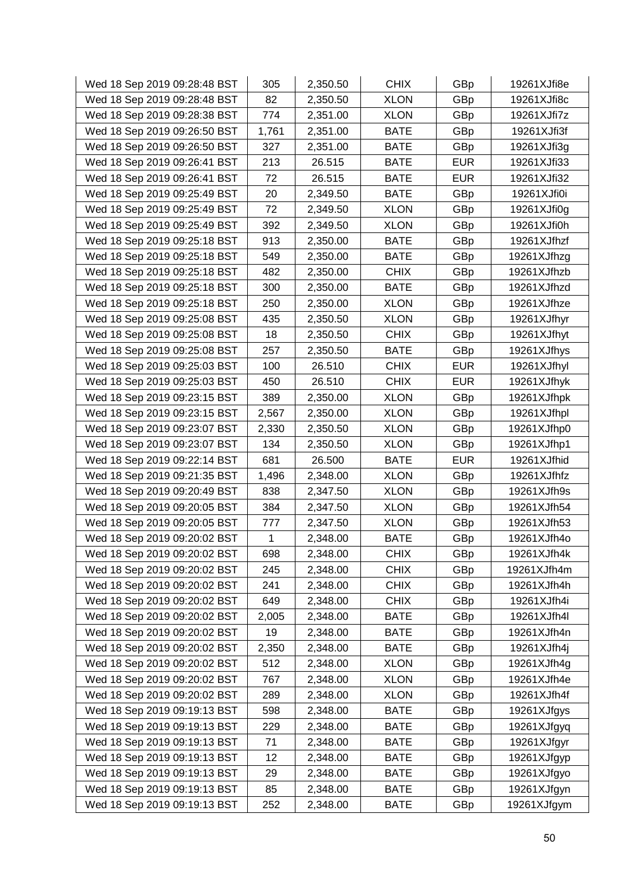| | | | | | |
|---|---|---|---|---|---|
| Wed 18 Sep 2019 09:28:48 BST | 305 | 2,350.50 | CHIX | GBp | 19261XJfi8e |
| Wed 18 Sep 2019 09:28:48 BST | 82 | 2,350.50 | XLON | GBp | 19261XJfi8c |
| Wed 18 Sep 2019 09:28:38 BST | 774 | 2,351.00 | XLON | GBp | 19261XJfi7z |
| Wed 18 Sep 2019 09:26:50 BST | 1,761 | 2,351.00 | BATE | GBp | 19261XJfi3f |
| Wed 18 Sep 2019 09:26:50 BST | 327 | 2,351.00 | BATE | GBp | 19261XJfi3g |
| Wed 18 Sep 2019 09:26:41 BST | 213 | 26.515 | BATE | EUR | 19261XJfi33 |
| Wed 18 Sep 2019 09:26:41 BST | 72 | 26.515 | BATE | EUR | 19261XJfi32 |
| Wed 18 Sep 2019 09:25:49 BST | 20 | 2,349.50 | BATE | GBp | 19261XJfi0i |
| Wed 18 Sep 2019 09:25:49 BST | 72 | 2,349.50 | XLON | GBp | 19261XJfi0g |
| Wed 18 Sep 2019 09:25:49 BST | 392 | 2,349.50 | XLON | GBp | 19261XJfi0h |
| Wed 18 Sep 2019 09:25:18 BST | 913 | 2,350.00 | BATE | GBp | 19261XJfhzf |
| Wed 18 Sep 2019 09:25:18 BST | 549 | 2,350.00 | BATE | GBp | 19261XJfhzg |
| Wed 18 Sep 2019 09:25:18 BST | 482 | 2,350.00 | CHIX | GBp | 19261XJfhzb |
| Wed 18 Sep 2019 09:25:18 BST | 300 | 2,350.00 | BATE | GBp | 19261XJfhzd |
| Wed 18 Sep 2019 09:25:18 BST | 250 | 2,350.00 | XLON | GBp | 19261XJfhze |
| Wed 18 Sep 2019 09:25:08 BST | 435 | 2,350.50 | XLON | GBp | 19261XJfhyr |
| Wed 18 Sep 2019 09:25:08 BST | 18 | 2,350.50 | CHIX | GBp | 19261XJfhyt |
| Wed 18 Sep 2019 09:25:08 BST | 257 | 2,350.50 | BATE | GBp | 19261XJfhys |
| Wed 18 Sep 2019 09:25:03 BST | 100 | 26.510 | CHIX | EUR | 19261XJfhyl |
| Wed 18 Sep 2019 09:25:03 BST | 450 | 26.510 | CHIX | EUR | 19261XJfhyk |
| Wed 18 Sep 2019 09:23:15 BST | 389 | 2,350.00 | XLON | GBp | 19261XJfhpk |
| Wed 18 Sep 2019 09:23:15 BST | 2,567 | 2,350.00 | XLON | GBp | 19261XJfhpl |
| Wed 18 Sep 2019 09:23:07 BST | 2,330 | 2,350.50 | XLON | GBp | 19261XJfhp0 |
| Wed 18 Sep 2019 09:23:07 BST | 134 | 2,350.50 | XLON | GBp | 19261XJfhp1 |
| Wed 18 Sep 2019 09:22:14 BST | 681 | 26.500 | BATE | EUR | 19261XJfhid |
| Wed 18 Sep 2019 09:21:35 BST | 1,496 | 2,348.00 | XLON | GBp | 19261XJfhfz |
| Wed 18 Sep 2019 09:20:49 BST | 838 | 2,347.50 | XLON | GBp | 19261XJfh9s |
| Wed 18 Sep 2019 09:20:05 BST | 384 | 2,347.50 | XLON | GBp | 19261XJfh54 |
| Wed 18 Sep 2019 09:20:05 BST | 777 | 2,347.50 | XLON | GBp | 19261XJfh53 |
| Wed 18 Sep 2019 09:20:02 BST | 1 | 2,348.00 | BATE | GBp | 19261XJfh4o |
| Wed 18 Sep 2019 09:20:02 BST | 698 | 2,348.00 | CHIX | GBp | 19261XJfh4k |
| Wed 18 Sep 2019 09:20:02 BST | 245 | 2,348.00 | CHIX | GBp | 19261XJfh4m |
| Wed 18 Sep 2019 09:20:02 BST | 241 | 2,348.00 | CHIX | GBp | 19261XJfh4h |
| Wed 18 Sep 2019 09:20:02 BST | 649 | 2,348.00 | CHIX | GBp | 19261XJfh4i |
| Wed 18 Sep 2019 09:20:02 BST | 2,005 | 2,348.00 | BATE | GBp | 19261XJfh4l |
| Wed 18 Sep 2019 09:20:02 BST | 19 | 2,348.00 | BATE | GBp | 19261XJfh4n |
| Wed 18 Sep 2019 09:20:02 BST | 2,350 | 2,348.00 | BATE | GBp | 19261XJfh4j |
| Wed 18 Sep 2019 09:20:02 BST | 512 | 2,348.00 | XLON | GBp | 19261XJfh4g |
| Wed 18 Sep 2019 09:20:02 BST | 767 | 2,348.00 | XLON | GBp | 19261XJfh4e |
| Wed 18 Sep 2019 09:20:02 BST | 289 | 2,348.00 | XLON | GBp | 19261XJfh4f |
| Wed 18 Sep 2019 09:19:13 BST | 598 | 2,348.00 | BATE | GBp | 19261XJfgys |
| Wed 18 Sep 2019 09:19:13 BST | 229 | 2,348.00 | BATE | GBp | 19261XJfgyq |
| Wed 18 Sep 2019 09:19:13 BST | 71 | 2,348.00 | BATE | GBp | 19261XJfgyr |
| Wed 18 Sep 2019 09:19:13 BST | 12 | 2,348.00 | BATE | GBp | 19261XJfgyp |
| Wed 18 Sep 2019 09:19:13 BST | 29 | 2,348.00 | BATE | GBp | 19261XJfgyo |
| Wed 18 Sep 2019 09:19:13 BST | 85 | 2,348.00 | BATE | GBp | 19261XJfgyn |
| Wed 18 Sep 2019 09:19:13 BST | 252 | 2,348.00 | BATE | GBp | 19261XJfgym |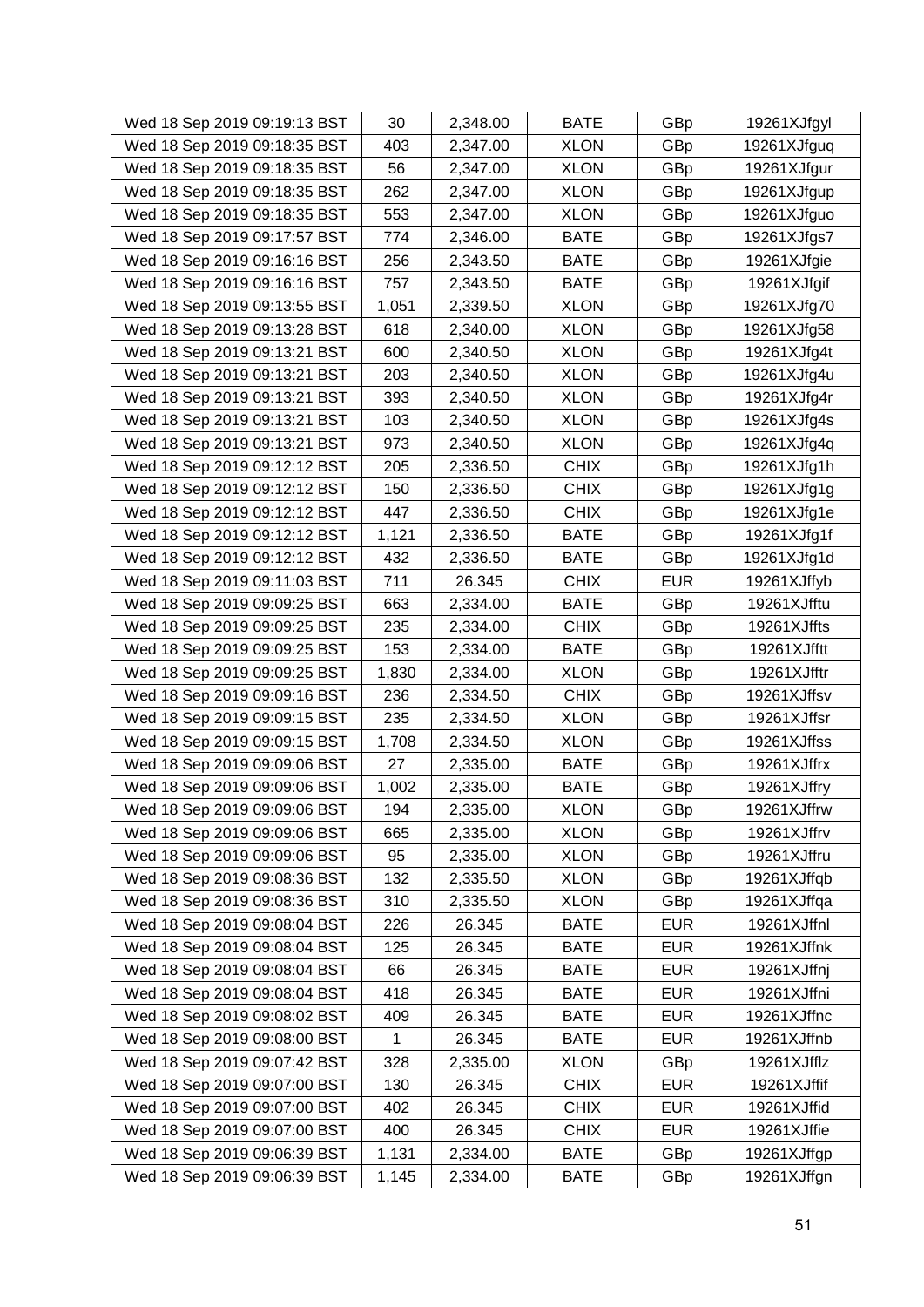| Wed 18 Sep 2019 09:19:13 BST | 30 | 2,348.00 | BATE | GBp | 19261XJfgyl |
|---|---|---|---|---|---|
| Wed 18 Sep 2019 09:18:35 BST | 403 | 2,347.00 | XLON | GBp | 19261XJfguq |
| Wed 18 Sep 2019 09:18:35 BST | 56 | 2,347.00 | XLON | GBp | 19261XJfgur |
| Wed 18 Sep 2019 09:18:35 BST | 262 | 2,347.00 | XLON | GBp | 19261XJfgup |
| Wed 18 Sep 2019 09:18:35 BST | 553 | 2,347.00 | XLON | GBp | 19261XJfguo |
| Wed 18 Sep 2019 09:17:57 BST | 774 | 2,346.00 | BATE | GBp | 19261XJfgs7 |
| Wed 18 Sep 2019 09:16:16 BST | 256 | 2,343.50 | BATE | GBp | 19261XJfgie |
| Wed 18 Sep 2019 09:16:16 BST | 757 | 2,343.50 | BATE | GBp | 19261XJfgif |
| Wed 18 Sep 2019 09:13:55 BST | 1,051 | 2,339.50 | XLON | GBp | 19261XJfg70 |
| Wed 18 Sep 2019 09:13:28 BST | 618 | 2,340.00 | XLON | GBp | 19261XJfg58 |
| Wed 18 Sep 2019 09:13:21 BST | 600 | 2,340.50 | XLON | GBp | 19261XJfg4t |
| Wed 18 Sep 2019 09:13:21 BST | 203 | 2,340.50 | XLON | GBp | 19261XJfg4u |
| Wed 18 Sep 2019 09:13:21 BST | 393 | 2,340.50 | XLON | GBp | 19261XJfg4r |
| Wed 18 Sep 2019 09:13:21 BST | 103 | 2,340.50 | XLON | GBp | 19261XJfg4s |
| Wed 18 Sep 2019 09:13:21 BST | 973 | 2,340.50 | XLON | GBp | 19261XJfg4q |
| Wed 18 Sep 2019 09:12:12 BST | 205 | 2,336.50 | CHIX | GBp | 19261XJfg1h |
| Wed 18 Sep 2019 09:12:12 BST | 150 | 2,336.50 | CHIX | GBp | 19261XJfg1g |
| Wed 18 Sep 2019 09:12:12 BST | 447 | 2,336.50 | CHIX | GBp | 19261XJfg1e |
| Wed 18 Sep 2019 09:12:12 BST | 1,121 | 2,336.50 | BATE | GBp | 19261XJfg1f |
| Wed 18 Sep 2019 09:12:12 BST | 432 | 2,336.50 | BATE | GBp | 19261XJfg1d |
| Wed 18 Sep 2019 09:11:03 BST | 711 | 26.345 | CHIX | EUR | 19261XJffyb |
| Wed 18 Sep 2019 09:09:25 BST | 663 | 2,334.00 | BATE | GBp | 19261XJfftu |
| Wed 18 Sep 2019 09:09:25 BST | 235 | 2,334.00 | CHIX | GBp | 19261XJffts |
| Wed 18 Sep 2019 09:09:25 BST | 153 | 2,334.00 | BATE | GBp | 19261XJfftt |
| Wed 18 Sep 2019 09:09:25 BST | 1,830 | 2,334.00 | XLON | GBp | 19261XJfftr |
| Wed 18 Sep 2019 09:09:16 BST | 236 | 2,334.50 | CHIX | GBp | 19261XJffsv |
| Wed 18 Sep 2019 09:09:15 BST | 235 | 2,334.50 | XLON | GBp | 19261XJffsr |
| Wed 18 Sep 2019 09:09:15 BST | 1,708 | 2,334.50 | XLON | GBp | 19261XJffss |
| Wed 18 Sep 2019 09:09:06 BST | 27 | 2,335.00 | BATE | GBp | 19261XJffrx |
| Wed 18 Sep 2019 09:09:06 BST | 1,002 | 2,335.00 | BATE | GBp | 19261XJffry |
| Wed 18 Sep 2019 09:09:06 BST | 194 | 2,335.00 | XLON | GBp | 19261XJffrw |
| Wed 18 Sep 2019 09:09:06 BST | 665 | 2,335.00 | XLON | GBp | 19261XJffrv |
| Wed 18 Sep 2019 09:09:06 BST | 95 | 2,335.00 | XLON | GBp | 19261XJffru |
| Wed 18 Sep 2019 09:08:36 BST | 132 | 2,335.50 | XLON | GBp | 19261XJffqb |
| Wed 18 Sep 2019 09:08:36 BST | 310 | 2,335.50 | XLON | GBp | 19261XJffqa |
| Wed 18 Sep 2019 09:08:04 BST | 226 | 26.345 | BATE | EUR | 19261XJffnl |
| Wed 18 Sep 2019 09:08:04 BST | 125 | 26.345 | BATE | EUR | 19261XJffnk |
| Wed 18 Sep 2019 09:08:04 BST | 66 | 26.345 | BATE | EUR | 19261XJffnj |
| Wed 18 Sep 2019 09:08:04 BST | 418 | 26.345 | BATE | EUR | 19261XJffni |
| Wed 18 Sep 2019 09:08:02 BST | 409 | 26.345 | BATE | EUR | 19261XJffnc |
| Wed 18 Sep 2019 09:08:00 BST | 1 | 26.345 | BATE | EUR | 19261XJffnb |
| Wed 18 Sep 2019 09:07:42 BST | 328 | 2,335.00 | XLON | GBp | 19261XJfflz |
| Wed 18 Sep 2019 09:07:00 BST | 130 | 26.345 | CHIX | EUR | 19261XJffif |
| Wed 18 Sep 2019 09:07:00 BST | 402 | 26.345 | CHIX | EUR | 19261XJffid |
| Wed 18 Sep 2019 09:07:00 BST | 400 | 26.345 | CHIX | EUR | 19261XJffie |
| Wed 18 Sep 2019 09:06:39 BST | 1,131 | 2,334.00 | BATE | GBp | 19261XJffgp |
| Wed 18 Sep 2019 09:06:39 BST | 1,145 | 2,334.00 | BATE | GBp | 19261XJffgn |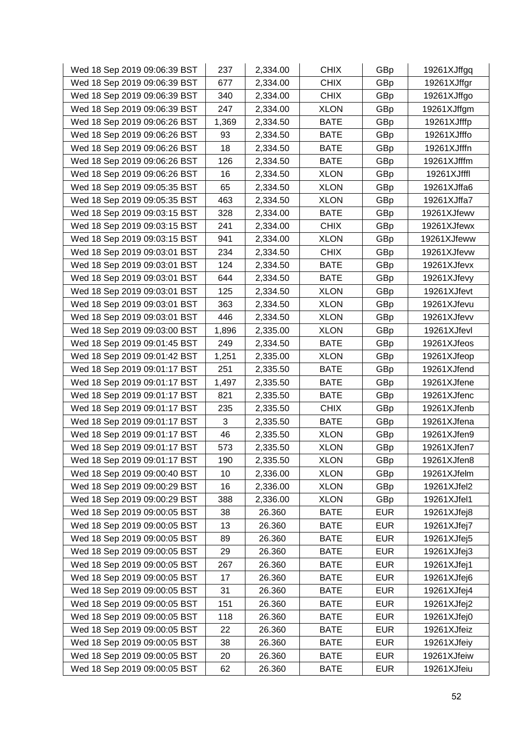| Wed 18 Sep 2019 09:06:39 BST | 237 | 2,334.00 | CHIX | GBp | 19261XJffgq |
|---|---|---|---|---|---|
| Wed 18 Sep 2019 09:06:39 BST | 677 | 2,334.00 | CHIX | GBp | 19261XJffgr |
| Wed 18 Sep 2019 09:06:39 BST | 340 | 2,334.00 | CHIX | GBp | 19261XJffgo |
| Wed 18 Sep 2019 09:06:39 BST | 247 | 2,334.00 | XLON | GBp | 19261XJffgm |
| Wed 18 Sep 2019 09:06:26 BST | 1,369 | 2,334.50 | BATE | GBp | 19261XJfffp |
| Wed 18 Sep 2019 09:06:26 BST | 93 | 2,334.50 | BATE | GBp | 19261XJfffo |
| Wed 18 Sep 2019 09:06:26 BST | 18 | 2,334.50 | BATE | GBp | 19261XJfffn |
| Wed 18 Sep 2019 09:06:26 BST | 126 | 2,334.50 | BATE | GBp | 19261XJfffm |
| Wed 18 Sep 2019 09:06:26 BST | 16 | 2,334.50 | XLON | GBp | 19261XJfffl |
| Wed 18 Sep 2019 09:05:35 BST | 65 | 2,334.50 | XLON | GBp | 19261XJffa6 |
| Wed 18 Sep 2019 09:05:35 BST | 463 | 2,334.50 | XLON | GBp | 19261XJffa7 |
| Wed 18 Sep 2019 09:03:15 BST | 328 | 2,334.00 | BATE | GBp | 19261XJfewv |
| Wed 18 Sep 2019 09:03:15 BST | 241 | 2,334.00 | CHIX | GBp | 19261XJfewx |
| Wed 18 Sep 2019 09:03:15 BST | 941 | 2,334.00 | XLON | GBp | 19261XJfeww |
| Wed 18 Sep 2019 09:03:01 BST | 234 | 2,334.50 | CHIX | GBp | 19261XJfevw |
| Wed 18 Sep 2019 09:03:01 BST | 124 | 2,334.50 | BATE | GBp | 19261XJfevx |
| Wed 18 Sep 2019 09:03:01 BST | 644 | 2,334.50 | BATE | GBp | 19261XJfevy |
| Wed 18 Sep 2019 09:03:01 BST | 125 | 2,334.50 | XLON | GBp | 19261XJfevt |
| Wed 18 Sep 2019 09:03:01 BST | 363 | 2,334.50 | XLON | GBp | 19261XJfevu |
| Wed 18 Sep 2019 09:03:01 BST | 446 | 2,334.50 | XLON | GBp | 19261XJfevv |
| Wed 18 Sep 2019 09:03:00 BST | 1,896 | 2,335.00 | XLON | GBp | 19261XJfevl |
| Wed 18 Sep 2019 09:01:45 BST | 249 | 2,334.50 | BATE | GBp | 19261XJfeos |
| Wed 18 Sep 2019 09:01:42 BST | 1,251 | 2,335.00 | XLON | GBp | 19261XJfeop |
| Wed 18 Sep 2019 09:01:17 BST | 251 | 2,335.50 | BATE | GBp | 19261XJfend |
| Wed 18 Sep 2019 09:01:17 BST | 1,497 | 2,335.50 | BATE | GBp | 19261XJfene |
| Wed 18 Sep 2019 09:01:17 BST | 821 | 2,335.50 | BATE | GBp | 19261XJfenc |
| Wed 18 Sep 2019 09:01:17 BST | 235 | 2,335.50 | CHIX | GBp | 19261XJfenb |
| Wed 18 Sep 2019 09:01:17 BST | 3 | 2,335.50 | BATE | GBp | 19261XJfena |
| Wed 18 Sep 2019 09:01:17 BST | 46 | 2,335.50 | XLON | GBp | 19261XJfen9 |
| Wed 18 Sep 2019 09:01:17 BST | 573 | 2,335.50 | XLON | GBp | 19261XJfen7 |
| Wed 18 Sep 2019 09:01:17 BST | 190 | 2,335.50 | XLON | GBp | 19261XJfen8 |
| Wed 18 Sep 2019 09:00:40 BST | 10 | 2,336.00 | XLON | GBp | 19261XJfelm |
| Wed 18 Sep 2019 09:00:29 BST | 16 | 2,336.00 | XLON | GBp | 19261XJfel2 |
| Wed 18 Sep 2019 09:00:29 BST | 388 | 2,336.00 | XLON | GBp | 19261XJfel1 |
| Wed 18 Sep 2019 09:00:05 BST | 38 | 26.360 | BATE | EUR | 19261XJfej8 |
| Wed 18 Sep 2019 09:00:05 BST | 13 | 26.360 | BATE | EUR | 19261XJfej7 |
| Wed 18 Sep 2019 09:00:05 BST | 89 | 26.360 | BATE | EUR | 19261XJfej5 |
| Wed 18 Sep 2019 09:00:05 BST | 29 | 26.360 | BATE | EUR | 19261XJfej3 |
| Wed 18 Sep 2019 09:00:05 BST | 267 | 26.360 | BATE | EUR | 19261XJfej1 |
| Wed 18 Sep 2019 09:00:05 BST | 17 | 26.360 | BATE | EUR | 19261XJfej6 |
| Wed 18 Sep 2019 09:00:05 BST | 31 | 26.360 | BATE | EUR | 19261XJfej4 |
| Wed 18 Sep 2019 09:00:05 BST | 151 | 26.360 | BATE | EUR | 19261XJfej2 |
| Wed 18 Sep 2019 09:00:05 BST | 118 | 26.360 | BATE | EUR | 19261XJfej0 |
| Wed 18 Sep 2019 09:00:05 BST | 22 | 26.360 | BATE | EUR | 19261XJfeiz |
| Wed 18 Sep 2019 09:00:05 BST | 38 | 26.360 | BATE | EUR | 19261XJfeiy |
| Wed 18 Sep 2019 09:00:05 BST | 20 | 26.360 | BATE | EUR | 19261XJfeiw |
| Wed 18 Sep 2019 09:00:05 BST | 62 | 26.360 | BATE | EUR | 19261XJfeiu |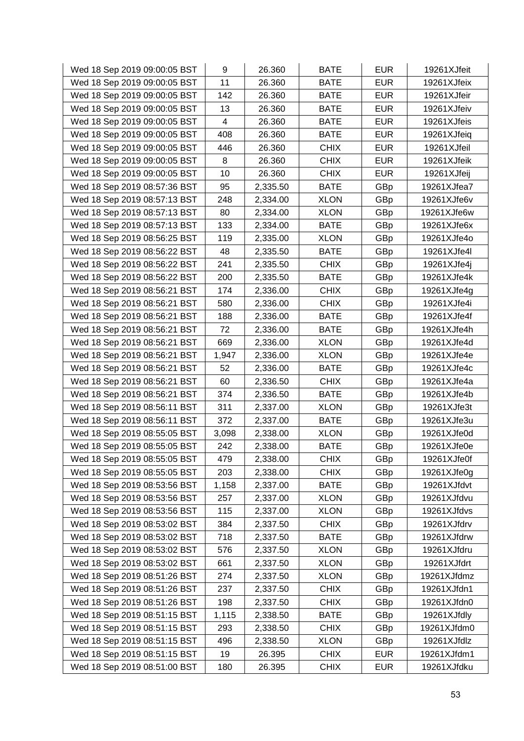| | | | | | |
|---|---|---|---|---|---|
| Wed 18 Sep 2019 09:00:05 BST | 9 | 26.360 | BATE | EUR | 19261XJfeit |
| Wed 18 Sep 2019 09:00:05 BST | 11 | 26.360 | BATE | EUR | 19261XJfeix |
| Wed 18 Sep 2019 09:00:05 BST | 142 | 26.360 | BATE | EUR | 19261XJfeir |
| Wed 18 Sep 2019 09:00:05 BST | 13 | 26.360 | BATE | EUR | 19261XJfeiv |
| Wed 18 Sep 2019 09:00:05 BST | 4 | 26.360 | BATE | EUR | 19261XJfeis |
| Wed 18 Sep 2019 09:00:05 BST | 408 | 26.360 | BATE | EUR | 19261XJfeiq |
| Wed 18 Sep 2019 09:00:05 BST | 446 | 26.360 | CHIX | EUR | 19261XJfeil |
| Wed 18 Sep 2019 09:00:05 BST | 8 | 26.360 | CHIX | EUR | 19261XJfeik |
| Wed 18 Sep 2019 09:00:05 BST | 10 | 26.360 | CHIX | EUR | 19261XJfeij |
| Wed 18 Sep 2019 08:57:36 BST | 95 | 2,335.50 | BATE | GBp | 19261XJfea7 |
| Wed 18 Sep 2019 08:57:13 BST | 248 | 2,334.00 | XLON | GBp | 19261XJfe6v |
| Wed 18 Sep 2019 08:57:13 BST | 80 | 2,334.00 | XLON | GBp | 19261XJfe6w |
| Wed 18 Sep 2019 08:57:13 BST | 133 | 2,334.00 | BATE | GBp | 19261XJfe6x |
| Wed 18 Sep 2019 08:56:25 BST | 119 | 2,335.00 | XLON | GBp | 19261XJfe4o |
| Wed 18 Sep 2019 08:56:22 BST | 48 | 2,335.50 | BATE | GBp | 19261XJfe4l |
| Wed 18 Sep 2019 08:56:22 BST | 241 | 2,335.50 | CHIX | GBp | 19261XJfe4j |
| Wed 18 Sep 2019 08:56:22 BST | 200 | 2,335.50 | BATE | GBp | 19261XJfe4k |
| Wed 18 Sep 2019 08:56:21 BST | 174 | 2,336.00 | CHIX | GBp | 19261XJfe4g |
| Wed 18 Sep 2019 08:56:21 BST | 580 | 2,336.00 | CHIX | GBp | 19261XJfe4i |
| Wed 18 Sep 2019 08:56:21 BST | 188 | 2,336.00 | BATE | GBp | 19261XJfe4f |
| Wed 18 Sep 2019 08:56:21 BST | 72 | 2,336.00 | BATE | GBp | 19261XJfe4h |
| Wed 18 Sep 2019 08:56:21 BST | 669 | 2,336.00 | XLON | GBp | 19261XJfe4d |
| Wed 18 Sep 2019 08:56:21 BST | 1,947 | 2,336.00 | XLON | GBp | 19261XJfe4e |
| Wed 18 Sep 2019 08:56:21 BST | 52 | 2,336.00 | BATE | GBp | 19261XJfe4c |
| Wed 18 Sep 2019 08:56:21 BST | 60 | 2,336.50 | CHIX | GBp | 19261XJfe4a |
| Wed 18 Sep 2019 08:56:21 BST | 374 | 2,336.50 | BATE | GBp | 19261XJfe4b |
| Wed 18 Sep 2019 08:56:11 BST | 311 | 2,337.00 | XLON | GBp | 19261XJfe3t |
| Wed 18 Sep 2019 08:56:11 BST | 372 | 2,337.00 | BATE | GBp | 19261XJfe3u |
| Wed 18 Sep 2019 08:55:05 BST | 3,098 | 2,338.00 | XLON | GBp | 19261XJfe0d |
| Wed 18 Sep 2019 08:55:05 BST | 242 | 2,338.00 | BATE | GBp | 19261XJfe0e |
| Wed 18 Sep 2019 08:55:05 BST | 479 | 2,338.00 | CHIX | GBp | 19261XJfe0f |
| Wed 18 Sep 2019 08:55:05 BST | 203 | 2,338.00 | CHIX | GBp | 19261XJfe0g |
| Wed 18 Sep 2019 08:53:56 BST | 1,158 | 2,337.00 | BATE | GBp | 19261XJfdvt |
| Wed 18 Sep 2019 08:53:56 BST | 257 | 2,337.00 | XLON | GBp | 19261XJfdvu |
| Wed 18 Sep 2019 08:53:56 BST | 115 | 2,337.00 | XLON | GBp | 19261XJfdvs |
| Wed 18 Sep 2019 08:53:02 BST | 384 | 2,337.50 | CHIX | GBp | 19261XJfdrv |
| Wed 18 Sep 2019 08:53:02 BST | 718 | 2,337.50 | BATE | GBp | 19261XJfdrw |
| Wed 18 Sep 2019 08:53:02 BST | 576 | 2,337.50 | XLON | GBp | 19261XJfdru |
| Wed 18 Sep 2019 08:53:02 BST | 661 | 2,337.50 | XLON | GBp | 19261XJfdrt |
| Wed 18 Sep 2019 08:51:26 BST | 274 | 2,337.50 | XLON | GBp | 19261XJfdmz |
| Wed 18 Sep 2019 08:51:26 BST | 237 | 2,337.50 | CHIX | GBp | 19261XJfdn1 |
| Wed 18 Sep 2019 08:51:26 BST | 198 | 2,337.50 | CHIX | GBp | 19261XJfdn0 |
| Wed 18 Sep 2019 08:51:15 BST | 1,115 | 2,338.50 | BATE | GBp | 19261XJfdly |
| Wed 18 Sep 2019 08:51:15 BST | 293 | 2,338.50 | CHIX | GBp | 19261XJfdm0 |
| Wed 18 Sep 2019 08:51:15 BST | 496 | 2,338.50 | XLON | GBp | 19261XJfdlz |
| Wed 18 Sep 2019 08:51:15 BST | 19 | 26.395 | CHIX | EUR | 19261XJfdm1 |
| Wed 18 Sep 2019 08:51:00 BST | 180 | 26.395 | CHIX | EUR | 19261XJfdku |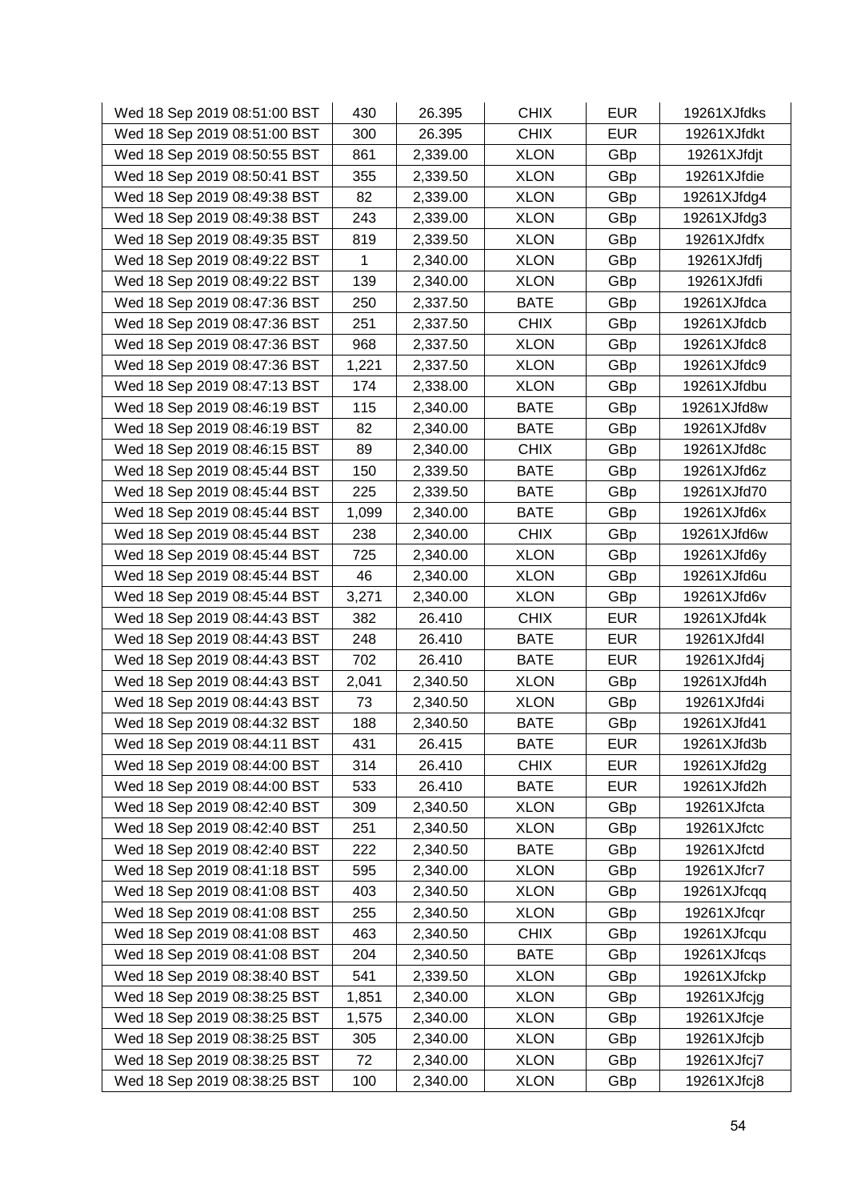| | | | | | |
|---|---|---|---|---|---|
| Wed 18 Sep 2019 08:51:00 BST | 430 | 26.395 | CHIX | EUR | 19261XJfdks |
| Wed 18 Sep 2019 08:51:00 BST | 300 | 26.395 | CHIX | EUR | 19261XJfdkt |
| Wed 18 Sep 2019 08:50:55 BST | 861 | 2,339.00 | XLON | GBp | 19261XJfdjt |
| Wed 18 Sep 2019 08:50:41 BST | 355 | 2,339.50 | XLON | GBp | 19261XJfdie |
| Wed 18 Sep 2019 08:49:38 BST | 82 | 2,339.00 | XLON | GBp | 19261XJfdg4 |
| Wed 18 Sep 2019 08:49:38 BST | 243 | 2,339.00 | XLON | GBp | 19261XJfdg3 |
| Wed 18 Sep 2019 08:49:35 BST | 819 | 2,339.50 | XLON | GBp | 19261XJfdfx |
| Wed 18 Sep 2019 08:49:22 BST | 1 | 2,340.00 | XLON | GBp | 19261XJfdfj |
| Wed 18 Sep 2019 08:49:22 BST | 139 | 2,340.00 | XLON | GBp | 19261XJfdfi |
| Wed 18 Sep 2019 08:47:36 BST | 250 | 2,337.50 | BATE | GBp | 19261XJfdca |
| Wed 18 Sep 2019 08:47:36 BST | 251 | 2,337.50 | CHIX | GBp | 19261XJfdcb |
| Wed 18 Sep 2019 08:47:36 BST | 968 | 2,337.50 | XLON | GBp | 19261XJfdc8 |
| Wed 18 Sep 2019 08:47:36 BST | 1,221 | 2,337.50 | XLON | GBp | 19261XJfdc9 |
| Wed 18 Sep 2019 08:47:13 BST | 174 | 2,338.00 | XLON | GBp | 19261XJfdbu |
| Wed 18 Sep 2019 08:46:19 BST | 115 | 2,340.00 | BATE | GBp | 19261XJfd8w |
| Wed 18 Sep 2019 08:46:19 BST | 82 | 2,340.00 | BATE | GBp | 19261XJfd8v |
| Wed 18 Sep 2019 08:46:15 BST | 89 | 2,340.00 | CHIX | GBp | 19261XJfd8c |
| Wed 18 Sep 2019 08:45:44 BST | 150 | 2,339.50 | BATE | GBp | 19261XJfd6z |
| Wed 18 Sep 2019 08:45:44 BST | 225 | 2,339.50 | BATE | GBp | 19261XJfd70 |
| Wed 18 Sep 2019 08:45:44 BST | 1,099 | 2,340.00 | BATE | GBp | 19261XJfd6x |
| Wed 18 Sep 2019 08:45:44 BST | 238 | 2,340.00 | CHIX | GBp | 19261XJfd6w |
| Wed 18 Sep 2019 08:45:44 BST | 725 | 2,340.00 | XLON | GBp | 19261XJfd6y |
| Wed 18 Sep 2019 08:45:44 BST | 46 | 2,340.00 | XLON | GBp | 19261XJfd6u |
| Wed 18 Sep 2019 08:45:44 BST | 3,271 | 2,340.00 | XLON | GBp | 19261XJfd6v |
| Wed 18 Sep 2019 08:44:43 BST | 382 | 26.410 | CHIX | EUR | 19261XJfd4k |
| Wed 18 Sep 2019 08:44:43 BST | 248 | 26.410 | BATE | EUR | 19261XJfd4l |
| Wed 18 Sep 2019 08:44:43 BST | 702 | 26.410 | BATE | EUR | 19261XJfd4j |
| Wed 18 Sep 2019 08:44:43 BST | 2,041 | 2,340.50 | XLON | GBp | 19261XJfd4h |
| Wed 18 Sep 2019 08:44:43 BST | 73 | 2,340.50 | XLON | GBp | 19261XJfd4i |
| Wed 18 Sep 2019 08:44:32 BST | 188 | 2,340.50 | BATE | GBp | 19261XJfd41 |
| Wed 18 Sep 2019 08:44:11 BST | 431 | 26.415 | BATE | EUR | 19261XJfd3b |
| Wed 18 Sep 2019 08:44:00 BST | 314 | 26.410 | CHIX | EUR | 19261XJfd2g |
| Wed 18 Sep 2019 08:44:00 BST | 533 | 26.410 | BATE | EUR | 19261XJfd2h |
| Wed 18 Sep 2019 08:42:40 BST | 309 | 2,340.50 | XLON | GBp | 19261XJfcta |
| Wed 18 Sep 2019 08:42:40 BST | 251 | 2,340.50 | XLON | GBp | 19261XJfctc |
| Wed 18 Sep 2019 08:42:40 BST | 222 | 2,340.50 | BATE | GBp | 19261XJfctd |
| Wed 18 Sep 2019 08:41:18 BST | 595 | 2,340.00 | XLON | GBp | 19261XJfcr7 |
| Wed 18 Sep 2019 08:41:08 BST | 403 | 2,340.50 | XLON | GBp | 19261XJfcqq |
| Wed 18 Sep 2019 08:41:08 BST | 255 | 2,340.50 | XLON | GBp | 19261XJfcqr |
| Wed 18 Sep 2019 08:41:08 BST | 463 | 2,340.50 | CHIX | GBp | 19261XJfcqu |
| Wed 18 Sep 2019 08:41:08 BST | 204 | 2,340.50 | BATE | GBp | 19261XJfcqs |
| Wed 18 Sep 2019 08:38:40 BST | 541 | 2,339.50 | XLON | GBp | 19261XJfckp |
| Wed 18 Sep 2019 08:38:25 BST | 1,851 | 2,340.00 | XLON | GBp | 19261XJfcjg |
| Wed 18 Sep 2019 08:38:25 BST | 1,575 | 2,340.00 | XLON | GBp | 19261XJfcje |
| Wed 18 Sep 2019 08:38:25 BST | 305 | 2,340.00 | XLON | GBp | 19261XJfcjb |
| Wed 18 Sep 2019 08:38:25 BST | 72 | 2,340.00 | XLON | GBp | 19261XJfcj7 |
| Wed 18 Sep 2019 08:38:25 BST | 100 | 2,340.00 | XLON | GBp | 19261XJfcj8 |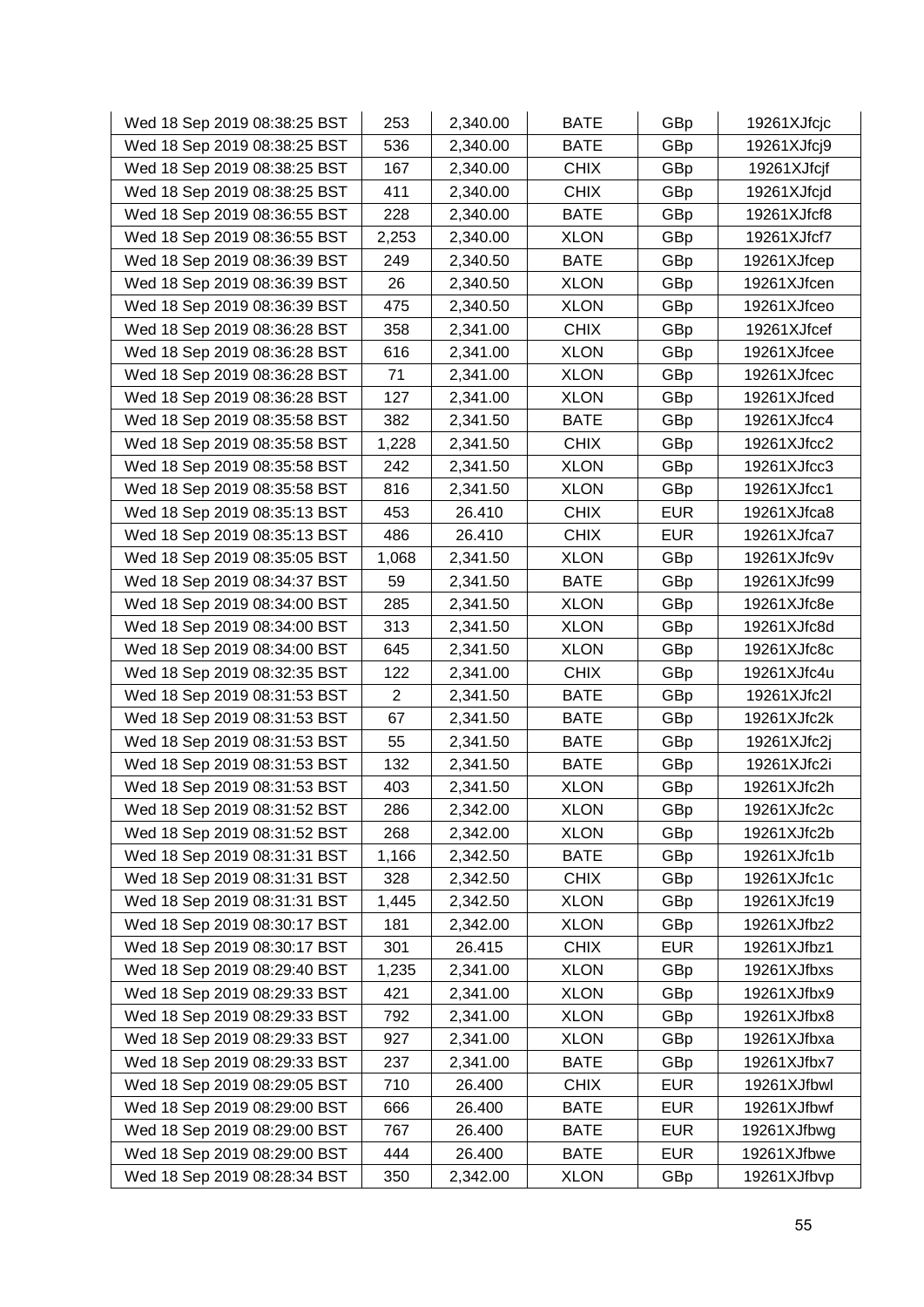| | | | | | |
|---|---|---|---|---|---|
| Wed 18 Sep 2019 08:38:25 BST | 253 | 2,340.00 | BATE | GBp | 19261XJfcjc |
| Wed 18 Sep 2019 08:38:25 BST | 536 | 2,340.00 | BATE | GBp | 19261XJfcj9 |
| Wed 18 Sep 2019 08:38:25 BST | 167 | 2,340.00 | CHIX | GBp | 19261XJfcjf |
| Wed 18 Sep 2019 08:38:25 BST | 411 | 2,340.00 | CHIX | GBp | 19261XJfcjd |
| Wed 18 Sep 2019 08:36:55 BST | 228 | 2,340.00 | BATE | GBp | 19261XJfcf8 |
| Wed 18 Sep 2019 08:36:55 BST | 2,253 | 2,340.00 | XLON | GBp | 19261XJfcf7 |
| Wed 18 Sep 2019 08:36:39 BST | 249 | 2,340.50 | BATE | GBp | 19261XJfcep |
| Wed 18 Sep 2019 08:36:39 BST | 26 | 2,340.50 | XLON | GBp | 19261XJfcen |
| Wed 18 Sep 2019 08:36:39 BST | 475 | 2,340.50 | XLON | GBp | 19261XJfceo |
| Wed 18 Sep 2019 08:36:28 BST | 358 | 2,341.00 | CHIX | GBp | 19261XJfcef |
| Wed 18 Sep 2019 08:36:28 BST | 616 | 2,341.00 | XLON | GBp | 19261XJfcee |
| Wed 18 Sep 2019 08:36:28 BST | 71 | 2,341.00 | XLON | GBp | 19261XJfcec |
| Wed 18 Sep 2019 08:36:28 BST | 127 | 2,341.00 | XLON | GBp | 19261XJfced |
| Wed 18 Sep 2019 08:35:58 BST | 382 | 2,341.50 | BATE | GBp | 19261XJfcc4 |
| Wed 18 Sep 2019 08:35:58 BST | 1,228 | 2,341.50 | CHIX | GBp | 19261XJfcc2 |
| Wed 18 Sep 2019 08:35:58 BST | 242 | 2,341.50 | XLON | GBp | 19261XJfcc3 |
| Wed 18 Sep 2019 08:35:58 BST | 816 | 2,341.50 | XLON | GBp | 19261XJfcc1 |
| Wed 18 Sep 2019 08:35:13 BST | 453 | 26.410 | CHIX | EUR | 19261XJfca8 |
| Wed 18 Sep 2019 08:35:13 BST | 486 | 26.410 | CHIX | EUR | 19261XJfca7 |
| Wed 18 Sep 2019 08:35:05 BST | 1,068 | 2,341.50 | XLON | GBp | 19261XJfc9v |
| Wed 18 Sep 2019 08:34:37 BST | 59 | 2,341.50 | BATE | GBp | 19261XJfc99 |
| Wed 18 Sep 2019 08:34:00 BST | 285 | 2,341.50 | XLON | GBp | 19261XJfc8e |
| Wed 18 Sep 2019 08:34:00 BST | 313 | 2,341.50 | XLON | GBp | 19261XJfc8d |
| Wed 18 Sep 2019 08:34:00 BST | 645 | 2,341.50 | XLON | GBp | 19261XJfc8c |
| Wed 18 Sep 2019 08:32:35 BST | 122 | 2,341.00 | CHIX | GBp | 19261XJfc4u |
| Wed 18 Sep 2019 08:31:53 BST | 2 | 2,341.50 | BATE | GBp | 19261XJfc2l |
| Wed 18 Sep 2019 08:31:53 BST | 67 | 2,341.50 | BATE | GBp | 19261XJfc2k |
| Wed 18 Sep 2019 08:31:53 BST | 55 | 2,341.50 | BATE | GBp | 19261XJfc2j |
| Wed 18 Sep 2019 08:31:53 BST | 132 | 2,341.50 | BATE | GBp | 19261XJfc2i |
| Wed 18 Sep 2019 08:31:53 BST | 403 | 2,341.50 | XLON | GBp | 19261XJfc2h |
| Wed 18 Sep 2019 08:31:52 BST | 286 | 2,342.00 | XLON | GBp | 19261XJfc2c |
| Wed 18 Sep 2019 08:31:52 BST | 268 | 2,342.00 | XLON | GBp | 19261XJfc2b |
| Wed 18 Sep 2019 08:31:31 BST | 1,166 | 2,342.50 | BATE | GBp | 19261XJfc1b |
| Wed 18 Sep 2019 08:31:31 BST | 328 | 2,342.50 | CHIX | GBp | 19261XJfc1c |
| Wed 18 Sep 2019 08:31:31 BST | 1,445 | 2,342.50 | XLON | GBp | 19261XJfc19 |
| Wed 18 Sep 2019 08:30:17 BST | 181 | 2,342.00 | XLON | GBp | 19261XJfbz2 |
| Wed 18 Sep 2019 08:30:17 BST | 301 | 26.415 | CHIX | EUR | 19261XJfbz1 |
| Wed 18 Sep 2019 08:29:40 BST | 1,235 | 2,341.00 | XLON | GBp | 19261XJfbxs |
| Wed 18 Sep 2019 08:29:33 BST | 421 | 2,341.00 | XLON | GBp | 19261XJfbx9 |
| Wed 18 Sep 2019 08:29:33 BST | 792 | 2,341.00 | XLON | GBp | 19261XJfbx8 |
| Wed 18 Sep 2019 08:29:33 BST | 927 | 2,341.00 | XLON | GBp | 19261XJfbxa |
| Wed 18 Sep 2019 08:29:33 BST | 237 | 2,341.00 | BATE | GBp | 19261XJfbx7 |
| Wed 18 Sep 2019 08:29:05 BST | 710 | 26.400 | CHIX | EUR | 19261XJfbwl |
| Wed 18 Sep 2019 08:29:00 BST | 666 | 26.400 | BATE | EUR | 19261XJfbwf |
| Wed 18 Sep 2019 08:29:00 BST | 767 | 26.400 | BATE | EUR | 19261XJfbwg |
| Wed 18 Sep 2019 08:29:00 BST | 444 | 26.400 | BATE | EUR | 19261XJfbwe |
| Wed 18 Sep 2019 08:28:34 BST | 350 | 2,342.00 | XLON | GBp | 19261XJfbvp |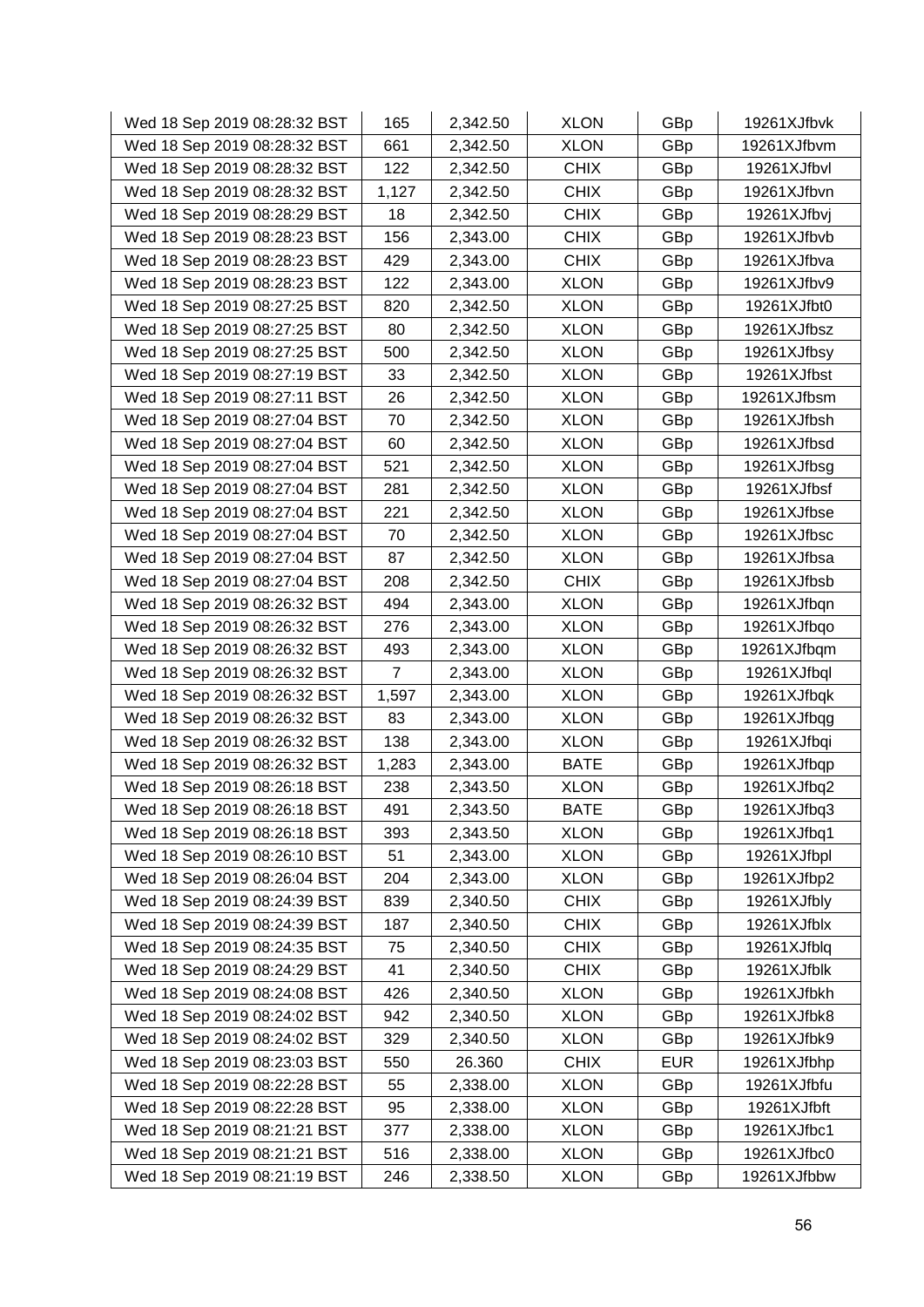| | | | | | |
|---|---|---|---|---|---|
| Wed 18 Sep 2019 08:28:32 BST | 165 | 2,342.50 | XLON | GBp | 19261XJfbvk |
| Wed 18 Sep 2019 08:28:32 BST | 661 | 2,342.50 | XLON | GBp | 19261XJfbvm |
| Wed 18 Sep 2019 08:28:32 BST | 122 | 2,342.50 | CHIX | GBp | 19261XJfbvl |
| Wed 18 Sep 2019 08:28:32 BST | 1,127 | 2,342.50 | CHIX | GBp | 19261XJfbvn |
| Wed 18 Sep 2019 08:28:29 BST | 18 | 2,342.50 | CHIX | GBp | 19261XJfbvj |
| Wed 18 Sep 2019 08:28:23 BST | 156 | 2,343.00 | CHIX | GBp | 19261XJfbvb |
| Wed 18 Sep 2019 08:28:23 BST | 429 | 2,343.00 | CHIX | GBp | 19261XJfbva |
| Wed 18 Sep 2019 08:28:23 BST | 122 | 2,343.00 | XLON | GBp | 19261XJfbv9 |
| Wed 18 Sep 2019 08:27:25 BST | 820 | 2,342.50 | XLON | GBp | 19261XJfbt0 |
| Wed 18 Sep 2019 08:27:25 BST | 80 | 2,342.50 | XLON | GBp | 19261XJfbsz |
| Wed 18 Sep 2019 08:27:25 BST | 500 | 2,342.50 | XLON | GBp | 19261XJfbsy |
| Wed 18 Sep 2019 08:27:19 BST | 33 | 2,342.50 | XLON | GBp | 19261XJfbst |
| Wed 18 Sep 2019 08:27:11 BST | 26 | 2,342.50 | XLON | GBp | 19261XJfbsm |
| Wed 18 Sep 2019 08:27:04 BST | 70 | 2,342.50 | XLON | GBp | 19261XJfbsh |
| Wed 18 Sep 2019 08:27:04 BST | 60 | 2,342.50 | XLON | GBp | 19261XJfbsd |
| Wed 18 Sep 2019 08:27:04 BST | 521 | 2,342.50 | XLON | GBp | 19261XJfbsg |
| Wed 18 Sep 2019 08:27:04 BST | 281 | 2,342.50 | XLON | GBp | 19261XJfbsf |
| Wed 18 Sep 2019 08:27:04 BST | 221 | 2,342.50 | XLON | GBp | 19261XJfbse |
| Wed 18 Sep 2019 08:27:04 BST | 70 | 2,342.50 | XLON | GBp | 19261XJfbsc |
| Wed 18 Sep 2019 08:27:04 BST | 87 | 2,342.50 | XLON | GBp | 19261XJfbsa |
| Wed 18 Sep 2019 08:27:04 BST | 208 | 2,342.50 | CHIX | GBp | 19261XJfbsb |
| Wed 18 Sep 2019 08:26:32 BST | 494 | 2,343.00 | XLON | GBp | 19261XJfbqn |
| Wed 18 Sep 2019 08:26:32 BST | 276 | 2,343.00 | XLON | GBp | 19261XJfbqo |
| Wed 18 Sep 2019 08:26:32 BST | 493 | 2,343.00 | XLON | GBp | 19261XJfbqm |
| Wed 18 Sep 2019 08:26:32 BST | 7 | 2,343.00 | XLON | GBp | 19261XJfbql |
| Wed 18 Sep 2019 08:26:32 BST | 1,597 | 2,343.00 | XLON | GBp | 19261XJfbqk |
| Wed 18 Sep 2019 08:26:32 BST | 83 | 2,343.00 | XLON | GBp | 19261XJfbqg |
| Wed 18 Sep 2019 08:26:32 BST | 138 | 2,343.00 | XLON | GBp | 19261XJfbqi |
| Wed 18 Sep 2019 08:26:32 BST | 1,283 | 2,343.00 | BATE | GBp | 19261XJfbqp |
| Wed 18 Sep 2019 08:26:18 BST | 238 | 2,343.50 | XLON | GBp | 19261XJfbq2 |
| Wed 18 Sep 2019 08:26:18 BST | 491 | 2,343.50 | BATE | GBp | 19261XJfbq3 |
| Wed 18 Sep 2019 08:26:18 BST | 393 | 2,343.50 | XLON | GBp | 19261XJfbq1 |
| Wed 18 Sep 2019 08:26:10 BST | 51 | 2,343.00 | XLON | GBp | 19261XJfbpl |
| Wed 18 Sep 2019 08:26:04 BST | 204 | 2,343.00 | XLON | GBp | 19261XJfbp2 |
| Wed 18 Sep 2019 08:24:39 BST | 839 | 2,340.50 | CHIX | GBp | 19261XJfbly |
| Wed 18 Sep 2019 08:24:39 BST | 187 | 2,340.50 | CHIX | GBp | 19261XJfblx |
| Wed 18 Sep 2019 08:24:35 BST | 75 | 2,340.50 | CHIX | GBp | 19261XJfblq |
| Wed 18 Sep 2019 08:24:29 BST | 41 | 2,340.50 | CHIX | GBp | 19261XJfblk |
| Wed 18 Sep 2019 08:24:08 BST | 426 | 2,340.50 | XLON | GBp | 19261XJfbkh |
| Wed 18 Sep 2019 08:24:02 BST | 942 | 2,340.50 | XLON | GBp | 19261XJfbk8 |
| Wed 18 Sep 2019 08:24:02 BST | 329 | 2,340.50 | XLON | GBp | 19261XJfbk9 |
| Wed 18 Sep 2019 08:23:03 BST | 550 | 26.360 | CHIX | EUR | 19261XJfbhp |
| Wed 18 Sep 2019 08:22:28 BST | 55 | 2,338.00 | XLON | GBp | 19261XJfbfu |
| Wed 18 Sep 2019 08:22:28 BST | 95 | 2,338.00 | XLON | GBp | 19261XJfbft |
| Wed 18 Sep 2019 08:21:21 BST | 377 | 2,338.00 | XLON | GBp | 19261XJfbc1 |
| Wed 18 Sep 2019 08:21:21 BST | 516 | 2,338.00 | XLON | GBp | 19261XJfbc0 |
| Wed 18 Sep 2019 08:21:19 BST | 246 | 2,338.50 | XLON | GBp | 19261XJfbbw |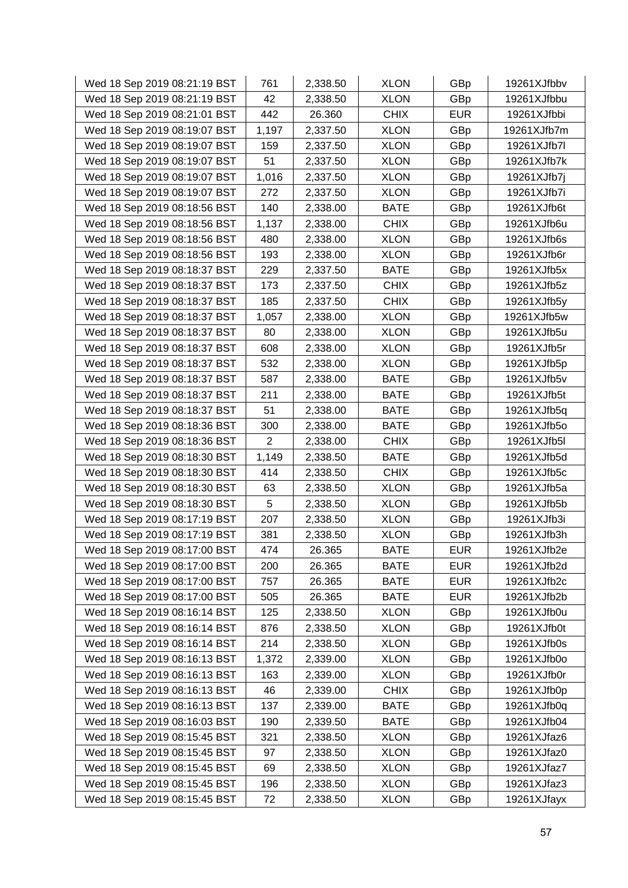| | | | | | |
|---|---|---|---|---|---|
| Wed 18 Sep 2019 08:21:19 BST | 761 | 2,338.50 | XLON | GBp | 19261XJfbbv |
| Wed 18 Sep 2019 08:21:19 BST | 42 | 2,338.50 | XLON | GBp | 19261XJfbbu |
| Wed 18 Sep 2019 08:21:01 BST | 442 | 26.360 | CHIX | EUR | 19261XJfbbi |
| Wed 18 Sep 2019 08:19:07 BST | 1,197 | 2,337.50 | XLON | GBp | 19261XJfb7m |
| Wed 18 Sep 2019 08:19:07 BST | 159 | 2,337.50 | XLON | GBp | 19261XJfb7l |
| Wed 18 Sep 2019 08:19:07 BST | 51 | 2,337.50 | XLON | GBp | 19261XJfb7k |
| Wed 18 Sep 2019 08:19:07 BST | 1,016 | 2,337.50 | XLON | GBp | 19261XJfb7j |
| Wed 18 Sep 2019 08:19:07 BST | 272 | 2,337.50 | XLON | GBp | 19261XJfb7i |
| Wed 18 Sep 2019 08:18:56 BST | 140 | 2,338.00 | BATE | GBp | 19261XJfb6t |
| Wed 18 Sep 2019 08:18:56 BST | 1,137 | 2,338.00 | CHIX | GBp | 19261XJfb6u |
| Wed 18 Sep 2019 08:18:56 BST | 480 | 2,338.00 | XLON | GBp | 19261XJfb6s |
| Wed 18 Sep 2019 08:18:56 BST | 193 | 2,338.00 | XLON | GBp | 19261XJfb6r |
| Wed 18 Sep 2019 08:18:37 BST | 229 | 2,337.50 | BATE | GBp | 19261XJfb5x |
| Wed 18 Sep 2019 08:18:37 BST | 173 | 2,337.50 | CHIX | GBp | 19261XJfb5z |
| Wed 18 Sep 2019 08:18:37 BST | 185 | 2,337.50 | CHIX | GBp | 19261XJfb5y |
| Wed 18 Sep 2019 08:18:37 BST | 1,057 | 2,338.00 | XLON | GBp | 19261XJfb5w |
| Wed 18 Sep 2019 08:18:37 BST | 80 | 2,338.00 | XLON | GBp | 19261XJfb5u |
| Wed 18 Sep 2019 08:18:37 BST | 608 | 2,338.00 | XLON | GBp | 19261XJfb5r |
| Wed 18 Sep 2019 08:18:37 BST | 532 | 2,338.00 | XLON | GBp | 19261XJfb5p |
| Wed 18 Sep 2019 08:18:37 BST | 587 | 2,338.00 | BATE | GBp | 19261XJfb5v |
| Wed 18 Sep 2019 08:18:37 BST | 211 | 2,338.00 | BATE | GBp | 19261XJfb5t |
| Wed 18 Sep 2019 08:18:37 BST | 51 | 2,338.00 | BATE | GBp | 19261XJfb5q |
| Wed 18 Sep 2019 08:18:36 BST | 300 | 2,338.00 | BATE | GBp | 19261XJfb5o |
| Wed 18 Sep 2019 08:18:36 BST | 2 | 2,338.00 | CHIX | GBp | 19261XJfb5l |
| Wed 18 Sep 2019 08:18:30 BST | 1,149 | 2,338.50 | BATE | GBp | 19261XJfb5d |
| Wed 18 Sep 2019 08:18:30 BST | 414 | 2,338.50 | CHIX | GBp | 19261XJfb5c |
| Wed 18 Sep 2019 08:18:30 BST | 63 | 2,338.50 | XLON | GBp | 19261XJfb5a |
| Wed 18 Sep 2019 08:18:30 BST | 5 | 2,338.50 | XLON | GBp | 19261XJfb5b |
| Wed 18 Sep 2019 08:17:19 BST | 207 | 2,338.50 | XLON | GBp | 19261XJfb3i |
| Wed 18 Sep 2019 08:17:19 BST | 381 | 2,338.50 | XLON | GBp | 19261XJfb3h |
| Wed 18 Sep 2019 08:17:00 BST | 474 | 26.365 | BATE | EUR | 19261XJfb2e |
| Wed 18 Sep 2019 08:17:00 BST | 200 | 26.365 | BATE | EUR | 19261XJfb2d |
| Wed 18 Sep 2019 08:17:00 BST | 757 | 26.365 | BATE | EUR | 19261XJfb2c |
| Wed 18 Sep 2019 08:17:00 BST | 505 | 26.365 | BATE | EUR | 19261XJfb2b |
| Wed 18 Sep 2019 08:16:14 BST | 125 | 2,338.50 | XLON | GBp | 19261XJfb0u |
| Wed 18 Sep 2019 08:16:14 BST | 876 | 2,338.50 | XLON | GBp | 19261XJfb0t |
| Wed 18 Sep 2019 08:16:14 BST | 214 | 2,338.50 | XLON | GBp | 19261XJfb0s |
| Wed 18 Sep 2019 08:16:13 BST | 1,372 | 2,339.00 | XLON | GBp | 19261XJfb0o |
| Wed 18 Sep 2019 08:16:13 BST | 163 | 2,339.00 | XLON | GBp | 19261XJfb0r |
| Wed 18 Sep 2019 08:16:13 BST | 46 | 2,339.00 | CHIX | GBp | 19261XJfb0p |
| Wed 18 Sep 2019 08:16:13 BST | 137 | 2,339.00 | BATE | GBp | 19261XJfb0q |
| Wed 18 Sep 2019 08:16:03 BST | 190 | 2,339.50 | BATE | GBp | 19261XJfb04 |
| Wed 18 Sep 2019 08:15:45 BST | 321 | 2,338.50 | XLON | GBp | 19261XJfaz6 |
| Wed 18 Sep 2019 08:15:45 BST | 97 | 2,338.50 | XLON | GBp | 19261XJfaz0 |
| Wed 18 Sep 2019 08:15:45 BST | 69 | 2,338.50 | XLON | GBp | 19261XJfaz7 |
| Wed 18 Sep 2019 08:15:45 BST | 196 | 2,338.50 | XLON | GBp | 19261XJfaz3 |
| Wed 18 Sep 2019 08:15:45 BST | 72 | 2,338.50 | XLON | GBp | 19261XJfayx |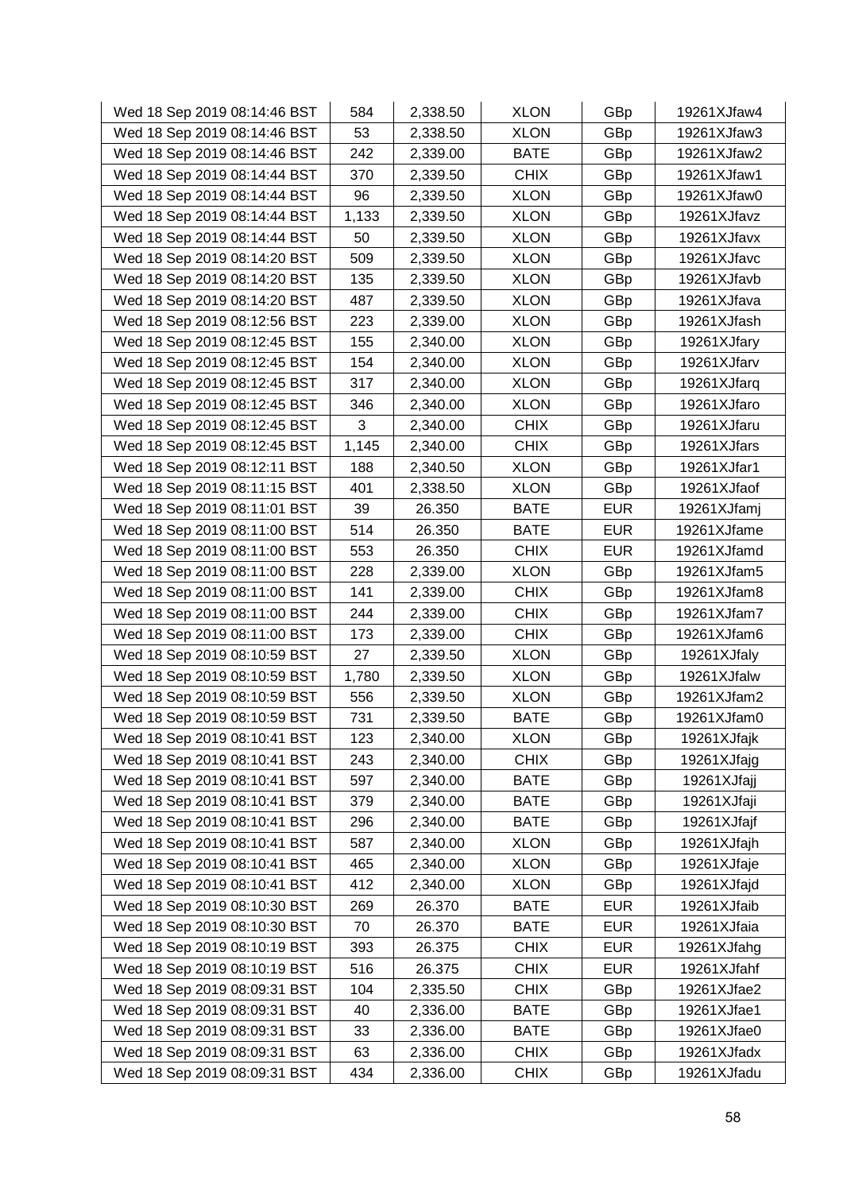| Wed 18 Sep 2019 08:14:46 BST | 584 | 2,338.50 | XLON | GBp | 19261XJfaw4 |
|---|---|---|---|---|---|
| Wed 18 Sep 2019 08:14:46 BST | 53 | 2,338.50 | XLON | GBp | 19261XJfaw3 |
| Wed 18 Sep 2019 08:14:46 BST | 242 | 2,339.00 | BATE | GBp | 19261XJfaw2 |
| Wed 18 Sep 2019 08:14:44 BST | 370 | 2,339.50 | CHIX | GBp | 19261XJfaw1 |
| Wed 18 Sep 2019 08:14:44 BST | 96 | 2,339.50 | XLON | GBp | 19261XJfaw0 |
| Wed 18 Sep 2019 08:14:44 BST | 1,133 | 2,339.50 | XLON | GBp | 19261XJfavz |
| Wed 18 Sep 2019 08:14:44 BST | 50 | 2,339.50 | XLON | GBp | 19261XJfavx |
| Wed 18 Sep 2019 08:14:20 BST | 509 | 2,339.50 | XLON | GBp | 19261XJfavc |
| Wed 18 Sep 2019 08:14:20 BST | 135 | 2,339.50 | XLON | GBp | 19261XJfavb |
| Wed 18 Sep 2019 08:14:20 BST | 487 | 2,339.50 | XLON | GBp | 19261XJfava |
| Wed 18 Sep 2019 08:12:56 BST | 223 | 2,339.00 | XLON | GBp | 19261XJfash |
| Wed 18 Sep 2019 08:12:45 BST | 155 | 2,340.00 | XLON | GBp | 19261XJfary |
| Wed 18 Sep 2019 08:12:45 BST | 154 | 2,340.00 | XLON | GBp | 19261XJfarv |
| Wed 18 Sep 2019 08:12:45 BST | 317 | 2,340.00 | XLON | GBp | 19261XJfarq |
| Wed 18 Sep 2019 08:12:45 BST | 346 | 2,340.00 | XLON | GBp | 19261XJfaro |
| Wed 18 Sep 2019 08:12:45 BST | 3 | 2,340.00 | CHIX | GBp | 19261XJfaru |
| Wed 18 Sep 2019 08:12:45 BST | 1,145 | 2,340.00 | CHIX | GBp | 19261XJfars |
| Wed 18 Sep 2019 08:12:11 BST | 188 | 2,340.50 | XLON | GBp | 19261XJfar1 |
| Wed 18 Sep 2019 08:11:15 BST | 401 | 2,338.50 | XLON | GBp | 19261XJfaof |
| Wed 18 Sep 2019 08:11:01 BST | 39 | 26.350 | BATE | EUR | 19261XJfamj |
| Wed 18 Sep 2019 08:11:00 BST | 514 | 26.350 | BATE | EUR | 19261XJfame |
| Wed 18 Sep 2019 08:11:00 BST | 553 | 26.350 | CHIX | EUR | 19261XJfamd |
| Wed 18 Sep 2019 08:11:00 BST | 228 | 2,339.00 | XLON | GBp | 19261XJfam5 |
| Wed 18 Sep 2019 08:11:00 BST | 141 | 2,339.00 | CHIX | GBp | 19261XJfam8 |
| Wed 18 Sep 2019 08:11:00 BST | 244 | 2,339.00 | CHIX | GBp | 19261XJfam7 |
| Wed 18 Sep 2019 08:11:00 BST | 173 | 2,339.00 | CHIX | GBp | 19261XJfam6 |
| Wed 18 Sep 2019 08:10:59 BST | 27 | 2,339.50 | XLON | GBp | 19261XJfaly |
| Wed 18 Sep 2019 08:10:59 BST | 1,780 | 2,339.50 | XLON | GBp | 19261XJfalw |
| Wed 18 Sep 2019 08:10:59 BST | 556 | 2,339.50 | XLON | GBp | 19261XJfam2 |
| Wed 18 Sep 2019 08:10:59 BST | 731 | 2,339.50 | BATE | GBp | 19261XJfam0 |
| Wed 18 Sep 2019 08:10:41 BST | 123 | 2,340.00 | XLON | GBp | 19261XJfajk |
| Wed 18 Sep 2019 08:10:41 BST | 243 | 2,340.00 | CHIX | GBp | 19261XJfajg |
| Wed 18 Sep 2019 08:10:41 BST | 597 | 2,340.00 | BATE | GBp | 19261XJfajj |
| Wed 18 Sep 2019 08:10:41 BST | 379 | 2,340.00 | BATE | GBp | 19261XJfaji |
| Wed 18 Sep 2019 08:10:41 BST | 296 | 2,340.00 | BATE | GBp | 19261XJfajf |
| Wed 18 Sep 2019 08:10:41 BST | 587 | 2,340.00 | XLON | GBp | 19261XJfajh |
| Wed 18 Sep 2019 08:10:41 BST | 465 | 2,340.00 | XLON | GBp | 19261XJfaje |
| Wed 18 Sep 2019 08:10:41 BST | 412 | 2,340.00 | XLON | GBp | 19261XJfajd |
| Wed 18 Sep 2019 08:10:30 BST | 269 | 26.370 | BATE | EUR | 19261XJfaib |
| Wed 18 Sep 2019 08:10:30 BST | 70 | 26.370 | BATE | EUR | 19261XJfaia |
| Wed 18 Sep 2019 08:10:19 BST | 393 | 26.375 | CHIX | EUR | 19261XJfahg |
| Wed 18 Sep 2019 08:10:19 BST | 516 | 26.375 | CHIX | EUR | 19261XJfahf |
| Wed 18 Sep 2019 08:09:31 BST | 104 | 2,335.50 | CHIX | GBp | 19261XJfae2 |
| Wed 18 Sep 2019 08:09:31 BST | 40 | 2,336.00 | BATE | GBp | 19261XJfae1 |
| Wed 18 Sep 2019 08:09:31 BST | 33 | 2,336.00 | BATE | GBp | 19261XJfae0 |
| Wed 18 Sep 2019 08:09:31 BST | 63 | 2,336.00 | CHIX | GBp | 19261XJfadx |
| Wed 18 Sep 2019 08:09:31 BST | 434 | 2,336.00 | CHIX | GBp | 19261XJfadu |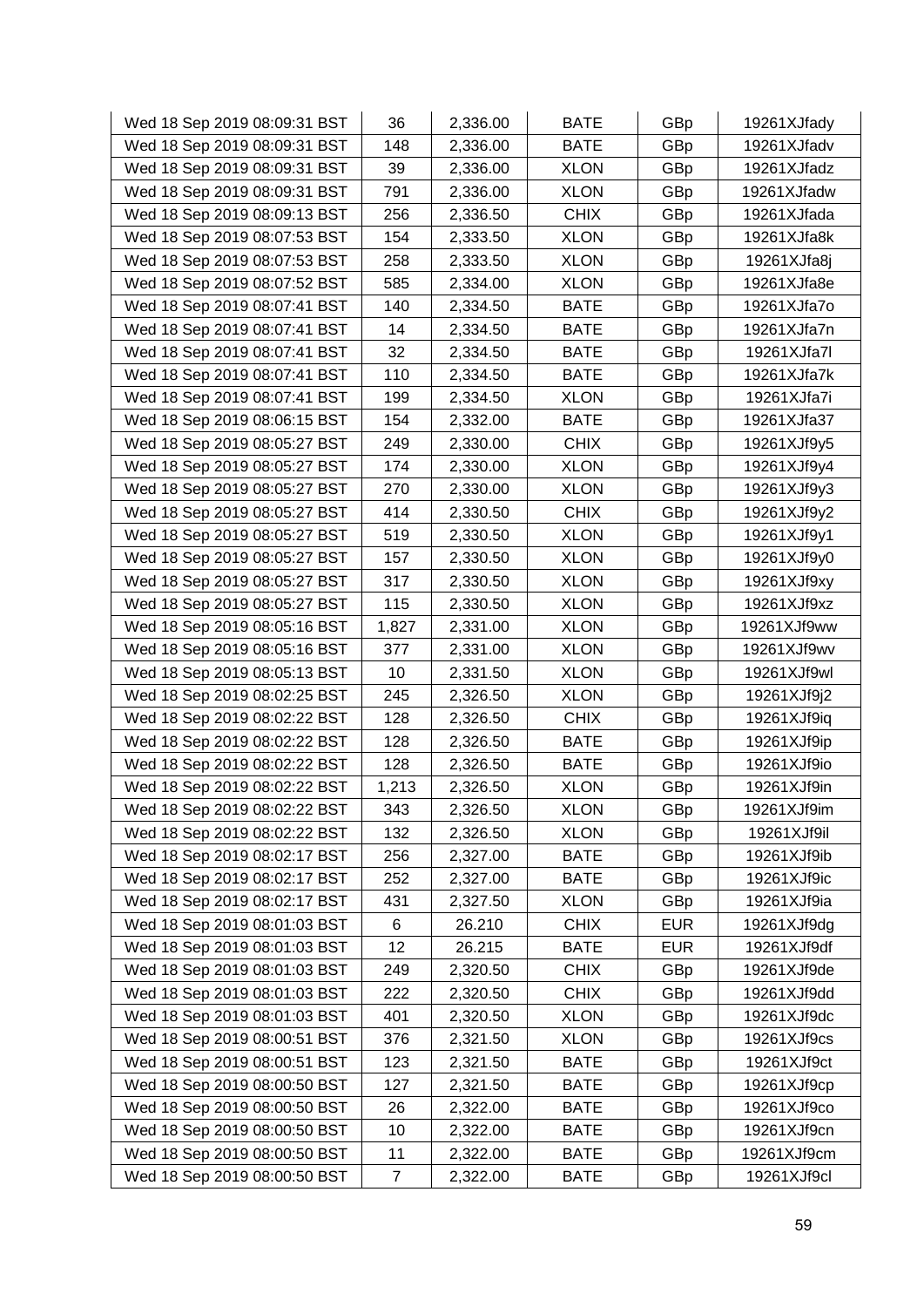| | | | | | |
|---|---|---|---|---|---|
| Wed 18 Sep 2019 08:09:31 BST | 36 | 2,336.00 | BATE | GBp | 19261XJfady |
| Wed 18 Sep 2019 08:09:31 BST | 148 | 2,336.00 | BATE | GBp | 19261XJfadv |
| Wed 18 Sep 2019 08:09:31 BST | 39 | 2,336.00 | XLON | GBp | 19261XJfadz |
| Wed 18 Sep 2019 08:09:31 BST | 791 | 2,336.00 | XLON | GBp | 19261XJfadw |
| Wed 18 Sep 2019 08:09:13 BST | 256 | 2,336.50 | CHIX | GBp | 19261XJfada |
| Wed 18 Sep 2019 08:07:53 BST | 154 | 2,333.50 | XLON | GBp | 19261XJfa8k |
| Wed 18 Sep 2019 08:07:53 BST | 258 | 2,333.50 | XLON | GBp | 19261XJfa8j |
| Wed 18 Sep 2019 08:07:52 BST | 585 | 2,334.00 | XLON | GBp | 19261XJfa8e |
| Wed 18 Sep 2019 08:07:41 BST | 140 | 2,334.50 | BATE | GBp | 19261XJfa7o |
| Wed 18 Sep 2019 08:07:41 BST | 14 | 2,334.50 | BATE | GBp | 19261XJfa7n |
| Wed 18 Sep 2019 08:07:41 BST | 32 | 2,334.50 | BATE | GBp | 19261XJfa7l |
| Wed 18 Sep 2019 08:07:41 BST | 110 | 2,334.50 | BATE | GBp | 19261XJfa7k |
| Wed 18 Sep 2019 08:07:41 BST | 199 | 2,334.50 | XLON | GBp | 19261XJfa7i |
| Wed 18 Sep 2019 08:06:15 BST | 154 | 2,332.00 | BATE | GBp | 19261XJfa37 |
| Wed 18 Sep 2019 08:05:27 BST | 249 | 2,330.00 | CHIX | GBp | 19261XJf9y5 |
| Wed 18 Sep 2019 08:05:27 BST | 174 | 2,330.00 | XLON | GBp | 19261XJf9y4 |
| Wed 18 Sep 2019 08:05:27 BST | 270 | 2,330.00 | XLON | GBp | 19261XJf9y3 |
| Wed 18 Sep 2019 08:05:27 BST | 414 | 2,330.50 | CHIX | GBp | 19261XJf9y2 |
| Wed 18 Sep 2019 08:05:27 BST | 519 | 2,330.50 | XLON | GBp | 19261XJf9y1 |
| Wed 18 Sep 2019 08:05:27 BST | 157 | 2,330.50 | XLON | GBp | 19261XJf9y0 |
| Wed 18 Sep 2019 08:05:27 BST | 317 | 2,330.50 | XLON | GBp | 19261XJf9xy |
| Wed 18 Sep 2019 08:05:27 BST | 115 | 2,330.50 | XLON | GBp | 19261XJf9xz |
| Wed 18 Sep 2019 08:05:16 BST | 1,827 | 2,331.00 | XLON | GBp | 19261XJf9ww |
| Wed 18 Sep 2019 08:05:16 BST | 377 | 2,331.00 | XLON | GBp | 19261XJf9wv |
| Wed 18 Sep 2019 08:05:13 BST | 10 | 2,331.50 | XLON | GBp | 19261XJf9wl |
| Wed 18 Sep 2019 08:02:25 BST | 245 | 2,326.50 | XLON | GBp | 19261XJf9j2 |
| Wed 18 Sep 2019 08:02:22 BST | 128 | 2,326.50 | CHIX | GBp | 19261XJf9iq |
| Wed 18 Sep 2019 08:02:22 BST | 128 | 2,326.50 | BATE | GBp | 19261XJf9ip |
| Wed 18 Sep 2019 08:02:22 BST | 128 | 2,326.50 | BATE | GBp | 19261XJf9io |
| Wed 18 Sep 2019 08:02:22 BST | 1,213 | 2,326.50 | XLON | GBp | 19261XJf9in |
| Wed 18 Sep 2019 08:02:22 BST | 343 | 2,326.50 | XLON | GBp | 19261XJf9im |
| Wed 18 Sep 2019 08:02:22 BST | 132 | 2,326.50 | XLON | GBp | 19261XJf9il |
| Wed 18 Sep 2019 08:02:17 BST | 256 | 2,327.00 | BATE | GBp | 19261XJf9ib |
| Wed 18 Sep 2019 08:02:17 BST | 252 | 2,327.00 | BATE | GBp | 19261XJf9ic |
| Wed 18 Sep 2019 08:02:17 BST | 431 | 2,327.50 | XLON | GBp | 19261XJf9ia |
| Wed 18 Sep 2019 08:01:03 BST | 6 | 26.210 | CHIX | EUR | 19261XJf9dg |
| Wed 18 Sep 2019 08:01:03 BST | 12 | 26.215 | BATE | EUR | 19261XJf9df |
| Wed 18 Sep 2019 08:01:03 BST | 249 | 2,320.50 | CHIX | GBp | 19261XJf9de |
| Wed 18 Sep 2019 08:01:03 BST | 222 | 2,320.50 | CHIX | GBp | 19261XJf9dd |
| Wed 18 Sep 2019 08:01:03 BST | 401 | 2,320.50 | XLON | GBp | 19261XJf9dc |
| Wed 18 Sep 2019 08:00:51 BST | 376 | 2,321.50 | XLON | GBp | 19261XJf9cs |
| Wed 18 Sep 2019 08:00:51 BST | 123 | 2,321.50 | BATE | GBp | 19261XJf9ct |
| Wed 18 Sep 2019 08:00:50 BST | 127 | 2,321.50 | BATE | GBp | 19261XJf9cp |
| Wed 18 Sep 2019 08:00:50 BST | 26 | 2,322.00 | BATE | GBp | 19261XJf9co |
| Wed 18 Sep 2019 08:00:50 BST | 10 | 2,322.00 | BATE | GBp | 19261XJf9cn |
| Wed 18 Sep 2019 08:00:50 BST | 11 | 2,322.00 | BATE | GBp | 19261XJf9cm |
| Wed 18 Sep 2019 08:00:50 BST | 7 | 2,322.00 | BATE | GBp | 19261XJf9cl |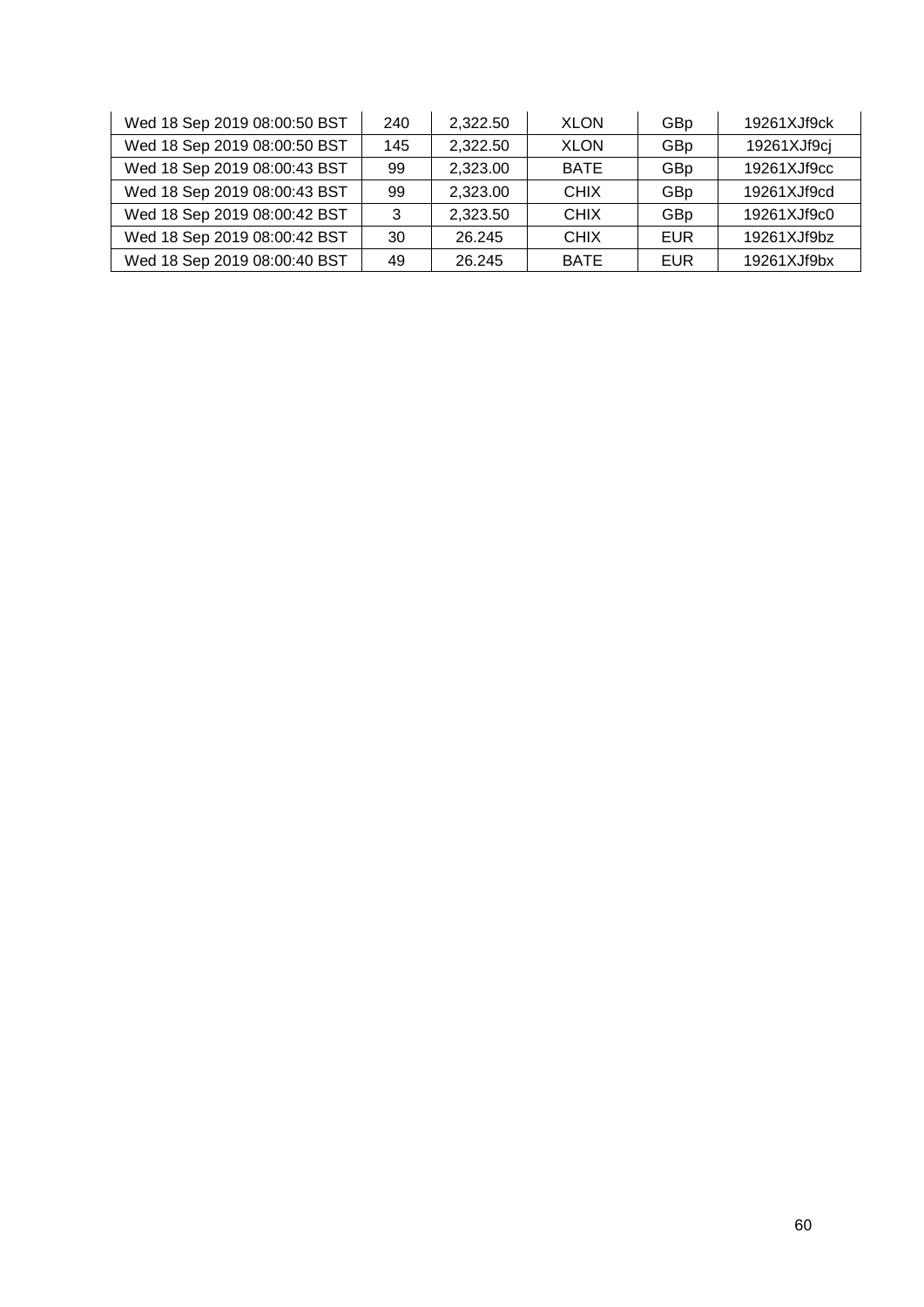| | | | | | |
|---|---|---|---|---|---|
| Wed 18 Sep 2019 08:00:50 BST | 240 | 2,322.50 | XLON | GBp | 19261XJf9ck |
| Wed 18 Sep 2019 08:00:50 BST | 145 | 2,322.50 | XLON | GBp | 19261XJf9cj |
| Wed 18 Sep 2019 08:00:43 BST | 99 | 2,323.00 | BATE | GBp | 19261XJf9cc |
| Wed 18 Sep 2019 08:00:43 BST | 99 | 2,323.00 | CHIX | GBp | 19261XJf9cd |
| Wed 18 Sep 2019 08:00:42 BST | 3 | 2,323.50 | CHIX | GBp | 19261XJf9c0 |
| Wed 18 Sep 2019 08:00:42 BST | 30 | 26.245 | CHIX | EUR | 19261XJf9bz |
| Wed 18 Sep 2019 08:00:40 BST | 49 | 26.245 | BATE | EUR | 19261XJf9bx |